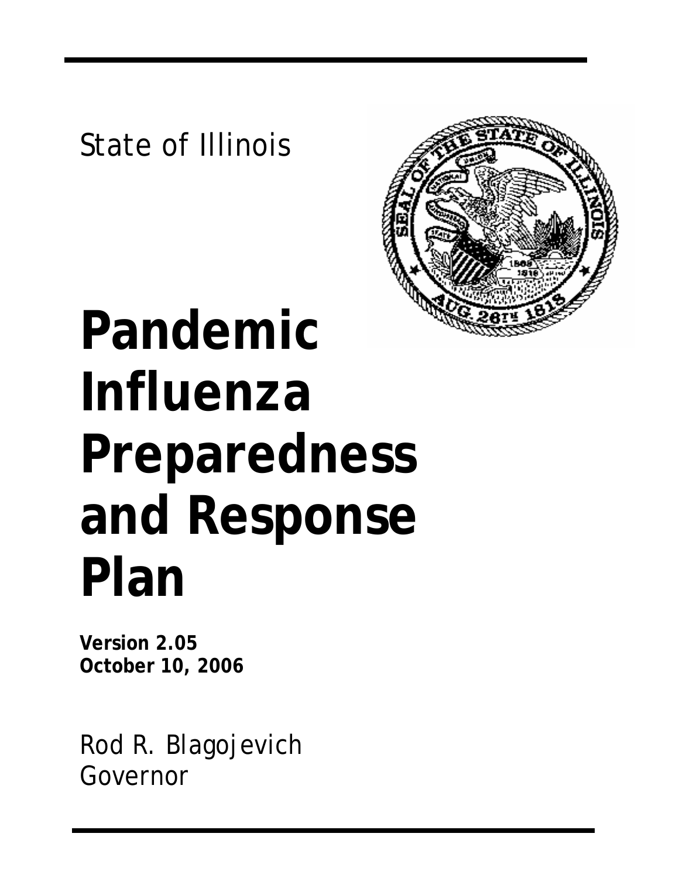State of Illinois

# Pandemic Influenza Preparedness and Response Plan

**Version 2.05**
**October 10, 2006**

Rod R. Blagojevich
Governor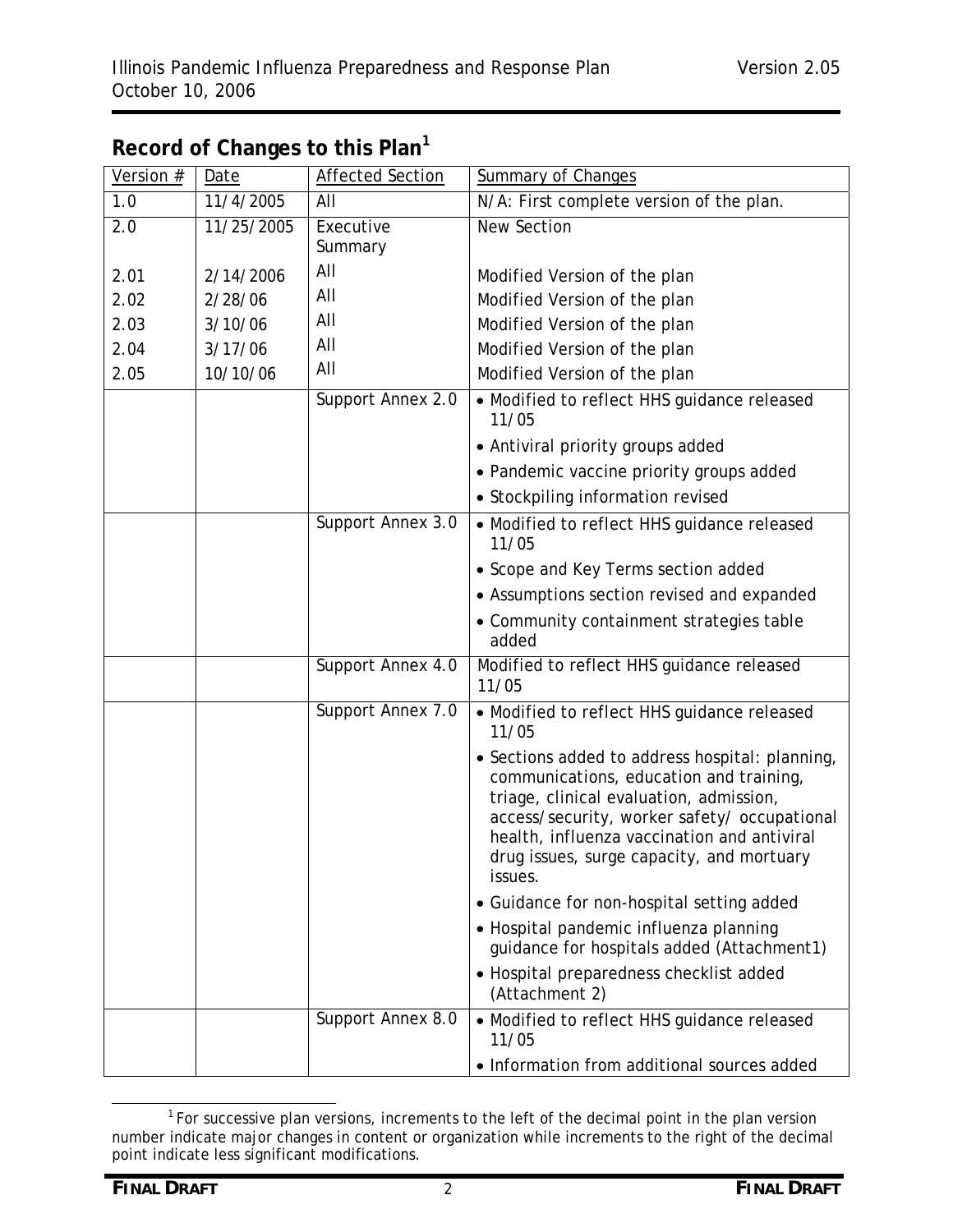## Record of Changes to this Plan[1]

| Version # | Date | Affected Section | Summary of Changes |
|---|---|---|---|
| 1.0 | 11/4/2005 | All | N/A: First complete version of the plan. |
| 2.0 | 11/25/2005 | Executive Summary | New Section |
| 2.01 | 2/14/2006 | All | Modified Version of the plan |
| 2.02 | 2/28/06 | All | Modified Version of the plan |
| 2.03 | 3/10/06 | All | Modified Version of the plan |
| 2.04 | 3/17/06 | All | Modified Version of the plan |
| 2.05 | 10/10/06 | All | Modified Version of the plan |
| | | Support Annex 2.0 | • Modified to reflect HHS guidance released 11/05<br>• Antiviral priority groups added<br>• Pandemic vaccine priority groups added<br>• Stockpiling information revised |
| | | Support Annex 3.0 | • Modified to reflect HHS guidance released 11/05<br>• Scope and Key Terms section added<br>• Assumptions section revised and expanded<br>• Community containment strategies table added |
| | | Support Annex 4.0 | Modified to reflect HHS guidance released 11/05 |
| | | Support Annex 7.0 | • Modified to reflect HHS guidance released 11/05<br>• Sections added to address hospital: planning, communications, education and training, triage, clinical evaluation, admission, access/security, worker safety/ occupational health, influenza vaccination and antiviral drug issues, surge capacity, and mortuary issues.<br>• Guidance for non-hospital setting added<br>• Hospital pandemic influenza planning guidance for hospitals added (Attachment1)<br>• Hospital preparedness checklist added (Attachment 2) |
| | | Support Annex 8.0 | • Modified to reflect HHS guidance released 11/05<br>• Information from additional sources added |

[1] For successive plan versions, increments to the left of the decimal point in the plan version number indicate major changes in content or organization while increments to the right of the decimal point indicate less significant modifications.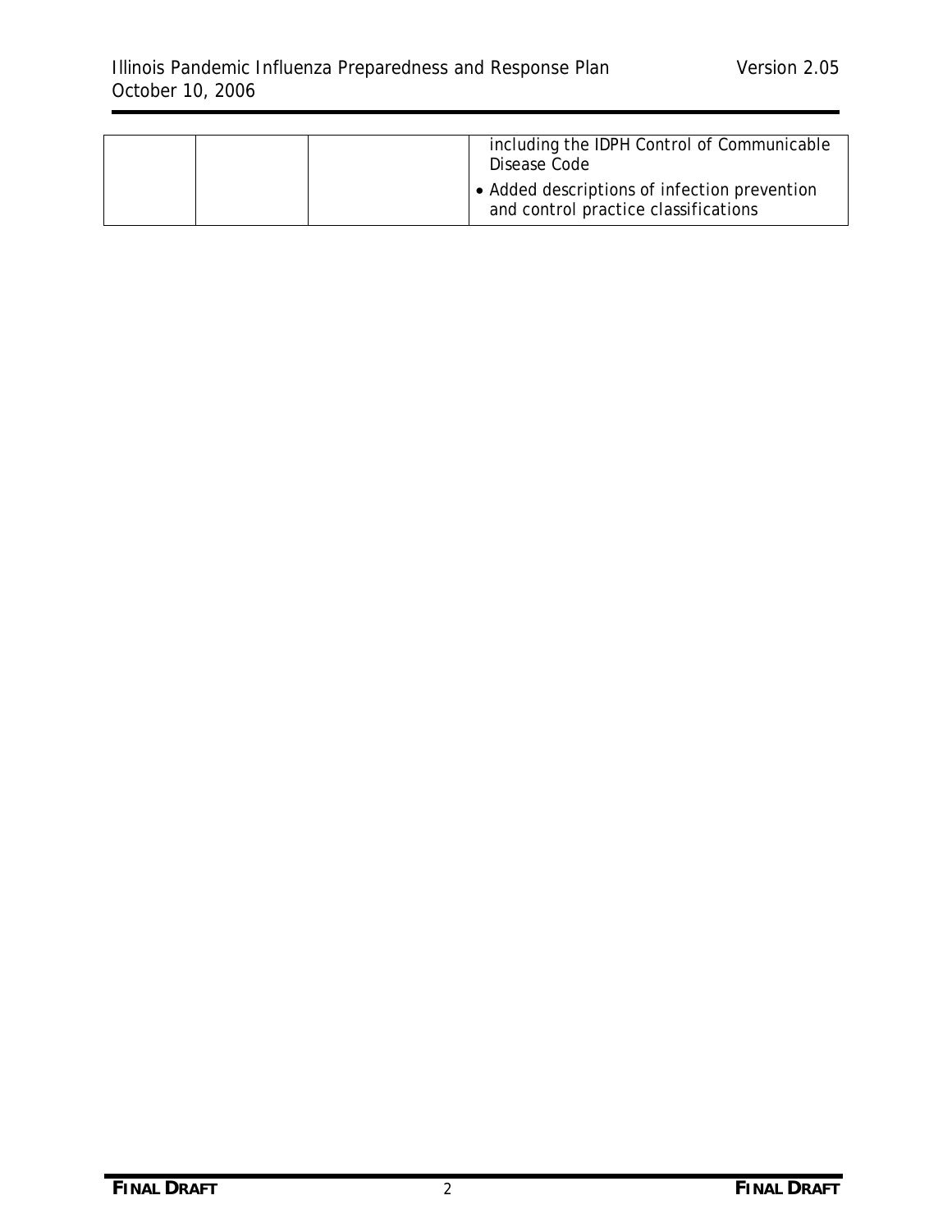| | | | including the IDPH Control of Communicable Disease Code<br>• Added descriptions of infection prevention and control practice classifications |
|---|---|---|---|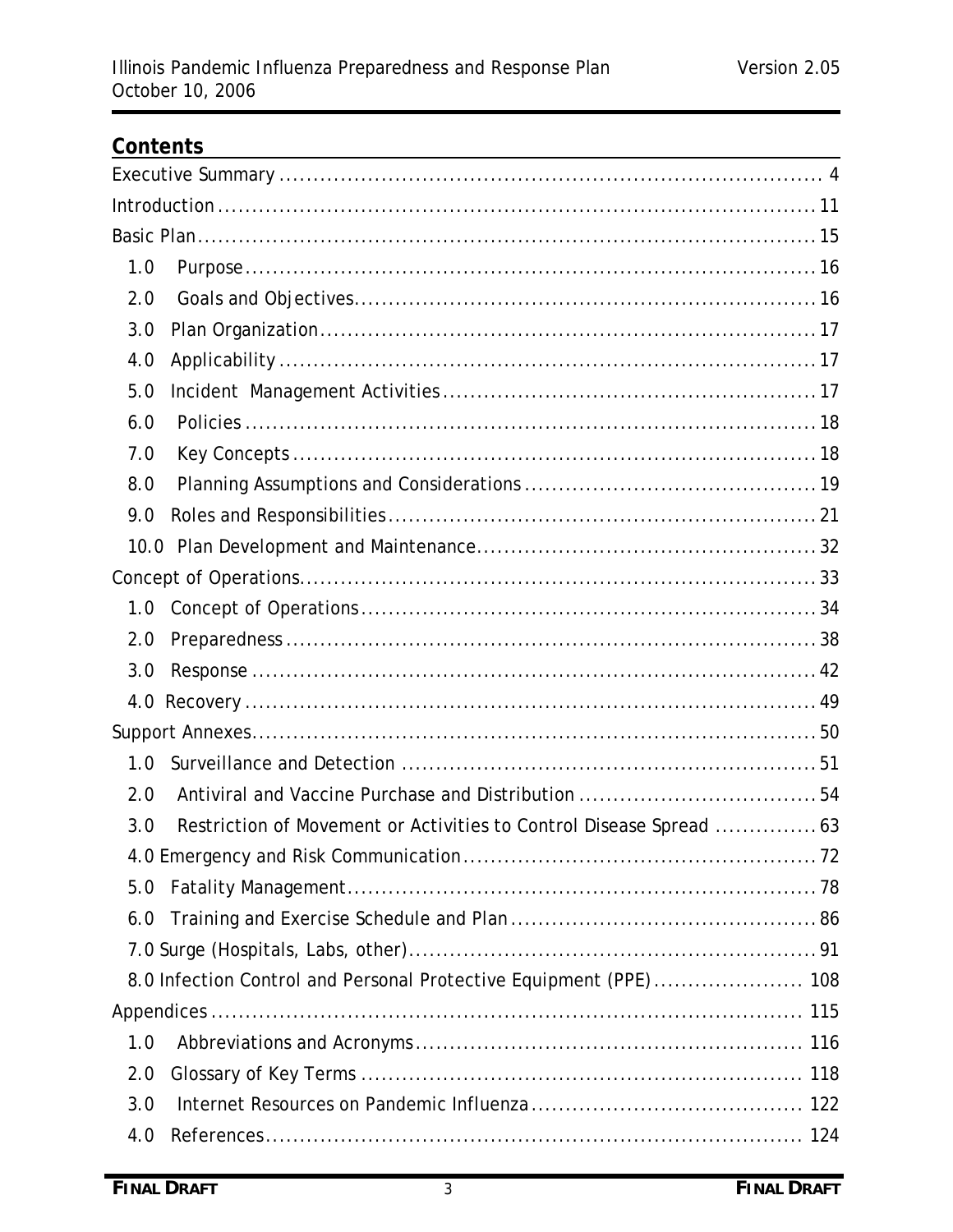## Contents

Executive Summary ........................................................................... 4

Introduction ........................................................................... 11

Basic Plan ........................................................................... 15

- 1.0 Purpose ........................................................................... 16
- 2.0 Goals and Objectives ........................................................................... 16
- 3.0 Plan Organization ........................................................................... 17
- 4.0 Applicability ........................................................................... 17
- 5.0 Incident Management Activities ........................................................................... 17
- 6.0 Policies ........................................................................... 18
- 7.0 Key Concepts ........................................................................... 18
- 8.0 Planning Assumptions and Considerations ........................................................................... 19
- 9.0 Roles and Responsibilities ........................................................................... 21
- 10.0 Plan Development and Maintenance ........................................................................... 32

Concept of Operations ........................................................................... 33

- 1.0 Concept of Operations ........................................................................... 34
- 2.0 Preparedness ........................................................................... 38
- 3.0 Response ........................................................................... 42
- 4.0 Recovery ........................................................................... 49

Support Annexes ........................................................................... 50

- 1.0 Surveillance and Detection ........................................................................... 51
- 2.0 Antiviral and Vaccine Purchase and Distribution ........................................................................... 54
- 3.0 Restriction of Movement or Activities to Control Disease Spread ........................................................................... 63
- 4.0 Emergency and Risk Communication ........................................................................... 72
- 5.0 Fatality Management ........................................................................... 78
- 6.0 Training and Exercise Schedule and Plan ........................................................................... 86
- 7.0 Surge (Hospitals, Labs, other) ........................................................................... 91
- 8.0 Infection Control and Personal Protective Equipment (PPE) ........................................................................... 108

Appendices ........................................................................... 115

- 1.0 Abbreviations and Acronyms ........................................................................... 116
- 2.0 Glossary of Key Terms ........................................................................... 118
- 3.0 Internet Resources on Pandemic Influenza ........................................................................... 122
- 4.0 References ........................................................................... 124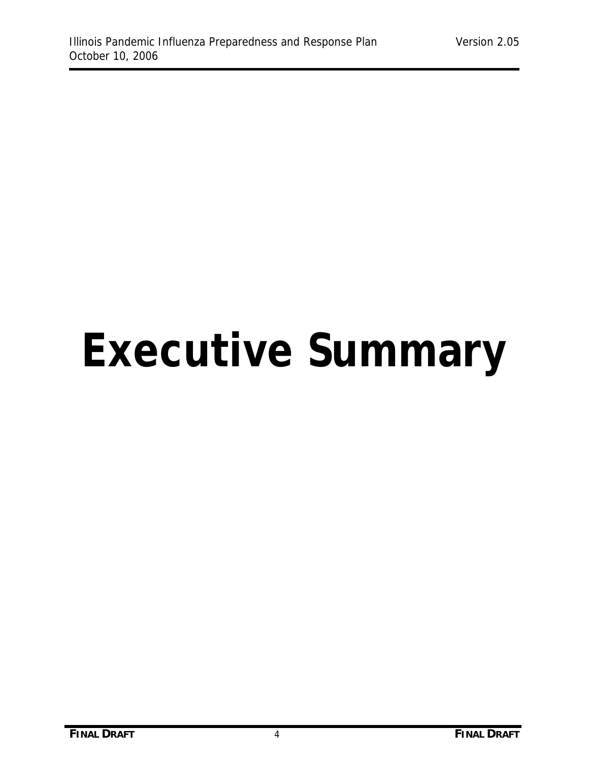# Executive Summary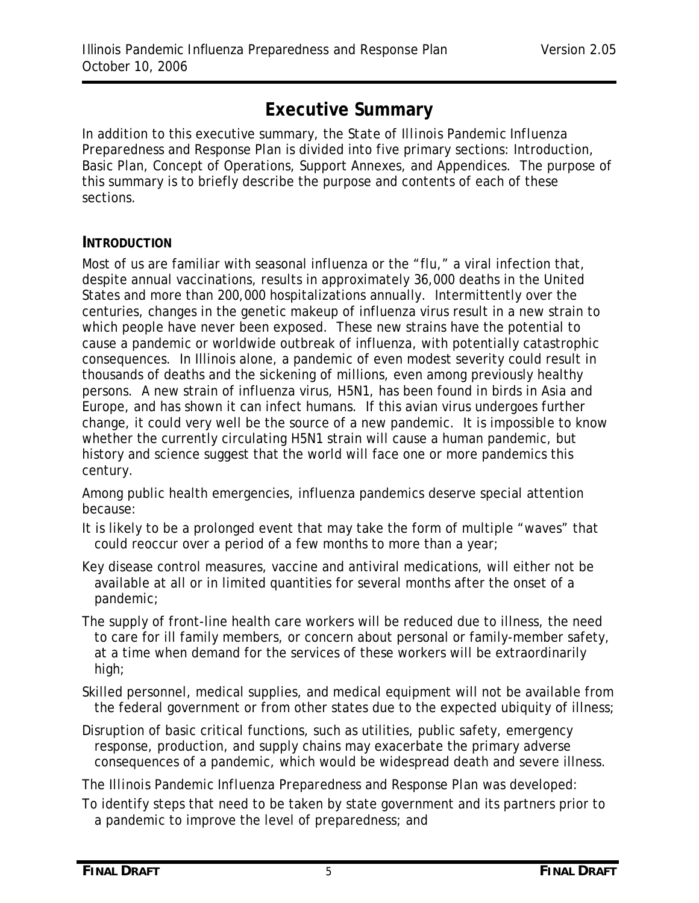# Executive Summary

In addition to this executive summary, the State of Illinois Pandemic Influenza Preparedness and Response Plan is divided into five primary sections: Introduction, Basic Plan, Concept of Operations, Support Annexes, and Appendices. The purpose of this summary is to briefly describe the purpose and contents of each of these sections.

## INTRODUCTION

Most of us are familiar with seasonal influenza or the "flu," a viral infection that, despite annual vaccinations, results in approximately 36,000 deaths in the United States and more than 200,000 hospitalizations annually. Intermittently over the centuries, changes in the genetic makeup of influenza virus result in a new strain to which people have never been exposed. These new strains have the potential to cause a pandemic or worldwide outbreak of influenza, with potentially catastrophic consequences. In Illinois alone, a pandemic of even modest severity could result in thousands of deaths and the sickening of millions, even among previously healthy persons. A new strain of influenza virus, H5N1, has been found in birds in Asia and Europe, and has shown it can infect humans. If this avian virus undergoes further change, it could very well be the source of a new pandemic. It is impossible to know whether the currently circulating H5N1 strain will cause a human pandemic, but history and science suggest that the world will face one or more pandemics this century.

Among public health emergencies, influenza pandemics deserve special attention because:

- It is likely to be a prolonged event that may take the form of multiple "waves" that could reoccur over a period of a few months to more than a year;
- Key disease control measures, vaccine and antiviral medications, will either not be available at all or in limited quantities for several months after the onset of a pandemic;
- The supply of front-line health care workers will be reduced due to illness, the need to care for ill family members, or concern about personal or family-member safety, at a time when demand for the services of these workers will be extraordinarily high;
- Skilled personnel, medical supplies, and medical equipment will not be available from the federal government or from other states due to the expected ubiquity of illness;
- Disruption of basic critical functions, such as utilities, public safety, emergency response, production, and supply chains may exacerbate the primary adverse consequences of a pandemic, which would be widespread death and severe illness.

The Illinois Pandemic Influenza Preparedness and Response Plan was developed:

- To identify steps that need to be taken by state government and its partners prior to a pandemic to improve the level of preparedness; and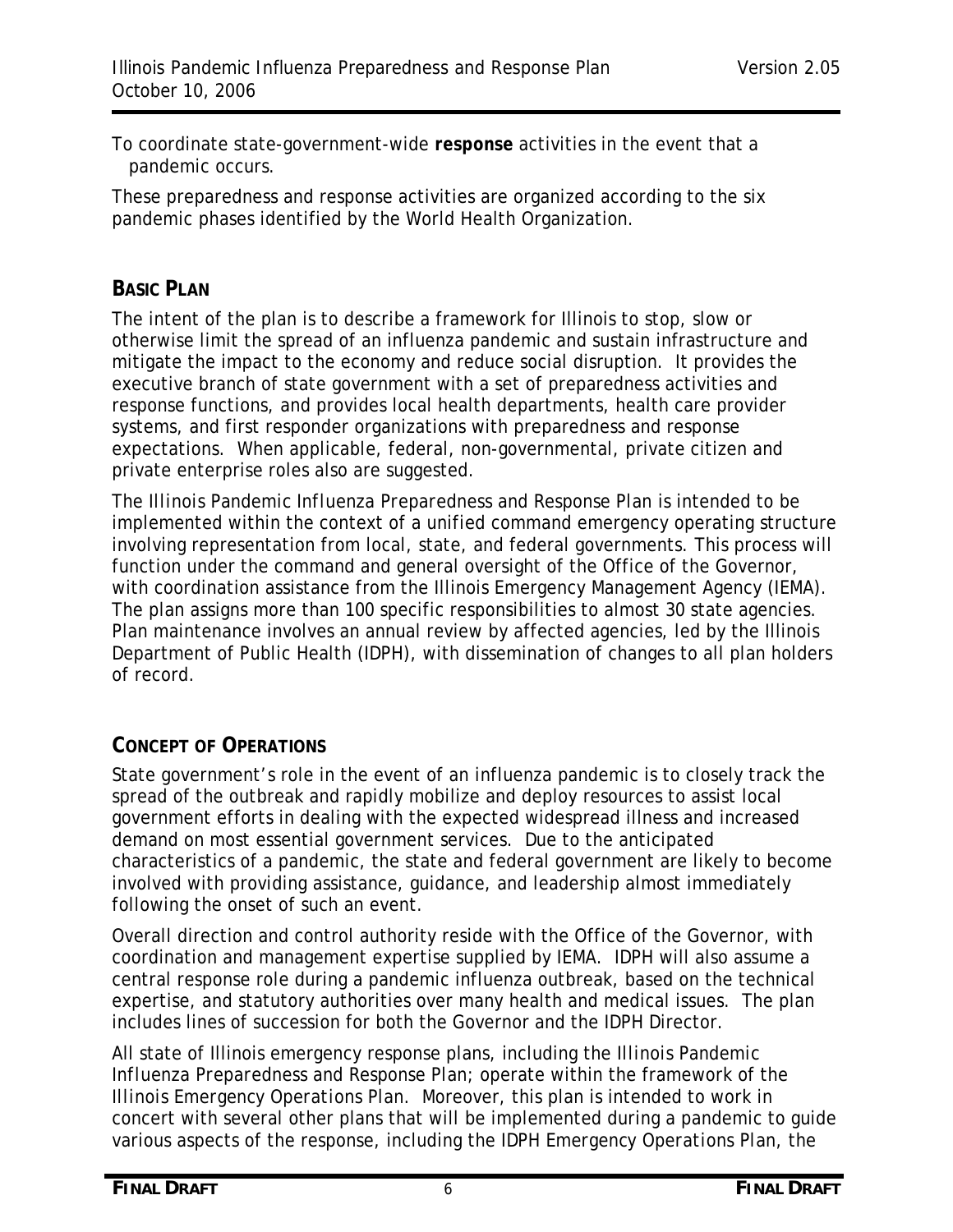To coordinate state-government-wide **response** activities in the event that a pandemic occurs.

These preparedness and response activities are organized according to the six pandemic phases identified by the World Health Organization.

## BASIC PLAN

The intent of the plan is to describe a framework for Illinois to stop, slow or otherwise limit the spread of an influenza pandemic and sustain infrastructure and mitigate the impact to the economy and reduce social disruption. It provides the executive branch of state government with a set of preparedness activities and response functions, and provides local health departments, health care provider systems, and first responder organizations with preparedness and response expectations. When applicable, federal, non-governmental, private citizen and private enterprise roles also are suggested.

The *Illinois Pandemic Influenza Preparedness and Response Plan* is intended to be implemented within the context of a unified command emergency operating structure involving representation from local, state, and federal governments. This process will function under the command and general oversight of the Office of the Governor, with coordination assistance from the Illinois Emergency Management Agency (IEMA). The plan assigns more than 100 specific responsibilities to almost 30 state agencies. Plan maintenance involves an annual review by affected agencies, led by the Illinois Department of Public Health (IDPH), with dissemination of changes to all plan holders of record.

## CONCEPT OF OPERATIONS

State government's role in the event of an influenza pandemic is to closely track the spread of the outbreak and rapidly mobilize and deploy resources to assist local government efforts in dealing with the expected widespread illness and increased demand on most essential government services. Due to the anticipated characteristics of a pandemic, the state and federal government are likely to become involved with providing assistance, guidance, and leadership almost immediately following the onset of such an event.

Overall direction and control authority reside with the Office of the Governor, with coordination and management expertise supplied by IEMA. IDPH will also assume a central response role during a pandemic influenza outbreak, based on the technical expertise, and statutory authorities over many health and medical issues. The plan includes lines of succession for both the Governor and the IDPH Director.

All state of Illinois emergency response plans, including the *Illinois Pandemic Influenza Preparedness and Response Plan*; operate within the framework of the *Illinois Emergency Operations Plan*. Moreover, this plan is intended to work in concert with several other plans that will be implemented during a pandemic to guide various aspects of the response, including the *IDPH Emergency Operations Plan*, the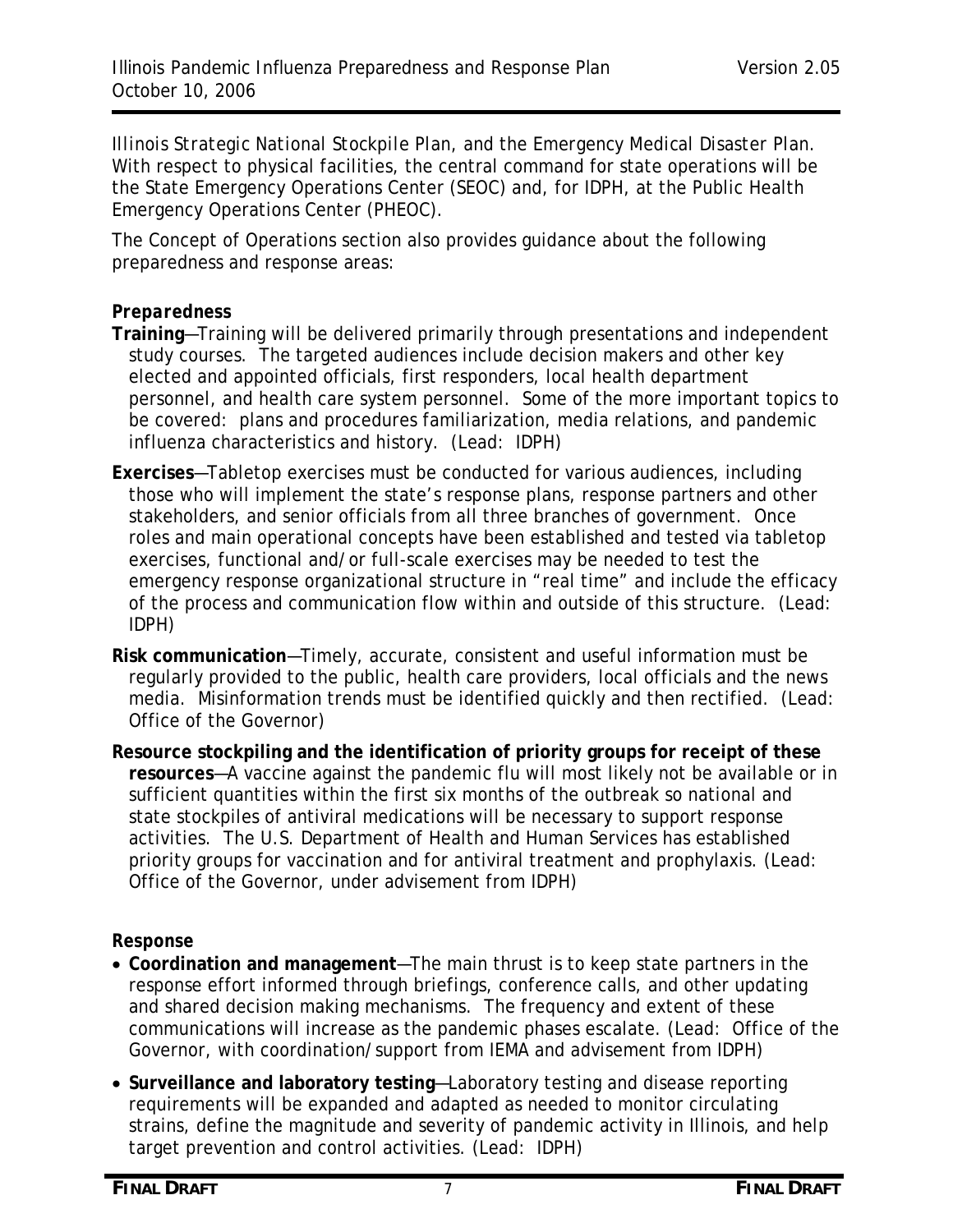Illinois Strategic National Stockpile Plan, and the Emergency Medical Disaster Plan. With respect to physical facilities, the central command for state operations will be the State Emergency Operations Center (SEOC) and, for IDPH, at the Public Health Emergency Operations Center (PHEOC).

The Concept of Operations section also provides guidance about the following preparedness and response areas:

***Preparedness***

**Training**—Training will be delivered primarily through presentations and independent study courses. The targeted audiences include decision makers and other key elected and appointed officials, first responders, local health department personnel, and health care system personnel. Some of the more important topics to be covered: plans and procedures familiarization, media relations, and pandemic influenza characteristics and history. (Lead: IDPH)

**Exercises**—Tabletop exercises must be conducted for various audiences, including those who will implement the state's response plans, response partners and other stakeholders, and senior officials from all three branches of government. Once roles and main operational concepts have been established and tested via tabletop exercises, functional and/or full-scale exercises may be needed to test the emergency response organizational structure in "real time" and include the efficacy of the process and communication flow within and outside of this structure. (Lead: IDPH)

**Risk communication**—Timely, accurate, consistent and useful information must be regularly provided to the public, health care providers, local officials and the news media. Misinformation trends must be identified quickly and then rectified. (Lead: Office of the Governor)

**Resource stockpiling and the identification of priority groups for receipt of these resources**—A vaccine against the pandemic flu will most likely not be available or in sufficient quantities within the first six months of the outbreak so national and state stockpiles of antiviral medications will be necessary to support response activities. The U.S. Department of Health and Human Services has established priority groups for vaccination and for antiviral treatment and prophylaxis. (Lead: Office of the Governor, under advisement from IDPH)

**Response**

- **Coordination and management**—The main thrust is to keep state partners in the response effort informed through briefings, conference calls, and other updating and shared decision making mechanisms. The frequency and extent of these communications will increase as the pandemic phases escalate. (Lead: Office of the Governor, with coordination/support from IEMA and advisement from IDPH)
- **Surveillance and laboratory testing**—Laboratory testing and disease reporting requirements will be expanded and adapted as needed to monitor circulating strains, define the magnitude and severity of pandemic activity in Illinois, and help target prevention and control activities. (Lead: IDPH)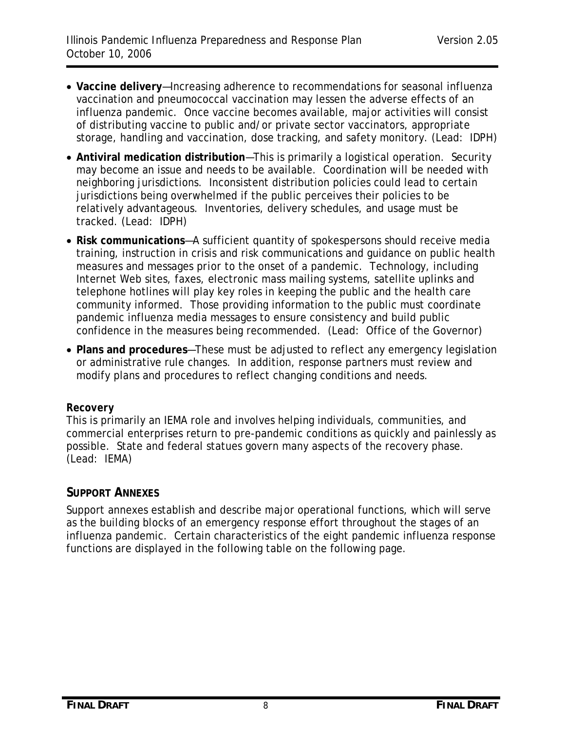- **Vaccine delivery**—Increasing adherence to recommendations for seasonal influenza vaccination and pneumococcal vaccination may lessen the adverse effects of an influenza pandemic. Once vaccine becomes available, major activities will consist of distributing vaccine to public and/or private sector vaccinators, appropriate storage, handling and vaccination, dose tracking, and safety monitory. (Lead: IDPH)
- **Antiviral medication distribution**—This is primarily a logistical operation. Security may become an issue and needs to be available. Coordination will be needed with neighboring jurisdictions. Inconsistent distribution policies could lead to certain jurisdictions being overwhelmed if the public perceives their policies to be relatively advantageous. Inventories, delivery schedules, and usage must be tracked. (Lead: IDPH)
- **Risk communications**—A sufficient quantity of spokespersons should receive media training, instruction in crisis and risk communications and guidance on public health measures and messages prior to the onset of a pandemic. Technology, including Internet Web sites, faxes, electronic mass mailing systems, satellite uplinks and telephone hotlines will play key roles in keeping the public and the health care community informed. Those providing information to the public must coordinate pandemic influenza media messages to ensure consistency and build public confidence in the measures being recommended. (Lead: Office of the Governor)
- **Plans and procedures**—These must be adjusted to reflect any emergency legislation or administrative rule changes. In addition, response partners must review and modify plans and procedures to reflect changing conditions and needs.

**Recovery**
This is primarily an IEMA role and involves helping individuals, communities, and commercial enterprises return to pre-pandemic conditions as quickly and painlessly as possible. State and federal statues govern many aspects of the recovery phase. (Lead: IEMA)

## SUPPORT ANNEXES

Support annexes establish and describe major operational functions, which will serve as the building blocks of an emergency response effort throughout the stages of an influenza pandemic. Certain characteristics of the eight pandemic influenza response functions are displayed in the following table on the following page.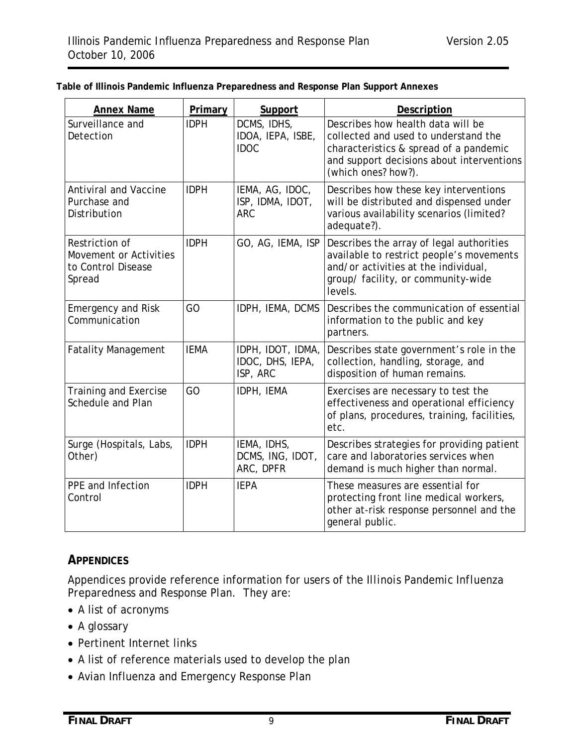**Table of Illinois Pandemic Influenza Preparedness and Response Plan Support Annexes**

| Annex Name | Primary | Support | Description |
|---|---|---|---|
| Surveillance and Detection | IDPH | DCMS, IDHS, IDOA, IEPA, ISBE, IDOC | Describes how health data will be collected and used to understand the characteristics & spread of a pandemic and support decisions about interventions (which ones? how?). |
| Antiviral and Vaccine Purchase and Distribution | IDPH | IEMA, AG, IDOC, ISP, IDMA, IDOT, ARC | Describes how these key interventions will be distributed and dispensed under various availability scenarios (limited? adequate?). |
| Restriction of Movement or Activities to Control Disease Spread | IDPH | GO, AG, IEMA, ISP | Describes the array of legal authorities available to restrict people's movements and/or activities at the individual, group/ facility, or community-wide levels. |
| Emergency and Risk Communication | GO | IDPH, IEMA, DCMS | Describes the communication of essential information to the public and key partners. |
| Fatality Management | IEMA | IDPH, IDOT, IDMA, IDOC, DHS, IEPA, ISP, ARC | Describes state government's role in the collection, handling, storage, and disposition of human remains. |
| Training and Exercise Schedule and Plan | GO | IDPH, IEMA | Exercises are necessary to test the effectiveness and operational efficiency of plans, procedures, training, facilities, etc. |
| Surge (Hospitals, Labs, Other) | IDPH | IEMA, IDHS, DCMS, ING, IDOT, ARC, DPFR | Describes strategies for providing patient care and laboratories services when demand is much higher than normal. |
| PPE and Infection Control | IDPH | IEPA | These measures are essential for protecting front line medical workers, other at-risk response personnel and the general public. |

## APPENDICES

Appendices provide reference information for users of the *Illinois Pandemic Influenza Preparedness and Response Plan*. They are:

- A list of acronyms
- A glossary
- Pertinent Internet links
- A list of reference materials used to develop the plan
- Avian Influenza and Emergency Response Plan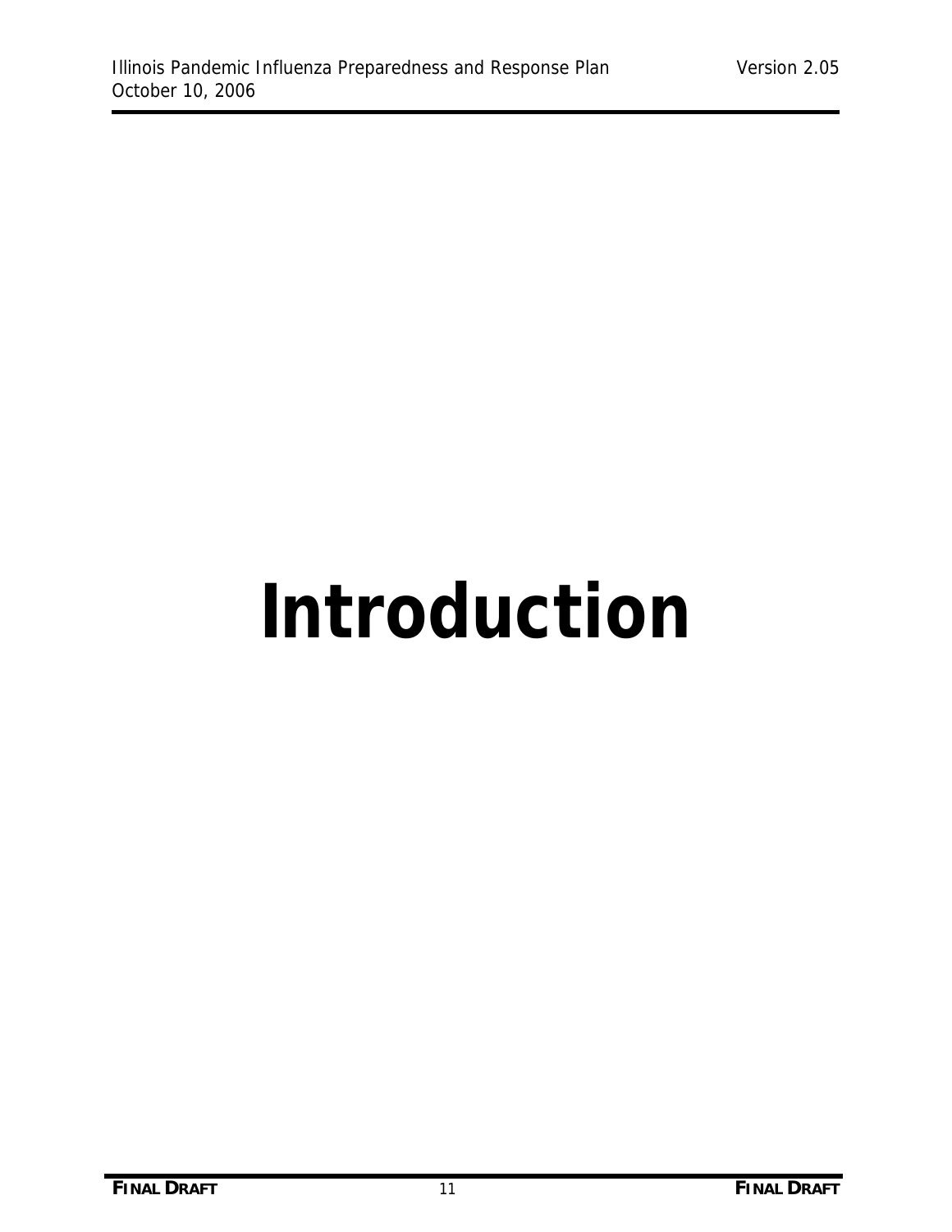# Introduction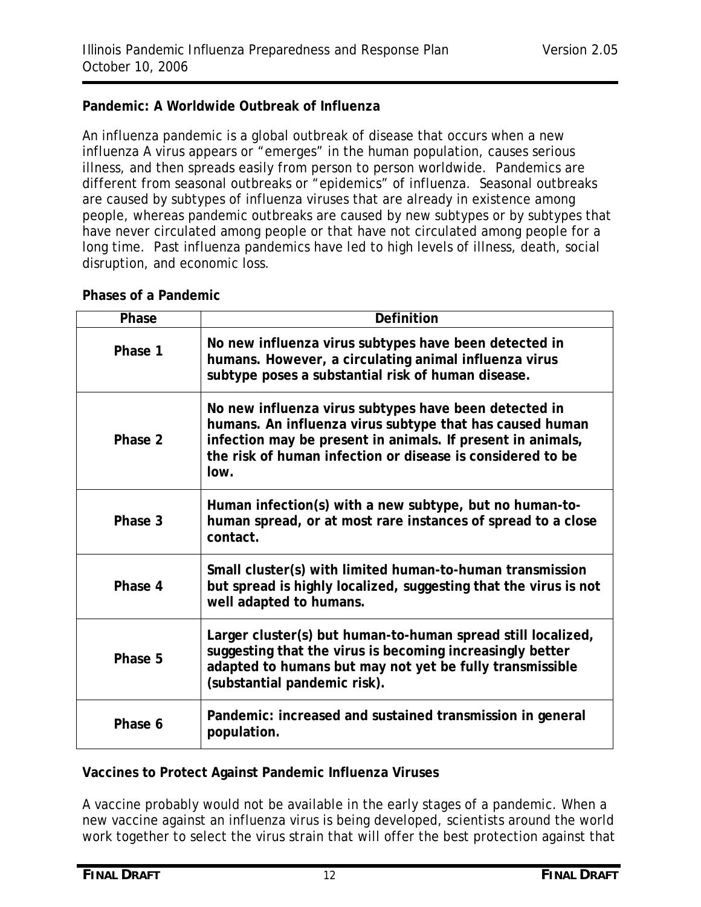**Pandemic: A Worldwide Outbreak of Influenza**

An influenza pandemic is a global outbreak of disease that occurs when a new influenza A virus appears or "emerges" in the human population, causes serious illness, and then spreads easily from person to person worldwide. Pandemics are different from seasonal outbreaks or "epidemics" of influenza. Seasonal outbreaks are caused by subtypes of influenza viruses that are already in existence among people, whereas pandemic outbreaks are caused by new subtypes or by subtypes that have never circulated among people or that have not circulated among people for a long time. Past influenza pandemics have led to high levels of illness, death, social disruption, and economic loss.

**Phases of a Pandemic**

| Phase | Definition |
|---|---|
| **Phase 1** | **No new influenza virus subtypes have been detected in humans. However, a circulating animal influenza virus subtype poses a substantial risk of human disease.** |
| **Phase 2** | **No new influenza virus subtypes have been detected in humans. An influenza virus subtype that has caused human infection may be present in animals. If present in animals, the risk of human infection or disease is considered to be low.** |
| **Phase 3** | **Human infection(s) with a new subtype, but no human-to-human spread, or at most rare instances of spread to a close contact.** |
| **Phase 4** | **Small cluster(s) with limited human-to-human transmission but spread is highly localized, suggesting that the virus is not well adapted to humans.** |
| **Phase 5** | **Larger cluster(s) but human-to-human spread still localized, suggesting that the virus is becoming increasingly better adapted to humans but may not yet be fully transmissible (substantial pandemic risk).** |
| **Phase 6** | **Pandemic: increased and sustained transmission in general population.** |

**Vaccines to Protect Against Pandemic Influenza Viruses**

A vaccine probably would not be available in the early stages of a pandemic. When a new vaccine against an influenza virus is being developed, scientists around the world work together to select the virus strain that will offer the best protection against that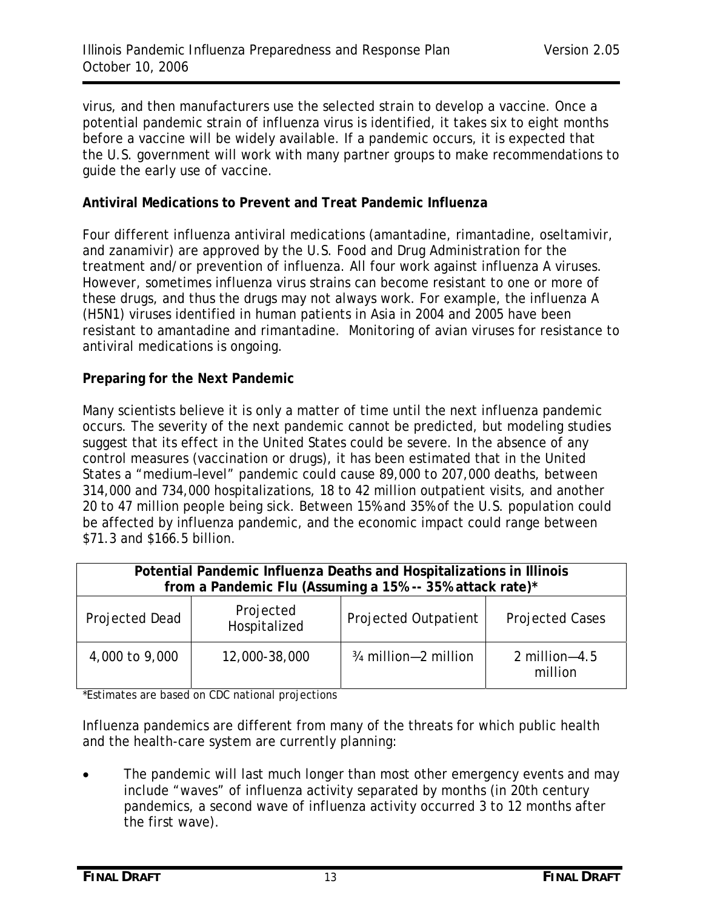virus, and then manufacturers use the selected strain to develop a vaccine. Once a potential pandemic strain of influenza virus is identified, it takes six to eight months before a vaccine will be widely available. If a pandemic occurs, it is expected that the U.S. government will work with many partner groups to make recommendations to guide the early use of vaccine.

**Antiviral Medications to Prevent and Treat Pandemic Influenza**

Four different influenza antiviral medications (amantadine, rimantadine, oseltamivir, and zanamivir) are approved by the U.S. Food and Drug Administration for the treatment and/or prevention of influenza. All four work against influenza A viruses. However, sometimes influenza virus strains can become resistant to one or more of these drugs, and thus the drugs may not always work. For example, the influenza A (H5N1) viruses identified in human patients in Asia in 2004 and 2005 have been resistant to amantadine and rimantadine. Monitoring of avian viruses for resistance to antiviral medications is ongoing.

**Preparing for the Next Pandemic**

Many scientists believe it is only a matter of time until the next influenza pandemic occurs. The severity of the next pandemic cannot be predicted, but modeling studies suggest that its effect in the United States could be severe. In the absence of any control measures (vaccination or drugs), it has been estimated that in the United States a "medium–level" pandemic could cause 89,000 to 207,000 deaths, between 314,000 and 734,000 hospitalizations, 18 to 42 million outpatient visits, and another 20 to 47 million people being sick. Between 15% and 35% of the U.S. population could be affected by influenza pandemic, and the economic impact could range between $71.3 and $166.5 billion.

| **Potential Pandemic Influenza Deaths and Hospitalizations in Illinois from a Pandemic Flu (Assuming a 15% -- 35% attack rate)*** | | | |
|---|---|---|---|
| Projected Dead | Projected Hospitalized | Projected Outpatient | Projected Cases |
| 4,000 to 9,000 | 12,000-38,000 | ¾ million—2 million | 2 million—4.5 million |

*Estimates are based on CDC national projections

Influenza pandemics are different from many of the threats for which public health and the health-care system are currently planning:

- The pandemic will last much longer than most other emergency events and may include "waves" of influenza activity separated by months (in 20th century pandemics, a second wave of influenza activity occurred 3 to 12 months after the first wave).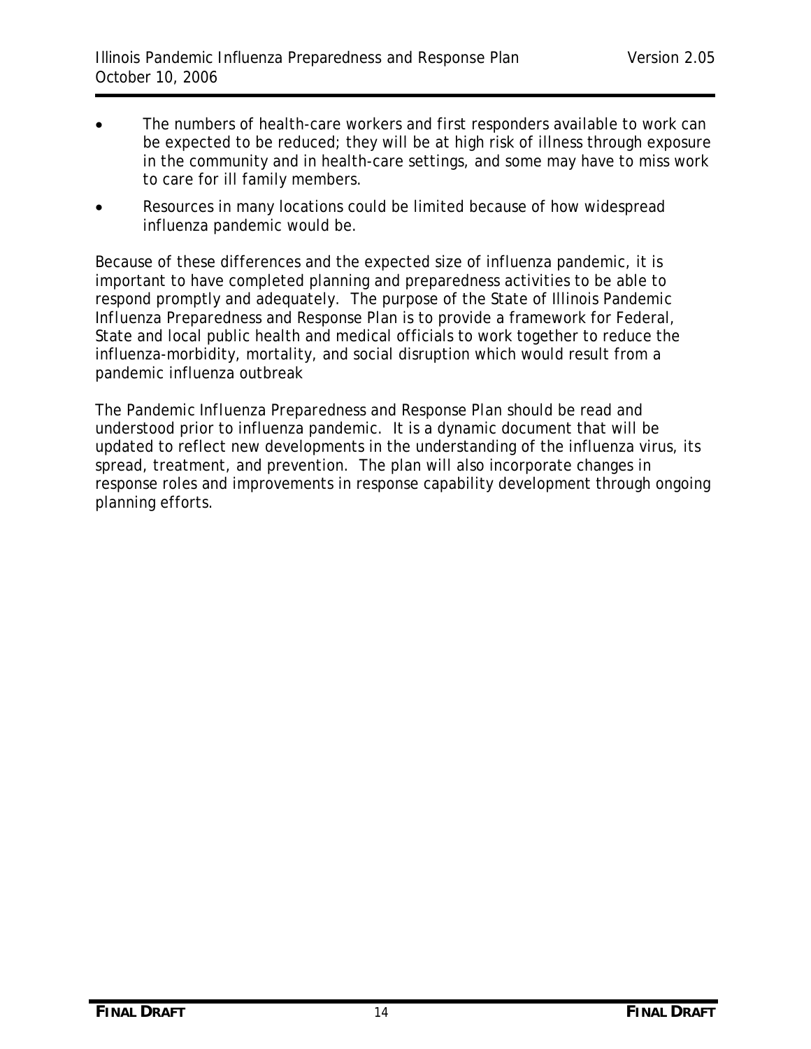- The numbers of health-care workers and first responders available to work can be expected to be reduced; they will be at high risk of illness through exposure in the community and in health-care settings, and some may have to miss work to care for ill family members.
- Resources in many locations could be limited because of how widespread influenza pandemic would be.

Because of these differences and the expected size of influenza pandemic, it is important to have completed planning and preparedness activities to be able to respond promptly and adequately. The purpose of the State of Illinois Pandemic Influenza Preparedness and Response Plan is to provide a framework for Federal, State and local public health and medical officials to work together to reduce the influenza-morbidity, mortality, and social disruption which would result from a pandemic influenza outbreak

The Pandemic Influenza Preparedness and Response Plan should be read and understood prior to influenza pandemic. It is a dynamic document that will be updated to reflect new developments in the understanding of the influenza virus, its spread, treatment, and prevention. The plan will also incorporate changes in response roles and improvements in response capability development through ongoing planning efforts.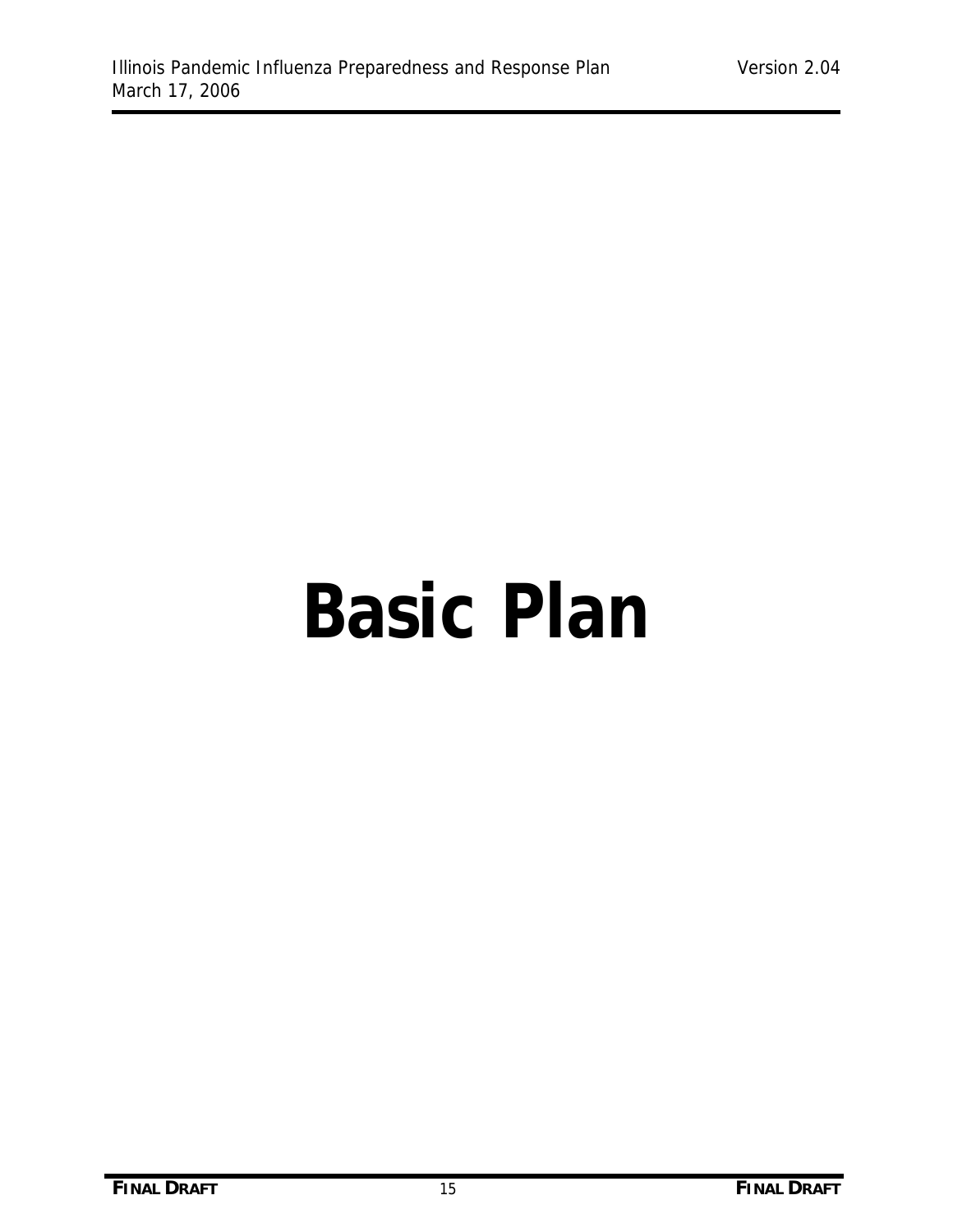# Basic Plan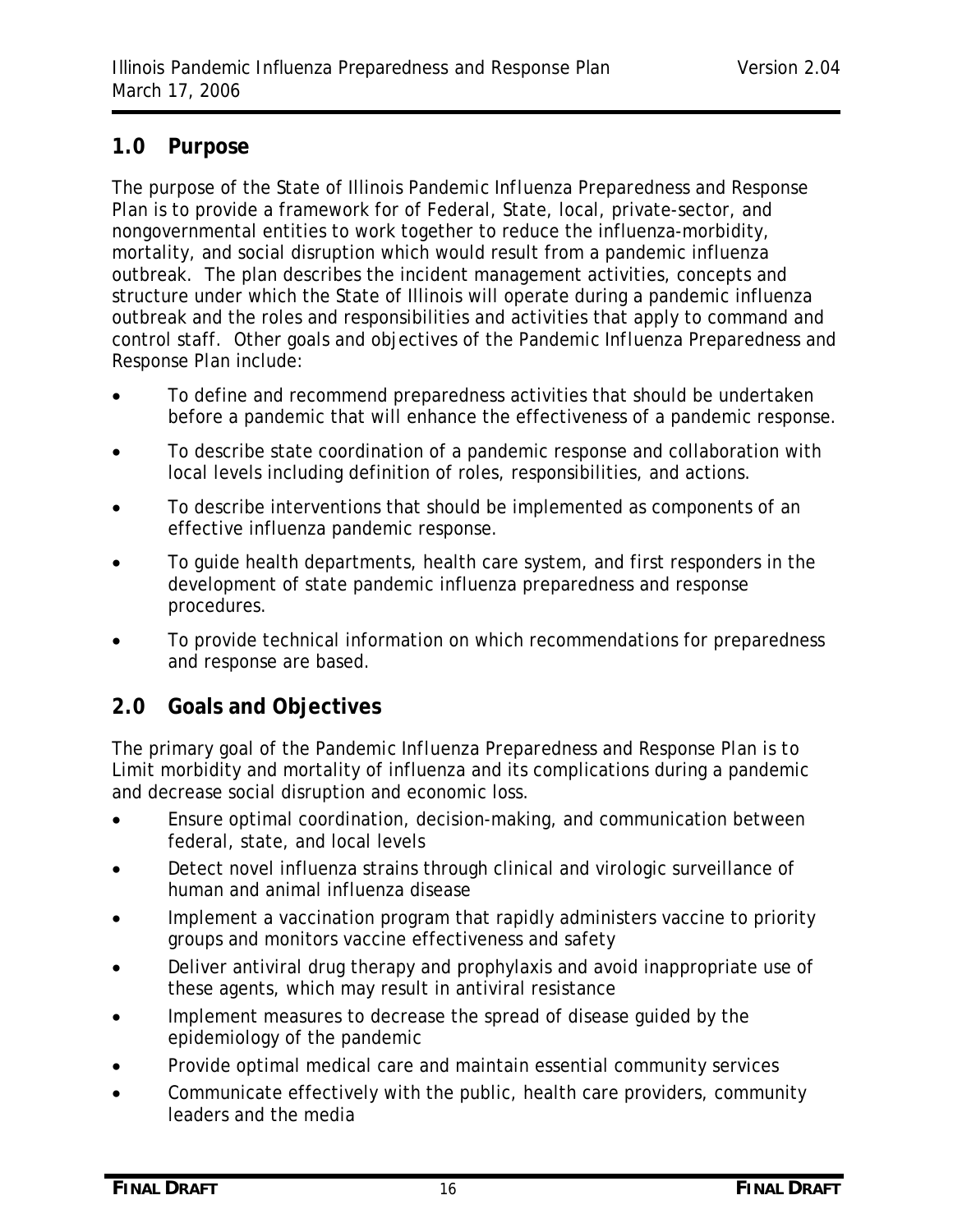## 1.0 Purpose

The purpose of the State of Illinois Pandemic Influenza Preparedness and Response Plan is to provide a framework for of Federal, State, local, private-sector, and nongovernmental entities to work together to reduce the influenza-morbidity, mortality, and social disruption which would result from a pandemic influenza outbreak. The plan describes the incident management activities, concepts and structure under which the State of Illinois will operate during a pandemic influenza outbreak and the roles and responsibilities and activities that apply to command and control staff. Other goals and objectives of the Pandemic Influenza Preparedness and Response Plan include:

- To define and recommend preparedness activities that should be undertaken before a pandemic that will enhance the effectiveness of a pandemic response.
- To describe state coordination of a pandemic response and collaboration with local levels including definition of roles, responsibilities, and actions.
- To describe interventions that should be implemented as components of an effective influenza pandemic response.
- To guide health departments, health care system, and first responders in the development of state pandemic influenza preparedness and response procedures.
- To provide technical information on which recommendations for preparedness and response are based.

## 2.0 Goals and Objectives

The primary goal of the Pandemic Influenza Preparedness and Response Plan is to Limit morbidity and mortality of influenza and its complications during a pandemic and decrease social disruption and economic loss.

- Ensure optimal coordination, decision-making, and communication between federal, state, and local levels
- Detect novel influenza strains through clinical and virologic surveillance of human and animal influenza disease
- Implement a vaccination program that rapidly administers vaccine to priority groups and monitors vaccine effectiveness and safety
- Deliver antiviral drug therapy and prophylaxis and avoid inappropriate use of these agents, which may result in antiviral resistance
- Implement measures to decrease the spread of disease guided by the epidemiology of the pandemic
- Provide optimal medical care and maintain essential community services
- Communicate effectively with the public, health care providers, community leaders and the media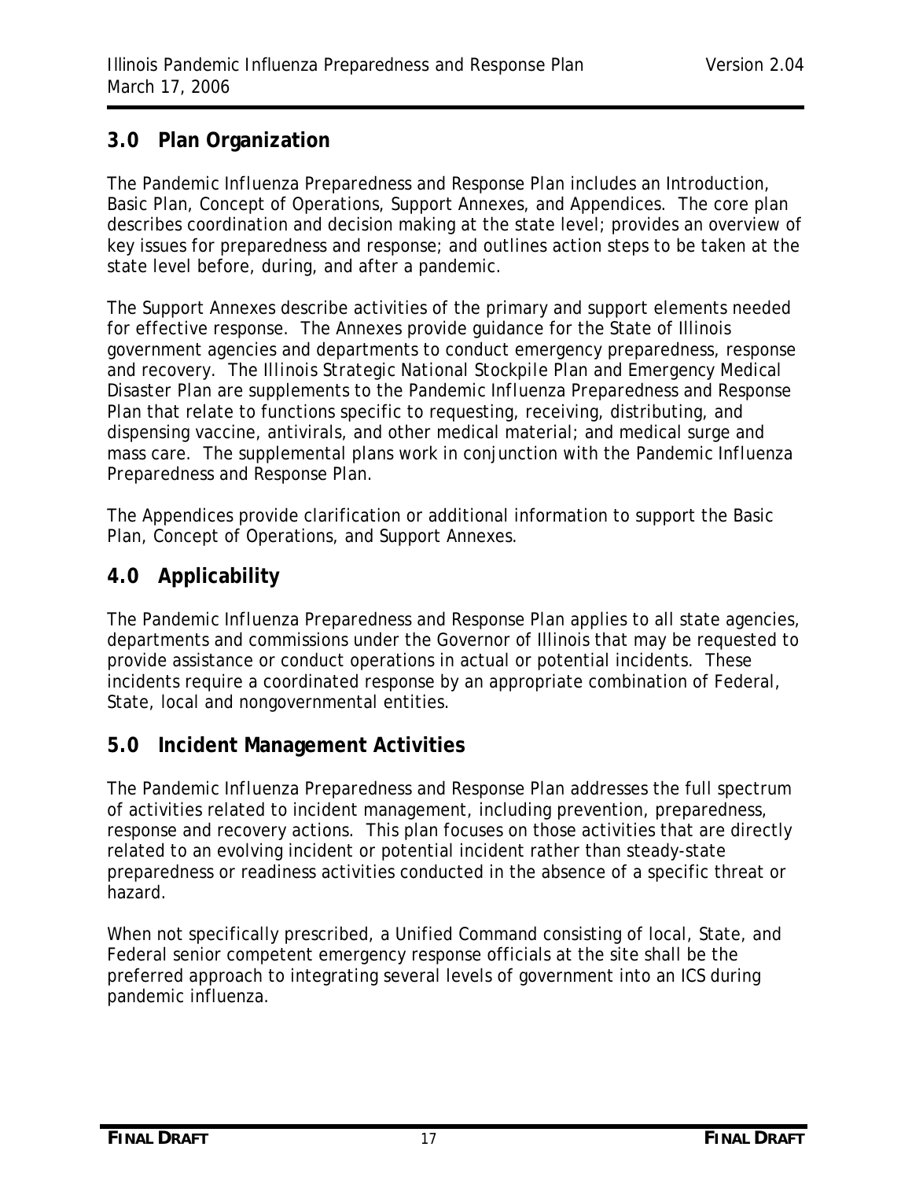## 3.0 Plan Organization

The Pandemic Influenza Preparedness and Response Plan includes an Introduction, Basic Plan, Concept of Operations, Support Annexes, and Appendices. The core plan describes coordination and decision making at the state level; provides an overview of key issues for preparedness and response; and outlines action steps to be taken at the state level before, during, and after a pandemic.

The Support Annexes describe activities of the primary and support elements needed for effective response. The Annexes provide guidance for the State of Illinois government agencies and departments to conduct emergency preparedness, response and recovery. The *Illinois Strategic National Stockpile Plan and Emergency Medical Disaster Plan* are supplements to the Pandemic Influenza Preparedness and Response Plan that relate to functions specific to requesting, receiving, distributing, and dispensing vaccine, antivirals, and other medical material; and medical surge and mass care. The supplemental plans work in conjunction with the Pandemic Influenza Preparedness and Response Plan.

The Appendices provide clarification or additional information to support the Basic Plan, Concept of Operations, and Support Annexes.

## 4.0 Applicability

The Pandemic Influenza Preparedness and Response Plan applies to all state agencies, departments and commissions under the Governor of Illinois that may be requested to provide assistance or conduct operations in actual or potential incidents. These incidents require a coordinated response by an appropriate combination of Federal, State, local and nongovernmental entities.

## 5.0 Incident Management Activities

The Pandemic Influenza Preparedness and Response Plan addresses the full spectrum of activities related to incident management, including prevention, preparedness, response and recovery actions. This plan focuses on those activities that are directly related to an evolving incident or potential incident rather than steady-state preparedness or readiness activities conducted in the absence of a specific threat or hazard.

When not specifically prescribed, a Unified Command consisting of local, State, and Federal senior competent emergency response officials at the site shall be the preferred approach to integrating several levels of government into an ICS during pandemic influenza.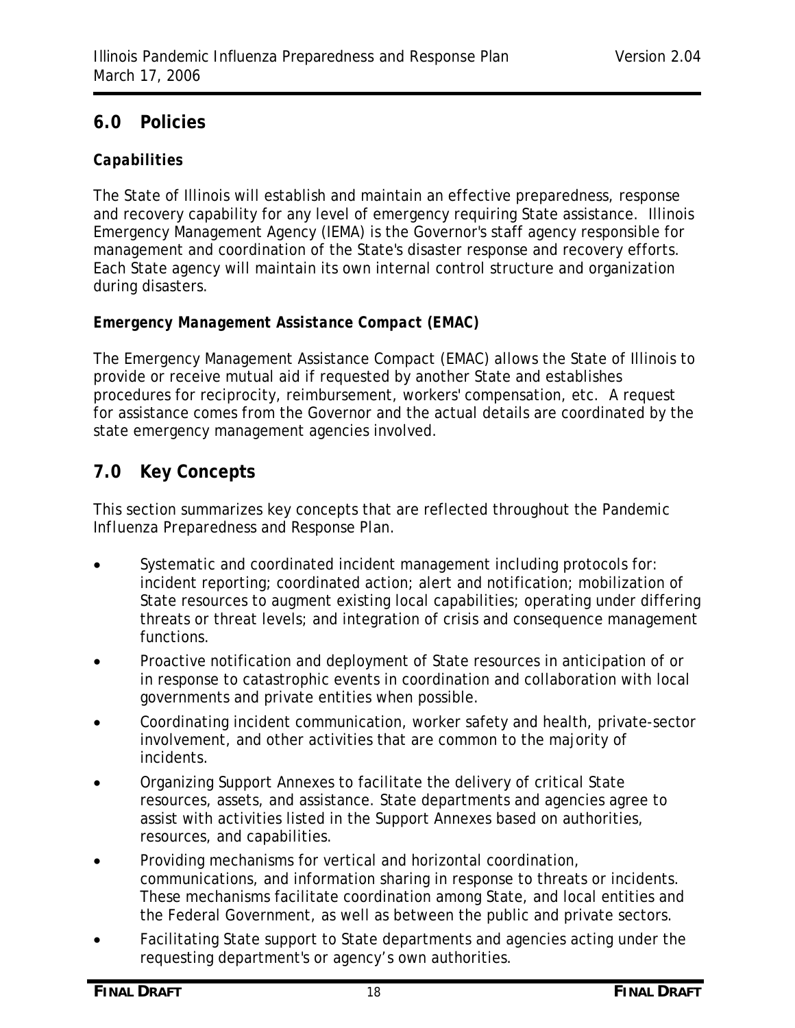## 6.0 Policies

### *Capabilities*

The State of Illinois will establish and maintain an effective preparedness, response and recovery capability for any level of emergency requiring State assistance. Illinois Emergency Management Agency (IEMA) is the Governor's staff agency responsible for management and coordination of the State's disaster response and recovery efforts. Each State agency will maintain its own internal control structure and organization during disasters.

### *Emergency Management Assistance Compact (EMAC)*

The Emergency Management Assistance Compact (EMAC) allows the State of Illinois to provide or receive mutual aid if requested by another State and establishes procedures for reciprocity, reimbursement, workers' compensation, etc. A request for assistance comes from the Governor and the actual details are coordinated by the state emergency management agencies involved.

## 7.0 Key Concepts

This section summarizes key concepts that are reflected throughout the Pandemic Influenza Preparedness and Response Plan.

- Systematic and coordinated incident management including protocols for: incident reporting; coordinated action; alert and notification; mobilization of State resources to augment existing local capabilities; operating under differing threats or threat levels; and integration of crisis and consequence management functions.
- Proactive notification and deployment of State resources in anticipation of or in response to catastrophic events in coordination and collaboration with local governments and private entities when possible.
- Coordinating incident communication, worker safety and health, private-sector involvement, and other activities that are common to the majority of incidents.
- Organizing Support Annexes to facilitate the delivery of critical State resources, assets, and assistance. State departments and agencies agree to assist with activities listed in the Support Annexes based on authorities, resources, and capabilities.
- Providing mechanisms for vertical and horizontal coordination, communications, and information sharing in response to threats or incidents. These mechanisms facilitate coordination among State, and local entities and the Federal Government, as well as between the public and private sectors.
- Facilitating State support to State departments and agencies acting under the requesting department's or agency's own authorities.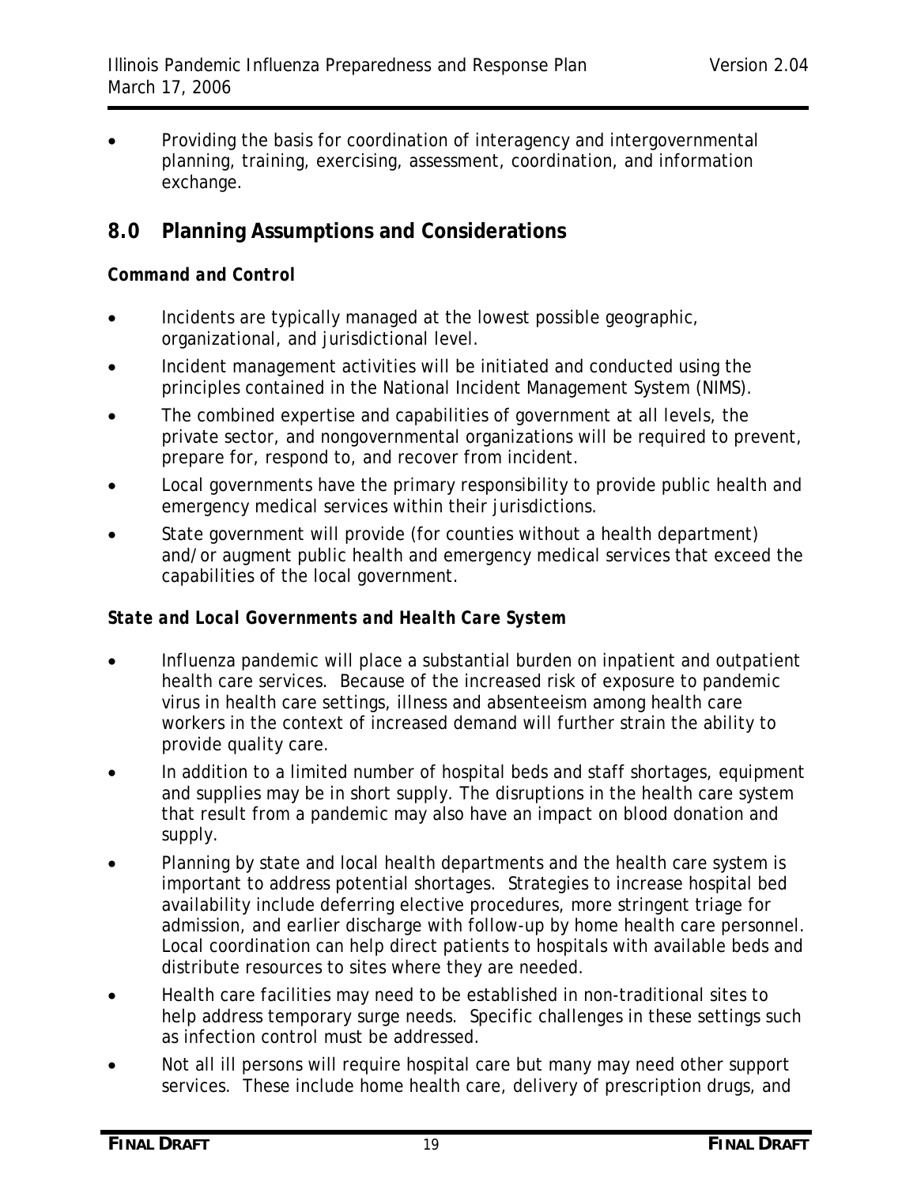- Providing the basis for coordination of interagency and intergovernmental planning, training, exercising, assessment, coordination, and information exchange.

## 8.0 Planning Assumptions and Considerations

***Command and Control***

- Incidents are typically managed at the lowest possible geographic, organizational, and jurisdictional level.
- Incident management activities will be initiated and conducted using the principles contained in the National Incident Management System (NIMS).
- The combined expertise and capabilities of government at all levels, the private sector, and nongovernmental organizations will be required to prevent, prepare for, respond to, and recover from incident.
- Local governments have the primary responsibility to provide public health and emergency medical services within their jurisdictions.
- State government will provide (for counties without a health department) and/or augment public health and emergency medical services that exceed the capabilities of the local government.

***State and Local Governments and Health Care System***

- Influenza pandemic will place a substantial burden on inpatient and outpatient health care services. Because of the increased risk of exposure to pandemic virus in health care settings, illness and absenteeism among health care workers in the context of increased demand will further strain the ability to provide quality care.
- In addition to a limited number of hospital beds and staff shortages, equipment and supplies may be in short supply. The disruptions in the health care system that result from a pandemic may also have an impact on blood donation and supply.
- Planning by state and local health departments and the health care system is important to address potential shortages. Strategies to increase hospital bed availability include deferring elective procedures, more stringent triage for admission, and earlier discharge with follow-up by home health care personnel. Local coordination can help direct patients to hospitals with available beds and distribute resources to sites where they are needed.
- Health care facilities may need to be established in non-traditional sites to help address temporary surge needs. Specific challenges in these settings such as infection control must be addressed.
- Not all ill persons will require hospital care but many may need other support services. These include home health care, delivery of prescription drugs, and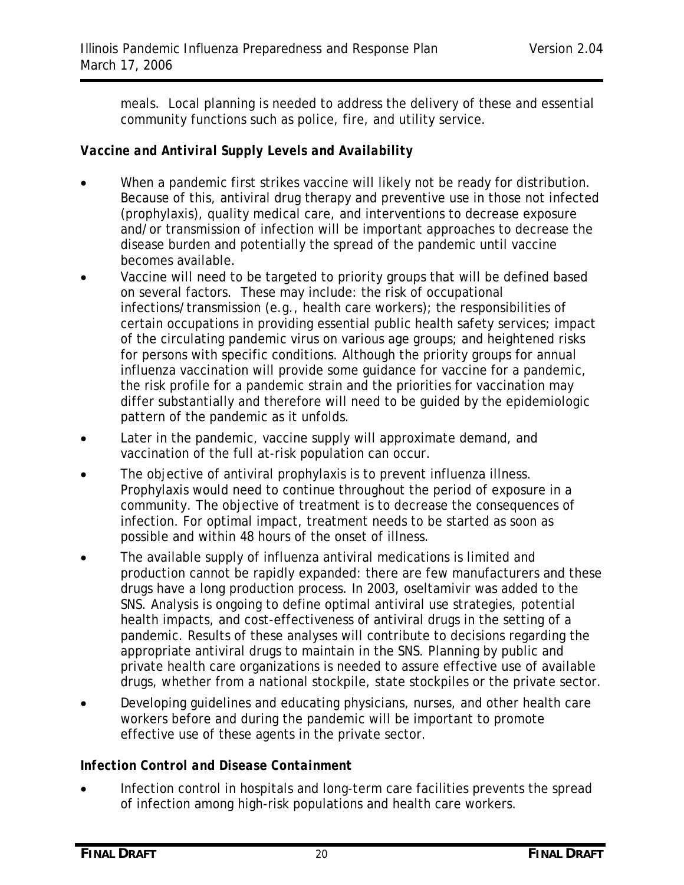meals. Local planning is needed to address the delivery of these and essential community functions such as police, fire, and utility service.

***Vaccine and Antiviral Supply Levels and Availability***

- When a pandemic first strikes vaccine will likely not be ready for distribution. Because of this, antiviral drug therapy and preventive use in those not infected (prophylaxis), quality medical care, and interventions to decrease exposure and/or transmission of infection will be important approaches to decrease the disease burden and potentially the spread of the pandemic until vaccine becomes available.
- Vaccine will need to be targeted to priority groups that will be defined based on several factors. These may include: the risk of occupational infections/transmission (e.g., health care workers); the responsibilities of certain occupations in providing essential public health safety services; impact of the circulating pandemic virus on various age groups; and heightened risks for persons with specific conditions. Although the priority groups for annual influenza vaccination will provide some guidance for vaccine for a pandemic, the risk profile for a pandemic strain and the priorities for vaccination may differ substantially and therefore will need to be guided by the epidemiologic pattern of the pandemic as it unfolds.
- Later in the pandemic, vaccine supply will approximate demand, and vaccination of the full at-risk population can occur.
- The objective of antiviral prophylaxis is to prevent influenza illness. Prophylaxis would need to continue throughout the period of exposure in a community. The objective of treatment is to decrease the consequences of infection. For optimal impact, treatment needs to be started as soon as possible and within 48 hours of the onset of illness.
- The available supply of influenza antiviral medications is limited and production cannot be rapidly expanded: there are few manufacturers and these drugs have a long production process. In 2003, oseltamivir was added to the SNS. Analysis is ongoing to define optimal antiviral use strategies, potential health impacts, and cost-effectiveness of antiviral drugs in the setting of a pandemic. Results of these analyses will contribute to decisions regarding the appropriate antiviral drugs to maintain in the SNS. Planning by public and private health care organizations is needed to assure effective use of available drugs, whether from a national stockpile, state stockpiles or the private sector.
- Developing guidelines and educating physicians, nurses, and other health care workers before and during the pandemic will be important to promote effective use of these agents in the private sector.

***Infection Control and Disease Containment***

- Infection control in hospitals and long-term care facilities prevents the spread of infection among high-risk populations and health care workers.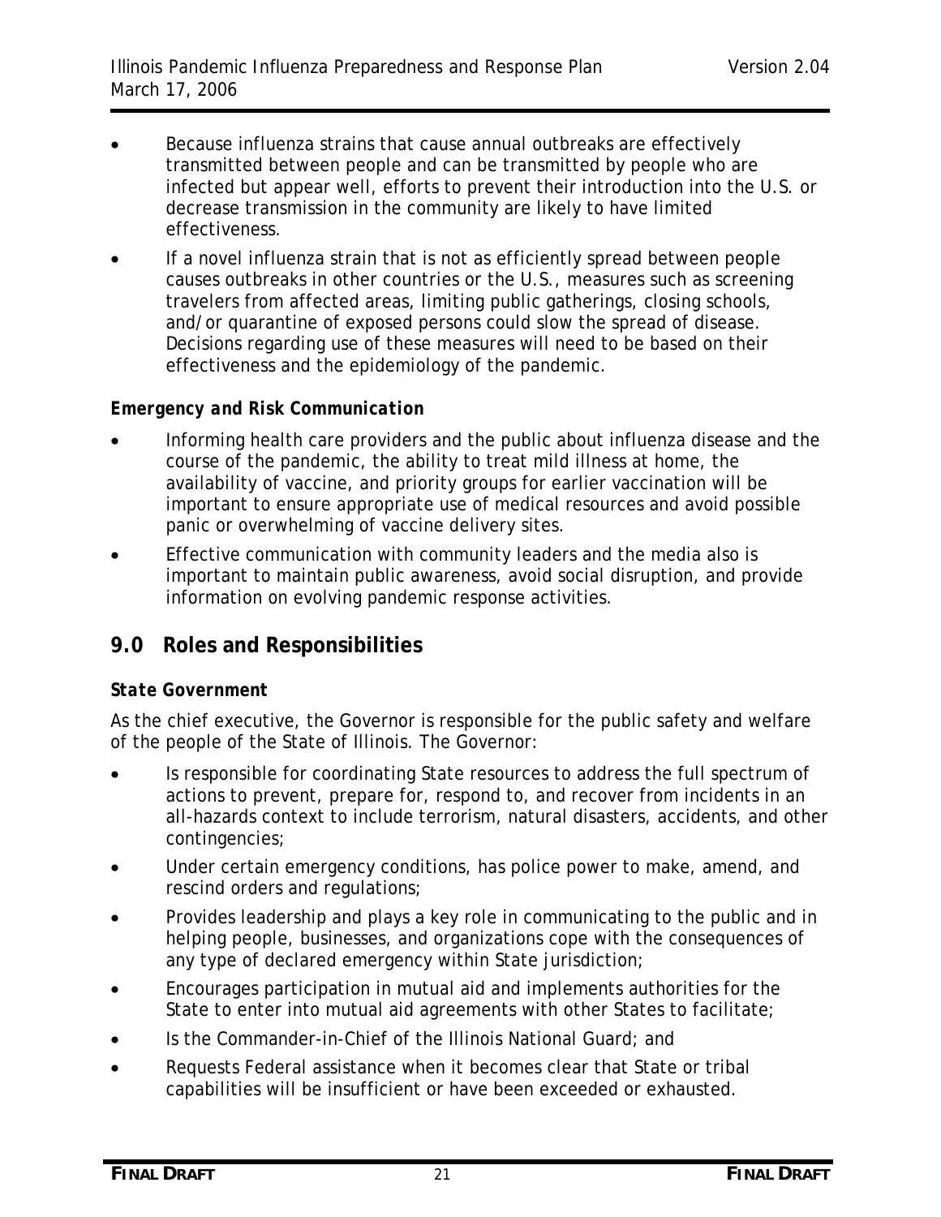- Because influenza strains that cause annual outbreaks are effectively transmitted between people and can be transmitted by people who are infected but appear well, efforts to prevent their introduction into the U.S. or decrease transmission in the community are likely to have limited effectiveness.
- If a novel influenza strain that is not as efficiently spread between people causes outbreaks in other countries or the U.S., measures such as screening travelers from affected areas, limiting public gatherings, closing schools, and/or quarantine of exposed persons could slow the spread of disease. Decisions regarding use of these measures will need to be based on their effectiveness and the epidemiology of the pandemic.

***Emergency and Risk Communication***

- Informing health care providers and the public about influenza disease and the course of the pandemic, the ability to treat mild illness at home, the availability of vaccine, and priority groups for earlier vaccination will be important to ensure appropriate use of medical resources and avoid possible panic or overwhelming of vaccine delivery sites.
- Effective communication with community leaders and the media also is important to maintain public awareness, avoid social disruption, and provide information on evolving pandemic response activities.

## 9.0 Roles and Responsibilities

***State Government***

As the chief executive, the Governor is responsible for the public safety and welfare of the people of the State of Illinois. The Governor:

- Is responsible for coordinating State resources to address the full spectrum of actions to prevent, prepare for, respond to, and recover from incidents in an all-hazards context to include terrorism, natural disasters, accidents, and other contingencies;
- Under certain emergency conditions, has police power to make, amend, and rescind orders and regulations;
- Provides leadership and plays a key role in communicating to the public and in helping people, businesses, and organizations cope with the consequences of any type of declared emergency within State jurisdiction;
- Encourages participation in mutual aid and implements authorities for the State to enter into mutual aid agreements with other States to facilitate;
- Is the Commander-in-Chief of the Illinois National Guard; and
- Requests Federal assistance when it becomes clear that State or tribal capabilities will be insufficient or have been exceeded or exhausted.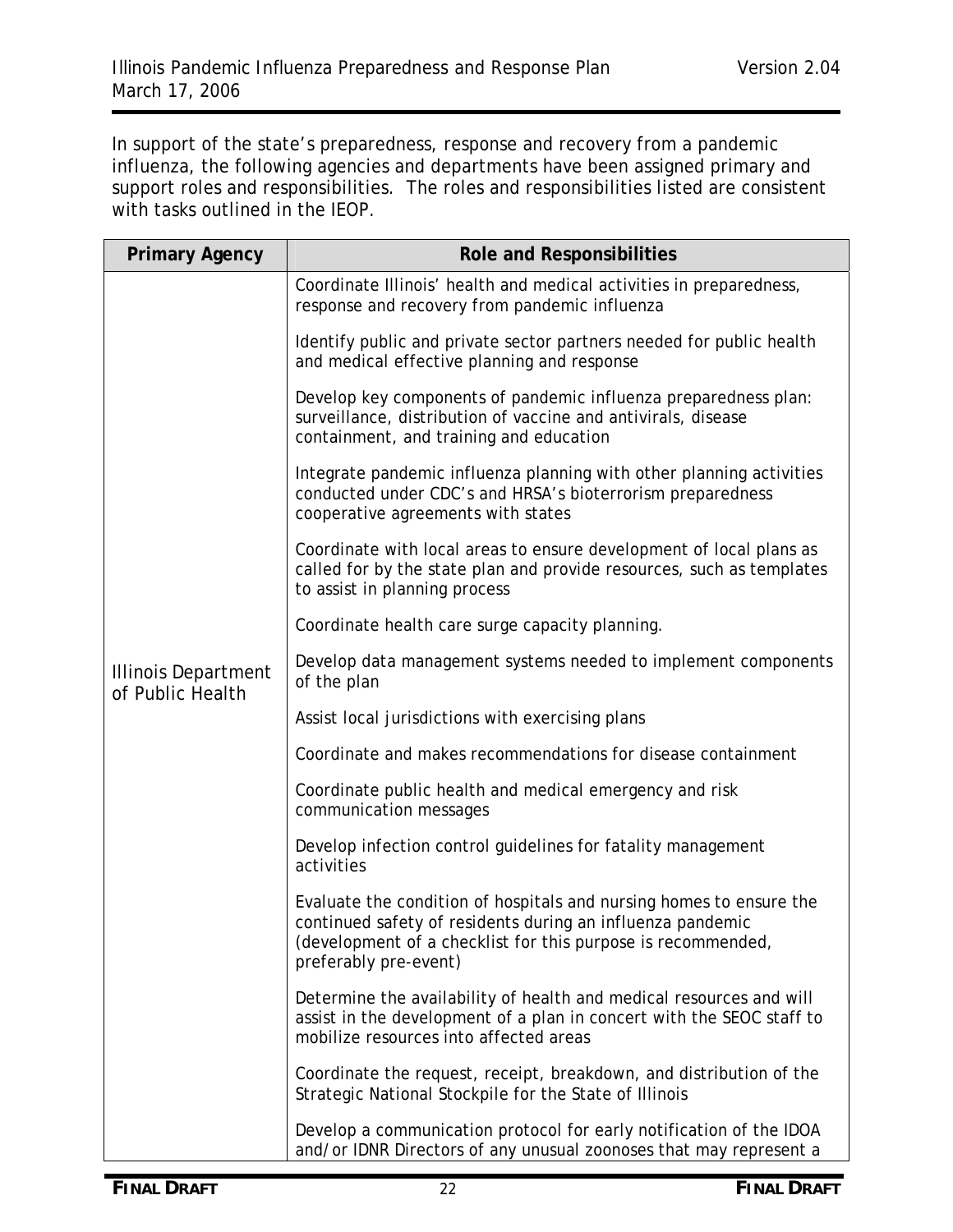In support of the state's preparedness, response and recovery from a pandemic influenza, the following agencies and departments have been assigned primary and support roles and responsibilities. The roles and responsibilities listed are consistent with tasks outlined in the IEOP.

| Primary Agency | Role and Responsibilities |
|---|---|
| Illinois Department of Public Health | Coordinate Illinois' health and medical activities in preparedness, response and recovery from pandemic influenza |
| | Identify public and private sector partners needed for public health and medical effective planning and response |
| | Develop key components of pandemic influenza preparedness plan: surveillance, distribution of vaccine and antivirals, disease containment, and training and education |
| | Integrate pandemic influenza planning with other planning activities conducted under CDC's and HRSA's bioterrorism preparedness cooperative agreements with states |
| | Coordinate with local areas to ensure development of local plans as called for by the state plan and provide resources, such as templates to assist in planning process |
| | Coordinate health care surge capacity planning. |
| | Develop data management systems needed to implement components of the plan |
| | Assist local jurisdictions with exercising plans |
| | Coordinate and makes recommendations for disease containment |
| | Coordinate public health and medical emergency and risk communication messages |
| | Develop infection control guidelines for fatality management activities |
| | Evaluate the condition of hospitals and nursing homes to ensure the continued safety of residents during an influenza pandemic (development of a checklist for this purpose is recommended, preferably pre-event) |
| | Determine the availability of health and medical resources and will assist in the development of a plan in concert with the SEOC staff to mobilize resources into affected areas |
| | Coordinate the request, receipt, breakdown, and distribution of the Strategic National Stockpile for the State of Illinois |
| | Develop a communication protocol for early notification of the IDOA and/or IDNR Directors of any unusual zoonoses that may represent a |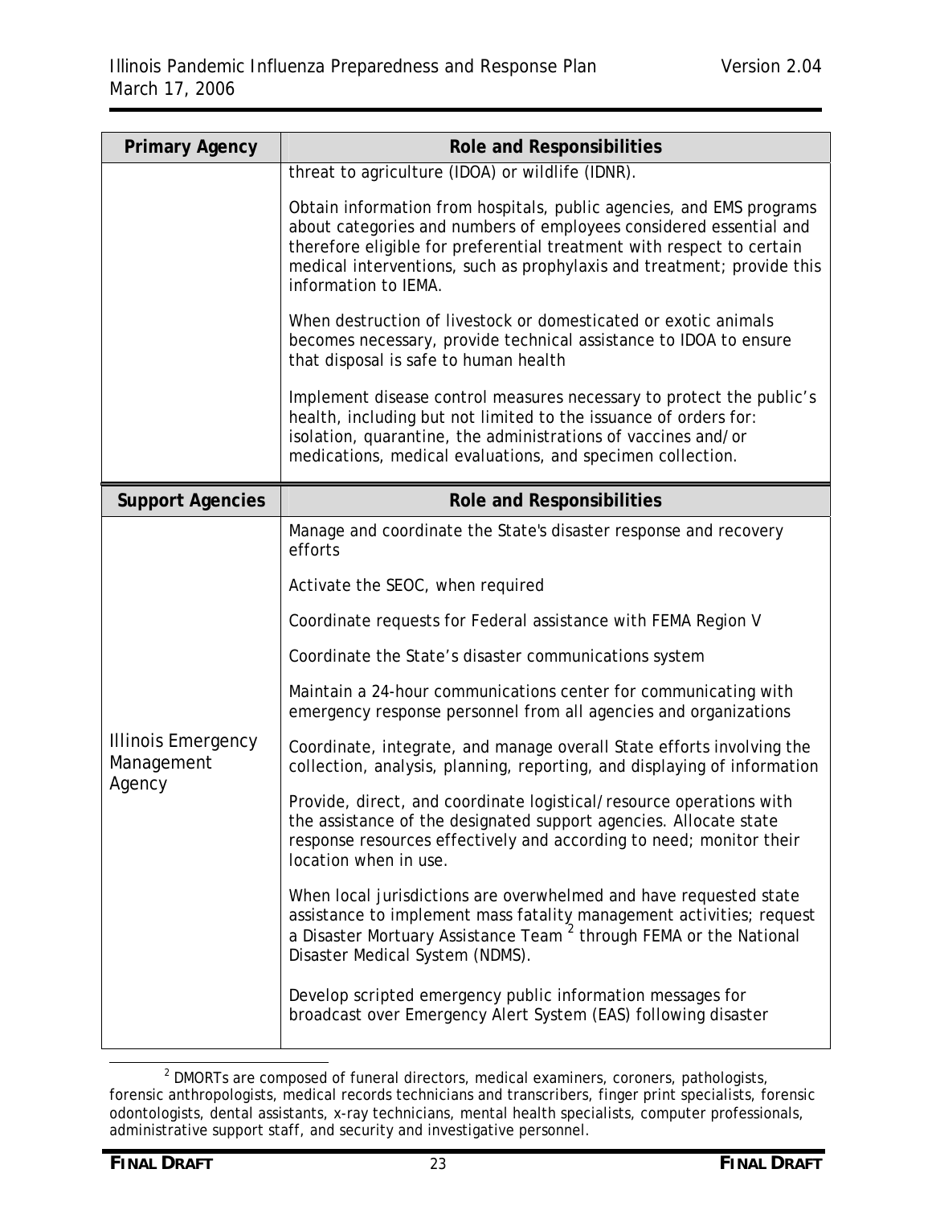| Primary Agency | Role and Responsibilities |
|---|---|
| | threat to agriculture (IDOA) or wildlife (IDNR).<br><br>Obtain information from hospitals, public agencies, and EMS programs about categories and numbers of employees considered essential and therefore eligible for preferential treatment with respect to certain medical interventions, such as prophylaxis and treatment; provide this information to IEMA.<br><br>When destruction of livestock or domesticated or exotic animals becomes necessary, provide technical assistance to IDOA to ensure that disposal is safe to human health<br><br>Implement disease control measures necessary to protect the public's health, including but not limited to the issuance of orders for: isolation, quarantine, the administrations of vaccines and/or medications, medical evaluations, and specimen collection. |

| Support Agencies | Role and Responsibilities |
|---|---|
| Illinois Emergency Management Agency | Manage and coordinate the State's disaster response and recovery efforts<br><br>Activate the SEOC, when required<br><br>Coordinate requests for Federal assistance with FEMA Region V<br><br>Coordinate the State's disaster communications system<br><br>Maintain a 24-hour communications center for communicating with emergency response personnel from all agencies and organizations<br><br>Coordinate, integrate, and manage overall State efforts involving the collection, analysis, planning, reporting, and displaying of information<br><br>Provide, direct, and coordinate logistical/resource operations with the assistance of the designated support agencies. Allocate state response resources effectively and according to need; monitor their location when in use.<br><br>When local jurisdictions are overwhelmed and have requested state assistance to implement mass fatality management activities; request a Disaster Mortuary Assistance Team [2] through FEMA or the National Disaster Medical System (NDMS).<br><br>Develop scripted emergency public information messages for broadcast over Emergency Alert System (EAS) following disaster |

[2] DMORTs are composed of funeral directors, medical examiners, coroners, pathologists, forensic anthropologists, medical records technicians and transcribers, finger print specialists, forensic odontologists, dental assistants, x-ray technicians, mental health specialists, computer professionals, administrative support staff, and security and investigative personnel.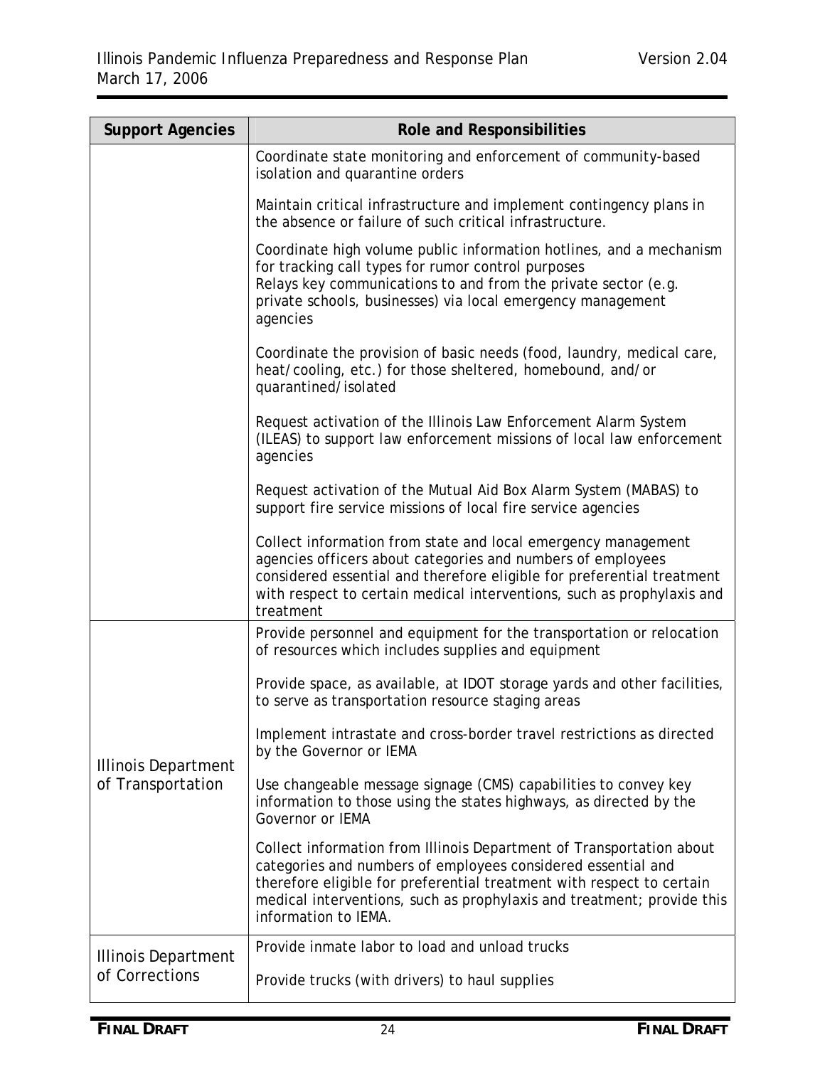| Support Agencies | Role and Responsibilities |
|---|---|
| | Coordinate state monitoring and enforcement of community-based isolation and quarantine orders<br><br>Maintain critical infrastructure and implement contingency plans in the absence or failure of such critical infrastructure.<br><br>Coordinate high volume public information hotlines, and a mechanism for tracking call types for rumor control purposes<br>Relays key communications to and from the private sector (e.g. private schools, businesses) via local emergency management agencies<br><br>Coordinate the provision of basic needs (food, laundry, medical care, heat/cooling, etc.) for those sheltered, homebound, and/or quarantined/isolated<br><br>Request activation of the Illinois Law Enforcement Alarm System (ILEAS) to support law enforcement missions of local law enforcement agencies<br><br>Request activation of the Mutual Aid Box Alarm System (MABAS) to support fire service missions of local fire service agencies<br><br>Collect information from state and local emergency management agencies officers about categories and numbers of employees considered essential and therefore eligible for preferential treatment with respect to certain medical interventions, such as prophylaxis and treatment |
| Illinois Department of Transportation | Provide personnel and equipment for the transportation or relocation of resources which includes supplies and equipment<br><br>Provide space, as available, at IDOT storage yards and other facilities, to serve as transportation resource staging areas<br><br>Implement intrastate and cross-border travel restrictions as directed by the Governor or IEMA<br><br>Use changeable message signage (CMS) capabilities to convey key information to those using the states highways, as directed by the Governor or IEMA<br><br>Collect information from Illinois Department of Transportation about categories and numbers of employees considered essential and therefore eligible for preferential treatment with respect to certain medical interventions, such as prophylaxis and treatment; provide this information to IEMA. |
| Illinois Department of Corrections | Provide inmate labor to load and unload trucks<br><br>Provide trucks (with drivers) to haul supplies |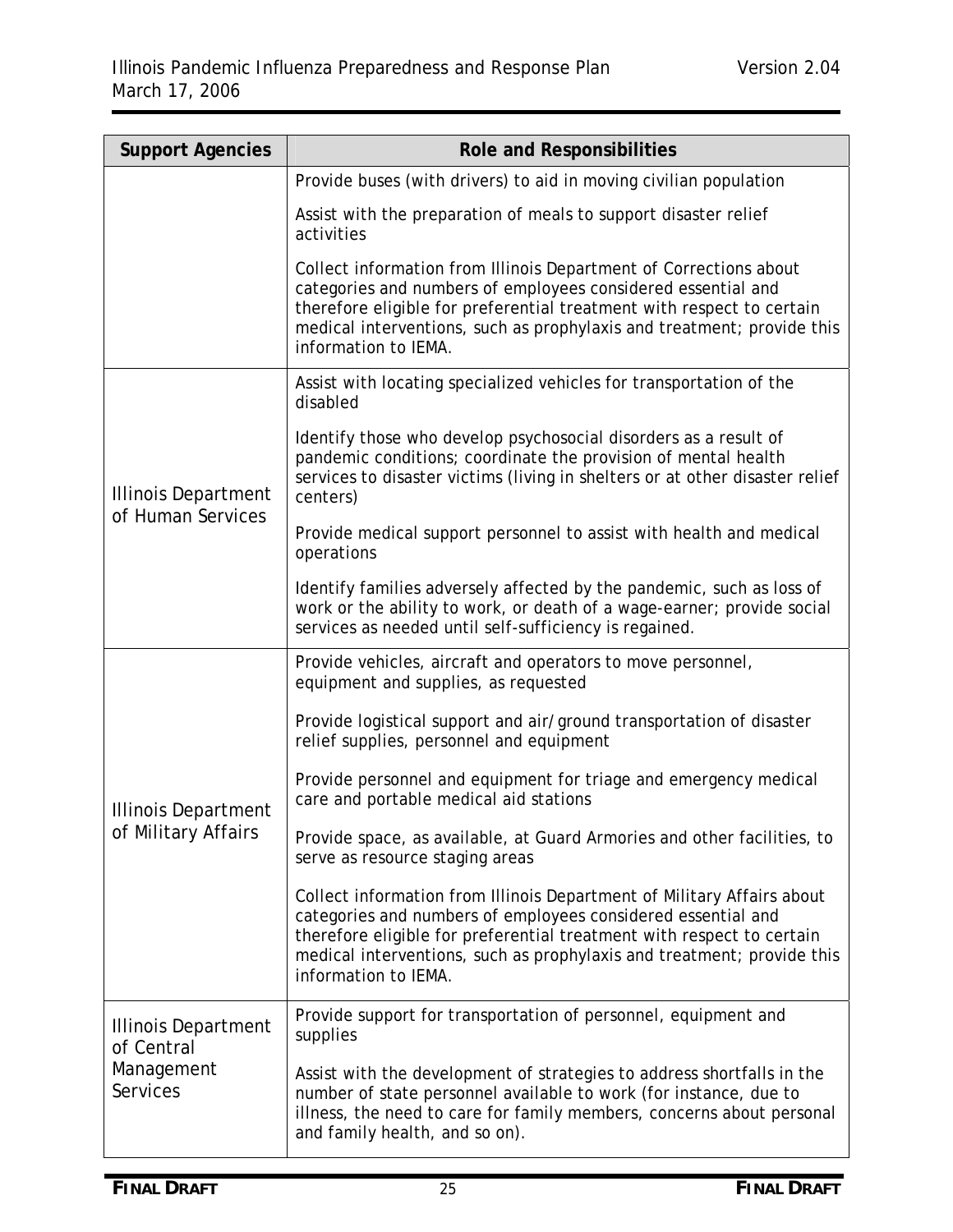| Support Agencies | Role and Responsibilities |
|---|---|
| | Provide buses (with drivers) to aid in moving civilian population<br><br>Assist with the preparation of meals to support disaster relief activities<br><br>Collect information from Illinois Department of Corrections about categories and numbers of employees considered essential and therefore eligible for preferential treatment with respect to certain medical interventions, such as prophylaxis and treatment; provide this information to IEMA. |
| Illinois Department of Human Services | Assist with locating specialized vehicles for transportation of the disabled<br><br>Identify those who develop psychosocial disorders as a result of pandemic conditions; coordinate the provision of mental health services to disaster victims (living in shelters or at other disaster relief centers)<br><br>Provide medical support personnel to assist with health and medical operations<br><br>Identify families adversely affected by the pandemic, such as loss of work or the ability to work, or death of a wage-earner; provide social services as needed until self-sufficiency is regained. |
| Illinois Department of Military Affairs | Provide vehicles, aircraft and operators to move personnel, equipment and supplies, as requested<br><br>Provide logistical support and air/ground transportation of disaster relief supplies, personnel and equipment<br><br>Provide personnel and equipment for triage and emergency medical care and portable medical aid stations<br><br>Provide space, as available, at Guard Armories and other facilities, to serve as resource staging areas<br><br>Collect information from Illinois Department of Military Affairs about categories and numbers of employees considered essential and therefore eligible for preferential treatment with respect to certain medical interventions, such as prophylaxis and treatment; provide this information to IEMA. |
| Illinois Department of Central Management Services | Provide support for transportation of personnel, equipment and supplies<br><br>Assist with the development of strategies to address shortfalls in the number of state personnel available to work (for instance, due to illness, the need to care for family members, concerns about personal and family health, and so on). |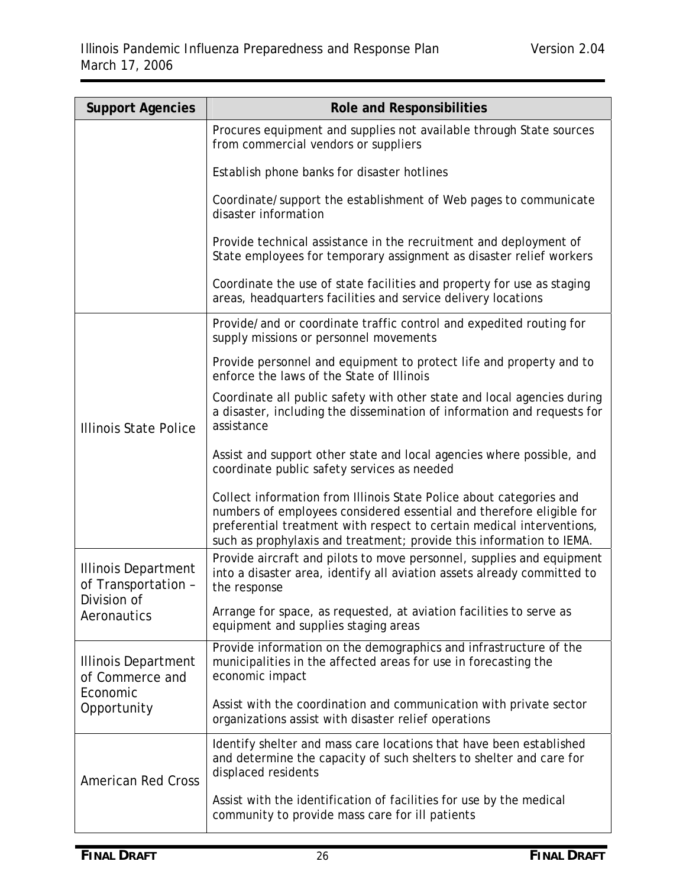| Support Agencies | Role and Responsibilities |
| --- | --- |
| | Procures equipment and supplies not available through State sources from commercial vendors or suppliers<br><br>Establish phone banks for disaster hotlines<br><br>Coordinate/support the establishment of Web pages to communicate disaster information<br><br>Provide technical assistance in the recruitment and deployment of State employees for temporary assignment as disaster relief workers<br><br>Coordinate the use of state facilities and property for use as staging areas, headquarters facilities and service delivery locations |
| Illinois State Police | Provide/and or coordinate traffic control and expedited routing for supply missions or personnel movements<br><br>Provide personnel and equipment to protect life and property and to enforce the laws of the State of Illinois<br><br>Coordinate all public safety with other state and local agencies during a disaster, including the dissemination of information and requests for assistance<br><br>Assist and support other state and local agencies where possible, and coordinate public safety services as needed<br><br>Collect information from Illinois State Police about categories and numbers of employees considered essential and therefore eligible for preferential treatment with respect to certain medical interventions, such as prophylaxis and treatment; provide this information to IEMA. |
| Illinois Department of Transportation – Division of Aeronautics | Provide aircraft and pilots to move personnel, supplies and equipment into a disaster area, identify all aviation assets already committed to the response<br><br>Arrange for space, as requested, at aviation facilities to serve as equipment and supplies staging areas |
| Illinois Department of Commerce and Economic Opportunity | Provide information on the demographics and infrastructure of the municipalities in the affected areas for use in forecasting the economic impact<br><br>Assist with the coordination and communication with private sector organizations assist with disaster relief operations |
| American Red Cross | Identify shelter and mass care locations that have been established and determine the capacity of such shelters to shelter and care for displaced residents<br><br>Assist with the identification of facilities for use by the medical community to provide mass care for ill patients |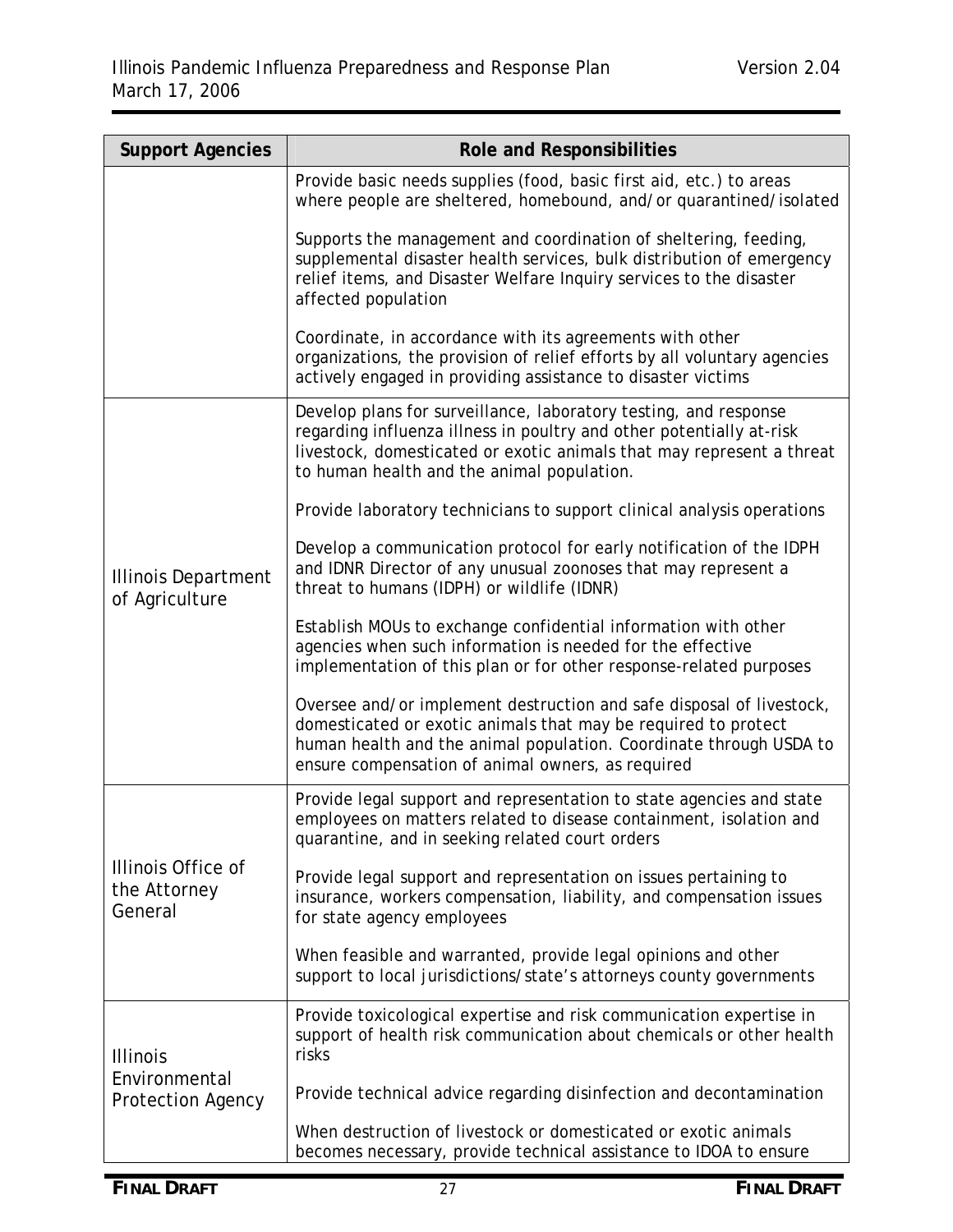| Support Agencies | Role and Responsibilities |
|---|---|
| | Provide basic needs supplies (food, basic first aid, etc.) to areas where people are sheltered, homebound, and/or quarantined/isolated<br><br>Supports the management and coordination of sheltering, feeding, supplemental disaster health services, bulk distribution of emergency relief items, and Disaster Welfare Inquiry services to the disaster affected population<br><br>Coordinate, in accordance with its agreements with other organizations, the provision of relief efforts by all voluntary agencies actively engaged in providing assistance to disaster victims |
| Illinois Department of Agriculture | Develop plans for surveillance, laboratory testing, and response regarding influenza illness in poultry and other potentially at-risk livestock, domesticated or exotic animals that may represent a threat to human health and the animal population.<br><br>Provide laboratory technicians to support clinical analysis operations<br><br>Develop a communication protocol for early notification of the IDPH and IDNR Director of any unusual zoonoses that may represent a threat to humans (IDPH) or wildlife (IDNR)<br><br>Establish MOUs to exchange confidential information with other agencies when such information is needed for the effective implementation of this plan or for other response-related purposes<br><br>Oversee and/or implement destruction and safe disposal of livestock, domesticated or exotic animals that may be required to protect human health and the animal population. Coordinate through USDA to ensure compensation of animal owners, as required |
| Illinois Office of the Attorney General | Provide legal support and representation to state agencies and state employees on matters related to disease containment, isolation and quarantine, and in seeking related court orders<br><br>Provide legal support and representation on issues pertaining to insurance, workers compensation, liability, and compensation issues for state agency employees<br><br>When feasible and warranted, provide legal opinions and other support to local jurisdictions/state's attorneys county governments |
| Illinois Environmental Protection Agency | Provide toxicological expertise and risk communication expertise in support of health risk communication about chemicals or other health risks<br><br>Provide technical advice regarding disinfection and decontamination<br><br>When destruction of livestock or domesticated or exotic animals becomes necessary, provide technical assistance to IDOA to ensure |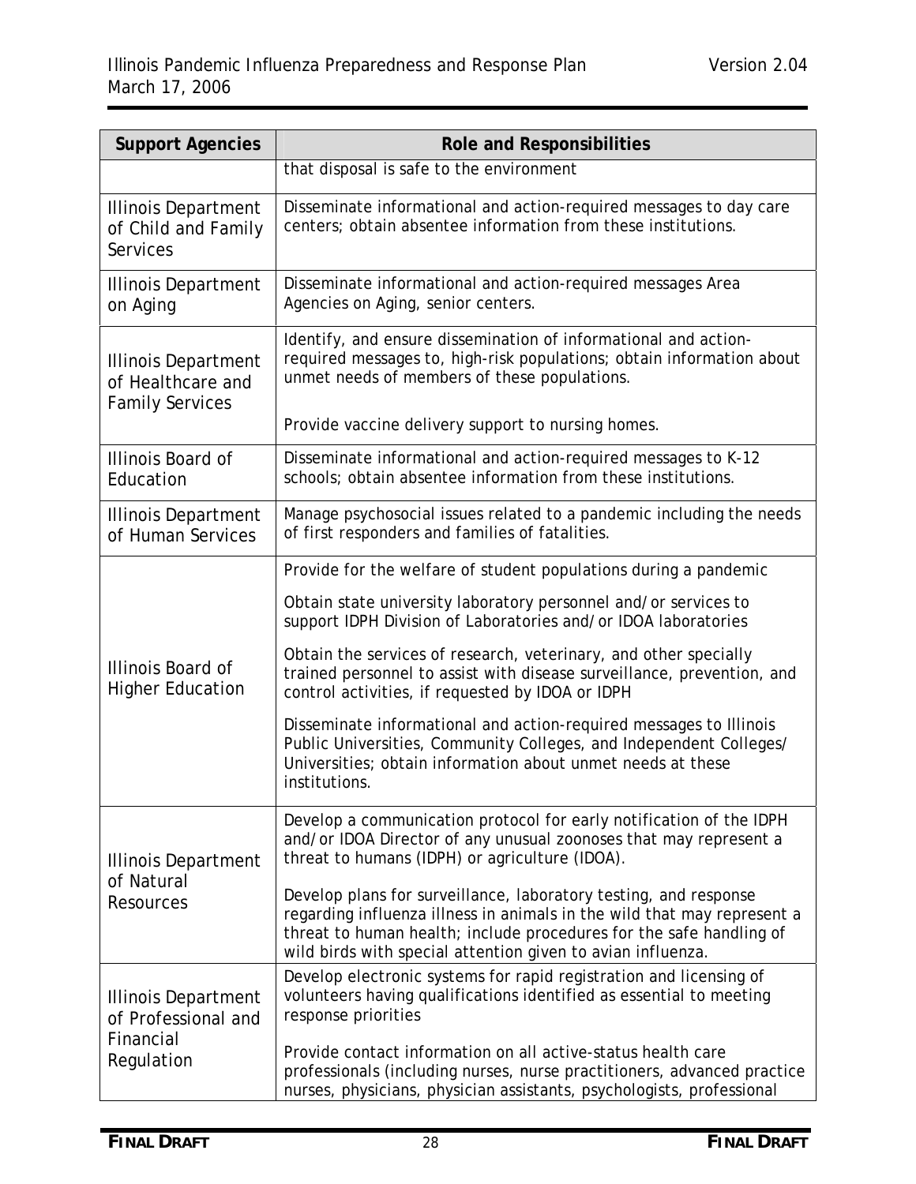| Support Agencies | Role and Responsibilities |
|---|---|
| | that disposal is safe to the environment |
| Illinois Department of Child and Family Services | Disseminate informational and action-required messages to day care centers; obtain absentee information from these institutions. |
| Illinois Department on Aging | Disseminate informational and action-required messages Area Agencies on Aging, senior centers. |
| Illinois Department of Healthcare and Family Services | Identify, and ensure dissemination of informational and action-required messages to, high-risk populations; obtain information about unmet needs of members of these populations.<br><br>Provide vaccine delivery support to nursing homes. |
| Illinois Board of Education | Disseminate informational and action-required messages to K-12 schools; obtain absentee information from these institutions. |
| Illinois Department of Human Services | Manage psychosocial issues related to a pandemic including the needs of first responders and families of fatalities. |
| Illinois Board of Higher Education | Provide for the welfare of student populations during a pandemic<br><br>Obtain state university laboratory personnel and/or services to support IDPH Division of Laboratories and/or IDOA laboratories<br><br>Obtain the services of research, veterinary, and other specially trained personnel to assist with disease surveillance, prevention, and control activities, if requested by IDOA or IDPH<br><br>Disseminate informational and action-required messages to Illinois Public Universities, Community Colleges, and Independent Colleges/ Universities; obtain information about unmet needs at these institutions. |
| Illinois Department of Natural Resources | Develop a communication protocol for early notification of the IDPH and/or IDOA Director of any unusual zoonoses that may represent a threat to humans (IDPH) or agriculture (IDOA).<br><br>Develop plans for surveillance, laboratory testing, and response regarding influenza illness in animals in the wild that may represent a threat to human health; include procedures for the safe handling of wild birds with special attention given to avian influenza. |
| Illinois Department of Professional and Financial Regulation | Develop electronic systems for rapid registration and licensing of volunteers having qualifications identified as essential to meeting response priorities<br><br>Provide contact information on all active-status health care professionals (including nurses, nurse practitioners, advanced practice nurses, physicians, physician assistants, psychologists, professional |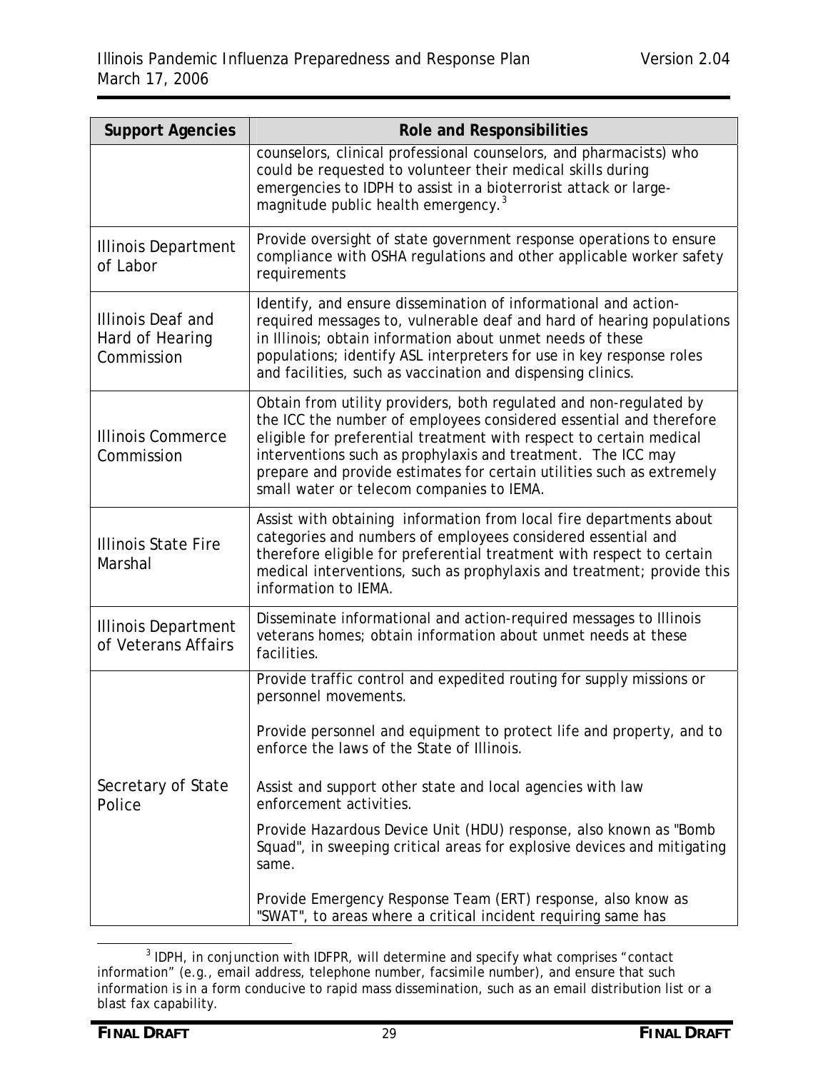| Support Agencies | Role and Responsibilities |
|---|---|
| | counselors, clinical professional counselors, and pharmacists) who could be requested to volunteer their medical skills during emergencies to IDPH to assist in a bioterrorist attack or large-magnitude public health emergency.[3] |
| Illinois Department of Labor | Provide oversight of state government response operations to ensure compliance with OSHA regulations and other applicable worker safety requirements |
| Illinois Deaf and Hard of Hearing Commission | Identify, and ensure dissemination of informational and action-required messages to, vulnerable deaf and hard of hearing populations in Illinois; obtain information about unmet needs of these populations; identify ASL interpreters for use in key response roles and facilities, such as vaccination and dispensing clinics. |
| Illinois Commerce Commission | Obtain from utility providers, both regulated and non-regulated by the ICC the number of employees considered essential and therefore eligible for preferential treatment with respect to certain medical interventions such as prophylaxis and treatment. The ICC may prepare and provide estimates for certain utilities such as extremely small water or telecom companies to IEMA. |
| Illinois State Fire Marshal | Assist with obtaining information from local fire departments about categories and numbers of employees considered essential and therefore eligible for preferential treatment with respect to certain medical interventions, such as prophylaxis and treatment; provide this information to IEMA. |
| Illinois Department of Veterans Affairs | Disseminate informational and action-required messages to Illinois veterans homes; obtain information about unmet needs at these facilities. |
| Secretary of State Police | Provide traffic control and expedited routing for supply missions or personnel movements.<br><br>Provide personnel and equipment to protect life and property, and to enforce the laws of the State of Illinois.<br><br>Assist and support other state and local agencies with law enforcement activities.<br><br>Provide Hazardous Device Unit (HDU) response, also known as "Bomb Squad", in sweeping critical areas for explosive devices and mitigating same.<br><br>Provide Emergency Response Team (ERT) response, also know as "SWAT", to areas where a critical incident requiring same has |

[3] IDPH, in conjunction with IDFPR, will determine and specify what comprises "contact information" (e.g., email address, telephone number, facsimile number), and ensure that such information is in a form conducive to rapid mass dissemination, such as an email distribution list or a blast fax capability.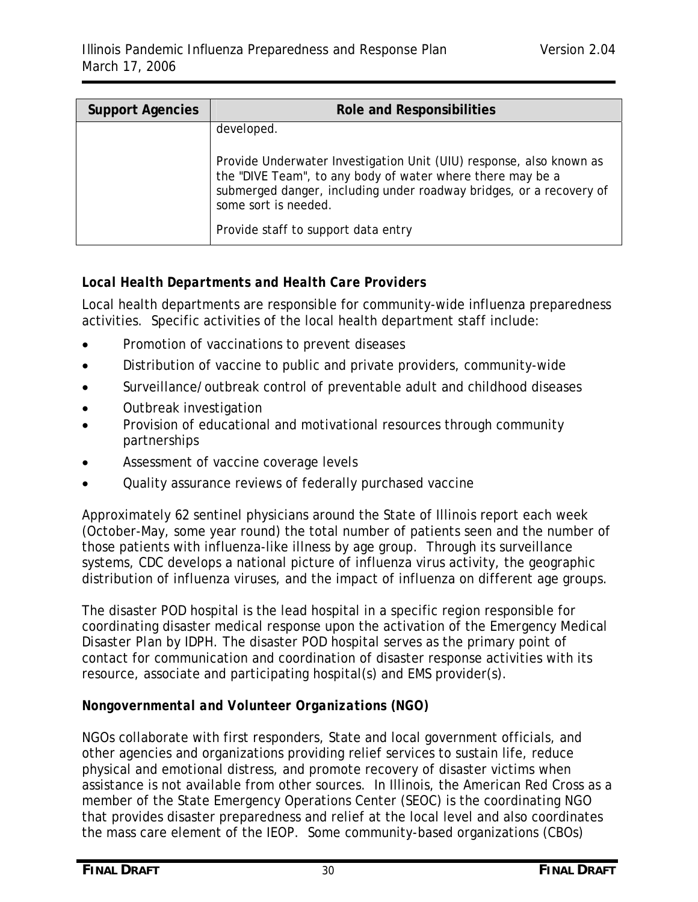| Support Agencies | Role and Responsibilities |
| --- | --- |
| | developed.<br><br>Provide Underwater Investigation Unit (UIU) response, also known as the "DIVE Team", to any body of water where there may be a submerged danger, including under roadway bridges, or a recovery of some sort is needed.<br><br>Provide staff to support data entry |

***Local Health Departments and Health Care Providers***

Local health departments are responsible for community-wide influenza preparedness activities. Specific activities of the local health department staff include:

- Promotion of vaccinations to prevent diseases
- Distribution of vaccine to public and private providers, community-wide
- Surveillance/outbreak control of preventable adult and childhood diseases
- Outbreak investigation
- Provision of educational and motivational resources through community partnerships
- Assessment of vaccine coverage levels
- Quality assurance reviews of federally purchased vaccine

Approximately 62 sentinel physicians around the State of Illinois report each week (October-May, some year round) the total number of patients seen and the number of those patients with influenza-like illness by age group. Through its surveillance systems, CDC develops a national picture of influenza virus activity, the geographic distribution of influenza viruses, and the impact of influenza on different age groups.

The disaster POD hospital is the lead hospital in a specific region responsible for coordinating disaster medical response upon the activation of the Emergency Medical Disaster Plan by IDPH. The disaster POD hospital serves as the primary point of contact for communication and coordination of disaster response activities with its resource, associate and participating hospital(s) and EMS provider(s).

***Nongovernmental and Volunteer Organizations (NGO)***

NGOs collaborate with first responders, State and local government officials, and other agencies and organizations providing relief services to sustain life, reduce physical and emotional distress, and promote recovery of disaster victims when assistance is not available from other sources. In Illinois, the American Red Cross as a member of the State Emergency Operations Center (SEOC) is the coordinating NGO that provides disaster preparedness and relief at the local level and also coordinates the mass care element of the IEOP. Some community-based organizations (CBOs)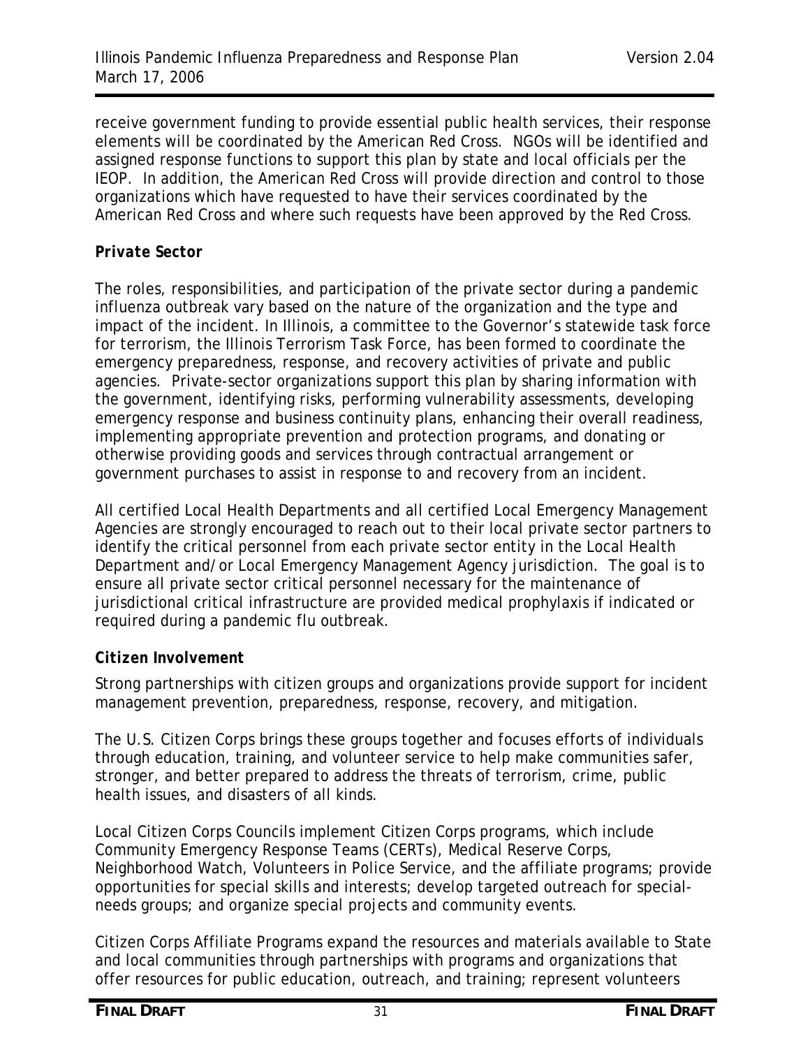receive government funding to provide essential public health services, their response elements will be coordinated by the American Red Cross. NGOs will be identified and assigned response functions to support this plan by state and local officials per the IEOP. In addition, the American Red Cross will provide direction and control to those organizations which have requested to have their services coordinated by the American Red Cross and where such requests have been approved by the Red Cross.

***Private Sector***

The roles, responsibilities, and participation of the private sector during a pandemic influenza outbreak vary based on the nature of the organization and the type and impact of the incident. In Illinois, a committee to the Governor's statewide task force for terrorism, the Illinois Terrorism Task Force, has been formed to coordinate the emergency preparedness, response, and recovery activities of private and public agencies. Private-sector organizations support this plan by sharing information with the government, identifying risks, performing vulnerability assessments, developing emergency response and business continuity plans, enhancing their overall readiness, implementing appropriate prevention and protection programs, and donating or otherwise providing goods and services through contractual arrangement or government purchases to assist in response to and recovery from an incident.

All certified Local Health Departments and all certified Local Emergency Management Agencies are strongly encouraged to reach out to their local private sector partners to identify the critical personnel from each private sector entity in the Local Health Department and/or Local Emergency Management Agency jurisdiction. The goal is to ensure all private sector critical personnel necessary for the maintenance of jurisdictional critical infrastructure are provided medical prophylaxis if indicated or required during a pandemic flu outbreak.

***Citizen Involvement***

Strong partnerships with citizen groups and organizations provide support for incident management prevention, preparedness, response, recovery, and mitigation.

The U.S. Citizen Corps brings these groups together and focuses efforts of individuals through education, training, and volunteer service to help make communities safer, stronger, and better prepared to address the threats of terrorism, crime, public health issues, and disasters of all kinds.

Local Citizen Corps Councils implement Citizen Corps programs, which include Community Emergency Response Teams (CERTs), Medical Reserve Corps, Neighborhood Watch, Volunteers in Police Service, and the affiliate programs; provide opportunities for special skills and interests; develop targeted outreach for special-needs groups; and organize special projects and community events.

Citizen Corps Affiliate Programs expand the resources and materials available to State and local communities through partnerships with programs and organizations that offer resources for public education, outreach, and training; represent volunteers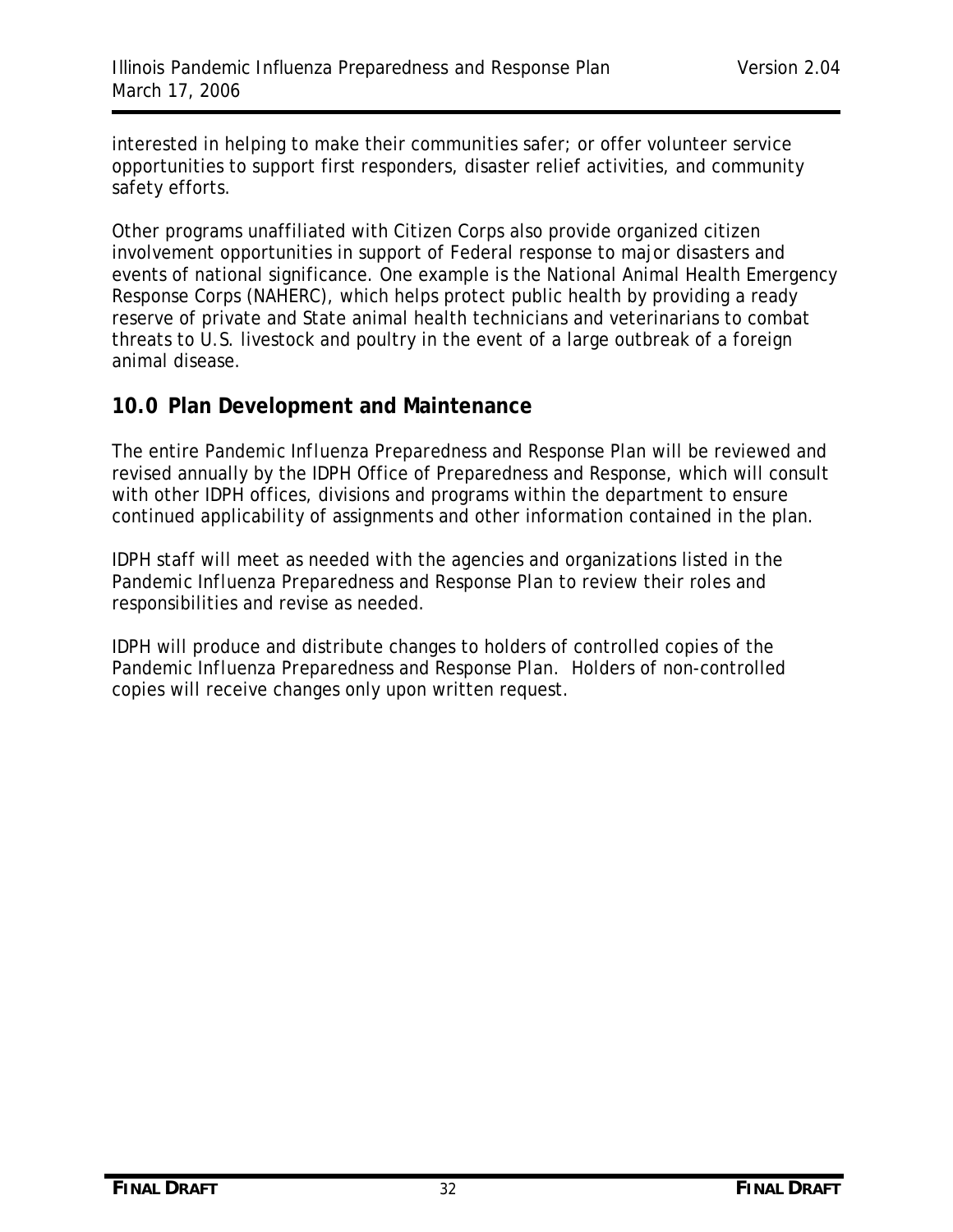interested in helping to make their communities safer; or offer volunteer service opportunities to support first responders, disaster relief activities, and community safety efforts.

Other programs unaffiliated with Citizen Corps also provide organized citizen involvement opportunities in support of Federal response to major disasters and events of national significance. One example is the National Animal Health Emergency Response Corps (NAHERC), which helps protect public health by providing a ready reserve of private and State animal health technicians and veterinarians to combat threats to U.S. livestock and poultry in the event of a large outbreak of a foreign animal disease.

## 10.0 Plan Development and Maintenance

The entire Pandemic Influenza Preparedness and Response Plan will be reviewed and revised annually by the IDPH Office of Preparedness and Response, which will consult with other IDPH offices, divisions and programs within the department to ensure continued applicability of assignments and other information contained in the plan.

IDPH staff will meet as needed with the agencies and organizations listed in the Pandemic Influenza Preparedness and Response Plan to review their roles and responsibilities and revise as needed.

IDPH will produce and distribute changes to holders of controlled copies of the Pandemic Influenza Preparedness and Response Plan. Holders of non-controlled copies will receive changes only upon written request.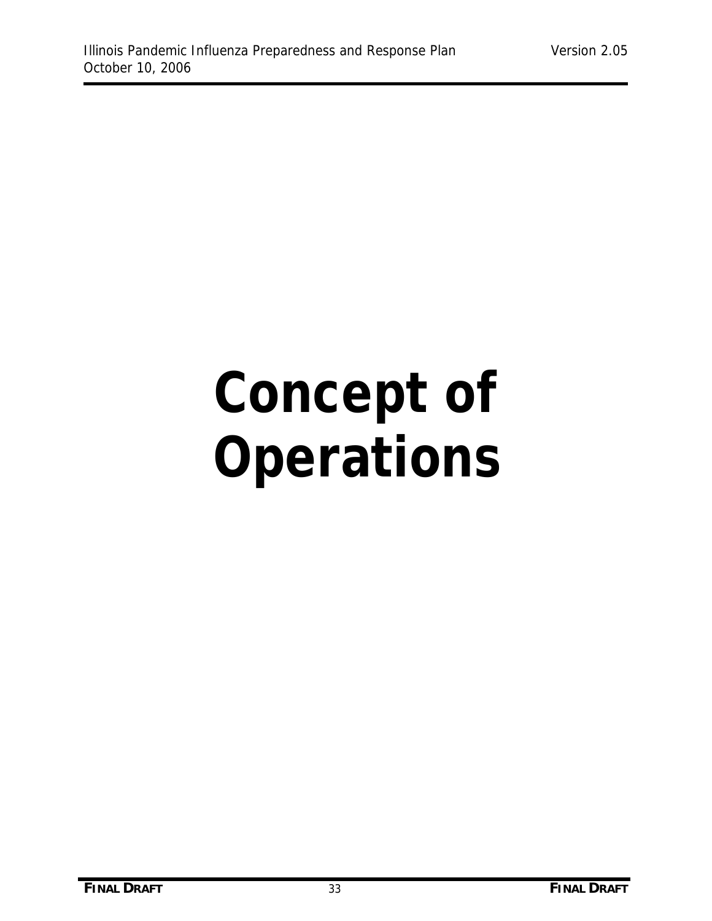# Concept of Operations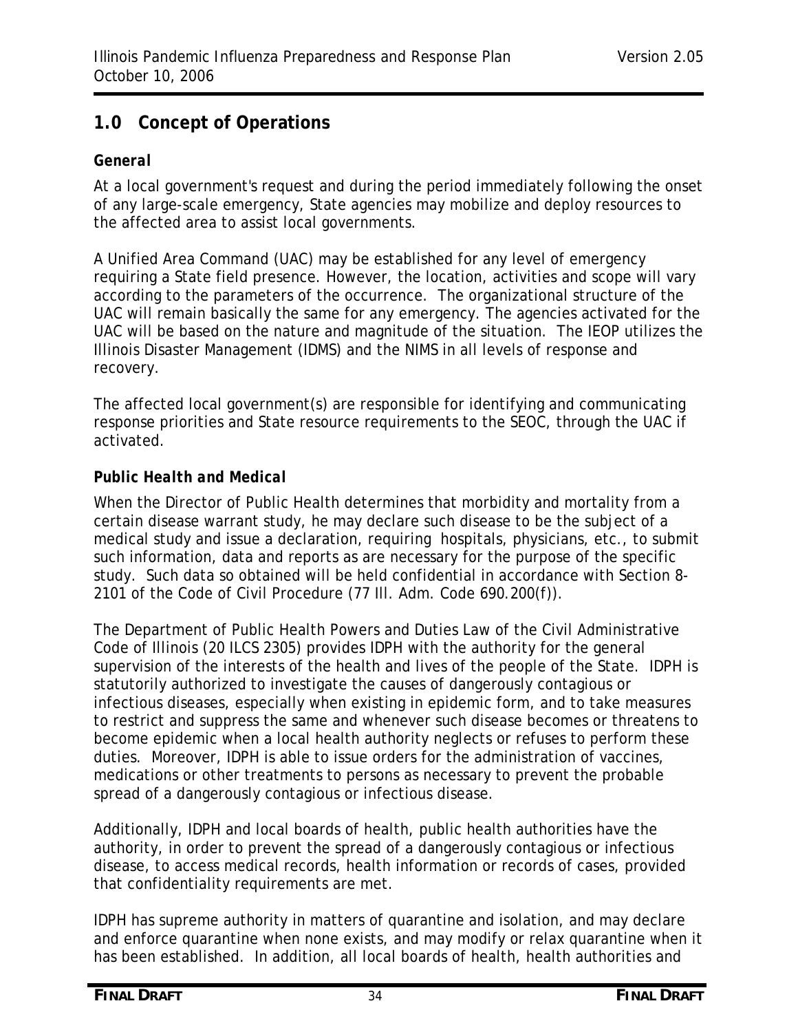## 1.0 Concept of Operations

### *General*

At a local government's request and during the period immediately following the onset of any large-scale emergency, State agencies may mobilize and deploy resources to the affected area to assist local governments.

A Unified Area Command (UAC) may be established for any level of emergency requiring a State field presence. However, the location, activities and scope will vary according to the parameters of the occurrence. The organizational structure of the UAC will remain basically the same for any emergency. The agencies activated for the UAC will be based on the nature and magnitude of the situation. The IEOP utilizes the Illinois Disaster Management (IDMS) and the NIMS in all levels of response and recovery.

The affected local government(s) are responsible for identifying and communicating response priorities and State resource requirements to the SEOC, through the UAC if activated.

### *Public Health and Medical*

When the Director of Public Health determines that morbidity and mortality from a certain disease warrant study, he may declare such disease to be the subject of a medical study and issue a declaration, requiring hospitals, physicians, etc., to submit such information, data and reports as are necessary for the purpose of the specific study. Such data so obtained will be held confidential in accordance with Section 8-2101 of the Code of Civil Procedure (77 Ill. Adm. Code 690.200(f)).

The Department of Public Health Powers and Duties Law of the Civil Administrative Code of Illinois (20 ILCS 2305) provides IDPH with the authority for the general supervision of the interests of the health and lives of the people of the State. IDPH is statutorily authorized to investigate the causes of dangerously contagious or infectious diseases, especially when existing in epidemic form, and to take measures to restrict and suppress the same and whenever such disease becomes or threatens to become epidemic when a local health authority neglects or refuses to perform these duties. Moreover, IDPH is able to issue orders for the administration of vaccines, medications or other treatments to persons as necessary to prevent the probable spread of a dangerously contagious or infectious disease.

Additionally, IDPH and local boards of health, public health authorities have the authority, in order to prevent the spread of a dangerously contagious or infectious disease, to access medical records, health information or records of cases, provided that confidentiality requirements are met.

IDPH has supreme authority in matters of quarantine and isolation, and may declare and enforce quarantine when none exists, and may modify or relax quarantine when it has been established. In addition, all local boards of health, health authorities and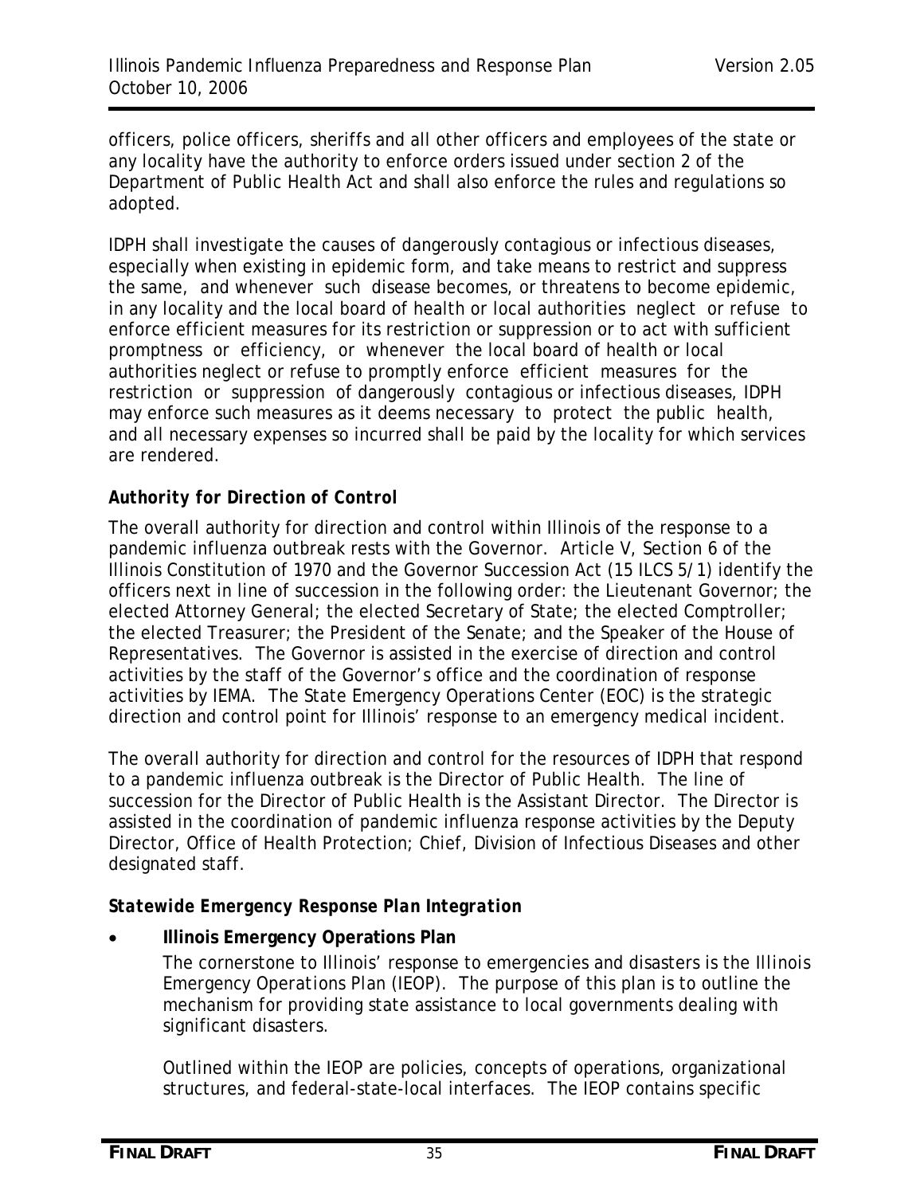officers, police officers, sheriffs and all other officers and employees of the state or any locality have the authority to enforce orders issued under section 2 of the Department of Public Health Act and shall also enforce the rules and regulations so adopted.

IDPH shall investigate the causes of dangerously contagious or infectious diseases, especially when existing in epidemic form, and take means to restrict and suppress the same, and whenever such disease becomes, or threatens to become epidemic, in any locality and the local board of health or local authorities neglect or refuse to enforce efficient measures for its restriction or suppression or to act with sufficient promptness or efficiency, or whenever the local board of health or local authorities neglect or refuse to promptly enforce efficient measures for the restriction or suppression of dangerously contagious or infectious diseases, IDPH may enforce such measures as it deems necessary to protect the public health, and all necessary expenses so incurred shall be paid by the locality for which services are rendered.

***Authority for Direction of Control***

The overall authority for direction and control within Illinois of the response to a pandemic influenza outbreak rests with the Governor. Article V, Section 6 of the Illinois Constitution of 1970 and the Governor Succession Act (15 ILCS 5/1) identify the officers next in line of succession in the following order: the Lieutenant Governor; the elected Attorney General; the elected Secretary of State; the elected Comptroller; the elected Treasurer; the President of the Senate; and the Speaker of the House of Representatives. The Governor is assisted in the exercise of direction and control activities by the staff of the Governor's office and the coordination of response activities by IEMA. The State Emergency Operations Center (EOC) is the strategic direction and control point for Illinois' response to an emergency medical incident.

The overall authority for direction and control for the resources of IDPH that respond to a pandemic influenza outbreak is the Director of Public Health. The line of succession for the Director of Public Health is the Assistant Director. The Director is assisted in the coordination of pandemic influenza response activities by the Deputy Director, Office of Health Protection; Chief, Division of Infectious Diseases and other designated staff.

***Statewide Emergency Response Plan Integration***

- **Illinois Emergency Operations Plan**

  The cornerstone to Illinois' response to emergencies and disasters is the Illinois Emergency Operations Plan (IEOP). The purpose of this plan is to outline the mechanism for providing state assistance to local governments dealing with significant disasters.

  Outlined within the IEOP are policies, concepts of operations, organizational structures, and federal-state-local interfaces. The IEOP contains specific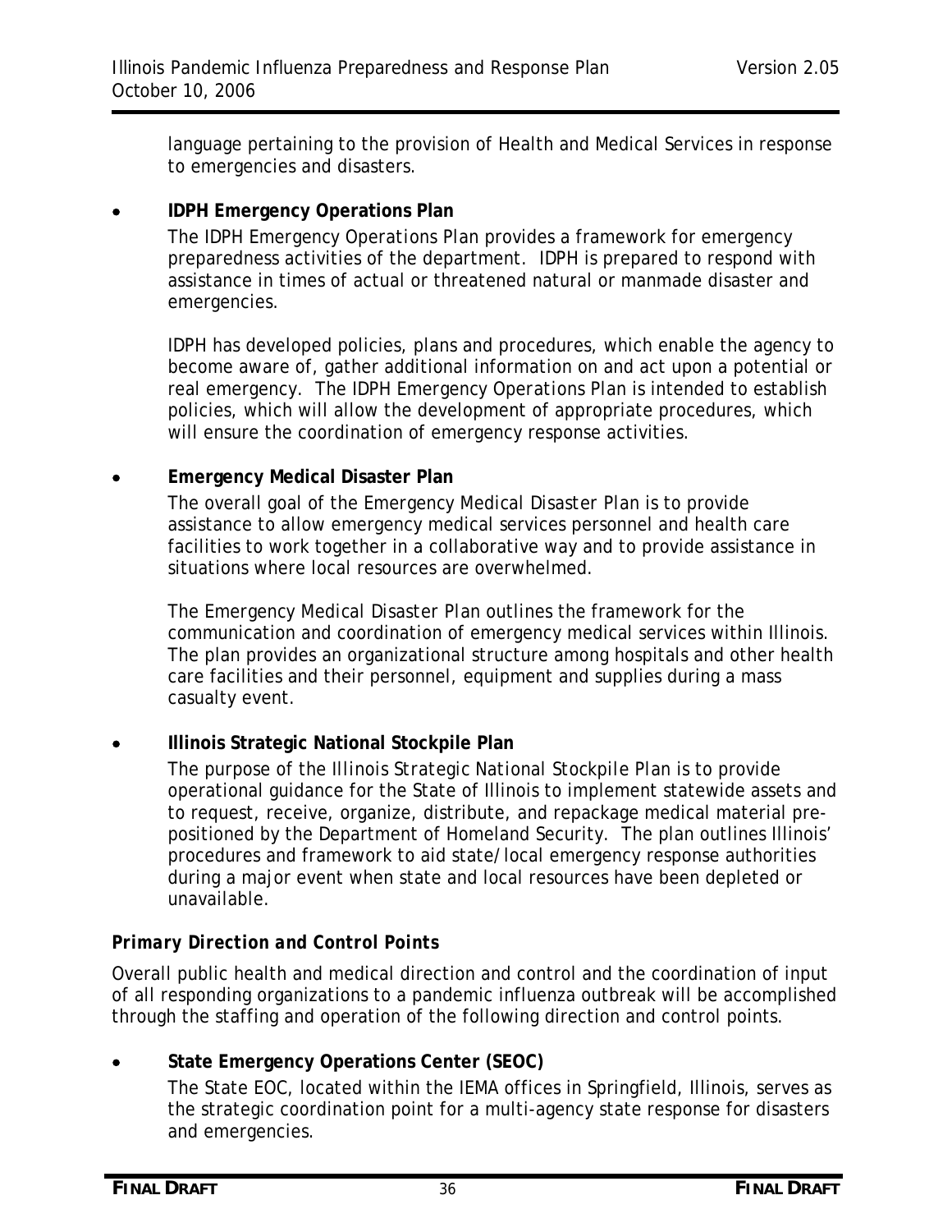language pertaining to the provision of Health and Medical Services in response to emergencies and disasters.

- **IDPH Emergency Operations Plan**

  The *IDPH Emergency Operations Plan* provides a framework for emergency preparedness activities of the department. IDPH is prepared to respond with assistance in times of actual or threatened natural or manmade disaster and emergencies.

  IDPH has developed policies, plans and procedures, which enable the agency to become aware of, gather additional information on and act upon a potential or real emergency. The *IDPH Emergency Operations Plan* is intended to establish policies, which will allow the development of appropriate procedures, which will ensure the coordination of emergency response activities.

- **Emergency Medical Disaster Plan**

  The overall goal of the *Emergency Medical Disaster Plan* is to provide assistance to allow emergency medical services personnel and health care facilities to work together in a collaborative way and to provide assistance in situations where local resources are overwhelmed.

  The *Emergency Medical Disaster Plan* outlines the framework for the communication and coordination of emergency medical services within Illinois. The plan provides an organizational structure among hospitals and other health care facilities and their personnel, equipment and supplies during a mass casualty event.

- **Illinois Strategic National Stockpile Plan**

  The purpose of the *Illinois Strategic National Stockpile Plan* is to provide operational guidance for the State of Illinois to implement statewide assets and to request, receive, organize, distribute, and repackage medical material pre-positioned by the Department of Homeland Security. The plan outlines Illinois' procedures and framework to aid state/local emergency response authorities during a major event when state and local resources have been depleted or unavailable.

### *Primary Direction and Control Points*

Overall public health and medical direction and control and the coordination of input of all responding organizations to a pandemic influenza outbreak will be accomplished through the staffing and operation of the following direction and control points.

- **State Emergency Operations Center (SEOC)**

  The State EOC, located within the IEMA offices in Springfield, Illinois, serves as the strategic coordination point for a multi-agency state response for disasters and emergencies.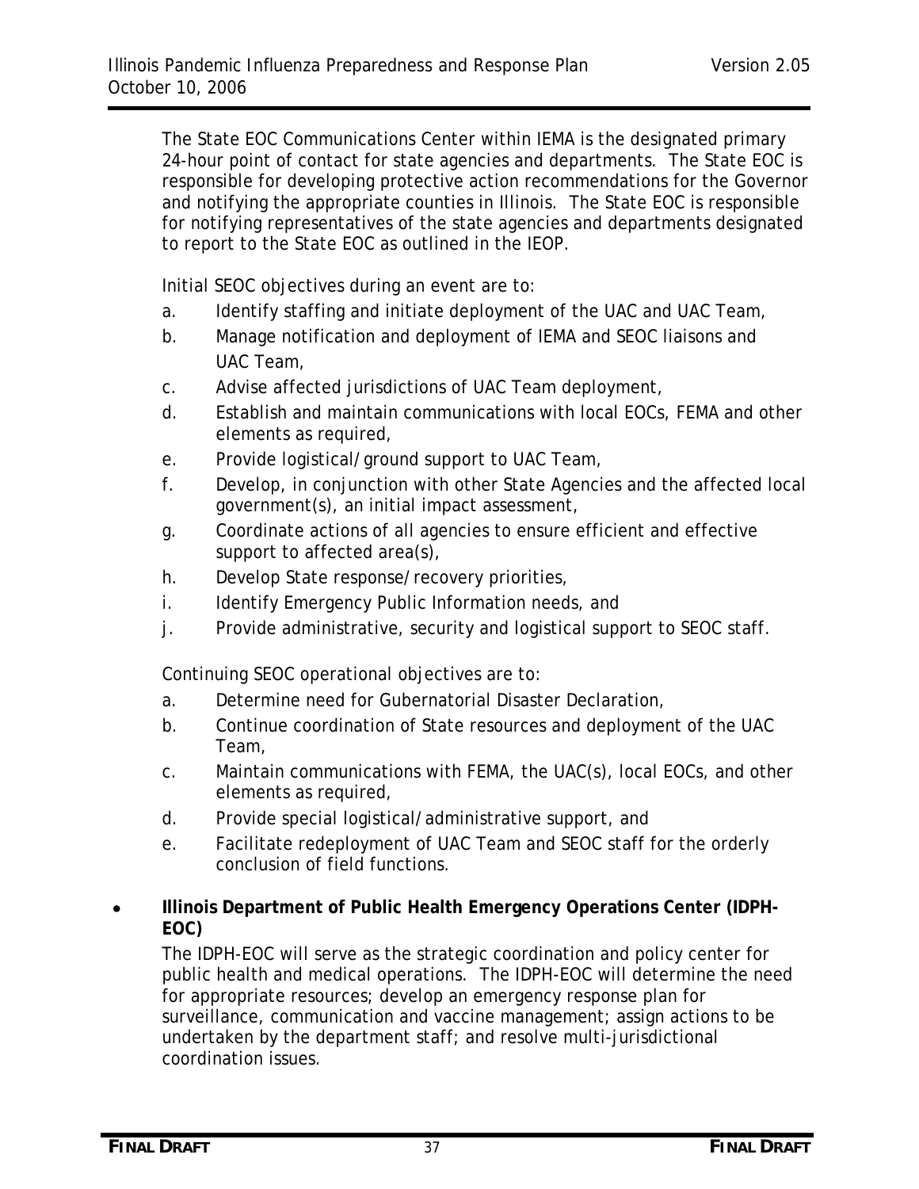The State EOC Communications Center within IEMA is the designated primary 24-hour point of contact for state agencies and departments. The State EOC is responsible for developing protective action recommendations for the Governor and notifying the appropriate counties in Illinois. The State EOC is responsible for notifying representatives of the state agencies and departments designated to report to the State EOC as outlined in the IEOP.

Initial SEOC objectives during an event are to:

a. Identify staffing and initiate deployment of the UAC and UAC Team,
b. Manage notification and deployment of IEMA and SEOC liaisons and UAC Team,
c. Advise affected jurisdictions of UAC Team deployment,
d. Establish and maintain communications with local EOCs, FEMA and other elements as required,
e. Provide logistical/ground support to UAC Team,
f. Develop, in conjunction with other State Agencies and the affected local government(s), an initial impact assessment,
g. Coordinate actions of all agencies to ensure efficient and effective support to affected area(s),
h. Develop State response/recovery priorities,
i. Identify Emergency Public Information needs, and
j. Provide administrative, security and logistical support to SEOC staff.

Continuing SEOC operational objectives are to:

a. Determine need for Gubernatorial Disaster Declaration,
b. Continue coordination of State resources and deployment of the UAC Team,
c. Maintain communications with FEMA, the UAC(s), local EOCs, and other elements as required,
d. Provide special logistical/administrative support, and
e. Facilitate redeployment of UAC Team and SEOC staff for the orderly conclusion of field functions.

- **Illinois Department of Public Health Emergency Operations Center (IDPH-EOC)**

  The IDPH-EOC will serve as the strategic coordination and policy center for public health and medical operations. The IDPH-EOC will determine the need for appropriate resources; develop an emergency response plan for surveillance, communication and vaccine management; assign actions to be undertaken by the department staff; and resolve multi-jurisdictional coordination issues.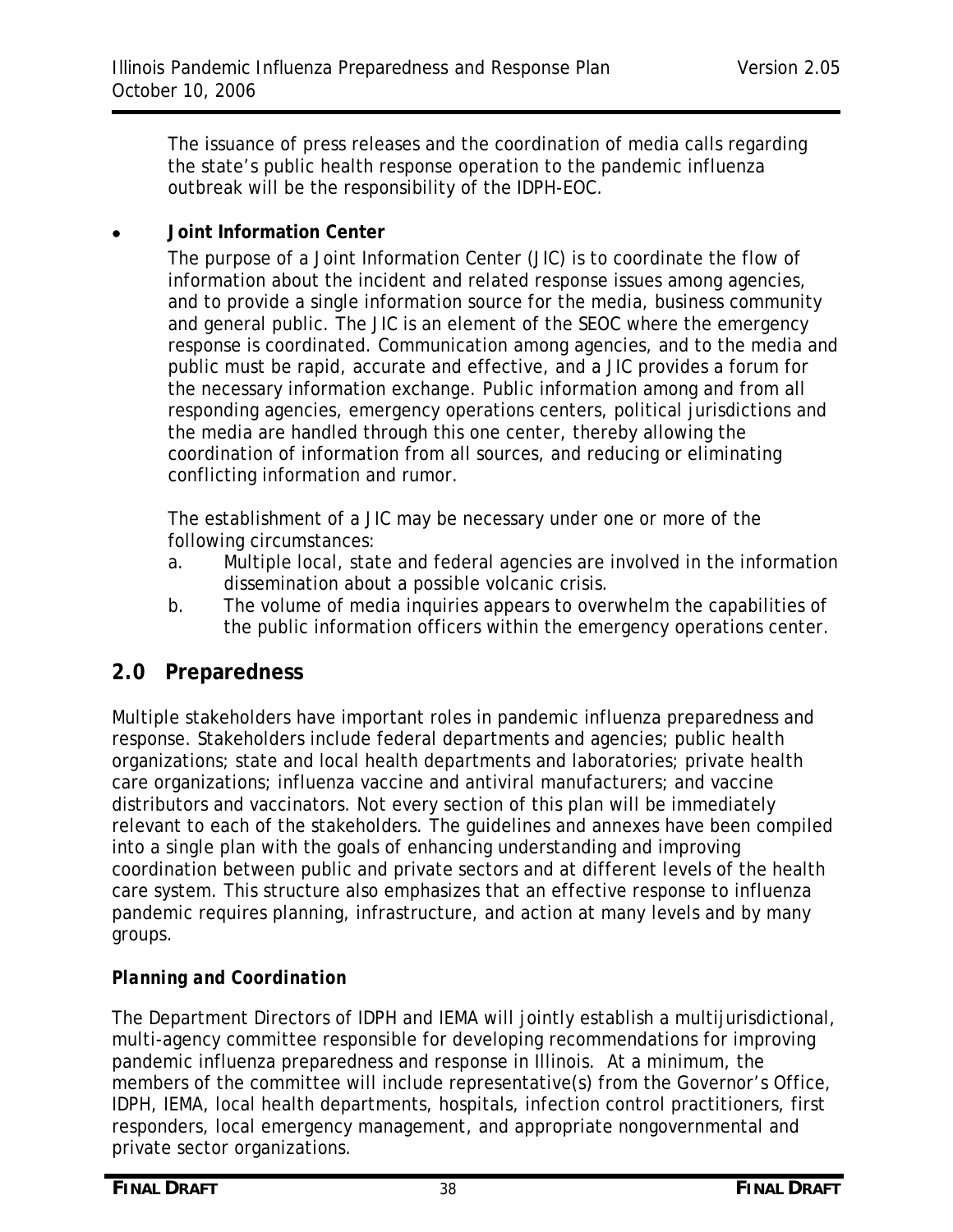The issuance of press releases and the coordination of media calls regarding the state's public health response operation to the pandemic influenza outbreak will be the responsibility of the IDPH-EOC.

- **Joint Information Center**

  The purpose of a Joint Information Center (JIC) is to coordinate the flow of information about the incident and related response issues among agencies, and to provide a single information source for the media, business community and general public. The JIC is an element of the SEOC where the emergency response is coordinated. Communication among agencies, and to the media and public must be rapid, accurate and effective, and a JIC provides a forum for the necessary information exchange. Public information among and from all responding agencies, emergency operations centers, political jurisdictions and the media are handled through this one center, thereby allowing the coordination of information from all sources, and reducing or eliminating conflicting information and rumor.

  The establishment of a JIC may be necessary under one or more of the following circumstances:

  a. Multiple local, state and federal agencies are involved in the information dissemination about a possible volcanic crisis.
  b. The volume of media inquiries appears to overwhelm the capabilities of the public information officers within the emergency operations center.

## 2.0 Preparedness

Multiple stakeholders have important roles in pandemic influenza preparedness and response. Stakeholders include federal departments and agencies; public health organizations; state and local health departments and laboratories; private health care organizations; influenza vaccine and antiviral manufacturers; and vaccine distributors and vaccinators. Not every section of this plan will be immediately relevant to each of the stakeholders. The guidelines and annexes have been compiled into a single plan with the goals of enhancing understanding and improving coordination between public and private sectors and at different levels of the health care system. This structure also emphasizes that an effective response to influenza pandemic requires planning, infrastructure, and action at many levels and by many groups.

### *Planning and Coordination*

The Department Directors of IDPH and IEMA will jointly establish a multijurisdictional, multi-agency committee responsible for developing recommendations for improving pandemic influenza preparedness and response in Illinois. At a minimum, the members of the committee will include representative(s) from the Governor's Office, IDPH, IEMA, local health departments, hospitals, infection control practitioners, first responders, local emergency management, and appropriate nongovernmental and private sector organizations.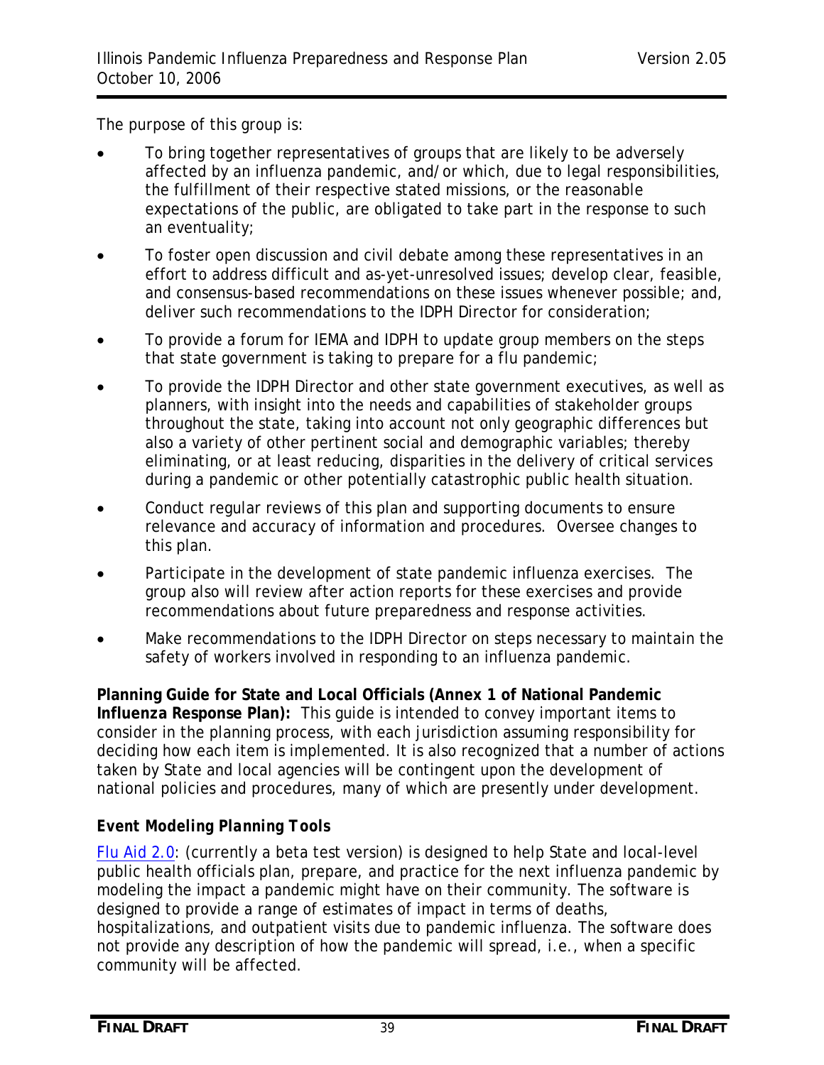The purpose of this group is:

- To bring together representatives of groups that are likely to be adversely affected by an influenza pandemic, and/or which, due to legal responsibilities, the fulfillment of their respective stated missions, or the reasonable expectations of the public, are obligated to take part in the response to such an eventuality;
- To foster open discussion and civil debate among these representatives in an effort to address difficult and as-yet-unresolved issues; develop clear, feasible, and consensus-based recommendations on these issues whenever possible; and, deliver such recommendations to the IDPH Director for consideration;
- To provide a forum for IEMA and IDPH to update group members on the steps that state government is taking to prepare for a flu pandemic;
- To provide the IDPH Director and other state government executives, as well as planners, with insight into the needs and capabilities of stakeholder groups throughout the state, taking into account not only geographic differences but also a variety of other pertinent social and demographic variables; thereby eliminating, or at least reducing, disparities in the delivery of critical services during a pandemic or other potentially catastrophic public health situation.
- Conduct regular reviews of this plan and supporting documents to ensure relevance and accuracy of information and procedures. Oversee changes to this plan.
- Participate in the development of state pandemic influenza exercises. The group also will review after action reports for these exercises and provide recommendations about future preparedness and response activities.
- Make recommendations to the IDPH Director on steps necessary to maintain the safety of workers involved in responding to an influenza pandemic.

**Planning Guide for State and Local Officials (Annex 1 of National Pandemic Influenza Response Plan):** This guide is intended to convey important items to consider in the planning process, with each jurisdiction assuming responsibility for deciding how each item is implemented. It is also recognized that a number of actions taken by State and local agencies will be contingent upon the development of national policies and procedures, many of which are presently under development.

***Event Modeling Planning Tools***

Flu Aid 2.0: (currently a beta test version) is designed to help State and local-level public health officials plan, prepare, and practice for the next influenza pandemic by modeling the impact a pandemic might have on their community. The software is designed to provide a range of estimates of impact in terms of deaths, hospitalizations, and outpatient visits due to pandemic influenza. The software does not provide any description of how the pandemic will spread, i.e., when a specific community will be affected.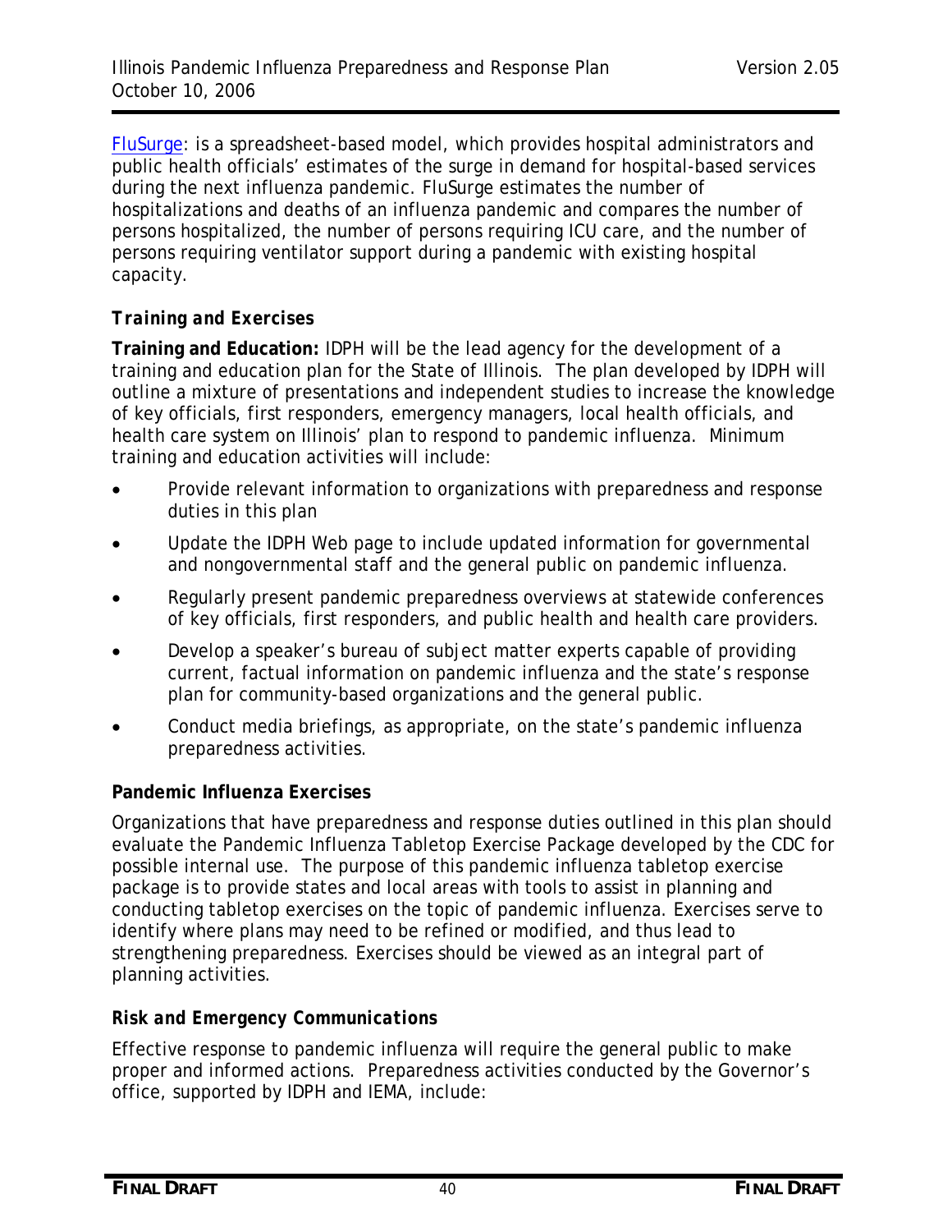FluSurge: is a spreadsheet-based model, which provides hospital administrators and public health officials' estimates of the surge in demand for hospital-based services during the next influenza pandemic. FluSurge estimates the number of hospitalizations and deaths of an influenza pandemic and compares the number of persons hospitalized, the number of persons requiring ICU care, and the number of persons requiring ventilator support during a pandemic with existing hospital capacity.

### *Training and Exercises*

**Training and Education:** IDPH will be the lead agency for the development of a training and education plan for the State of Illinois. The plan developed by IDPH will outline a mixture of presentations and independent studies to increase the knowledge of key officials, first responders, emergency managers, local health officials, and health care system on Illinois' plan to respond to pandemic influenza. Minimum training and education activities will include:

- Provide relevant information to organizations with preparedness and response duties in this plan
- Update the IDPH Web page to include updated information for governmental and nongovernmental staff and the general public on pandemic influenza.
- Regularly present pandemic preparedness overviews at statewide conferences of key officials, first responders, and public health and health care providers.
- Develop a speaker's bureau of subject matter experts capable of providing current, factual information on pandemic influenza and the state's response plan for community-based organizations and the general public.
- Conduct media briefings, as appropriate, on the state's pandemic influenza preparedness activities.

**Pandemic Influenza Exercises**

Organizations that have preparedness and response duties outlined in this plan should evaluate the Pandemic Influenza Tabletop Exercise Package developed by the CDC for possible internal use. The purpose of this pandemic influenza tabletop exercise package is to provide states and local areas with tools to assist in planning and conducting tabletop exercises on the topic of pandemic influenza. Exercises serve to identify where plans may need to be refined or modified, and thus lead to strengthening preparedness. Exercises should be viewed as an integral part of planning activities.

### *Risk and Emergency Communications*

Effective response to pandemic influenza will require the general public to make proper and informed actions. Preparedness activities conducted by the Governor's office, supported by IDPH and IEMA, include: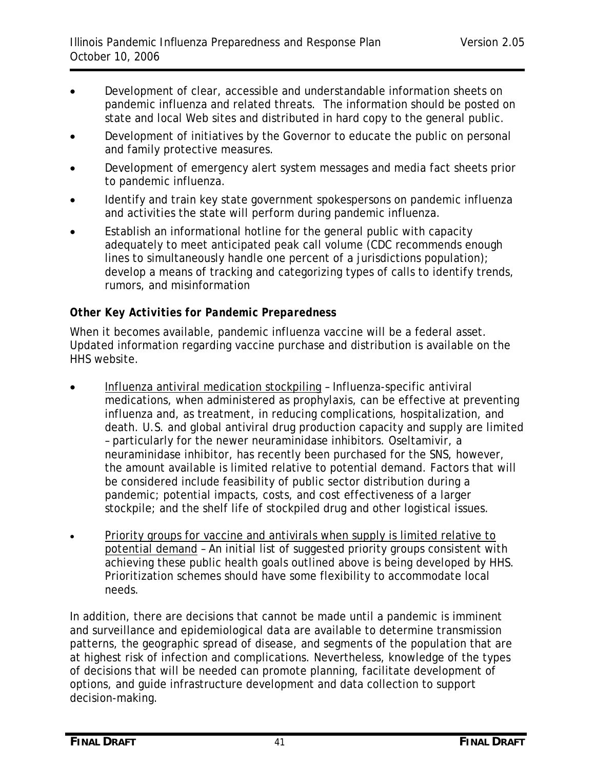- Development of clear, accessible and understandable information sheets on pandemic influenza and related threats. The information should be posted on state and local Web sites and distributed in hard copy to the general public.
- Development of initiatives by the Governor to educate the public on personal and family protective measures.
- Development of emergency alert system messages and media fact sheets prior to pandemic influenza.
- Identify and train key state government spokespersons on pandemic influenza and activities the state will perform during pandemic influenza.
- Establish an informational hotline for the general public with capacity adequately to meet anticipated peak call volume (CDC recommends enough lines to simultaneously handle one percent of a jurisdictions population); develop a means of tracking and categorizing types of calls to identify trends, rumors, and misinformation

***Other Key Activities for Pandemic Preparedness***

When it becomes available, pandemic influenza vaccine will be a federal asset. Updated information regarding vaccine purchase and distribution is available on the HHS website.

- Influenza antiviral medication stockpiling – Influenza-specific antiviral medications, when administered as prophylaxis, can be effective at preventing influenza and, as treatment, in reducing complications, hospitalization, and death. U.S. and global antiviral drug production capacity and supply are limited – particularly for the newer neuraminidase inhibitors. Oseltamivir, a neuraminidase inhibitor, has recently been purchased for the SNS, however, the amount available is limited relative to potential demand. Factors that will be considered include feasibility of public sector distribution during a pandemic; potential impacts, costs, and cost effectiveness of a larger stockpile; and the shelf life of stockpiled drug and other logistical issues.
- Priority groups for vaccine and antivirals when supply is limited relative to potential demand – An initial list of suggested priority groups consistent with achieving these public health goals outlined above is being developed by HHS. Prioritization schemes should have some flexibility to accommodate local needs.

In addition, there are decisions that cannot be made until a pandemic is imminent and surveillance and epidemiological data are available to determine transmission patterns, the geographic spread of disease, and segments of the population that are at highest risk of infection and complications. Nevertheless, knowledge of the types of decisions that will be needed can promote planning, facilitate development of options, and guide infrastructure development and data collection to support decision-making.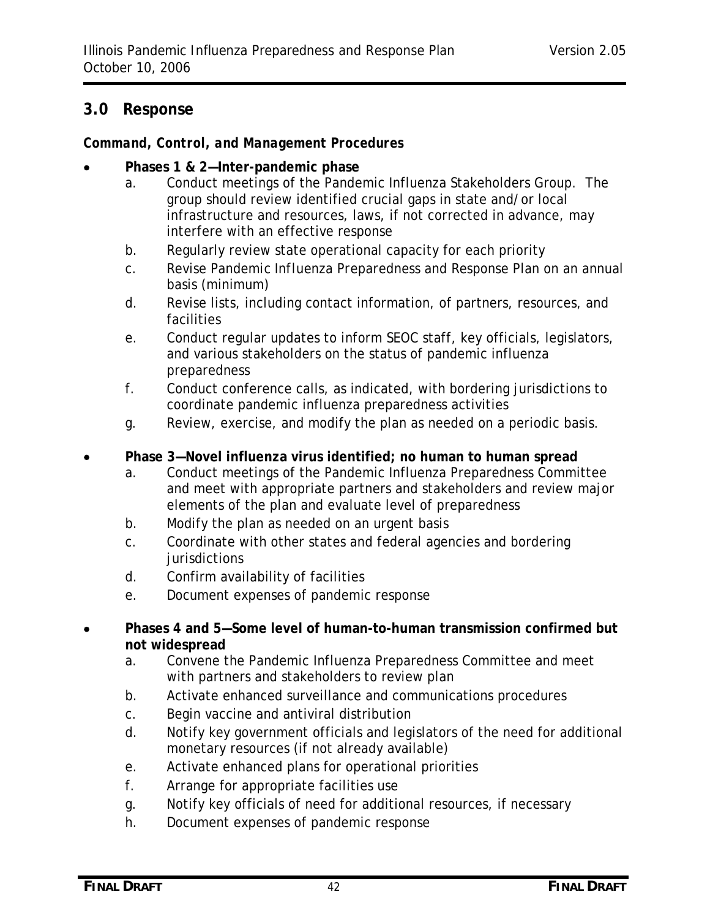## 3.0 Response

***Command, Control, and Management Procedures***

- **Phases 1 & 2—Inter-pandemic phase**
    a. Conduct meetings of the Pandemic Influenza Stakeholders Group. The group should review identified crucial gaps in state and/or local infrastructure and resources, laws, if not corrected in advance, may interfere with an effective response
    b. Regularly review state operational capacity for each priority
    c. Revise Pandemic Influenza Preparedness and Response Plan on an annual basis (minimum)
    d. Revise lists, including contact information, of partners, resources, and facilities
    e. Conduct regular updates to inform SEOC staff, key officials, legislators, and various stakeholders on the status of pandemic influenza preparedness
    f. Conduct conference calls, as indicated, with bordering jurisdictions to coordinate pandemic influenza preparedness activities
    g. Review, exercise, and modify the plan as needed on a periodic basis.

- **Phase 3—Novel influenza virus identified; no human to human spread**
    a. Conduct meetings of the Pandemic Influenza Preparedness Committee and meet with appropriate partners and stakeholders and review major elements of the plan and evaluate level of preparedness
    b. Modify the plan as needed on an urgent basis
    c. Coordinate with other states and federal agencies and bordering jurisdictions
    d. Confirm availability of facilities
    e. Document expenses of pandemic response

- **Phases 4 and 5—Some level of human-to-human transmission confirmed but not widespread**
    a. Convene the Pandemic Influenza Preparedness Committee and meet with partners and stakeholders to review plan
    b. Activate enhanced surveillance and communications procedures
    c. Begin vaccine and antiviral distribution
    d. Notify key government officials and legislators of the need for additional monetary resources (if not already available)
    e. Activate enhanced plans for operational priorities
    f. Arrange for appropriate facilities use
    g. Notify key officials of need for additional resources, if necessary
    h. Document expenses of pandemic response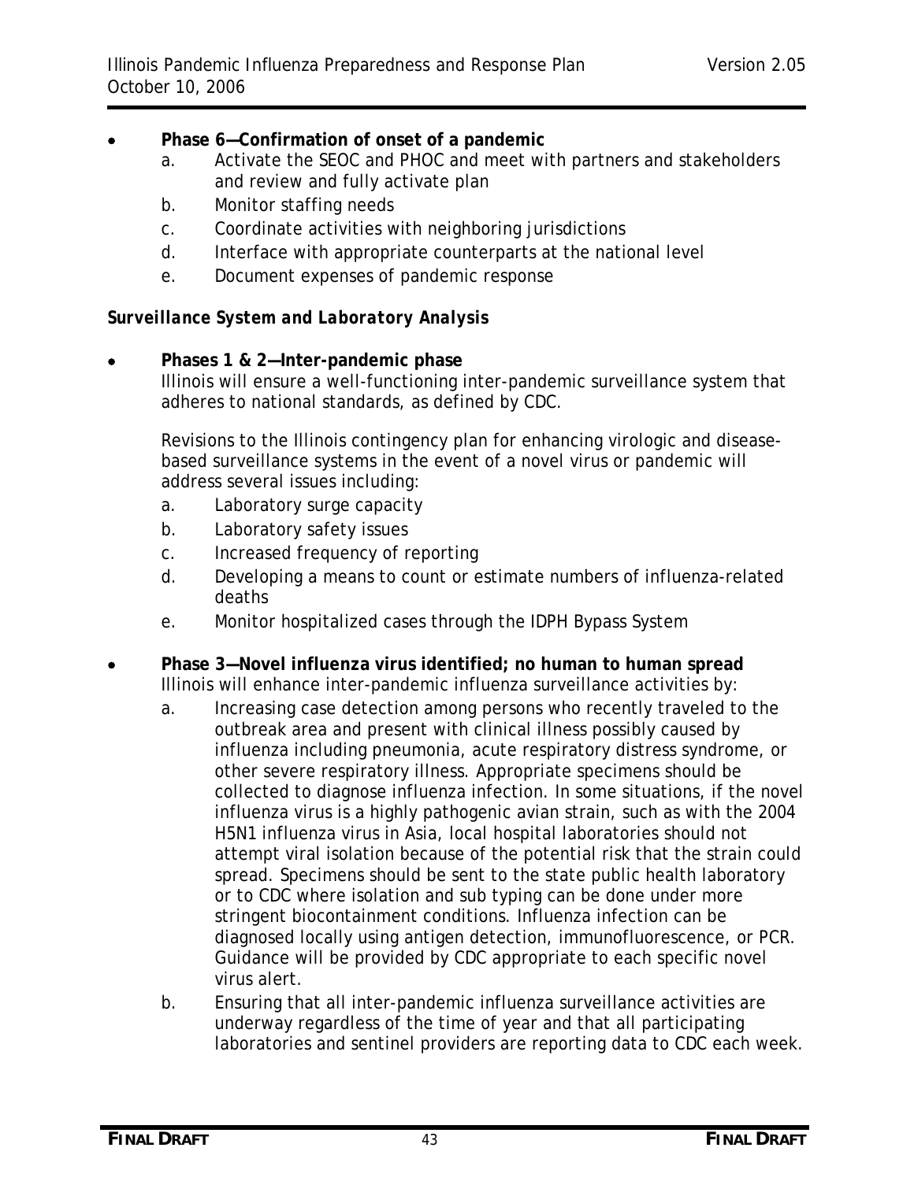- **Phase 6—Confirmation of onset of a pandemic**
  a. Activate the SEOC and PHOC and meet with partners and stakeholders and review and fully activate plan
  b. Monitor staffing needs
  c. Coordinate activities with neighboring jurisdictions
  d. Interface with appropriate counterparts at the national level
  e. Document expenses of pandemic response

***Surveillance System and Laboratory Analysis***

- **Phases 1 & 2—Inter-pandemic phase**
  Illinois will ensure a well-functioning inter-pandemic surveillance system that adheres to national standards, as defined by CDC.

  Revisions to the Illinois contingency plan for enhancing virologic and disease-based surveillance systems in the event of a novel virus or pandemic will address several issues including:
  a. Laboratory surge capacity
  b. Laboratory safety issues
  c. Increased frequency of reporting
  d. Developing a means to count or estimate numbers of influenza-related deaths
  e. Monitor hospitalized cases through the IDPH Bypass System

- **Phase 3—Novel influenza virus identified; no human to human spread**
  Illinois will enhance inter-pandemic influenza surveillance activities by:
  a. Increasing case detection among persons who recently traveled to the outbreak area and present with clinical illness possibly caused by influenza including pneumonia, acute respiratory distress syndrome, or other severe respiratory illness. Appropriate specimens should be collected to diagnose influenza infection. In some situations, if the novel influenza virus is a highly pathogenic avian strain, such as with the 2004 H5N1 influenza virus in Asia, local hospital laboratories should not attempt viral isolation because of the potential risk that the strain could spread. Specimens should be sent to the state public health laboratory or to CDC where isolation and sub typing can be done under more stringent biocontainment conditions. Influenza infection can be diagnosed locally using antigen detection, immunofluorescence, or PCR. Guidance will be provided by CDC appropriate to each specific novel virus alert.
  b. Ensuring that all inter-pandemic influenza surveillance activities are underway regardless of the time of year and that all participating laboratories and sentinel providers are reporting data to CDC each week.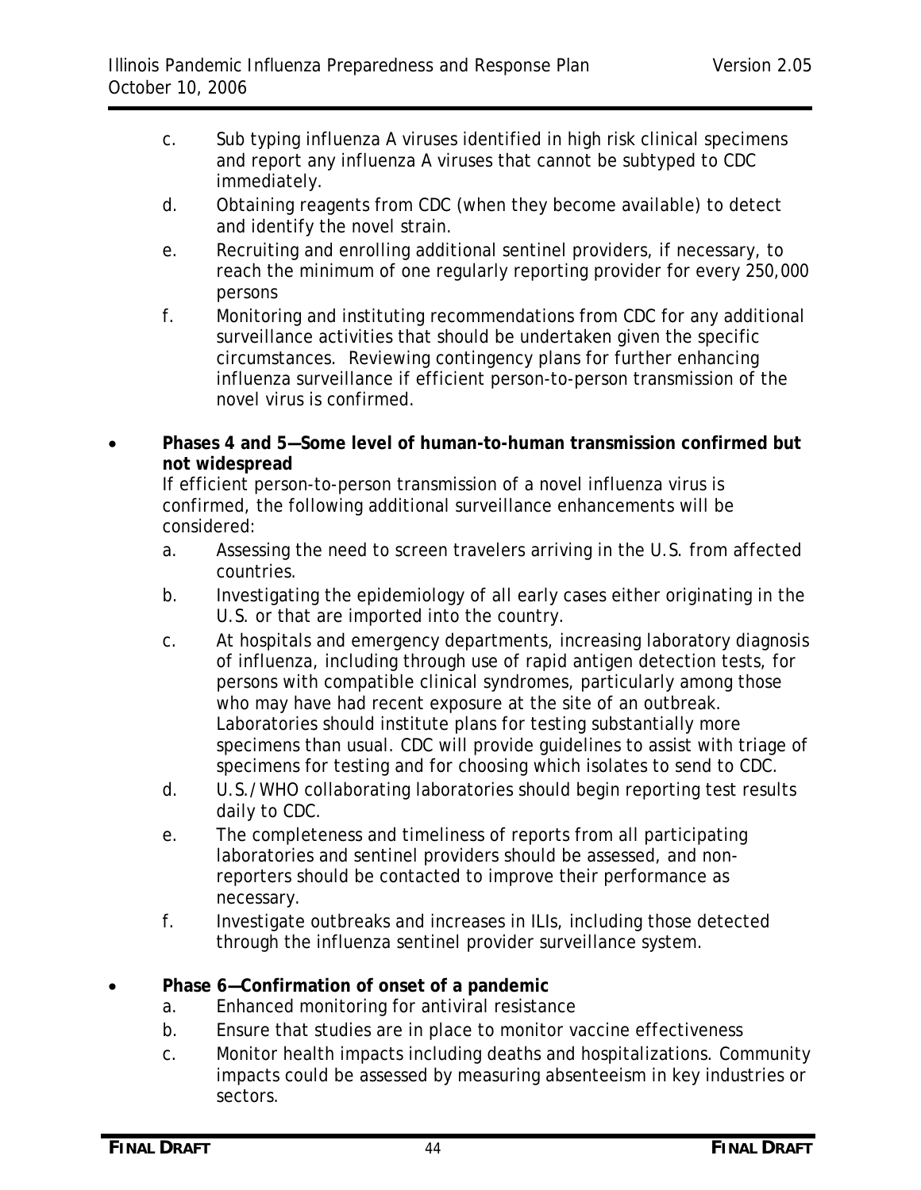c. Sub typing influenza A viruses identified in high risk clinical specimens and report any influenza A viruses that cannot be subtyped to CDC immediately.
d. Obtaining reagents from CDC (when they become available) to detect and identify the novel strain.
e. Recruiting and enrolling additional sentinel providers, if necessary, to reach the minimum of one regularly reporting provider for every 250,000 persons
f. Monitoring and instituting recommendations from CDC for any additional surveillance activities that should be undertaken given the specific circumstances. Reviewing contingency plans for further enhancing influenza surveillance if efficient person-to-person transmission of the novel virus is confirmed.

- **Phases 4 and 5—Some level of human-to-human transmission confirmed but not widespread**
  If efficient person-to-person transmission of a novel influenza virus is confirmed, the following additional surveillance enhancements will be considered:
  a. Assessing the need to screen travelers arriving in the U.S. from affected countries.
  b. Investigating the epidemiology of all early cases either originating in the U.S. or that are imported into the country.
  c. At hospitals and emergency departments, increasing laboratory diagnosis of influenza, including through use of rapid antigen detection tests, for persons with compatible clinical syndromes, particularly among those who may have had recent exposure at the site of an outbreak. Laboratories should institute plans for testing substantially more specimens than usual. CDC will provide guidelines to assist with triage of specimens for testing and for choosing which isolates to send to CDC.
  d. U.S./WHO collaborating laboratories should begin reporting test results daily to CDC.
  e. The completeness and timeliness of reports from all participating laboratories and sentinel providers should be assessed, and non-reporters should be contacted to improve their performance as necessary.
  f. Investigate outbreaks and increases in ILIs, including those detected through the influenza sentinel provider surveillance system.

- **Phase 6—Confirmation of onset of a pandemic**
  a. Enhanced monitoring for antiviral resistance
  b. Ensure that studies are in place to monitor vaccine effectiveness
  c. Monitor health impacts including deaths and hospitalizations. Community impacts could be assessed by measuring absenteeism in key industries or sectors.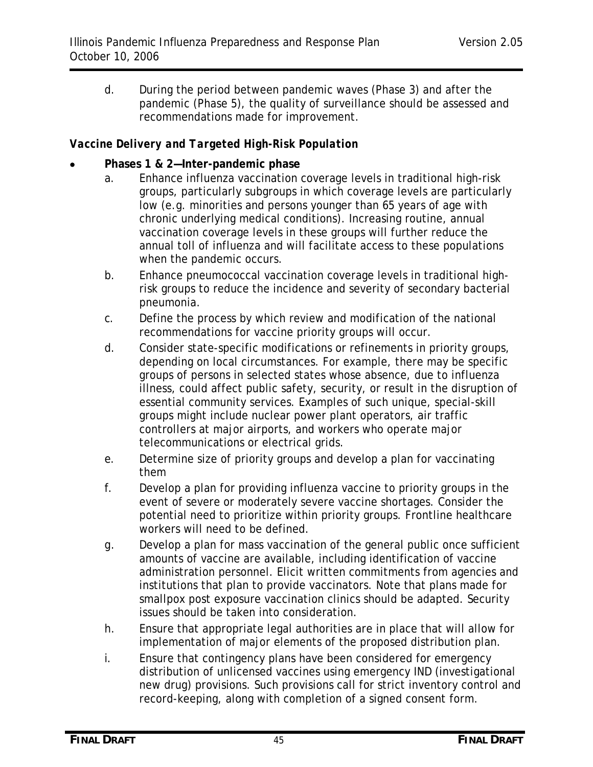d. During the period between pandemic waves (Phase 3) and after the pandemic (Phase 5), the quality of surveillance should be assessed and recommendations made for improvement.

***Vaccine Delivery and Targeted High-Risk Population***

- **Phases 1 & 2—Inter-pandemic phase**
  a. Enhance influenza vaccination coverage levels in traditional high-risk groups, particularly subgroups in which coverage levels are particularly low (e.g. minorities and persons younger than 65 years of age with chronic underlying medical conditions). Increasing routine, annual vaccination coverage levels in these groups will further reduce the annual toll of influenza and will facilitate access to these populations when the pandemic occurs.
  b. Enhance pneumococcal vaccination coverage levels in traditional high-risk groups to reduce the incidence and severity of secondary bacterial pneumonia.
  c. Define the process by which review and modification of the national recommendations for vaccine priority groups will occur.
  d. Consider state-specific modifications or refinements in priority groups, depending on local circumstances. For example, there may be specific groups of persons in selected states whose absence, due to influenza illness, could affect public safety, security, or result in the disruption of essential community services. Examples of such unique, special-skill groups might include nuclear power plant operators, air traffic controllers at major airports, and workers who operate major telecommunications or electrical grids.
  e. Determine size of priority groups and develop a plan for vaccinating them
  f. Develop a plan for providing influenza vaccine to priority groups in the event of severe or moderately severe vaccine shortages. Consider the potential need to prioritize within priority groups. Frontline healthcare workers will need to be defined.
  g. Develop a plan for mass vaccination of the general public once sufficient amounts of vaccine are available, including identification of vaccine administration personnel. Elicit written commitments from agencies and institutions that plan to provide vaccinators. Note that plans made for smallpox post exposure vaccination clinics should be adapted. Security issues should be taken into consideration.
  h. Ensure that appropriate legal authorities are in place that will allow for implementation of major elements of the proposed distribution plan.
  i. Ensure that contingency plans have been considered for emergency distribution of unlicensed vaccines using emergency IND (investigational new drug) provisions. Such provisions call for strict inventory control and record-keeping, along with completion of a signed consent form.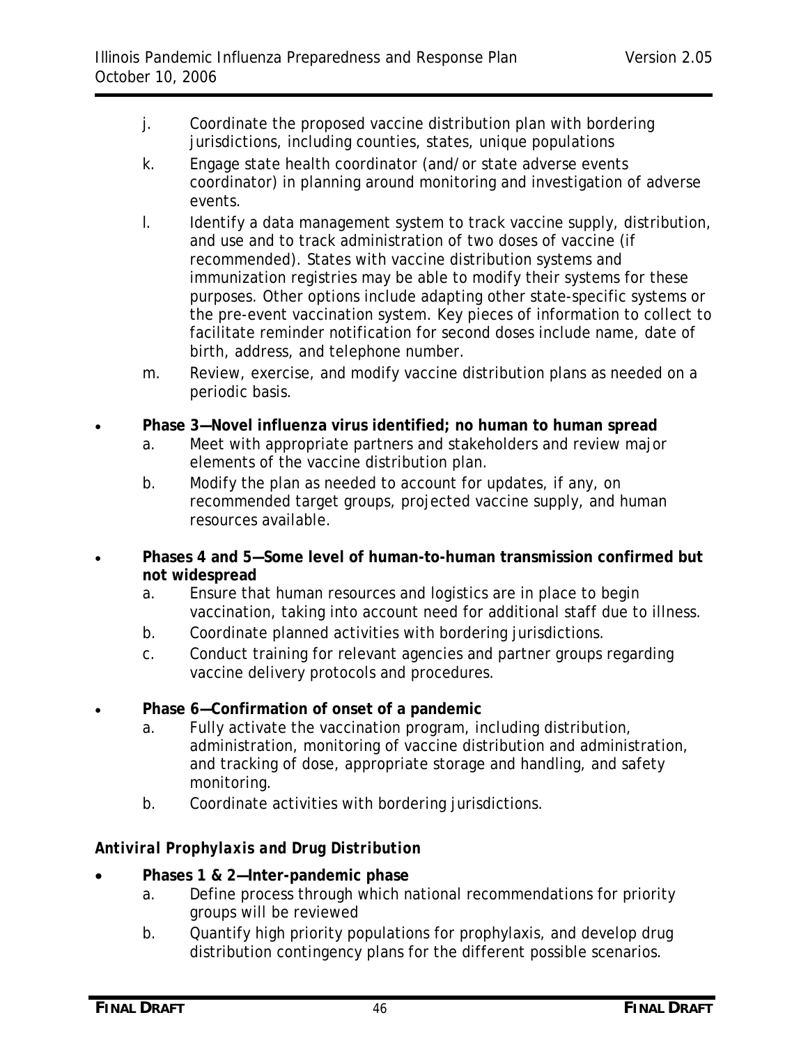j. Coordinate the proposed vaccine distribution plan with bordering jurisdictions, including counties, states, unique populations

k. Engage state health coordinator (and/or state adverse events coordinator) in planning around monitoring and investigation of adverse events.

l. Identify a data management system to track vaccine supply, distribution, and use and to track administration of two doses of vaccine (if recommended). States with vaccine distribution systems and immunization registries may be able to modify their systems for these purposes. Other options include adapting other state-specific systems or the pre-event vaccination system. Key pieces of information to collect to facilitate reminder notification for second doses include name, date of birth, address, and telephone number.

m. Review, exercise, and modify vaccine distribution plans as needed on a periodic basis.

- **Phase 3—Novel influenza virus identified; no human to human spread**
  a. Meet with appropriate partners and stakeholders and review major elements of the vaccine distribution plan.
  b. Modify the plan as needed to account for updates, if any, on recommended target groups, projected vaccine supply, and human resources available.

- **Phases 4 and 5—Some level of human-to-human transmission confirmed but not widespread**
  a. Ensure that human resources and logistics are in place to begin vaccination, taking into account need for additional staff due to illness.
  b. Coordinate planned activities with bordering jurisdictions.
  c. Conduct training for relevant agencies and partner groups regarding vaccine delivery protocols and procedures.

- **Phase 6—Confirmation of onset of a pandemic**
  a. Fully activate the vaccination program, including distribution, administration, monitoring of vaccine distribution and administration, and tracking of dose, appropriate storage and handling, and safety monitoring.
  b. Coordinate activities with bordering jurisdictions.

***Antiviral Prophylaxis and Drug Distribution***

- **Phases 1 & 2—Inter-pandemic phase**
  a. Define process through which national recommendations for priority groups will be reviewed
  b. Quantify high priority populations for prophylaxis, and develop drug distribution contingency plans for the different possible scenarios.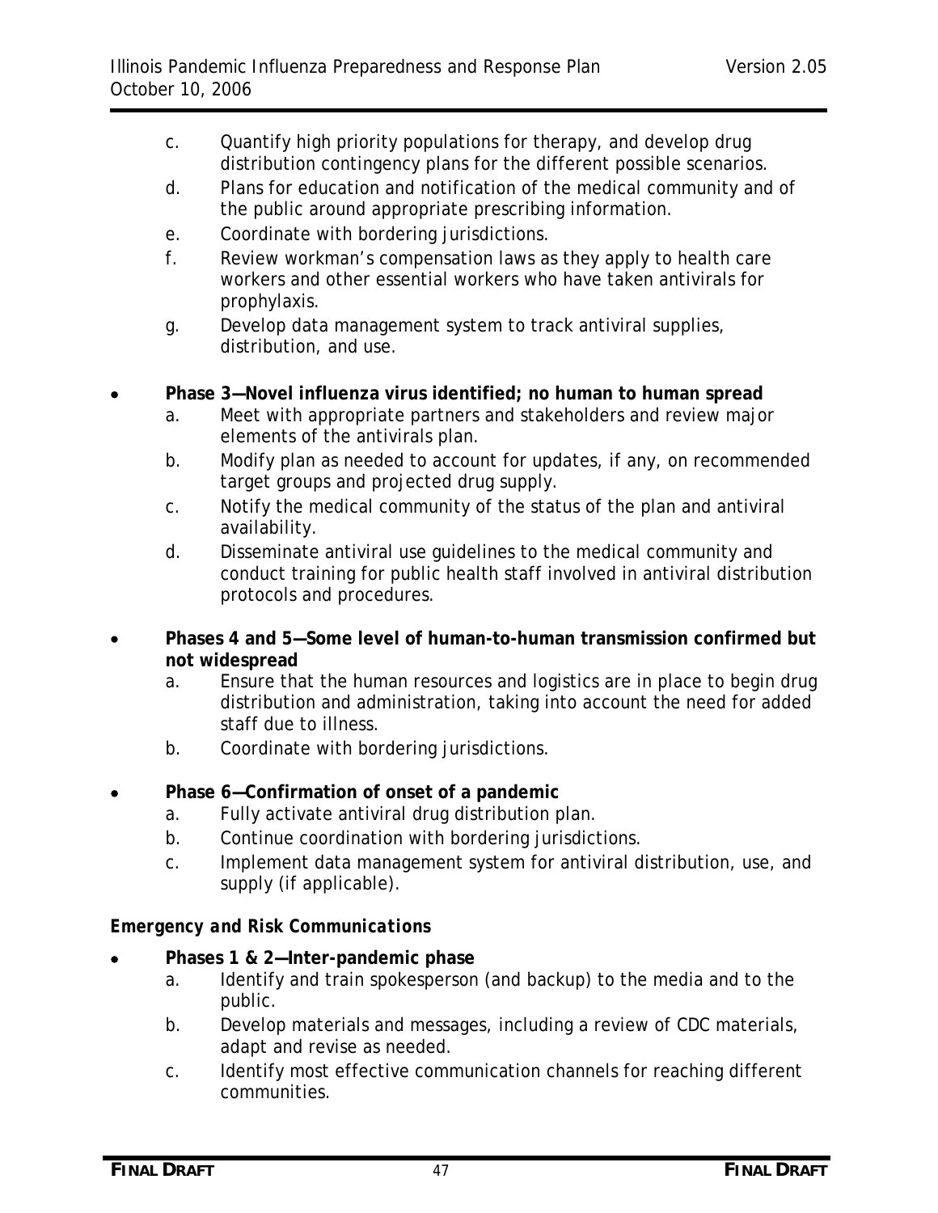c. Quantify high priority populations for therapy, and develop drug distribution contingency plans for the different possible scenarios.
d. Plans for education and notification of the medical community and of the public around appropriate prescribing information.
e. Coordinate with bordering jurisdictions.
f. Review workman's compensation laws as they apply to health care workers and other essential workers who have taken antivirals for prophylaxis.
g. Develop data management system to track antiviral supplies, distribution, and use.

- **Phase 3—Novel influenza virus identified; no human to human spread**
  a. Meet with appropriate partners and stakeholders and review major elements of the antivirals plan.
  b. Modify plan as needed to account for updates, if any, on recommended target groups and projected drug supply.
  c. Notify the medical community of the status of the plan and antiviral availability.
  d. Disseminate antiviral use guidelines to the medical community and conduct training for public health staff involved in antiviral distribution protocols and procedures.

- **Phases 4 and 5—Some level of human-to-human transmission confirmed but not widespread**
  a. Ensure that the human resources and logistics are in place to begin drug distribution and administration, taking into account the need for added staff due to illness.
  b. Coordinate with bordering jurisdictions.

- **Phase 6—Confirmation of onset of a pandemic**
  a. Fully activate antiviral drug distribution plan.
  b. Continue coordination with bordering jurisdictions.
  c. Implement data management system for antiviral distribution, use, and supply (if applicable).

***Emergency and Risk Communications***

- **Phases 1 & 2—Inter-pandemic phase**
  a. Identify and train spokesperson (and backup) to the media and to the public.
  b. Develop materials and messages, including a review of CDC materials, adapt and revise as needed.
  c. Identify most effective communication channels for reaching different communities.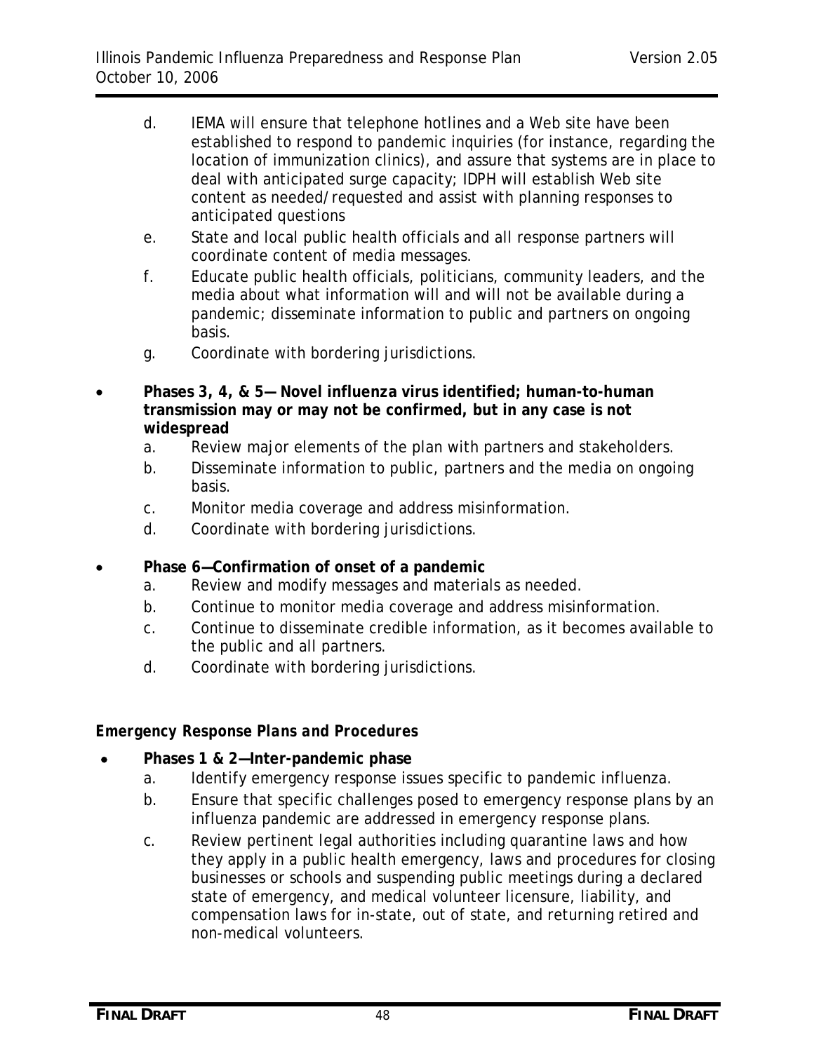d. IEMA will ensure that telephone hotlines and a Web site have been established to respond to pandemic inquiries (for instance, regarding the location of immunization clinics), and assure that systems are in place to deal with anticipated surge capacity; IDPH will establish Web site content as needed/requested and assist with planning responses to anticipated questions
e. State and local public health officials and all response partners will coordinate content of media messages.
f. Educate public health officials, politicians, community leaders, and the media about what information will and will not be available during a pandemic; disseminate information to public and partners on ongoing basis.
g. Coordinate with bordering jurisdictions.

- **Phases 3, 4, & 5— Novel influenza virus identified; human-to-human transmission may or may not be confirmed, but in any case is not widespread**
  a. Review major elements of the plan with partners and stakeholders.
  b. Disseminate information to public, partners and the media on ongoing basis.
  c. Monitor media coverage and address misinformation.
  d. Coordinate with bordering jurisdictions.

- **Phase 6—Confirmation of onset of a pandemic**
  a. Review and modify messages and materials as needed.
  b. Continue to monitor media coverage and address misinformation.
  c. Continue to disseminate credible information, as it becomes available to the public and all partners.
  d. Coordinate with bordering jurisdictions.

***Emergency Response Plans and Procedures***

- **Phases 1 & 2—Inter-pandemic phase**
  a. Identify emergency response issues specific to pandemic influenza.
  b. Ensure that specific challenges posed to emergency response plans by an influenza pandemic are addressed in emergency response plans.
  c. Review pertinent legal authorities including quarantine laws and how they apply in a public health emergency, laws and procedures for closing businesses or schools and suspending public meetings during a declared state of emergency, and medical volunteer licensure, liability, and compensation laws for in-state, out of state, and returning retired and non-medical volunteers.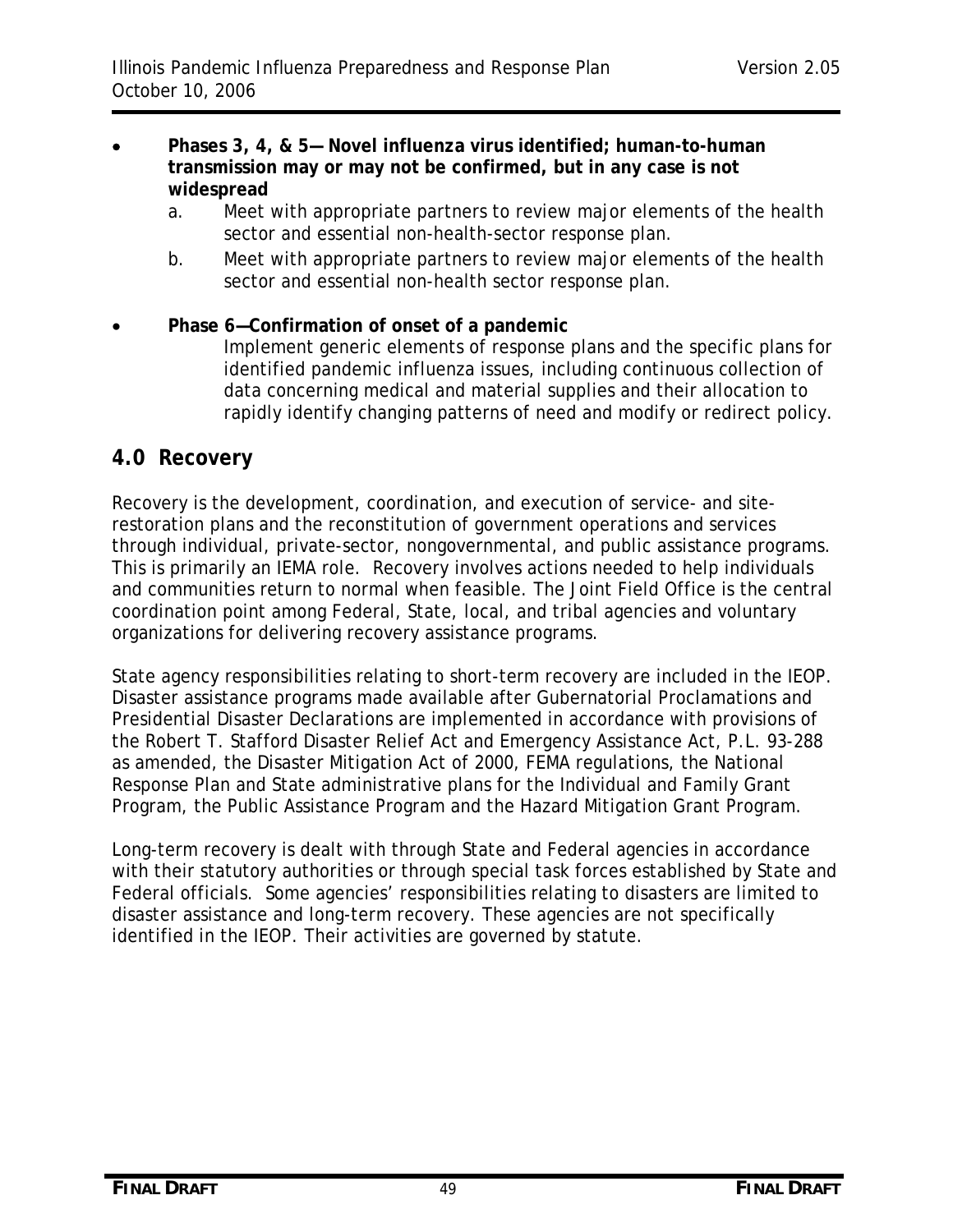- **Phases 3, 4, & 5— Novel influenza virus identified; human-to-human transmission may or may not be confirmed, but in any case is not widespread**
    a. Meet with appropriate partners to review major elements of the health sector and essential non-health-sector response plan.
    b. Meet with appropriate partners to review major elements of the health sector and essential non-health sector response plan.

- **Phase 6—Confirmation of onset of a pandemic**
  Implement generic elements of response plans and the specific plans for identified pandemic influenza issues, including continuous collection of data concerning medical and material supplies and their allocation to rapidly identify changing patterns of need and modify or redirect policy.

## 4.0 Recovery

Recovery is the development, coordination, and execution of service- and site-restoration plans and the reconstitution of government operations and services through individual, private-sector, nongovernmental, and public assistance programs. This is primarily an IEMA role. Recovery involves actions needed to help individuals and communities return to normal when feasible. The Joint Field Office is the central coordination point among Federal, State, local, and tribal agencies and voluntary organizations for delivering recovery assistance programs.

State agency responsibilities relating to short-term recovery are included in the IEOP. Disaster assistance programs made available after Gubernatorial Proclamations and Presidential Disaster Declarations are implemented in accordance with provisions of the Robert T. Stafford Disaster Relief Act and Emergency Assistance Act, P.L. 93-288 as amended, the Disaster Mitigation Act of 2000, FEMA regulations, the National Response Plan and State administrative plans for the Individual and Family Grant Program, the Public Assistance Program and the Hazard Mitigation Grant Program.

Long-term recovery is dealt with through State and Federal agencies in accordance with their statutory authorities or through special task forces established by State and Federal officials. Some agencies' responsibilities relating to disasters are limited to disaster assistance and long-term recovery. These agencies are not specifically identified in the IEOP. Their activities are governed by statute.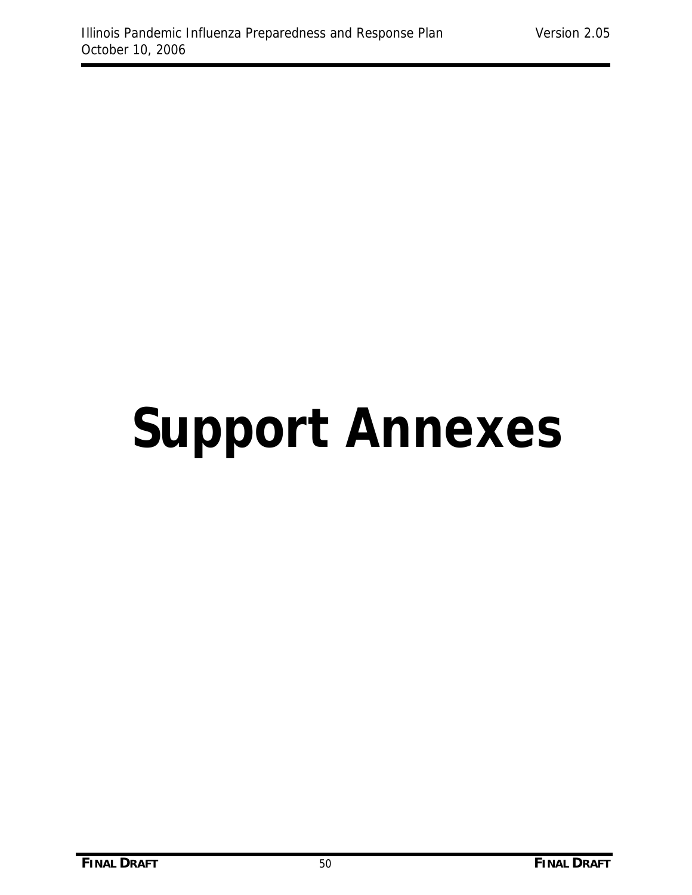# Support Annexes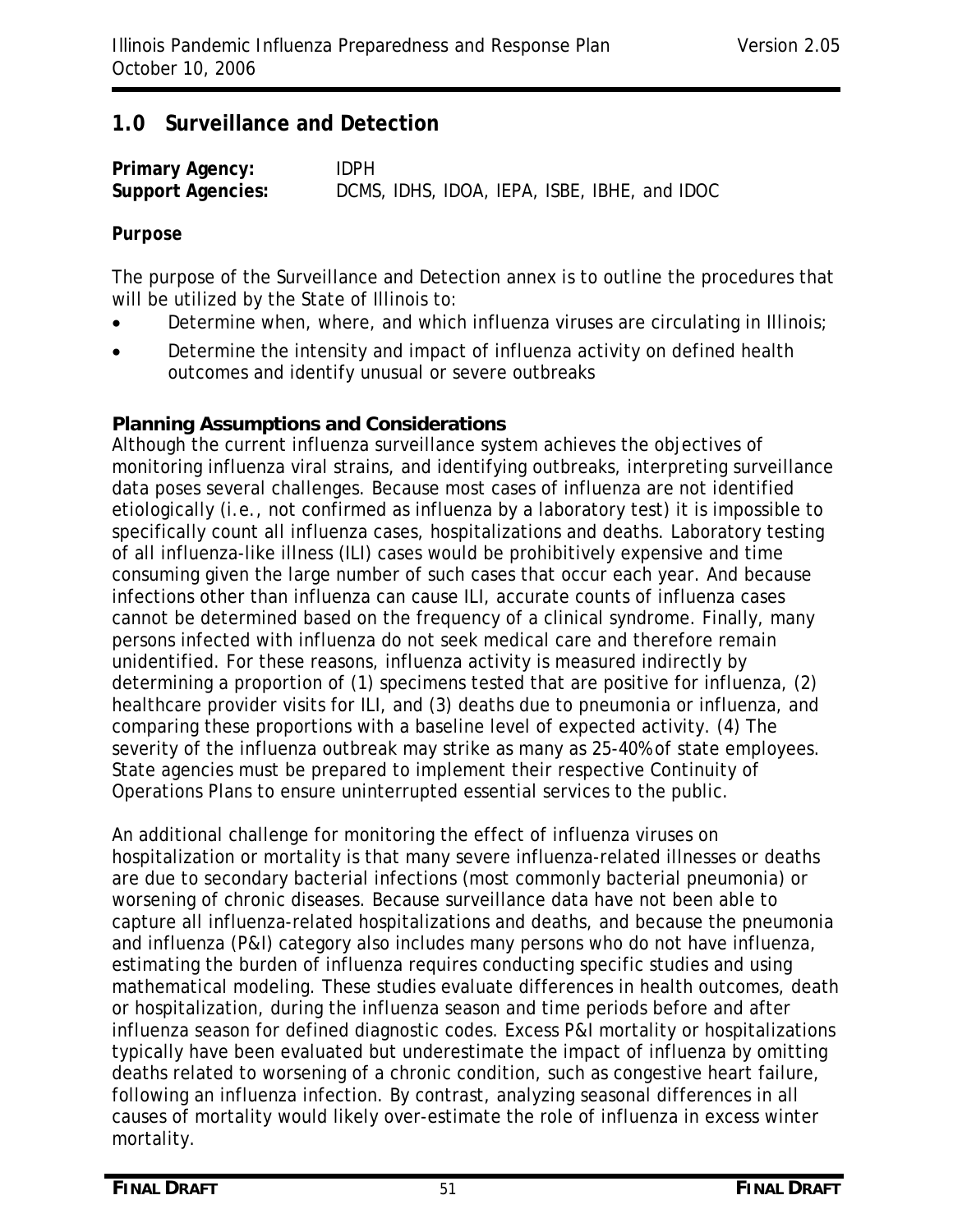## 1.0 Surveillance and Detection

**Primary Agency:** IDPH
**Support Agencies:** DCMS, IDHS, IDOA, IEPA, ISBE, IBHE, and IDOC

**Purpose**

The purpose of the Surveillance and Detection annex is to outline the procedures that will be utilized by the State of Illinois to:

- Determine when, where, and which influenza viruses are circulating in Illinois;
- Determine the intensity and impact of influenza activity on defined health outcomes and identify unusual or severe outbreaks

**Planning Assumptions and Considerations**

Although the current influenza surveillance system achieves the objectives of monitoring influenza viral strains, and identifying outbreaks, interpreting surveillance data poses several challenges. Because most cases of influenza are not identified etiologically (i.e., not confirmed as influenza by a laboratory test) it is impossible to specifically count all influenza cases, hospitalizations and deaths. Laboratory testing of all influenza-like illness (ILI) cases would be prohibitively expensive and time consuming given the large number of such cases that occur each year. And because infections other than influenza can cause ILI, accurate counts of influenza cases cannot be determined based on the frequency of a clinical syndrome. Finally, many persons infected with influenza do not seek medical care and therefore remain unidentified. For these reasons, influenza activity is measured indirectly by determining a proportion of (1) specimens tested that are positive for influenza, (2) healthcare provider visits for ILI, and (3) deaths due to pneumonia or influenza, and comparing these proportions with a baseline level of expected activity. (4) The severity of the influenza outbreak may strike as many as 25-40% of state employees. State agencies must be prepared to implement their respective Continuity of Operations Plans to ensure uninterrupted essential services to the public.

An additional challenge for monitoring the effect of influenza viruses on hospitalization or mortality is that many severe influenza-related illnesses or deaths are due to secondary bacterial infections (most commonly bacterial pneumonia) or worsening of chronic diseases. Because surveillance data have not been able to capture all influenza-related hospitalizations and deaths, and because the pneumonia and influenza (P&I) category also includes many persons who do not have influenza, estimating the burden of influenza requires conducting specific studies and using mathematical modeling. These studies evaluate differences in health outcomes, death or hospitalization, during the influenza season and time periods before and after influenza season for defined diagnostic codes. Excess P&I mortality or hospitalizations typically have been evaluated but underestimate the impact of influenza by omitting deaths related to worsening of a chronic condition, such as congestive heart failure, following an influenza infection. By contrast, analyzing seasonal differences in all causes of mortality would likely over-estimate the role of influenza in excess winter mortality.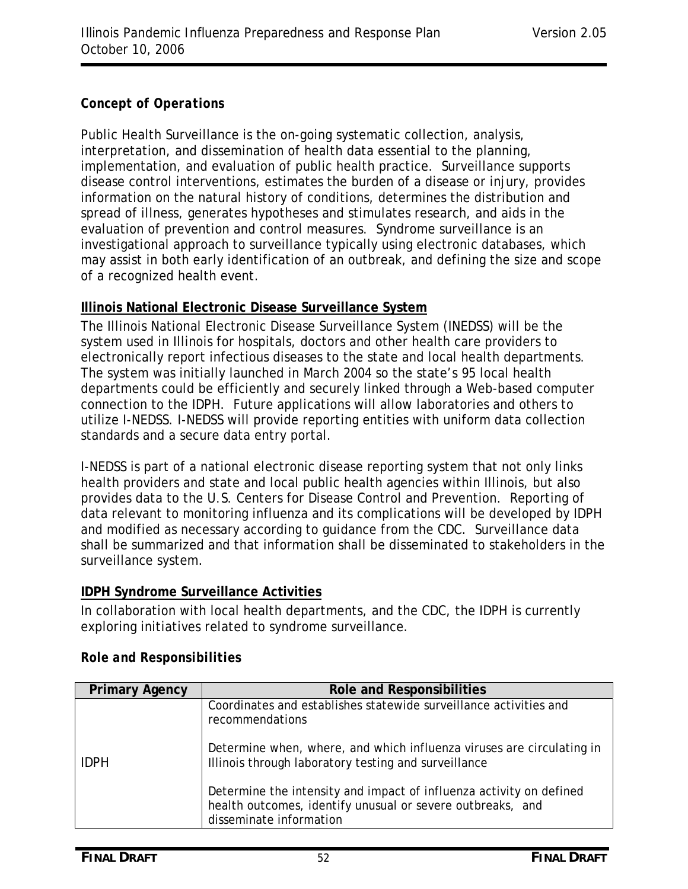***Concept of Operations***

Public Health Surveillance is the on-going systematic collection, analysis, interpretation, and dissemination of health data essential to the planning, implementation, and evaluation of public health practice. Surveillance supports disease control interventions, estimates the burden of a disease or injury, provides information on the natural history of conditions, determines the distribution and spread of illness, generates hypotheses and stimulates research, and aids in the evaluation of prevention and control measures. Syndrome surveillance is an investigational approach to surveillance typically using electronic databases, which may assist in both early identification of an outbreak, and defining the size and scope of a recognized health event.

**Illinois National Electronic Disease Surveillance System**

The Illinois National Electronic Disease Surveillance System (INEDSS) will be the system used in Illinois for hospitals, doctors and other health care providers to electronically report infectious diseases to the state and local health departments. The system was initially launched in March 2004 so the state's 95 local health departments could be efficiently and securely linked through a Web-based computer connection to the IDPH. Future applications will allow laboratories and others to utilize I-NEDSS. I-NEDSS will provide reporting entities with uniform data collection standards and a secure data entry portal.

I-NEDSS is part of a national electronic disease reporting system that not only links health providers and state and local public health agencies within Illinois, but also provides data to the U.S. Centers for Disease Control and Prevention. Reporting of data relevant to monitoring influenza and its complications will be developed by IDPH and modified as necessary according to guidance from the CDC. Surveillance data shall be summarized and that information shall be disseminated to stakeholders in the surveillance system.

**IDPH Syndrome Surveillance Activities**

In collaboration with local health departments, and the CDC, the IDPH is currently exploring initiatives related to syndrome surveillance.

***Role and Responsibilities***

| Primary Agency | Role and Responsibilities |
|---|---|
| IDPH | Coordinates and establishes statewide surveillance activities and recommendations<br><br>Determine when, where, and which influenza viruses are circulating in Illinois through laboratory testing and surveillance<br><br>Determine the intensity and impact of influenza activity on defined health outcomes, identify unusual or severe outbreaks, and disseminate information |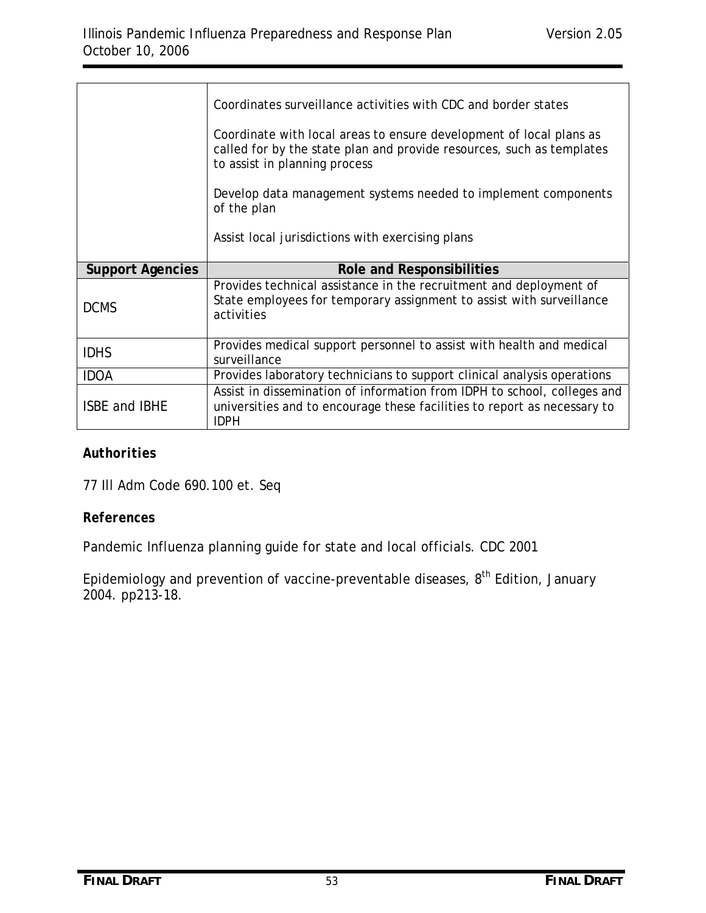| | |
|---|---|
| | Coordinates surveillance activities with CDC and border states<br><br>Coordinate with local areas to ensure development of local plans as called for by the state plan and provide resources, such as templates to assist in planning process<br><br>Develop data management systems needed to implement components of the plan<br><br>Assist local jurisdictions with exercising plans |
| **Support Agencies** | **Role and Responsibilities** |
| DCMS | Provides technical assistance in the recruitment and deployment of State employees for temporary assignment to assist with surveillance activities |
| IDHS | Provides medical support personnel to assist with health and medical surveillance |
| IDOA | Provides laboratory technicians to support clinical analysis operations |
| ISBE and IBHE | Assist in dissemination of information from IDPH to school, colleges and universities and to encourage these facilities to report as necessary to IDPH |

***Authorities***

77 Ill Adm Code 690.100 et. Seq

**References**

Pandemic Influenza planning guide for state and local officials. CDC 2001

Epidemiology and prevention of vaccine-preventable diseases, 8th Edition, January 2004. pp213-18.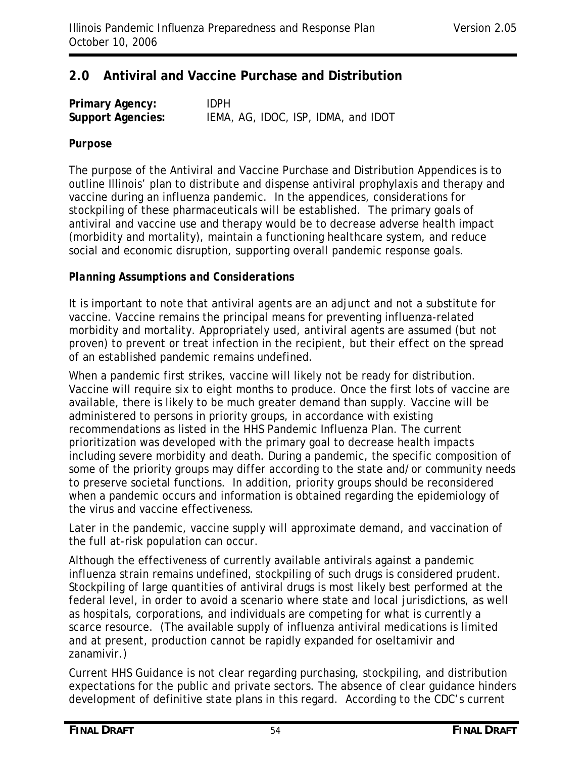## 2.0 Antiviral and Vaccine Purchase and Distribution

**Primary Agency:** IDPH
**Support Agencies:** IEMA, AG, IDOC, ISP, IDMA, and IDOT

**Purpose**

The purpose of the Antiviral and Vaccine Purchase and Distribution Appendices is to outline Illinois' plan to distribute and dispense antiviral prophylaxis and therapy and vaccine during an influenza pandemic. In the appendices, considerations for stockpiling of these pharmaceuticals will be established. The primary goals of antiviral and vaccine use and therapy would be to decrease adverse health impact (morbidity and mortality), maintain a functioning healthcare system, and reduce social and economic disruption, supporting overall pandemic response goals.

***Planning Assumptions and Considerations***

It is important to note that antiviral agents are an adjunct and not a substitute for vaccine. Vaccine remains the principal means for preventing influenza-related morbidity and mortality. Appropriately used, antiviral agents are assumed (but not proven) to prevent or treat infection in the recipient, but their effect on the spread of an established pandemic remains undefined.

When a pandemic first strikes, vaccine will likely not be ready for distribution. Vaccine will require six to eight months to produce. Once the first lots of vaccine are available, there is likely to be much greater demand than supply. Vaccine will be administered to persons in priority groups, in accordance with existing recommendations as listed in the HHS Pandemic Influenza Plan. The current prioritization was developed with the primary goal to decrease health impacts including severe morbidity and death. During a pandemic, the specific composition of some of the priority groups may differ according to the state and/or community needs to preserve societal functions. In addition, priority groups should be reconsidered when a pandemic occurs and information is obtained regarding the epidemiology of the virus and vaccine effectiveness.

Later in the pandemic, vaccine supply will approximate demand, and vaccination of the full at-risk population can occur.

Although the effectiveness of currently available antivirals against a pandemic influenza strain remains undefined, stockpiling of such drugs is considered prudent. Stockpiling of large quantities of antiviral drugs is most likely best performed at the federal level, in order to avoid a scenario where state and local jurisdictions, as well as hospitals, corporations, and individuals are competing for what is currently a scarce resource. (The available supply of influenza antiviral medications is limited and at present, production cannot be rapidly expanded for oseltamivir and zanamivir.)

Current HHS Guidance is not clear regarding purchasing, stockpiling, and distribution expectations for the public and private sectors. The absence of clear guidance hinders development of definitive state plans in this regard. According to the CDC's current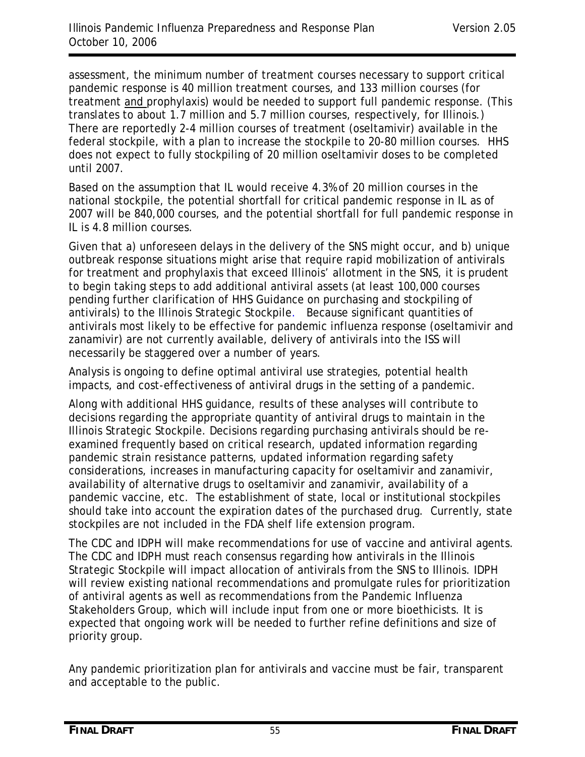assessment, the minimum number of treatment courses necessary to support critical pandemic response is 40 million treatment courses, and 133 million courses (for treatment and prophylaxis) would be needed to support full pandemic response. (This translates to about 1.7 million and 5.7 million courses, respectively, for Illinois.) There are reportedly 2-4 million courses of treatment (oseltamivir) available in the federal stockpile, with a plan to increase the stockpile to 20-80 million courses. HHS does not expect to fully stockpiling of 20 million oseltamivir doses to be completed until 2007.

Based on the assumption that IL would receive 4.3% of 20 million courses in the national stockpile, the potential shortfall for critical pandemic response in IL as of 2007 will be 840,000 courses, and the potential shortfall for full pandemic response in IL is 4.8 million courses.

Given that a) unforeseen delays in the delivery of the SNS might occur, and b) unique outbreak response situations might arise that require rapid mobilization of antivirals for treatment and prophylaxis that exceed Illinois' allotment in the SNS, it is prudent to begin taking steps to add additional antiviral assets (at least 100,000 courses pending further clarification of HHS Guidance on purchasing and stockpiling of antivirals) to the Illinois Strategic Stockpile. Because significant quantities of antivirals most likely to be effective for pandemic influenza response (oseltamivir and zanamivir) are not currently available, delivery of antivirals into the ISS will necessarily be staggered over a number of years.

Analysis is ongoing to define optimal antiviral use strategies, potential health impacts, and cost-effectiveness of antiviral drugs in the setting of a pandemic.

Along with additional HHS guidance, results of these analyses will contribute to decisions regarding the appropriate quantity of antiviral drugs to maintain in the Illinois Strategic Stockpile. Decisions regarding purchasing antivirals should be re-examined frequently based on critical research, updated information regarding pandemic strain resistance patterns, updated information regarding safety considerations, increases in manufacturing capacity for oseltamivir and zanamivir, availability of alternative drugs to oseltamivir and zanamivir, availability of a pandemic vaccine, etc. The establishment of state, local or institutional stockpiles should take into account the expiration dates of the purchased drug. Currently, state stockpiles are not included in the FDA shelf life extension program.

The CDC and IDPH will make recommendations for use of vaccine and antiviral agents. The CDC and IDPH must reach consensus regarding how antivirals in the Illinois Strategic Stockpile will impact allocation of antivirals from the SNS to Illinois. IDPH will review existing national recommendations and promulgate rules for prioritization of antiviral agents as well as recommendations from the Pandemic Influenza Stakeholders Group, which will include input from one or more bioethicists. It is expected that ongoing work will be needed to further refine definitions and size of priority group.

Any pandemic prioritization plan for antivirals and vaccine must be fair, transparent and acceptable to the public.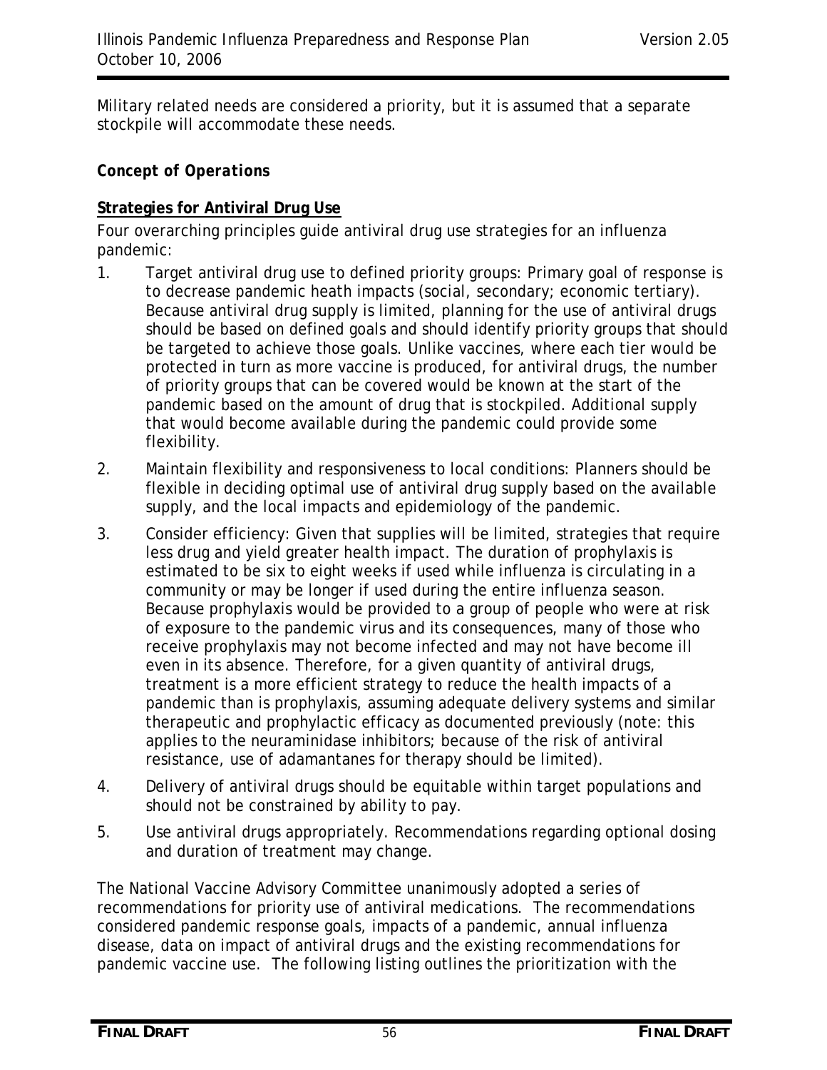Military related needs are considered a priority, but it is assumed that a separate stockpile will accommodate these needs.

### *Concept of Operations*

**Strategies for Antiviral Drug Use**

Four overarching principles guide antiviral drug use strategies for an influenza pandemic:

1. Target antiviral drug use to defined priority groups: Primary goal of response is to decrease pandemic heath impacts (social, secondary; economic tertiary). Because antiviral drug supply is limited, planning for the use of antiviral drugs should be based on defined goals and should identify priority groups that should be targeted to achieve those goals. Unlike vaccines, where each tier would be protected in turn as more vaccine is produced, for antiviral drugs, the number of priority groups that can be covered would be known at the start of the pandemic based on the amount of drug that is stockpiled. Additional supply that would become available during the pandemic could provide some flexibility.
2. Maintain flexibility and responsiveness to local conditions: Planners should be flexible in deciding optimal use of antiviral drug supply based on the available supply, and the local impacts and epidemiology of the pandemic.
3. Consider efficiency: Given that supplies will be limited, strategies that require less drug and yield greater health impact. The duration of prophylaxis is estimated to be six to eight weeks if used while influenza is circulating in a community or may be longer if used during the entire influenza season. Because prophylaxis would be provided to a group of people who were at risk of exposure to the pandemic virus and its consequences, many of those who receive prophylaxis may not become infected and may not have become ill even in its absence. Therefore, for a given quantity of antiviral drugs, treatment is a more efficient strategy to reduce the health impacts of a pandemic than is prophylaxis, assuming adequate delivery systems and similar therapeutic and prophylactic efficacy as documented previously (note: this applies to the neuraminidase inhibitors; because of the risk of antiviral resistance, use of adamantanes for therapy should be limited).
4. Delivery of antiviral drugs should be equitable within target populations and should not be constrained by ability to pay.
5. Use antiviral drugs appropriately. Recommendations regarding optional dosing and duration of treatment may change.

The National Vaccine Advisory Committee unanimously adopted a series of recommendations for priority use of antiviral medications. The recommendations considered pandemic response goals, impacts of a pandemic, annual influenza disease, data on impact of antiviral drugs and the existing recommendations for pandemic vaccine use. The following listing outlines the prioritization with the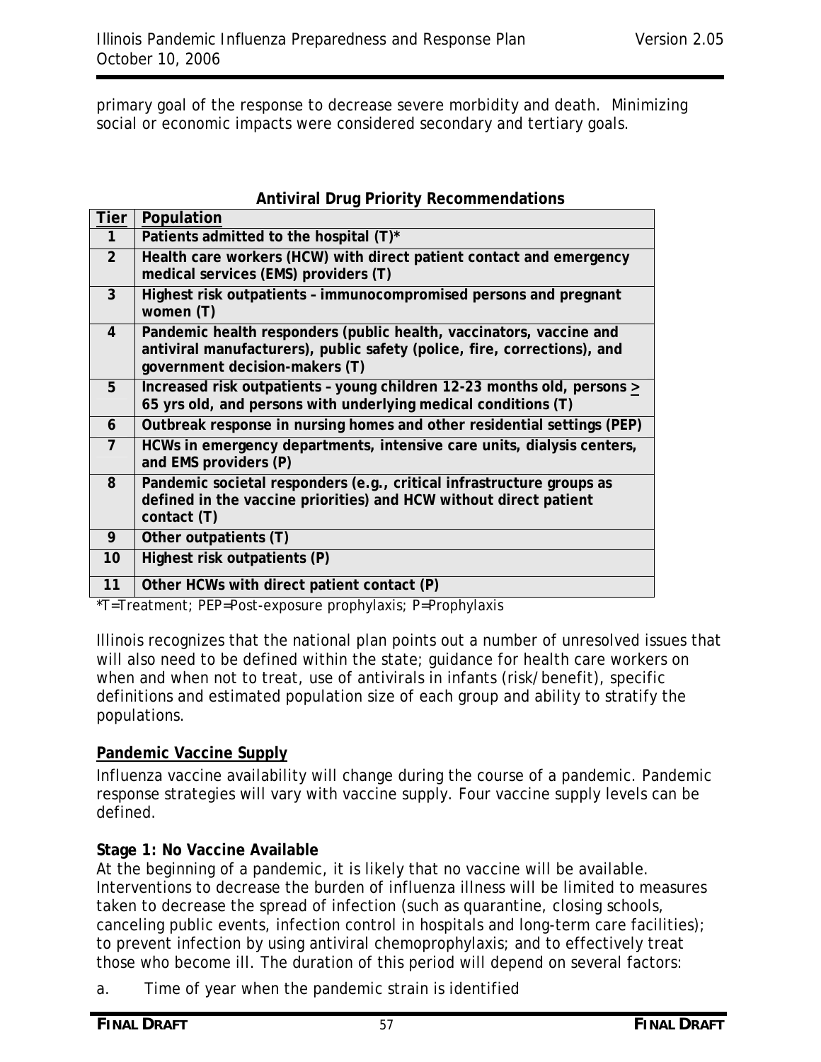primary goal of the response to decrease severe morbidity and death. Minimizing social or economic impacts were considered secondary and tertiary goals.

**Antiviral Drug Priority Recommendations**

| Tier | Population |
|---|---|
| 1 | Patients admitted to the hospital (T)* |
| 2 | Health care workers (HCW) with direct patient contact and emergency medical services (EMS) providers (T) |
| 3 | Highest risk outpatients – immunocompromised persons and pregnant women (T) |
| 4 | Pandemic health responders (public health, vaccinators, vaccine and antiviral manufacturers), public safety (police, fire, corrections), and government decision-makers (T) |
| 5 | Increased risk outpatients – young children 12-23 months old, persons ≥ 65 yrs old, and persons with underlying medical conditions (T) |
| 6 | Outbreak response in nursing homes and other residential settings (PEP) |
| 7 | HCWs in emergency departments, intensive care units, dialysis centers, and EMS providers (P) |
| 8 | Pandemic societal responders (e.g., critical infrastructure groups as defined in the vaccine priorities) and HCW without direct patient contact (T) |
| 9 | Other outpatients (T) |
| 10 | Highest risk outpatients (P) |
| 11 | Other HCWs with direct patient contact (P) |

*T=Treatment; PEP=Post-exposure prophylaxis; P=Prophylaxis

Illinois recognizes that the national plan points out a number of unresolved issues that will also need to be defined within the state; guidance for health care workers on when and when not to treat, use of antivirals in infants (risk/benefit), specific definitions and estimated population size of each group and ability to stratify the populations.

**Pandemic Vaccine Supply**

Influenza vaccine availability will change during the course of a pandemic. Pandemic response strategies will vary with vaccine supply. Four vaccine supply levels can be defined.

**Stage 1: No Vaccine Available**

At the beginning of a pandemic, it is likely that no vaccine will be available. Interventions to decrease the burden of influenza illness will be limited to measures taken to decrease the spread of infection (such as quarantine, closing schools, canceling public events, infection control in hospitals and long-term care facilities); to prevent infection by using antiviral chemoprophylaxis; and to effectively treat those who become ill. The duration of this period will depend on several factors:

a. Time of year when the pandemic strain is identified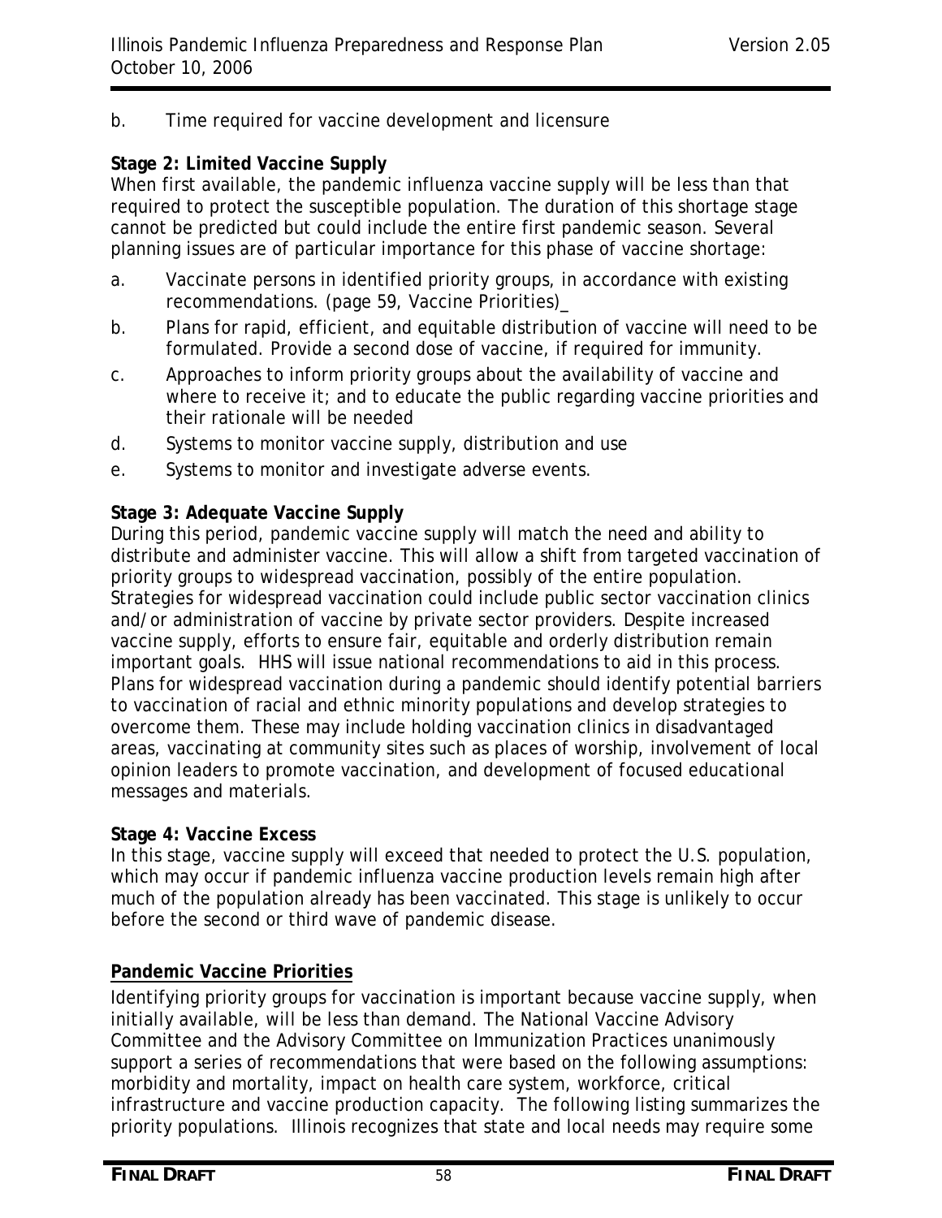b. Time required for vaccine development and licensure

**Stage 2: Limited Vaccine Supply**
When first available, the pandemic influenza vaccine supply will be less than that required to protect the susceptible population. The duration of this shortage stage cannot be predicted but could include the entire first pandemic season. Several planning issues are of particular importance for this phase of vaccine shortage:

a. Vaccinate persons in identified priority groups, in accordance with existing recommendations. (page 59, Vaccine Priorities)_
b. Plans for rapid, efficient, and equitable distribution of vaccine will need to be formulated. Provide a second dose of vaccine, if required for immunity.
c. Approaches to inform priority groups about the availability of vaccine and where to receive it; and to educate the public regarding vaccine priorities and their rationale will be needed
d. Systems to monitor vaccine supply, distribution and use
e. Systems to monitor and investigate adverse events.

**Stage 3: Adequate Vaccine Supply**
During this period, pandemic vaccine supply will match the need and ability to distribute and administer vaccine. This will allow a shift from targeted vaccination of priority groups to widespread vaccination, possibly of the entire population. Strategies for widespread vaccination could include public sector vaccination clinics and/or administration of vaccine by private sector providers. Despite increased vaccine supply, efforts to ensure fair, equitable and orderly distribution remain important goals. HHS will issue national recommendations to aid in this process. Plans for widespread vaccination during a pandemic should identify potential barriers to vaccination of racial and ethnic minority populations and develop strategies to overcome them. These may include holding vaccination clinics in disadvantaged areas, vaccinating at community sites such as places of worship, involvement of local opinion leaders to promote vaccination, and development of focused educational messages and materials.

**Stage 4: Vaccine Excess**
In this stage, vaccine supply will exceed that needed to protect the U.S. population, which may occur if pandemic influenza vaccine production levels remain high after much of the population already has been vaccinated. This stage is unlikely to occur before the second or third wave of pandemic disease.

**Pandemic Vaccine Priorities**

Identifying priority groups for vaccination is important because vaccine supply, when initially available, will be less than demand. The National Vaccine Advisory Committee and the Advisory Committee on Immunization Practices unanimously support a series of recommendations that were based on the following assumptions: morbidity and mortality, impact on health care system, workforce, critical infrastructure and vaccine production capacity. The following listing summarizes the priority populations. Illinois recognizes that state and local needs may require some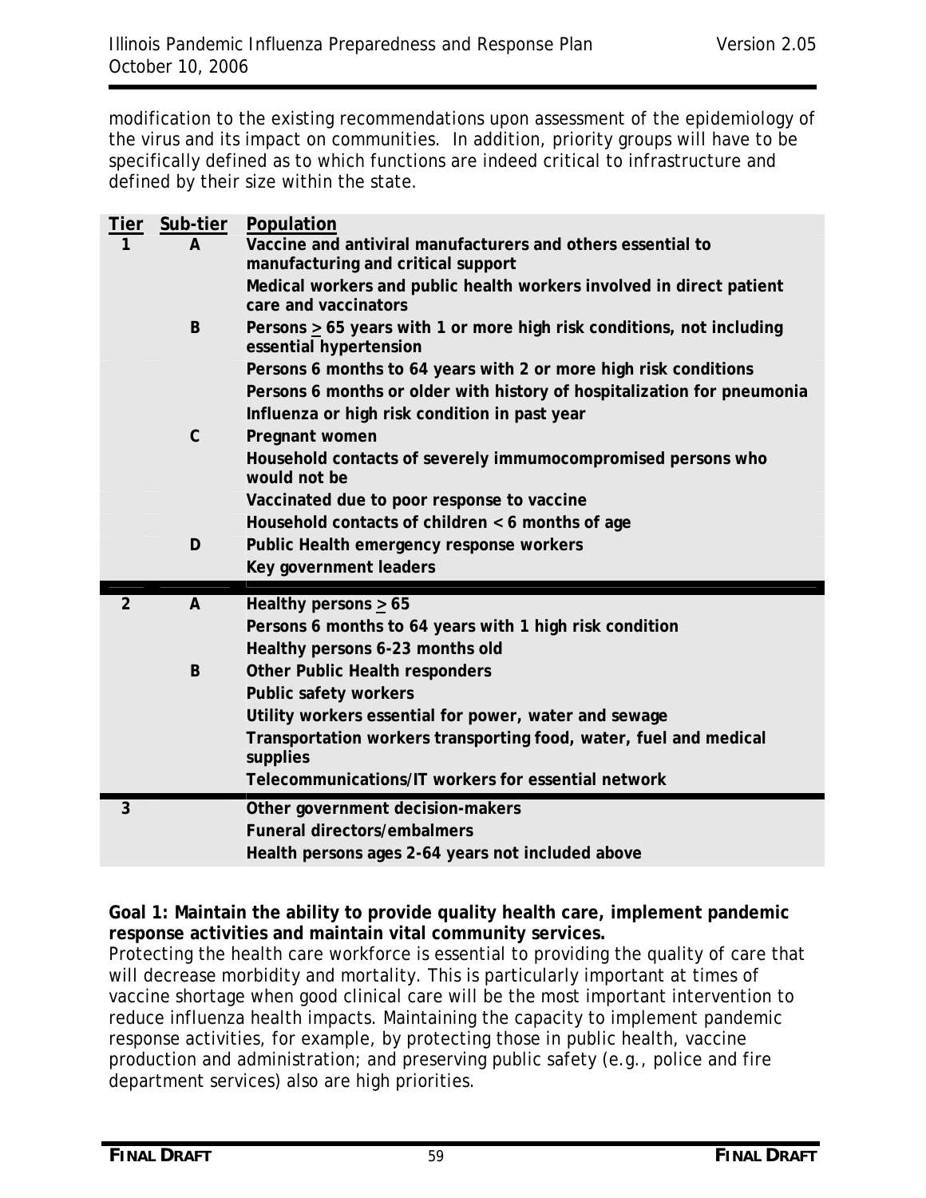modification to the existing recommendations upon assessment of the epidemiology of the virus and its impact on communities. In addition, priority groups will have to be specifically defined as to which functions are indeed critical to infrastructure and defined by their size within the state.

| Tier | Sub-tier | Population |
|---|---|---|
| 1 | A | Vaccine and antiviral manufacturers and others essential to manufacturing and critical support |
| | | Medical workers and public health workers involved in direct patient care and vaccinators |
| | B | Persons > 65 years with 1 or more high risk conditions, not including essential hypertension |
| | | Persons 6 months to 64 years with 2 or more high risk conditions |
| | | Persons 6 months or older with history of hospitalization for pneumonia |
| | | Influenza or high risk condition in past year |
| | C | Pregnant women |
| | | Household contacts of severely immumocompromised persons who would not be |
| | | Vaccinated due to poor response to vaccine |
| | | Household contacts of children < 6 months of age |
| | D | Public Health emergency response workers |
| | | Key government leaders |
| 2 | A | Healthy persons > 65 |
| | | Persons 6 months to 64 years with 1 high risk condition |
| | | Healthy persons 6-23 months old |
| | B | Other Public Health responders |
| | | Public safety workers |
| | | Utility workers essential for power, water and sewage |
| | | Transportation workers transporting food, water, fuel and medical supplies |
| | | Telecommunications/IT workers for essential network |
| 3 | | Other government decision-makers |
| | | Funeral directors/embalmers |
| | | Health persons ages 2-64 years not included above |

**Goal 1: Maintain the ability to provide quality health care, implement pandemic response activities and maintain vital community services.**

Protecting the health care workforce is essential to providing the quality of care that will decrease morbidity and mortality. This is particularly important at times of vaccine shortage when good clinical care will be the most important intervention to reduce influenza health impacts. Maintaining the capacity to implement pandemic response activities, for example, by protecting those in public health, vaccine production and administration; and preserving public safety (e.g., police and fire department services) also are high priorities.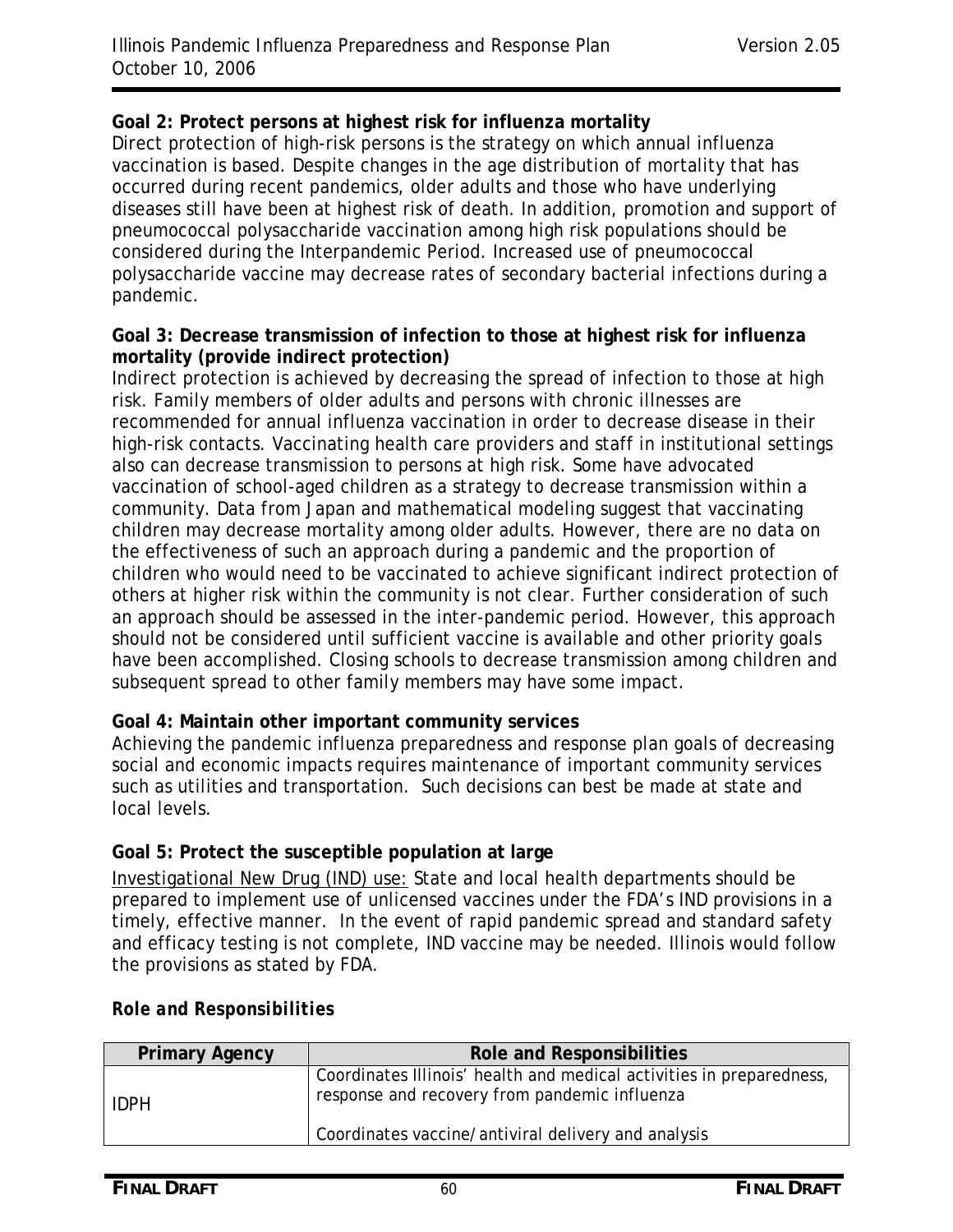**Goal 2: Protect persons at highest risk for influenza mortality**

Direct protection of high-risk persons is the strategy on which annual influenza vaccination is based. Despite changes in the age distribution of mortality that has occurred during recent pandemics, older adults and those who have underlying diseases still have been at highest risk of death. In addition, promotion and support of pneumococcal polysaccharide vaccination among high risk populations should be considered during the Interpandemic Period. Increased use of pneumococcal polysaccharide vaccine may decrease rates of secondary bacterial infections during a pandemic.

**Goal 3: Decrease transmission of infection to those at highest risk for influenza mortality (provide indirect protection)**

Indirect protection is achieved by decreasing the spread of infection to those at high risk. Family members of older adults and persons with chronic illnesses are recommended for annual influenza vaccination in order to decrease disease in their high-risk contacts. Vaccinating health care providers and staff in institutional settings also can decrease transmission to persons at high risk. Some have advocated vaccination of school-aged children as a strategy to decrease transmission within a community. Data from Japan and mathematical modeling suggest that vaccinating children may decrease mortality among older adults. However, there are no data on the effectiveness of such an approach during a pandemic and the proportion of children who would need to be vaccinated to achieve significant indirect protection of others at higher risk within the community is not clear. Further consideration of such an approach should be assessed in the inter-pandemic period. However, this approach should not be considered until sufficient vaccine is available and other priority goals have been accomplished. Closing schools to decrease transmission among children and subsequent spread to other family members may have some impact.

**Goal 4: Maintain other important community services**

Achieving the pandemic influenza preparedness and response plan goals of decreasing social and economic impacts requires maintenance of important community services such as utilities and transportation. Such decisions can best be made at state and local levels.

**Goal 5: Protect the susceptible population at large**

Investigational New Drug (IND) use: State and local health departments should be prepared to implement use of unlicensed vaccines under the FDA's IND provisions in a timely, effective manner. In the event of rapid pandemic spread and standard safety and efficacy testing is not complete, IND vaccine may be needed. Illinois would follow the provisions as stated by FDA.

***Role and Responsibilities***

| Primary Agency | Role and Responsibilities |
|---|---|
| IDPH | Coordinates Illinois' health and medical activities in preparedness, response and recovery from pandemic influenza<br><br>Coordinates vaccine/antiviral delivery and analysis |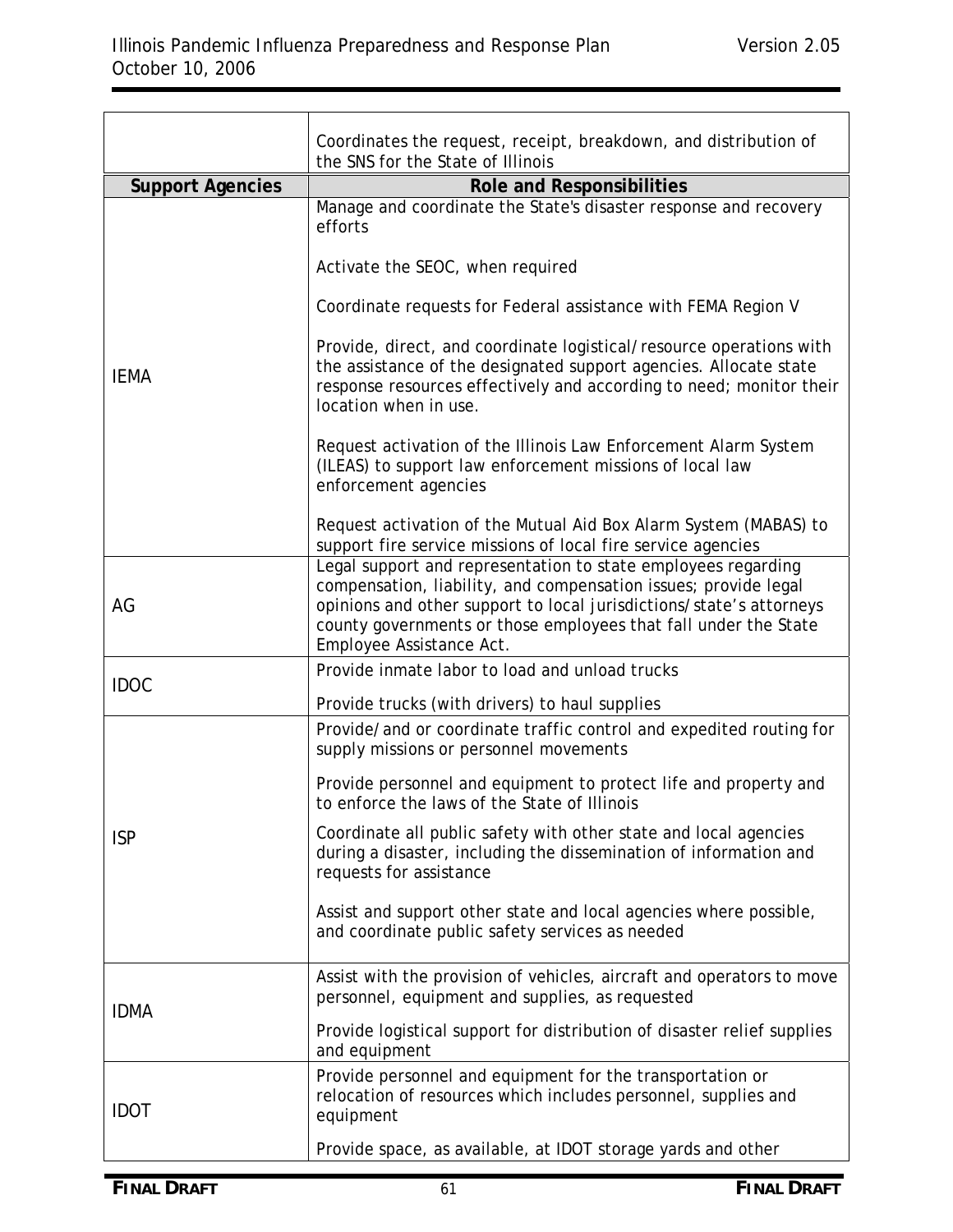| | |
|---|---|
| | Coordinates the request, receipt, breakdown, and distribution of the SNS for the State of Illinois |
| **Support Agencies** | **Role and Responsibilities** |
| IEMA | Manage and coordinate the State's disaster response and recovery efforts<br><br>Activate the SEOC, when required<br><br>Coordinate requests for Federal assistance with FEMA Region V<br><br>Provide, direct, and coordinate logistical/resource operations with the assistance of the designated support agencies. Allocate state response resources effectively and according to need; monitor their location when in use.<br><br>Request activation of the Illinois Law Enforcement Alarm System (ILEAS) to support law enforcement missions of local law enforcement agencies<br><br>Request activation of the Mutual Aid Box Alarm System (MABAS) to support fire service missions of local fire service agencies |
| AG | Legal support and representation to state employees regarding compensation, liability, and compensation issues; provide legal opinions and other support to local jurisdictions/state's attorneys county governments or those employees that fall under the State Employee Assistance Act. |
| IDOC | Provide inmate labor to load and unload trucks<br><br>Provide trucks (with drivers) to haul supplies |
| ISP | Provide/and or coordinate traffic control and expedited routing for supply missions or personnel movements<br><br>Provide personnel and equipment to protect life and property and to enforce the laws of the State of Illinois<br><br>Coordinate all public safety with other state and local agencies during a disaster, including the dissemination of information and requests for assistance<br><br>Assist and support other state and local agencies where possible, and coordinate public safety services as needed |
| IDMA | Assist with the provision of vehicles, aircraft and operators to move personnel, equipment and supplies, as requested<br><br>Provide logistical support for distribution of disaster relief supplies and equipment |
| IDOT | Provide personnel and equipment for the transportation or relocation of resources which includes personnel, supplies and equipment<br><br>Provide space, as available, at IDOT storage yards and other |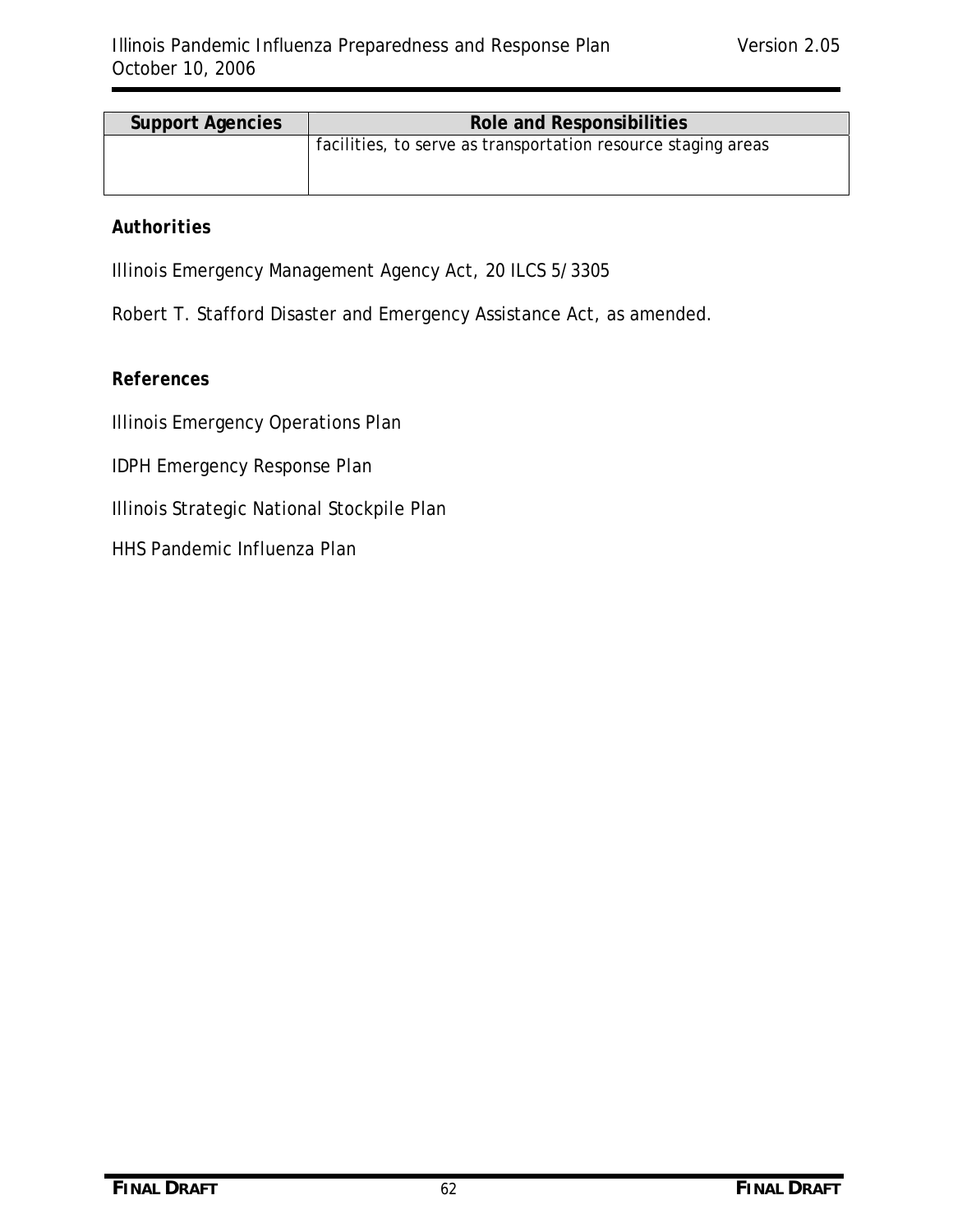| Support Agencies | Role and Responsibilities |
|---|---|
| | facilities, to serve as transportation resource staging areas |

**Authorities**

Illinois Emergency Management Agency Act, 20 ILCS 5/3305

Robert T. Stafford Disaster and Emergency Assistance Act, as amended.

**References**

Illinois Emergency Operations Plan

IDPH Emergency Response Plan

Illinois Strategic National Stockpile Plan

HHS Pandemic Influenza Plan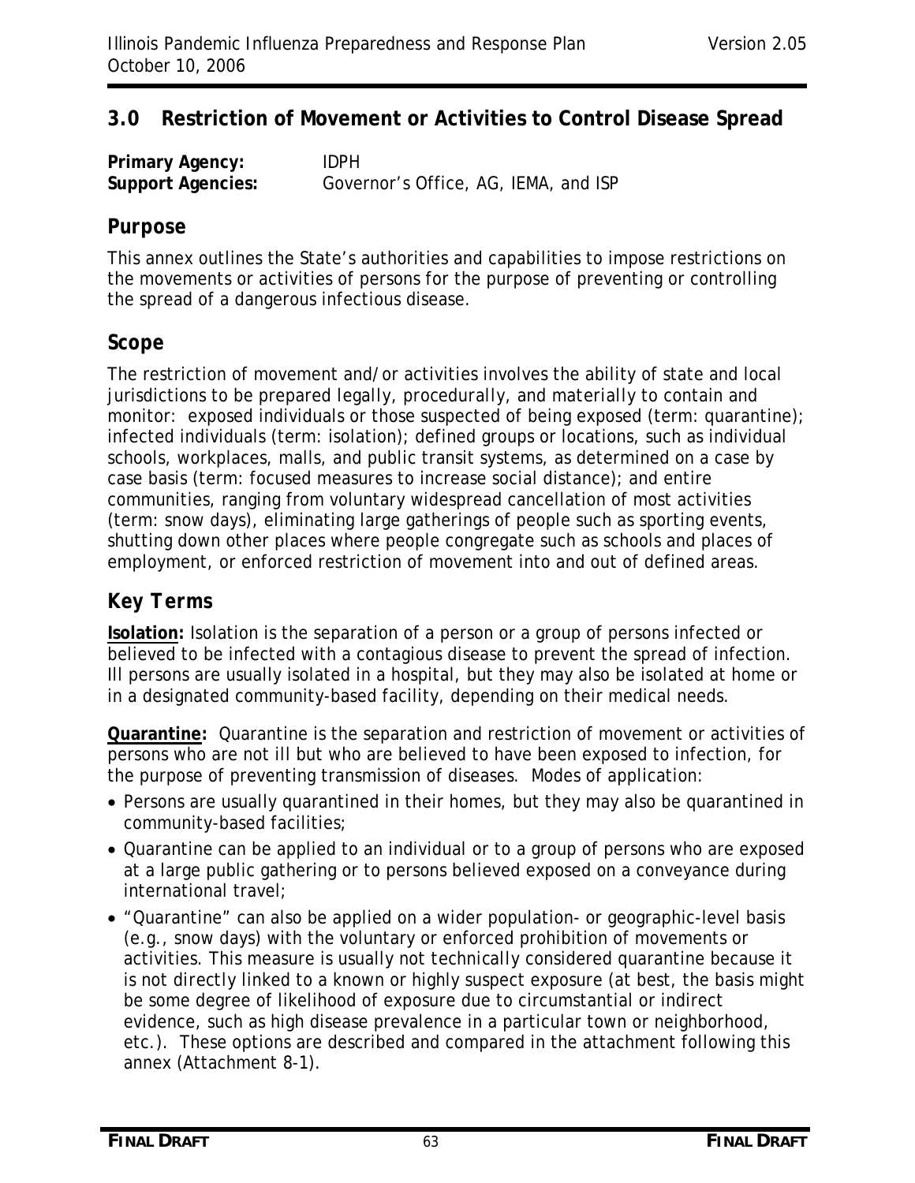## 3.0 Restriction of Movement or Activities to Control Disease Spread

**Primary Agency:** IDPH
**Support Agencies:** Governor's Office, AG, IEMA, and ISP

### Purpose

This annex outlines the State's authorities and capabilities to impose restrictions on the movements or activities of persons for the purpose of preventing or controlling the spread of a dangerous infectious disease.

### Scope

The restriction of movement and/or activities involves the ability of state and local jurisdictions to be prepared legally, procedurally, and materially to contain and monitor: exposed individuals or those suspected of being exposed (term: quarantine); infected individuals (term: isolation); defined groups or locations, such as individual schools, workplaces, malls, and public transit systems, as determined on a case by case basis (term: focused measures to increase social distance); and entire communities, ranging from voluntary widespread cancellation of most activities (term: snow days), eliminating large gatherings of people such as sporting events, shutting down other places where people congregate such as schools and places of employment, or enforced restriction of movement into and out of defined areas.

### Key Terms

**Isolation:** Isolation is the separation of a person or a group of persons infected or believed to be infected with a contagious disease to prevent the spread of infection. Ill persons are usually isolated in a hospital, but they may also be isolated at home or in a designated community-based facility, depending on their medical needs.

**Quarantine:** Quarantine is the separation and restriction of movement or activities of persons who are not ill but who are believed to have been exposed to infection, for the purpose of preventing transmission of diseases. Modes of application:

- Persons are usually quarantined in their homes, but they may also be quarantined in community-based facilities;
- Quarantine can be applied to an individual or to a group of persons who are exposed at a large public gathering or to persons believed exposed on a conveyance during international travel;
- "Quarantine" can also be applied on a wider population- or geographic-level basis (e.g., snow days) with the voluntary or enforced prohibition of movements or activities. This measure is usually not technically considered quarantine because it is not directly linked to a known or highly suspect exposure (at best, the basis might be some degree of likelihood of exposure due to circumstantial or indirect evidence, such as high disease prevalence in a particular town or neighborhood, etc.). These options are described and compared in the attachment following this annex (Attachment 8-1).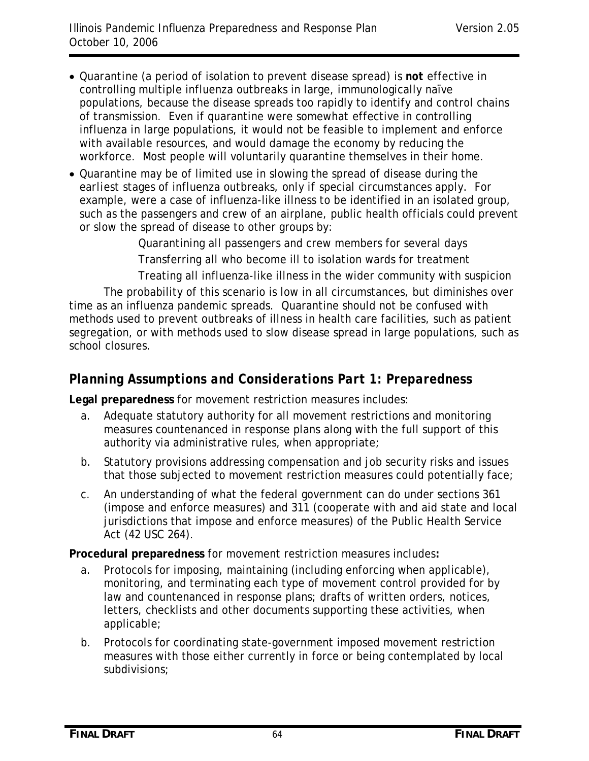- Quarantine (a period of isolation to prevent disease spread) is **not** effective in controlling multiple influenza outbreaks in large, immunologically naïve populations, because the disease spreads too rapidly to identify and control chains of transmission. Even if quarantine were somewhat effective in controlling influenza in large populations, it would not be feasible to implement and enforce with available resources, and would damage the economy by reducing the workforce. Most people will voluntarily quarantine themselves in their home.
- Quarantine may be of limited use in slowing the spread of disease during the earliest stages of influenza outbreaks, only if special circumstances apply. For example, were a case of influenza-like illness to be identified in an isolated group, such as the passengers and crew of an airplane, public health officials could prevent or slow the spread of disease to other groups by:

  Quarantining all passengers and crew members for several days

  Transferring all who become ill to isolation wards for treatment

  Treating all influenza-like illness in the wider community with suspicion

The probability of this scenario is low in all circumstances, but diminishes over time as an influenza pandemic spreads. Quarantine should not be confused with methods used to prevent outbreaks of illness in health care facilities, such as patient segregation, or with methods used to slow disease spread in large populations, such as school closures.

## *Planning Assumptions and Considerations Part 1: Preparedness*

**Legal preparedness** for movement restriction measures includes:

a. Adequate statutory authority for all movement restrictions and monitoring measures countenanced in response plans along with the full support of this authority via administrative rules, when appropriate;

b. Statutory provisions addressing compensation and job security risks and issues that those subjected to movement restriction measures could potentially face;

c. An understanding of what the federal government can do under sections 361 (impose and enforce measures) and 311 (cooperate with and aid state and local jurisdictions that impose and enforce measures) of the Public Health Service Act (42 USC 264).

**Procedural preparedness** for movement restriction measures includes**:**

a. Protocols for imposing, maintaining (including enforcing when applicable), monitoring, and terminating each type of movement control provided for by law and countenanced in response plans; drafts of written orders, notices, letters, checklists and other documents supporting these activities, when applicable;

b. Protocols for coordinating state-government imposed movement restriction measures with those either currently in force or being contemplated by local subdivisions;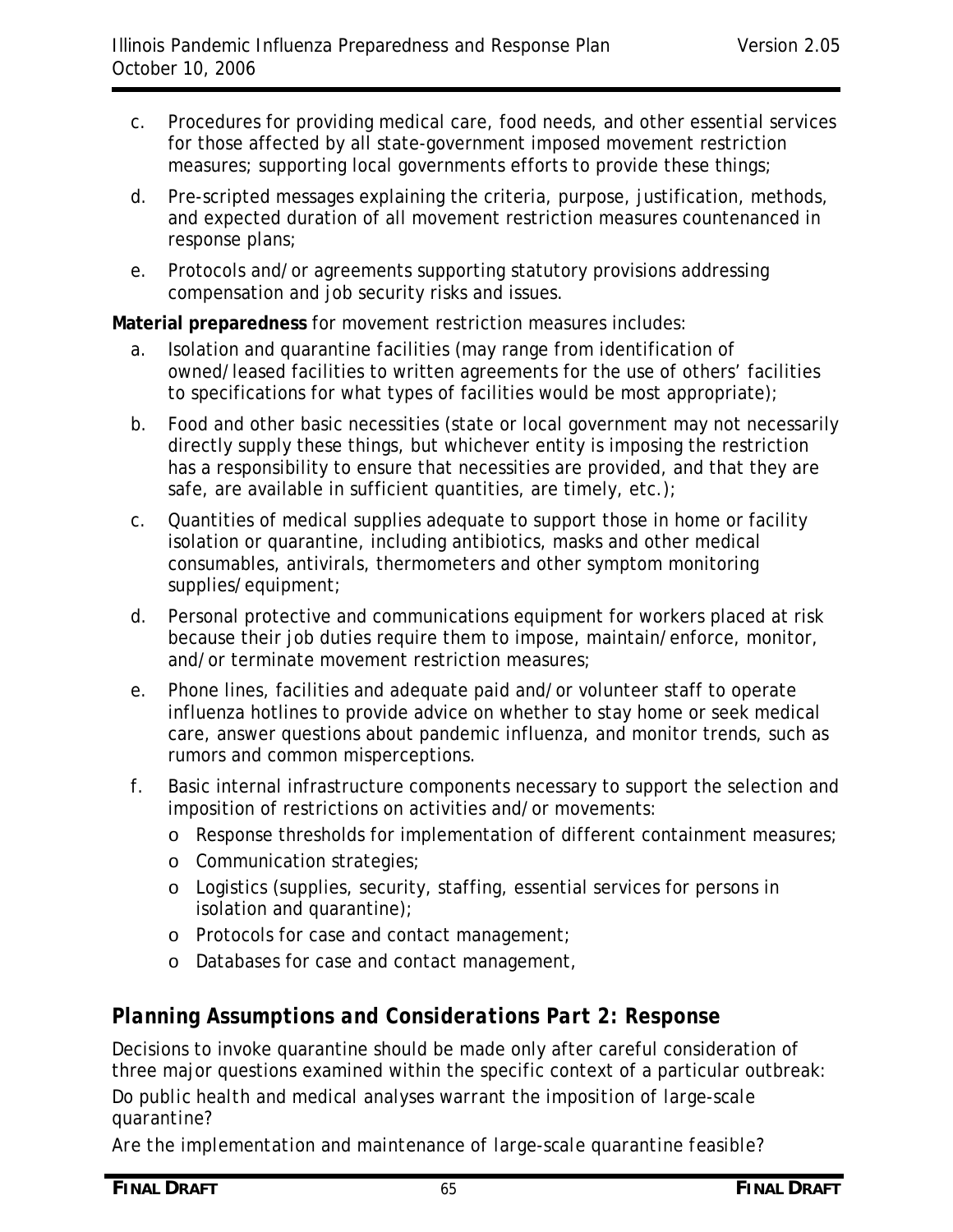c. Procedures for providing medical care, food needs, and other essential services for those affected by all state-government imposed movement restriction measures; supporting local governments efforts to provide these things;

d. Pre-scripted messages explaining the criteria, purpose, justification, methods, and expected duration of all movement restriction measures countenanced in response plans;

e. Protocols and/or agreements supporting statutory provisions addressing compensation and job security risks and issues.

**Material preparedness** for movement restriction measures includes:

a. Isolation and quarantine facilities (may range from identification of owned/leased facilities to written agreements for the use of others' facilities to specifications for what types of facilities would be most appropriate);

b. Food and other basic necessities (state or local government may not necessarily directly supply these things, but whichever entity is imposing the restriction has a responsibility to ensure that necessities are provided, and that they are safe, are available in sufficient quantities, are timely, etc.);

c. Quantities of medical supplies adequate to support those in home or facility isolation or quarantine, including antibiotics, masks and other medical consumables, antivirals, thermometers and other symptom monitoring supplies/equipment;

d. Personal protective and communications equipment for workers placed at risk because their job duties require them to impose, maintain/enforce, monitor, and/or terminate movement restriction measures;

e. Phone lines, facilities and adequate paid and/or volunteer staff to operate influenza hotlines to provide advice on whether to stay home or seek medical care, answer questions about pandemic influenza, and monitor trends, such as rumors and common misperceptions.

f. Basic internal infrastructure components necessary to support the selection and imposition of restrictions on activities and/or movements:
   - Response thresholds for implementation of different containment measures;
   - Communication strategies;
   - Logistics (supplies, security, staffing, essential services for persons in isolation and quarantine);
   - Protocols for case and contact management;
   - Databases for case and contact management,

## *Planning Assumptions and Considerations Part 2: Response*

Decisions to invoke quarantine should be made only after careful consideration of three major questions examined within the specific context of a particular outbreak:

*Do public health and medical analyses warrant the imposition of large-scale quarantine?*

*Are the implementation and maintenance of large-scale quarantine feasible?*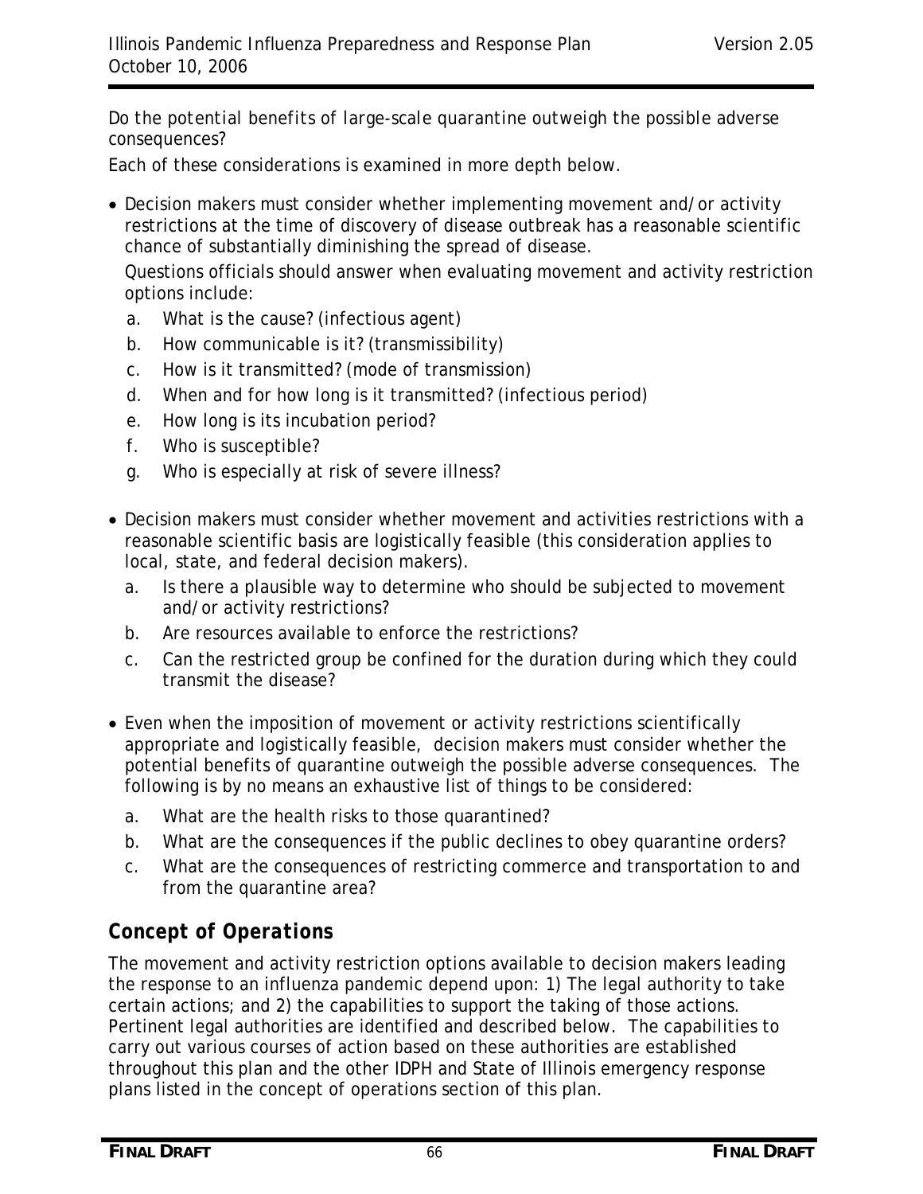*Do the potential benefits of large-scale quarantine outweigh the possible adverse consequences?*

Each of these considerations is examined in more depth below.

- Decision makers must consider whether implementing movement and/or activity restrictions at the time of discovery of disease outbreak has a reasonable scientific chance of substantially diminishing the spread of disease.

  Questions officials should answer when evaluating movement and activity restriction options include:

  a. What is the cause? (infectious agent)
  b. How communicable is it? (transmissibility)
  c. How is it transmitted? (mode of transmission)
  d. When and for how long is it transmitted? (infectious period)
  e. How long is its incubation period?
  f. Who is susceptible?
  g. Who is especially at risk of severe illness?

- Decision makers must consider whether movement and activities restrictions with a reasonable scientific basis are logistically feasible (this consideration applies to local, state, and federal decision makers).

  a. Is there a plausible way to determine who should be subjected to movement and/or activity restrictions?
  b. Are resources available to enforce the restrictions?
  c. Can the restricted group be confined for the duration during which they could transmit the disease?

- Even when the imposition of movement or activity restrictions scientifically appropriate and logistically feasible, decision makers must consider whether the potential benefits of quarantine outweigh the possible adverse consequences. The following is by no means an exhaustive list of things to be considered:

  a. What are the health risks to those quarantined?
  b. What are the consequences if the public declines to obey quarantine orders?
  c. What are the consequences of restricting commerce and transportation to and from the quarantine area?

## *Concept of Operations*

The movement and activity restriction options available to decision makers leading the response to an influenza pandemic depend upon: 1) The legal authority to take certain actions; and 2) the capabilities to support the taking of those actions. Pertinent legal authorities are identified and described below. The capabilities to carry out various courses of action based on these authorities are established throughout this plan and the other IDPH and State of Illinois emergency response plans listed in the concept of operations section of this plan.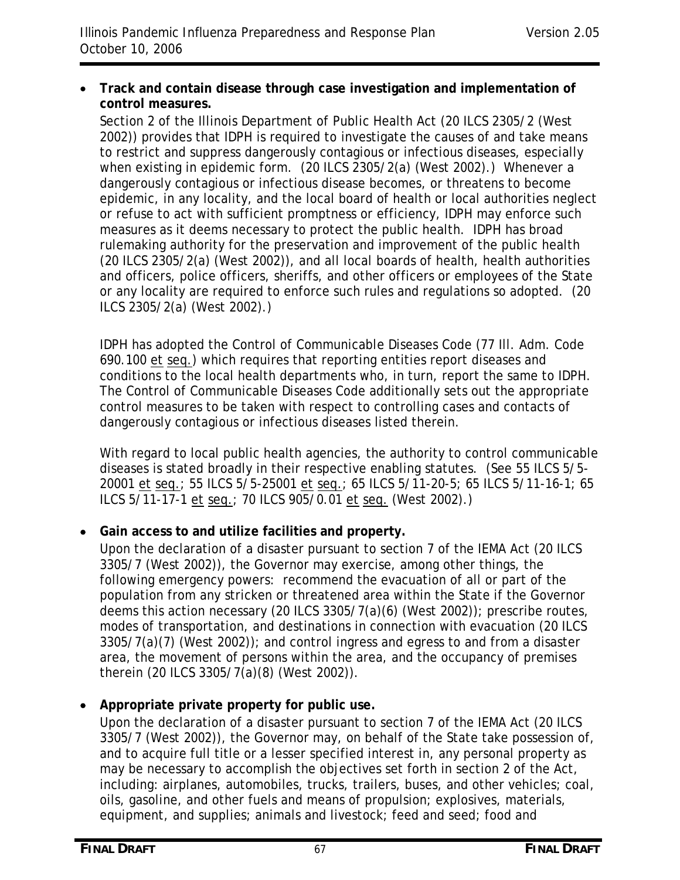- **Track and contain disease through case investigation and implementation of control measures.**

  Section 2 of the Illinois Department of Public Health Act (20 ILCS 2305/2 (West 2002)) provides that IDPH is required to investigate the causes of and take means to restrict and suppress dangerously contagious or infectious diseases, especially when existing in epidemic form. (20 ILCS 2305/2(a) (West 2002).) Whenever a dangerously contagious or infectious disease becomes, or threatens to become epidemic, in any locality, and the local board of health or local authorities neglect or refuse to act with sufficient promptness or efficiency, IDPH may enforce such measures as it deems necessary to protect the public health. IDPH has broad rulemaking authority for the preservation and improvement of the public health (20 ILCS 2305/2(a) (West 2002)), and all local boards of health, health authorities and officers, police officers, sheriffs, and other officers or employees of the State or any locality are required to enforce such rules and regulations so adopted. (20 ILCS 2305/2(a) (West 2002).)

  IDPH has adopted the Control of Communicable Diseases Code (77 Ill. Adm. Code 690.100 et seq.) which requires that reporting entities report diseases and conditions to the local health departments who, in turn, report the same to IDPH. The Control of Communicable Diseases Code additionally sets out the appropriate control measures to be taken with respect to controlling cases and contacts of dangerously contagious or infectious diseases listed therein.

  With regard to local public health agencies, the authority to control communicable diseases is stated broadly in their respective enabling statutes. (See 55 ILCS 5/5-20001 et seq.; 55 ILCS 5/5-25001 et seq.; 65 ILCS 5/11-20-5; 65 ILCS 5/11-16-1; 65 ILCS 5/11-17-1 et seq.; 70 ILCS 905/0.01 et seq. (West 2002).)

- **Gain access to and utilize facilities and property.**

  Upon the declaration of a disaster pursuant to section 7 of the IEMA Act (20 ILCS 3305/7 (West 2002)), the Governor may exercise, among other things, the following emergency powers: recommend the evacuation of all or part of the population from any stricken or threatened area within the State if the Governor deems this action necessary (20 ILCS 3305/7(a)(6) (West 2002)); prescribe routes, modes of transportation, and destinations in connection with evacuation (20 ILCS 3305/7(a)(7) (West 2002)); and control ingress and egress to and from a disaster area, the movement of persons within the area, and the occupancy of premises therein (20 ILCS 3305/7(a)(8) (West 2002)).

- **Appropriate private property for public use.**

  Upon the declaration of a disaster pursuant to section 7 of the IEMA Act (20 ILCS 3305/7 (West 2002)), the Governor may, on behalf of the State take possession of, and to acquire full title or a lesser specified interest in, any personal property as may be necessary to accomplish the objectives set forth in section 2 of the Act, including: airplanes, automobiles, trucks, trailers, buses, and other vehicles; coal, oils, gasoline, and other fuels and means of propulsion; explosives, materials, equipment, and supplies; animals and livestock; feed and seed; food and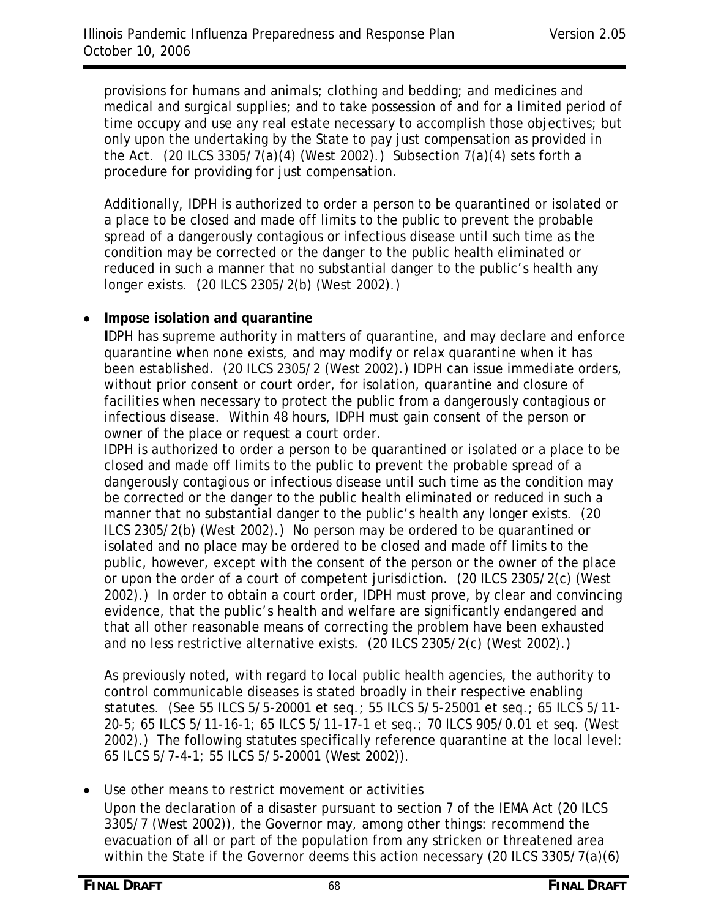provisions for humans and animals; clothing and bedding; and medicines and medical and surgical supplies; and to take possession of and for a limited period of time occupy and use any real estate necessary to accomplish those objectives; but only upon the undertaking by the State to pay just compensation as provided in the Act. (20 ILCS 3305/7(a)(4) (West 2002).) Subsection 7(a)(4) sets forth a procedure for providing for just compensation.

Additionally, IDPH is authorized to order a person to be quarantined or isolated or a place to be closed and made off limits to the public to prevent the probable spread of a dangerously contagious or infectious disease until such time as the condition may be corrected or the danger to the public health eliminated or reduced in such a manner that no substantial danger to the public's health any longer exists. (20 ILCS 2305/2(b) (West 2002).)

- **Impose isolation and quarantine**

  **I**DPH has supreme authority in matters of quarantine, and may declare and enforce quarantine when none exists, and may modify or relax quarantine when it has been established. (20 ILCS 2305/2 (West 2002).) IDPH can issue immediate orders, without prior consent or court order, for isolation, quarantine and closure of facilities when necessary to protect the public from a dangerously contagious or infectious disease. Within 48 hours, IDPH must gain consent of the person or owner of the place or request a court order.

  IDPH is authorized to order a person to be quarantined or isolated or a place to be closed and made off limits to the public to prevent the probable spread of a dangerously contagious or infectious disease until such time as the condition may be corrected or the danger to the public health eliminated or reduced in such a manner that no substantial danger to the public's health any longer exists. (20 ILCS 2305/2(b) (West 2002).) No person may be ordered to be quarantined or isolated and no place may be ordered to be closed and made off limits to the public, however, except with the consent of the person or the owner of the place or upon the order of a court of competent jurisdiction. (20 ILCS 2305/2(c) (West 2002).) In order to obtain a court order, IDPH must prove, by clear and convincing evidence, that the public's health and welfare are significantly endangered and that all other reasonable means of correcting the problem have been exhausted and no less restrictive alternative exists. (20 ILCS 2305/2(c) (West 2002).)

  As previously noted, with regard to local public health agencies, the authority to control communicable diseases is stated broadly in their respective enabling statutes. (See 55 ILCS 5/5-20001 et seq.; 55 ILCS 5/5-25001 et seq.; 65 ILCS 5/11-20-5; 65 ILCS 5/11-16-1; 65 ILCS 5/11-17-1 et seq.; 70 ILCS 905/0.01 et seq. (West 2002).) The following statutes specifically reference quarantine at the local level: 65 ILCS 5/7-4-1; 55 ILCS 5/5-20001 (West 2002)).

- Use other means to restrict movement or activities

  Upon the declaration of a disaster pursuant to section 7 of the IEMA Act (20 ILCS 3305/7 (West 2002)), the Governor may, among other things: recommend the evacuation of all or part of the population from any stricken or threatened area within the State if the Governor deems this action necessary (20 ILCS 3305/7(a)(6)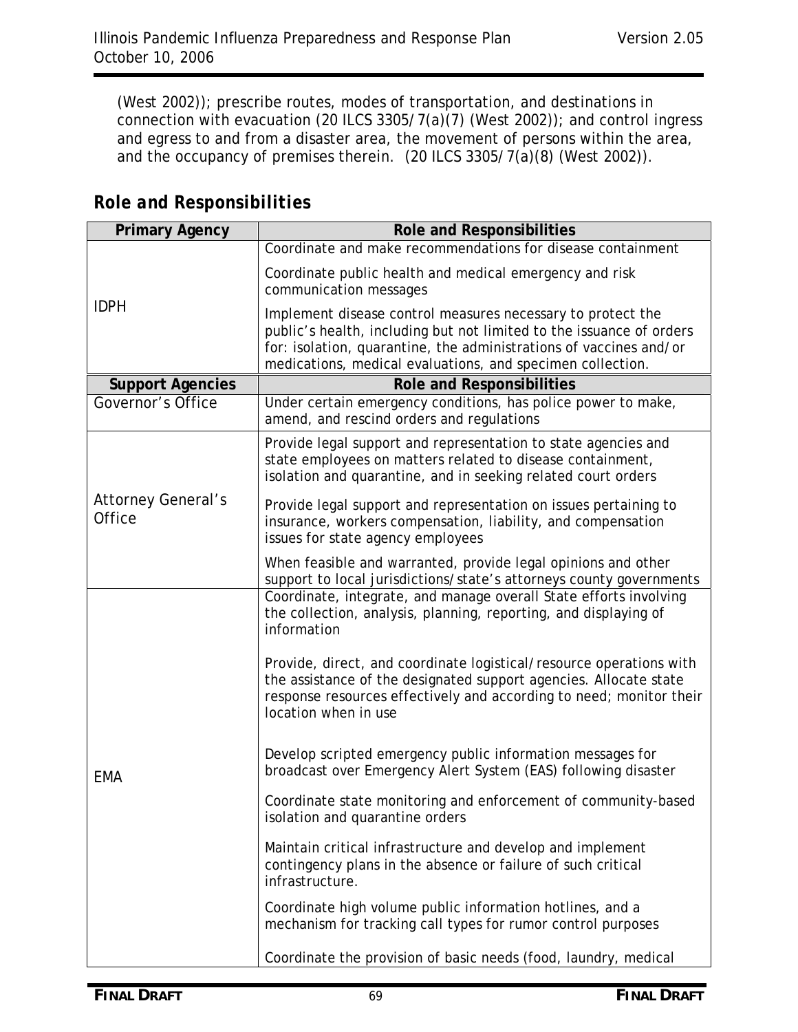(West 2002)); prescribe routes, modes of transportation, and destinations in connection with evacuation (20 ILCS 3305/7(a)(7) (West 2002)); and control ingress and egress to and from a disaster area, the movement of persons within the area, and the occupancy of premises therein. (20 ILCS 3305/7(a)(8) (West 2002)).

## *Role and Responsibilities*

| Primary Agency | Role and Responsibilities |
|---|---|
| IDPH | Coordinate and make recommendations for disease containment<br><br>Coordinate public health and medical emergency and risk communication messages<br><br>Implement disease control measures necessary to protect the public's health, including but not limited to the issuance of orders for: isolation, quarantine, the administrations of vaccines and/or medications, medical evaluations, and specimen collection. |
| **Support Agencies** | **Role and Responsibilities** |
| Governor's Office | Under certain emergency conditions, has police power to make, amend, and rescind orders and regulations |
| Attorney General's Office | Provide legal support and representation to state agencies and state employees on matters related to disease containment, isolation and quarantine, and in seeking related court orders<br><br>Provide legal support and representation on issues pertaining to insurance, workers compensation, liability, and compensation issues for state agency employees<br><br>When feasible and warranted, provide legal opinions and other support to local jurisdictions/state's attorneys county governments |
| EMA | Coordinate, integrate, and manage overall State efforts involving the collection, analysis, planning, reporting, and displaying of information<br><br>Provide, direct, and coordinate logistical/resource operations with the assistance of the designated support agencies. Allocate state response resources effectively and according to need; monitor their location when in use<br><br>Develop scripted emergency public information messages for broadcast over Emergency Alert System (EAS) following disaster<br><br>Coordinate state monitoring and enforcement of community-based isolation and quarantine orders<br><br>Maintain critical infrastructure and develop and implement contingency plans in the absence or failure of such critical infrastructure.<br><br>Coordinate high volume public information hotlines, and a mechanism for tracking call types for rumor control purposes<br><br>Coordinate the provision of basic needs (food, laundry, medical |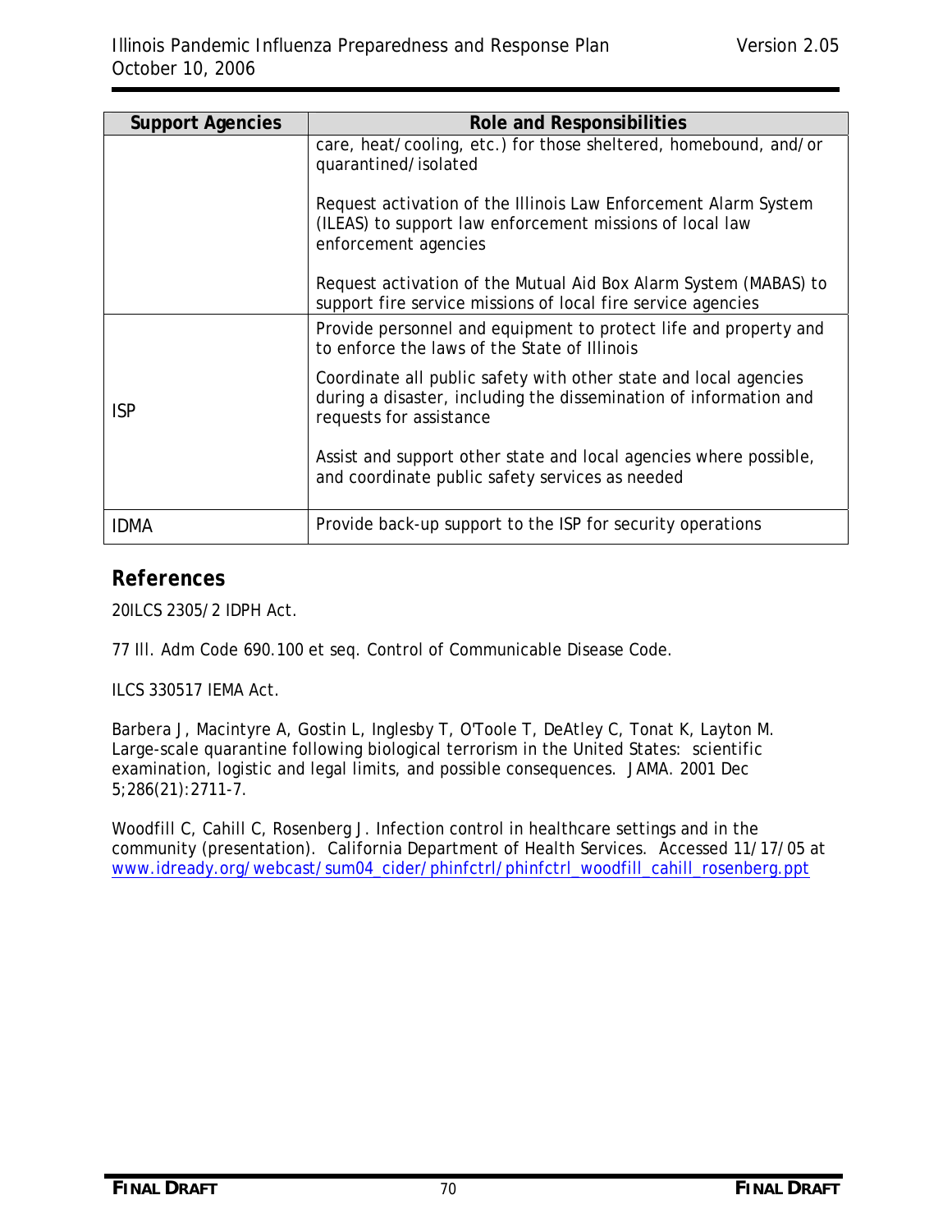| Support Agencies | Role and Responsibilities |
|---|---|
| | care, heat/cooling, etc.) for those sheltered, homebound, and/or quarantined/isolated<br><br>Request activation of the Illinois Law Enforcement Alarm System (ILEAS) to support law enforcement missions of local law enforcement agencies<br><br>Request activation of the Mutual Aid Box Alarm System (MABAS) to support fire service missions of local fire service agencies |
| ISP | Provide personnel and equipment to protect life and property and to enforce the laws of the State of Illinois<br><br>Coordinate all public safety with other state and local agencies during a disaster, including the dissemination of information and requests for assistance<br><br>Assist and support other state and local agencies where possible, and coordinate public safety services as needed |
| IDMA | Provide back-up support to the ISP for security operations |

## References

20ILCS 2305/2 IDPH Act.

77 Ill. Adm Code 690.100 et seq. Control of Communicable Disease Code.

ILCS 330517 IEMA Act.

Barbera J, Macintyre A, Gostin L, Inglesby T, O'Toole T, DeAtley C, Tonat K, Layton M. Large-scale quarantine following biological terrorism in the United States: scientific examination, logistic and legal limits, and possible consequences. JAMA. 2001 Dec 5;286(21):2711-7.

Woodfill C, Cahill C, Rosenberg J. Infection control in healthcare settings and in the community (presentation). California Department of Health Services. Accessed 11/17/05 at www.idready.org/webcast/sum04_cider/phinfctrl/phinfctrl_woodfill_cahill_rosenberg.ppt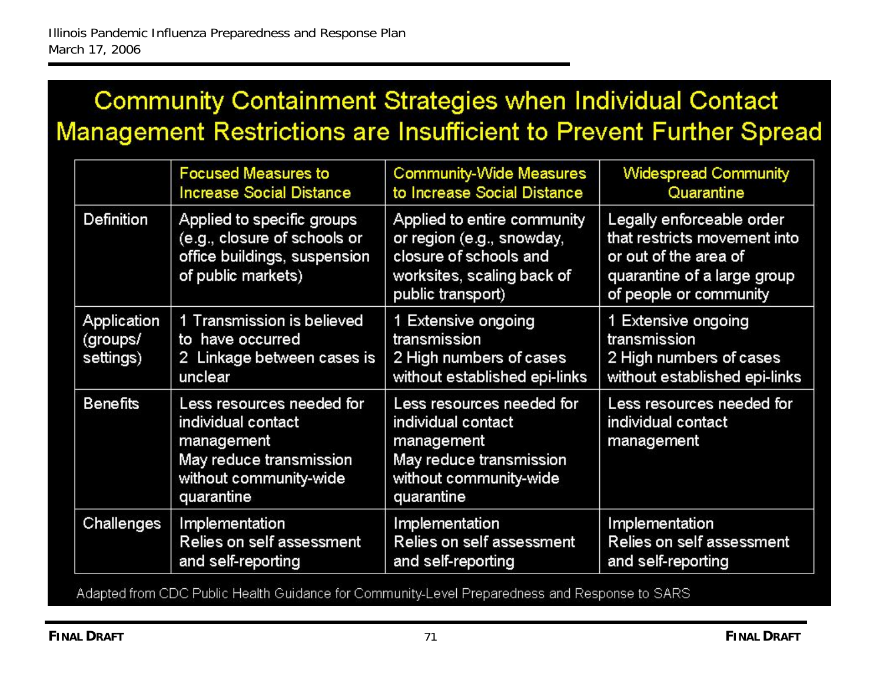## Community Containment Strategies when Individual Contact Management Restrictions are Insufficient to Prevent Further Spread

| | Focused Measures to Increase Social Distance | Community-Wide Measures to Increase Social Distance | Widespread Community Quarantine |
|---|---|---|---|
| Definition | Applied to specific groups (e.g., closure of schools or office buildings, suspension of public markets) | Applied to entire community or region (e.g., snowday, closure of schools and worksites, scaling back of public transport) | Legally enforceable order that restricts movement into or out of the area of quarantine of a large group of people or community |
| Application (groups/ settings) | 1 Transmission is believed to have occurred<br>2 Linkage between cases is unclear | 1 Extensive ongoing transmission<br>2 High numbers of cases without established epi-links | 1 Extensive ongoing transmission<br>2 High numbers of cases without established epi-links |
| Benefits | Less resources needed for individual contact management<br>May reduce transmission without community-wide quarantine | Less resources needed for individual contact management<br>May reduce transmission without community-wide quarantine | Less resources needed for individual contact management |
| Challenges | Implementation<br>Relies on self assessment and self-reporting | Implementation<br>Relies on self assessment and self-reporting | Implementation<br>Relies on self assessment and self-reporting |

Adapted from CDC Public Health Guidance for Community-Level Preparedness and Response to SARS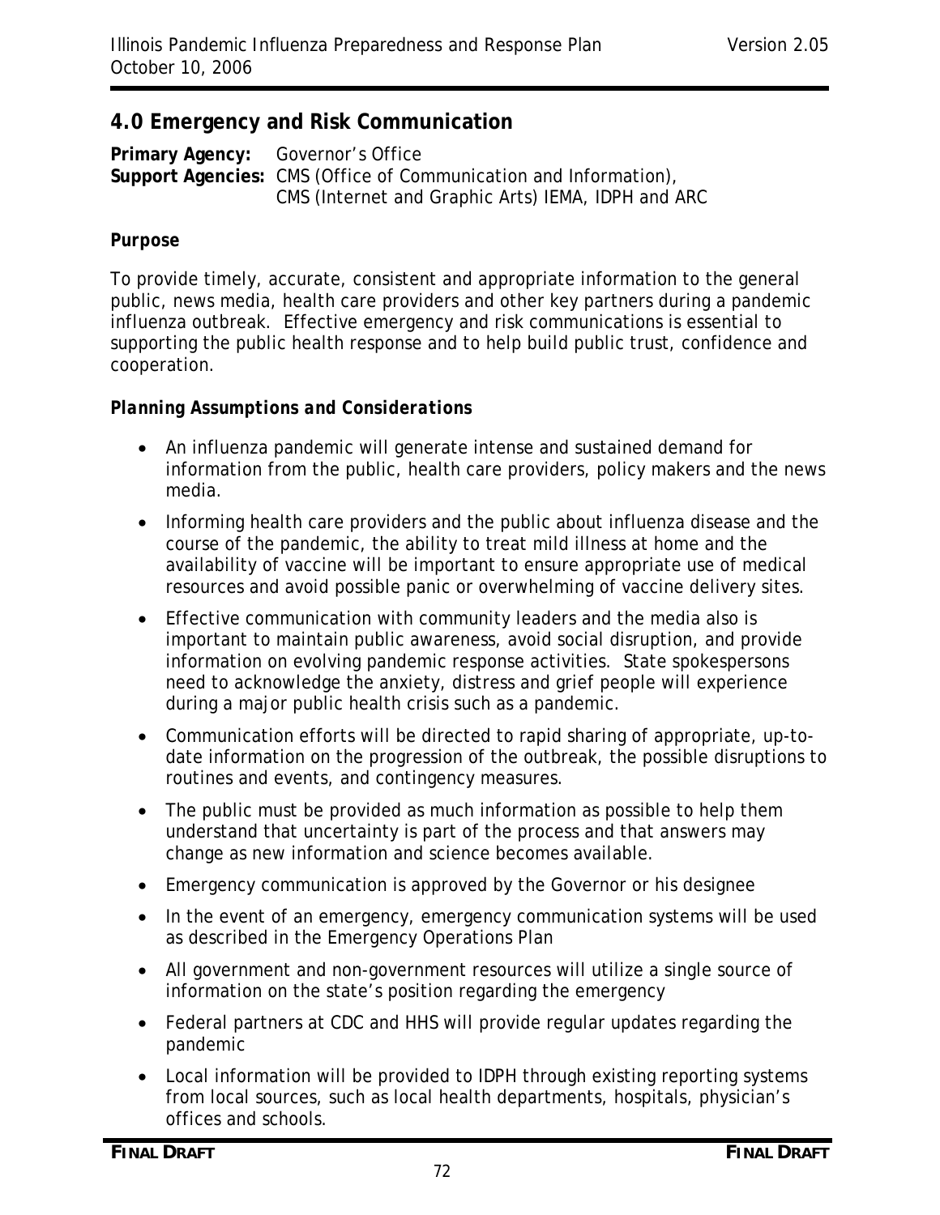## 4.0 Emergency and Risk Communication

**Primary Agency:** Governor's Office
**Support Agencies:** CMS (Office of Communication and Information), CMS (Internet and Graphic Arts) IEMA, IDPH and ARC

**Purpose**

To provide timely, accurate, consistent and appropriate information to the general public, news media, health care providers and other key partners during a pandemic influenza outbreak. Effective emergency and risk communications is essential to supporting the public health response and to help build public trust, confidence and cooperation.

***Planning Assumptions and Considerations***

- An influenza pandemic will generate intense and sustained demand for information from the public, health care providers, policy makers and the news media.
- Informing health care providers and the public about influenza disease and the course of the pandemic, the ability to treat mild illness at home and the availability of vaccine will be important to ensure appropriate use of medical resources and avoid possible panic or overwhelming of vaccine delivery sites.
- Effective communication with community leaders and the media also is important to maintain public awareness, avoid social disruption, and provide information on evolving pandemic response activities. State spokespersons need to acknowledge the anxiety, distress and grief people will experience during a major public health crisis such as a pandemic.
- Communication efforts will be directed to rapid sharing of appropriate, up-to-date information on the progression of the outbreak, the possible disruptions to routines and events, and contingency measures.
- The public must be provided as much information as possible to help them understand that uncertainty is part of the process and that answers may change as new information and science becomes available.
- Emergency communication is approved by the Governor or his designee
- In the event of an emergency, emergency communication systems will be used as described in the Emergency Operations Plan
- All government and non-government resources will utilize a single source of information on the state's position regarding the emergency
- Federal partners at CDC and HHS will provide regular updates regarding the pandemic
- Local information will be provided to IDPH through existing reporting systems from local sources, such as local health departments, hospitals, physician's offices and schools.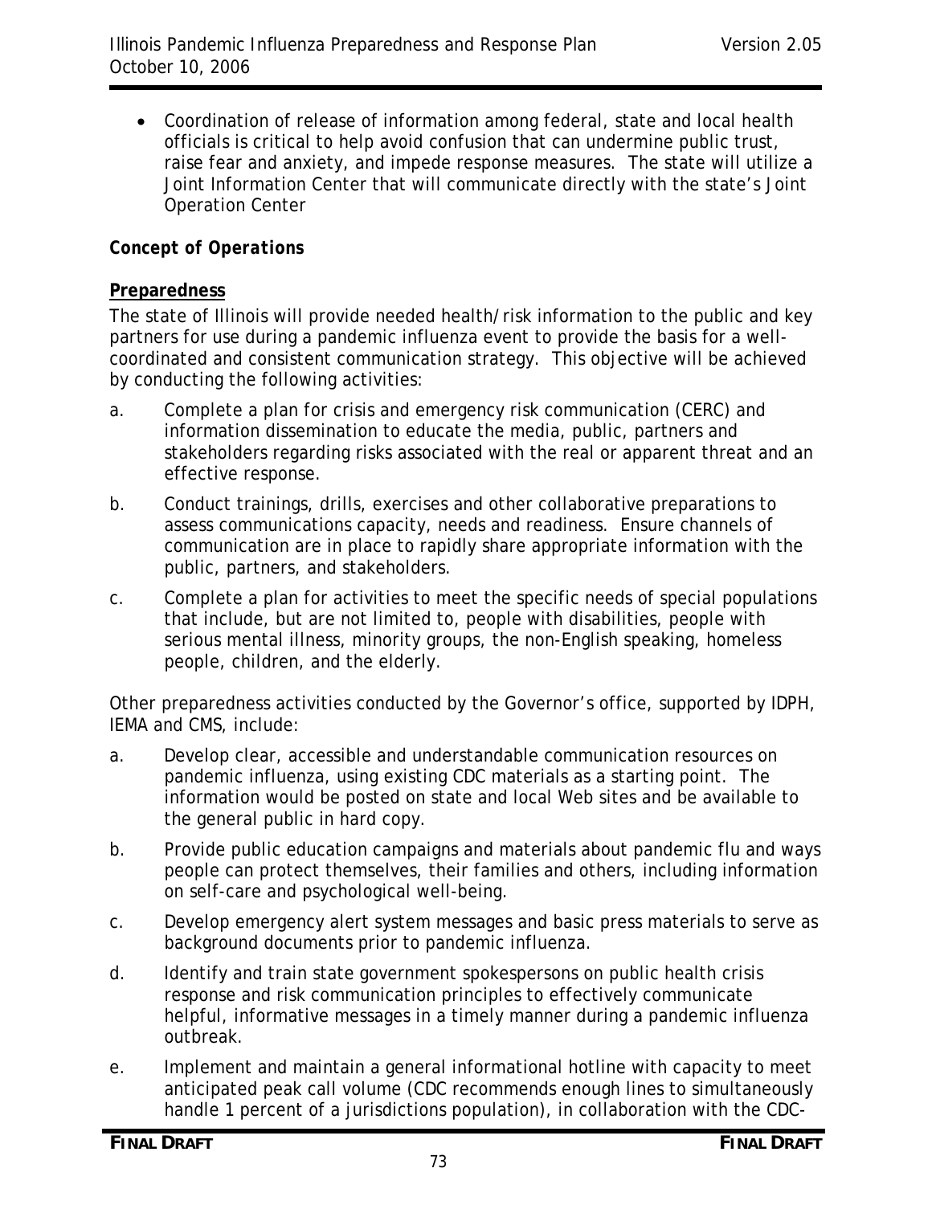- Coordination of release of information among federal, state and local health officials is critical to help avoid confusion that can undermine public trust, raise fear and anxiety, and impede response measures. The state will utilize a Joint Information Center that will communicate directly with the state's Joint Operation Center

***Concept of Operations***

**Preparedness**

The state of Illinois will provide needed health/risk information to the public and key partners for use during a pandemic influenza event to provide the basis for a well-coordinated and consistent communication strategy. This objective will be achieved by conducting the following activities:

a. Complete a plan for crisis and emergency risk communication (CERC) and information dissemination to educate the media, public, partners and stakeholders regarding risks associated with the real or apparent threat and an effective response.

b. Conduct trainings, drills, exercises and other collaborative preparations to assess communications capacity, needs and readiness. Ensure channels of communication are in place to rapidly share appropriate information with the public, partners, and stakeholders.

c. Complete a plan for activities to meet the specific needs of special populations that include, but are not limited to, people with disabilities, people with serious mental illness, minority groups, the non-English speaking, homeless people, children, and the elderly.

Other preparedness activities conducted by the Governor's office, supported by IDPH, IEMA and CMS, include:

a. Develop clear, accessible and understandable communication resources on pandemic influenza, using existing CDC materials as a starting point. The information would be posted on state and local Web sites and be available to the general public in hard copy.

b. Provide public education campaigns and materials about pandemic flu and ways people can protect themselves, their families and others, including information on self-care and psychological well-being.

c. Develop emergency alert system messages and basic press materials to serve as background documents prior to pandemic influenza.

d. Identify and train state government spokespersons on public health crisis response and risk communication principles to effectively communicate helpful, informative messages in a timely manner during a pandemic influenza outbreak.

e. Implement and maintain a general informational hotline with capacity to meet anticipated peak call volume (CDC recommends enough lines to simultaneously handle 1 percent of a jurisdictions population), in collaboration with the CDC-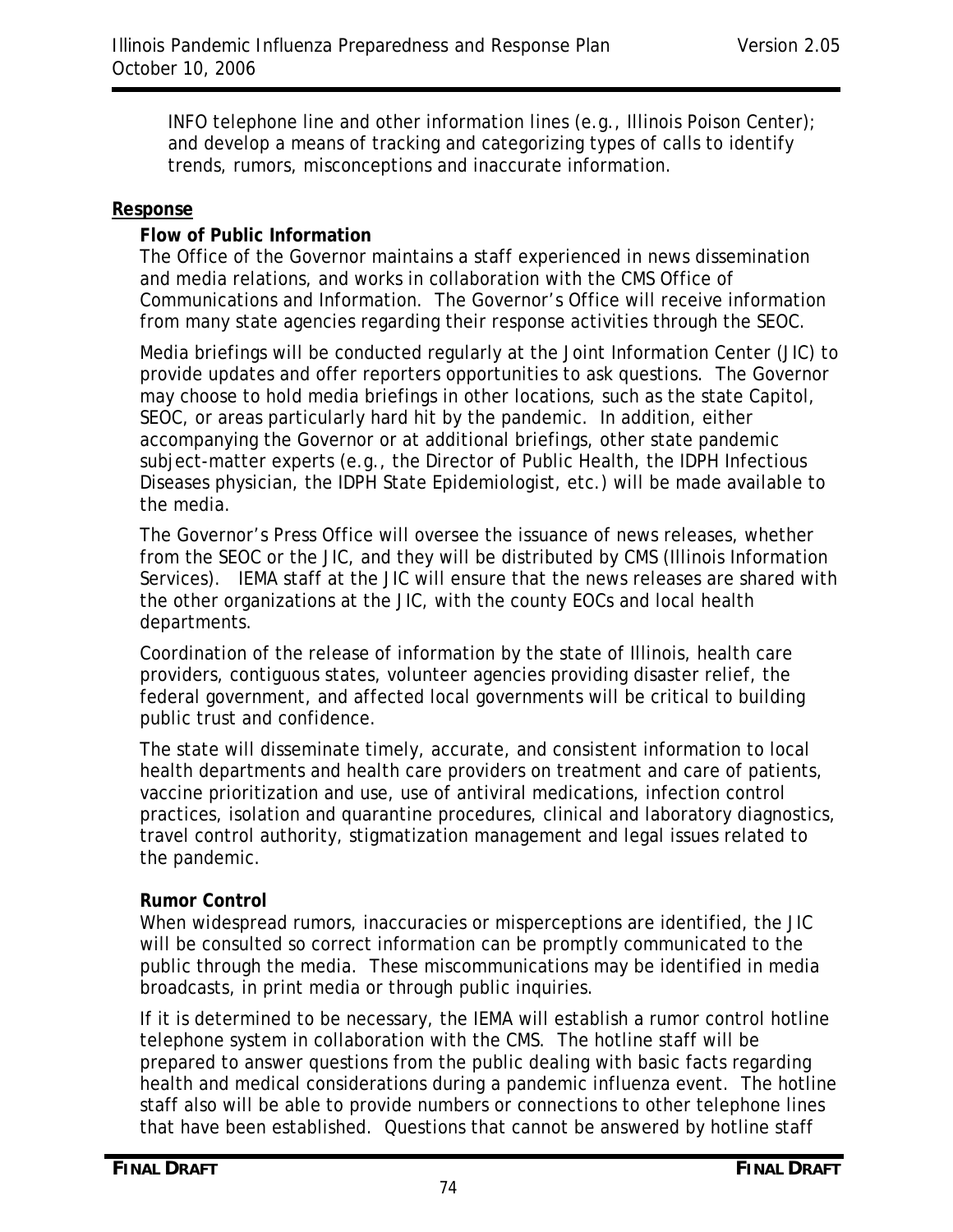INFO telephone line and other information lines (e.g., Illinois Poison Center); and develop a means of tracking and categorizing types of calls to identify trends, rumors, misconceptions and inaccurate information.

## Response

### Flow of Public Information

The Office of the Governor maintains a staff experienced in news dissemination and media relations, and works in collaboration with the CMS Office of Communications and Information. The Governor's Office will receive information from many state agencies regarding their response activities through the SEOC.

Media briefings will be conducted regularly at the Joint Information Center (JIC) to provide updates and offer reporters opportunities to ask questions. The Governor may choose to hold media briefings in other locations, such as the state Capitol, SEOC, or areas particularly hard hit by the pandemic. In addition, either accompanying the Governor or at additional briefings, other state pandemic subject-matter experts (e.g., the Director of Public Health, the IDPH Infectious Diseases physician, the IDPH State Epidemiologist, etc.) will be made available to the media.

The Governor's Press Office will oversee the issuance of news releases, whether from the SEOC or the JIC, and they will be distributed by CMS (Illinois Information Services). IEMA staff at the JIC will ensure that the news releases are shared with the other organizations at the JIC, with the county EOCs and local health departments.

Coordination of the release of information by the state of Illinois, health care providers, contiguous states, volunteer agencies providing disaster relief, the federal government, and affected local governments will be critical to building public trust and confidence.

The state will disseminate timely, accurate, and consistent information to local health departments and health care providers on treatment and care of patients, vaccine prioritization and use, use of antiviral medications, infection control practices, isolation and quarantine procedures, clinical and laboratory diagnostics, travel control authority, stigmatization management and legal issues related to the pandemic.

### Rumor Control

When widespread rumors, inaccuracies or misperceptions are identified, the JIC will be consulted so correct information can be promptly communicated to the public through the media. These miscommunications may be identified in media broadcasts, in print media or through public inquiries.

If it is determined to be necessary, the IEMA will establish a rumor control hotline telephone system in collaboration with the CMS. The hotline staff will be prepared to answer questions from the public dealing with basic facts regarding health and medical considerations during a pandemic influenza event. The hotline staff also will be able to provide numbers or connections to other telephone lines that have been established. Questions that cannot be answered by hotline staff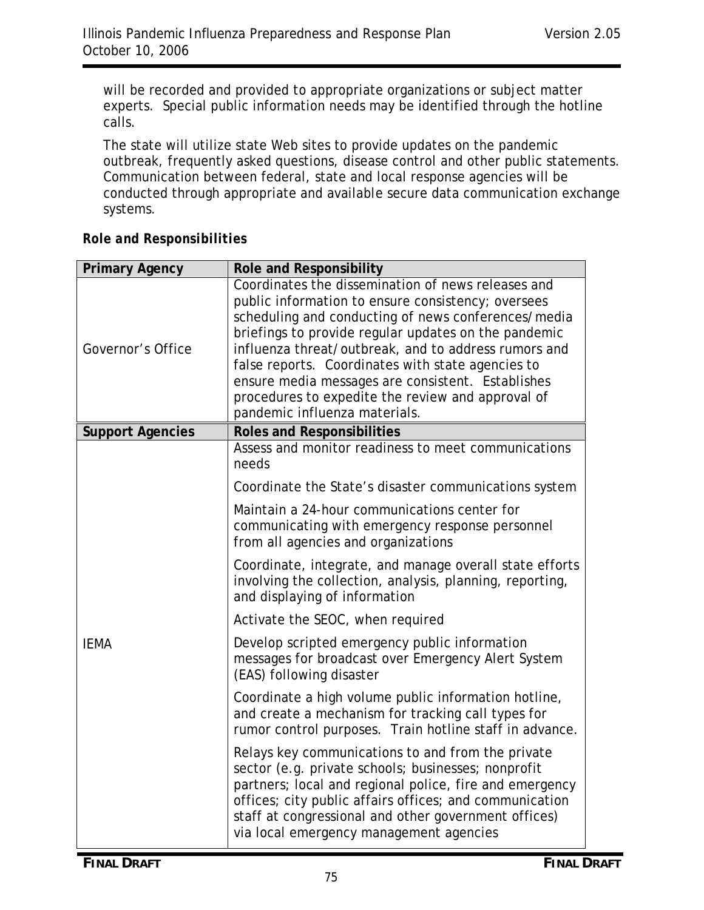will be recorded and provided to appropriate organizations or subject matter experts. Special public information needs may be identified through the hotline calls.

The state will utilize state Web sites to provide updates on the pandemic outbreak, frequently asked questions, disease control and other public statements. Communication between federal, state and local response agencies will be conducted through appropriate and available secure data communication exchange systems.

***Role and Responsibilities***

| **Primary Agency** | **Role and Responsibility** |
|---|---|
| Governor's Office | Coordinates the dissemination of news releases and public information to ensure consistency; oversees scheduling and conducting of news conferences/media briefings to provide regular updates on the pandemic influenza threat/outbreak, and to address rumors and false reports. Coordinates with state agencies to ensure media messages are consistent. Establishes procedures to expedite the review and approval of pandemic influenza materials. |
| **Support Agencies** | **Roles and Responsibilities** |
| IEMA | Assess and monitor readiness to meet communications needs<br><br>Coordinate the State's disaster communications system<br><br>Maintain a 24-hour communications center for communicating with emergency response personnel from all agencies and organizations<br><br>Coordinate, integrate, and manage overall state efforts involving the collection, analysis, planning, reporting, and displaying of information<br><br>Activate the SEOC, when required<br><br>Develop scripted emergency public information messages for broadcast over Emergency Alert System (EAS) following disaster<br><br>Coordinate a high volume public information hotline, and create a mechanism for tracking call types for rumor control purposes. Train hotline staff in advance.<br><br>Relays key communications to and from the private sector (e.g. private schools; businesses; nonprofit partners; local and regional police, fire and emergency offices; city public affairs offices; and communication staff at congressional and other government offices) via local emergency management agencies |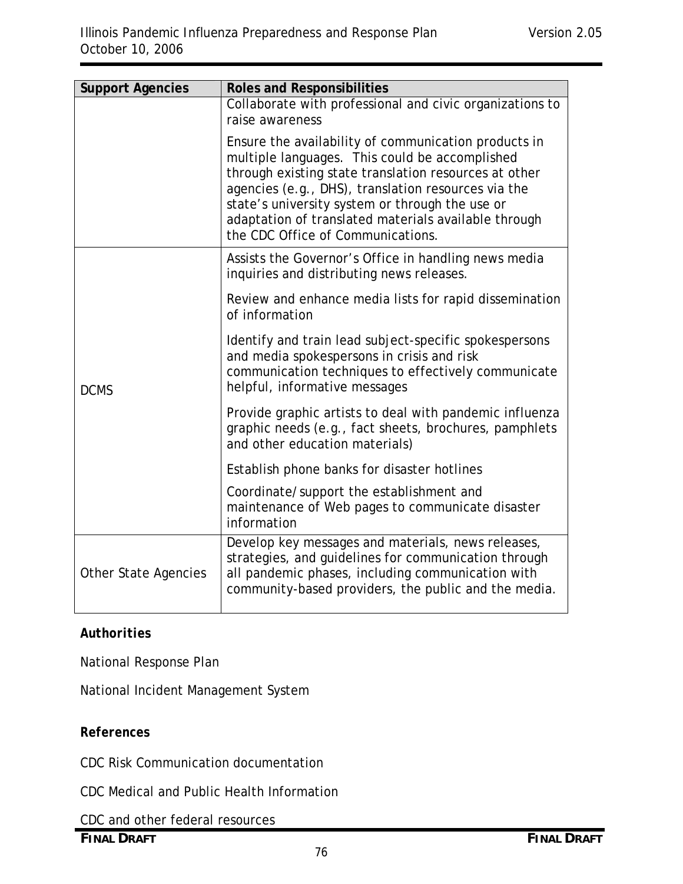| Support Agencies | Roles and Responsibilities |
|---|---|
| | Collaborate with professional and civic organizations to raise awareness<br><br>Ensure the availability of communication products in multiple languages. This could be accomplished through existing state translation resources at other agencies (e.g., DHS), translation resources via the state's university system or through the use or adaptation of translated materials available through the CDC Office of Communications. |
| DCMS | Assists the Governor's Office in handling news media inquiries and distributing news releases.<br><br>Review and enhance media lists for rapid dissemination of information<br><br>Identify and train lead subject-specific spokespersons and media spokespersons in crisis and risk communication techniques to effectively communicate helpful, informative messages<br><br>Provide graphic artists to deal with pandemic influenza graphic needs (e.g., fact sheets, brochures, pamphlets and other education materials)<br><br>Establish phone banks for disaster hotlines<br><br>Coordinate/support the establishment and maintenance of Web pages to communicate disaster information |
| Other State Agencies | Develop key messages and materials, news releases, strategies, and guidelines for communication through all pandemic phases, including communication with community-based providers, the public and the media. |

**Authorities**

National Response Plan

National Incident Management System

**References**

CDC Risk Communication documentation

CDC Medical and Public Health Information

CDC and other federal resources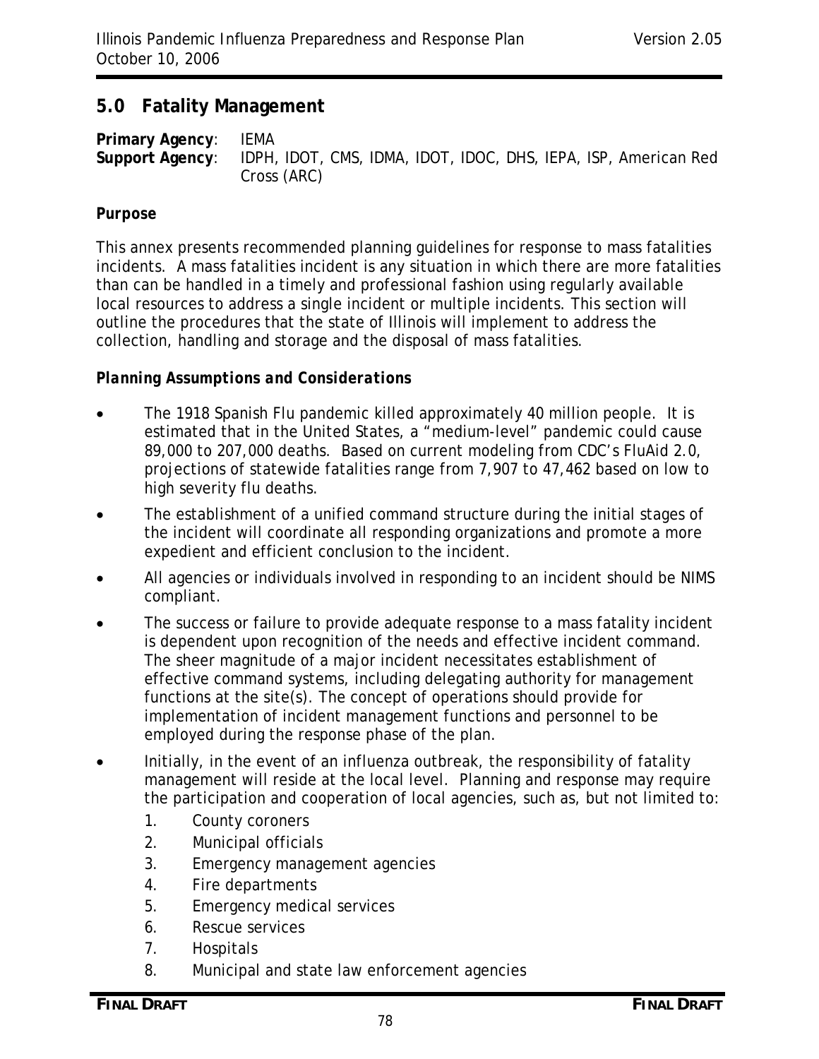## 5.0 Fatality Management

**Primary Agency**: IEMA
**Support Agency**: IDPH, IDOT, CMS, IDMA, IDOT, IDOC, DHS, IEPA, ISP, American Red Cross (ARC)

**Purpose**

This annex presents recommended planning guidelines for response to mass fatalities incidents. A mass fatalities incident is any situation in which there are more fatalities than can be handled in a timely and professional fashion using regularly available local resources to address a single incident or multiple incidents. This section will outline the procedures that the state of Illinois will implement to address the collection, handling and storage and the disposal of mass fatalities.

***Planning Assumptions and Considerations***

- The 1918 Spanish Flu pandemic killed approximately 40 million people. It is estimated that in the United States, a "medium-level" pandemic could cause 89,000 to 207,000 deaths. Based on current modeling from CDC's FluAid 2.0, projections of statewide fatalities range from 7,907 to 47,462 based on low to high severity flu deaths.
- The establishment of a unified command structure during the initial stages of the incident will coordinate all responding organizations and promote a more expedient and efficient conclusion to the incident.
- All agencies or individuals involved in responding to an incident should be NIMS compliant.
- The success or failure to provide adequate response to a mass fatality incident is dependent upon recognition of the needs and effective incident command. The sheer magnitude of a major incident necessitates establishment of effective command systems, including delegating authority for management functions at the site(s). The concept of operations should provide for implementation of incident management functions and personnel to be employed during the response phase of the plan.
- Initially, in the event of an influenza outbreak, the responsibility of fatality management will reside at the local level. Planning and response may require the participation and cooperation of local agencies, such as, but not limited to:
    1. County coroners
    2. Municipal officials
    3. Emergency management agencies
    4. Fire departments
    5. Emergency medical services
    6. Rescue services
    7. Hospitals
    8. Municipal and state law enforcement agencies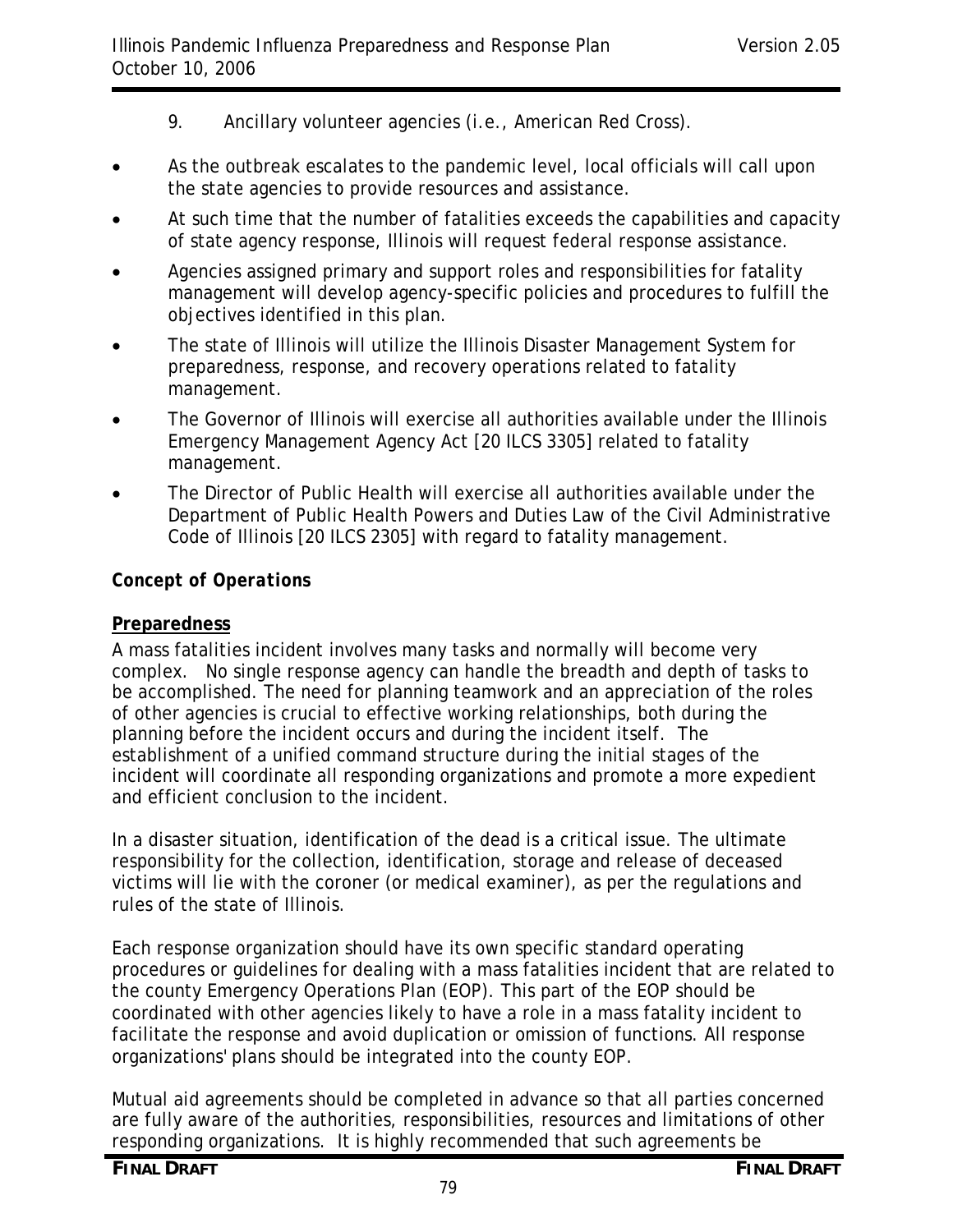9. Ancillary volunteer agencies (i.e., American Red Cross).

- As the outbreak escalates to the pandemic level, local officials will call upon the state agencies to provide resources and assistance.
- At such time that the number of fatalities exceeds the capabilities and capacity of state agency response, Illinois will request federal response assistance.
- Agencies assigned primary and support roles and responsibilities for fatality management will develop agency-specific policies and procedures to fulfill the objectives identified in this plan.
- The state of Illinois will utilize the Illinois Disaster Management System for preparedness, response, and recovery operations related to fatality management.
- The Governor of Illinois will exercise all authorities available under the Illinois Emergency Management Agency Act [20 ILCS 3305] related to fatality management.
- The Director of Public Health will exercise all authorities available under the Department of Public Health Powers and Duties Law of the Civil Administrative Code of Illinois [20 ILCS 2305] with regard to fatality management.

### *Concept of Operations*

**Preparedness**

A mass fatalities incident involves many tasks and normally will become very complex. No single response agency can handle the breadth and depth of tasks to be accomplished. The need for planning teamwork and an appreciation of the roles of other agencies is crucial to effective working relationships, both during the planning before the incident occurs and during the incident itself. The establishment of a unified command structure during the initial stages of the incident will coordinate all responding organizations and promote a more expedient and efficient conclusion to the incident.

In a disaster situation, identification of the dead is a critical issue. The ultimate responsibility for the collection, identification, storage and release of deceased victims will lie with the coroner (or medical examiner), as per the regulations and rules of the state of Illinois.

Each response organization should have its own specific standard operating procedures or guidelines for dealing with a mass fatalities incident that are related to the county Emergency Operations Plan (EOP). This part of the EOP should be coordinated with other agencies likely to have a role in a mass fatality incident to facilitate the response and avoid duplication or omission of functions. All response organizations' plans should be integrated into the county EOP.

Mutual aid agreements should be completed in advance so that all parties concerned are fully aware of the authorities, responsibilities, resources and limitations of other responding organizations. It is highly recommended that such agreements be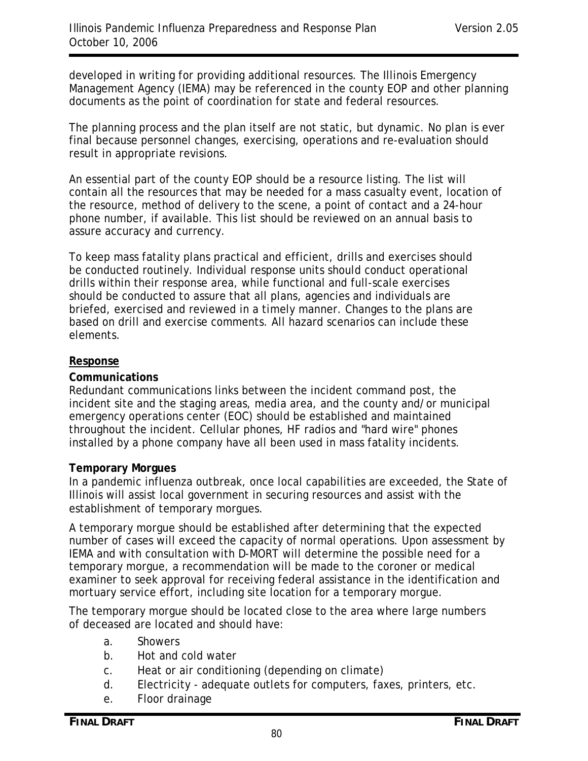developed in writing for providing additional resources. The Illinois Emergency Management Agency (IEMA) may be referenced in the county EOP and other planning documents as the point of coordination for state and federal resources.

The planning process and the plan itself are not static, but dynamic. No plan is ever final because personnel changes, exercising, operations and re-evaluation should result in appropriate revisions.

An essential part of the county EOP should be a resource listing. The list will contain all the resources that may be needed for a mass casualty event, location of the resource, method of delivery to the scene, a point of contact and a 24-hour phone number, if available. This list should be reviewed on an annual basis to assure accuracy and currency.

To keep mass fatality plans practical and efficient, drills and exercises should be conducted routinely. Individual response units should conduct operational drills within their response area, while functional and full-scale exercises should be conducted to assure that all plans, agencies and individuals are briefed, exercised and reviewed in a timely manner. Changes to the plans are based on drill and exercise comments. All hazard scenarios can include these elements.

**Response**

**Communications**

Redundant communications links between the incident command post, the incident site and the staging areas, media area, and the county and/or municipal emergency operations center (EOC) should be established and maintained throughout the incident. Cellular phones, HF radios and "hard wire" phones installed by a phone company have all been used in mass fatality incidents.

**Temporary Morgues**

In a pandemic influenza outbreak, once local capabilities are exceeded, the State of Illinois will assist local government in securing resources and assist with the establishment of temporary morgues.

A temporary morgue should be established after determining that the expected number of cases will exceed the capacity of normal operations. Upon assessment by IEMA and with consultation with D-MORT will determine the possible need for a temporary morgue, a recommendation will be made to the coroner or medical examiner to seek approval for receiving federal assistance in the identification and mortuary service effort, including site location for a temporary morgue.

The temporary morgue should be located close to the area where large numbers of deceased are located and should have:

a. Showers
b. Hot and cold water
c. Heat or air conditioning (depending on climate)
d. Electricity - adequate outlets for computers, faxes, printers, etc.
e. Floor drainage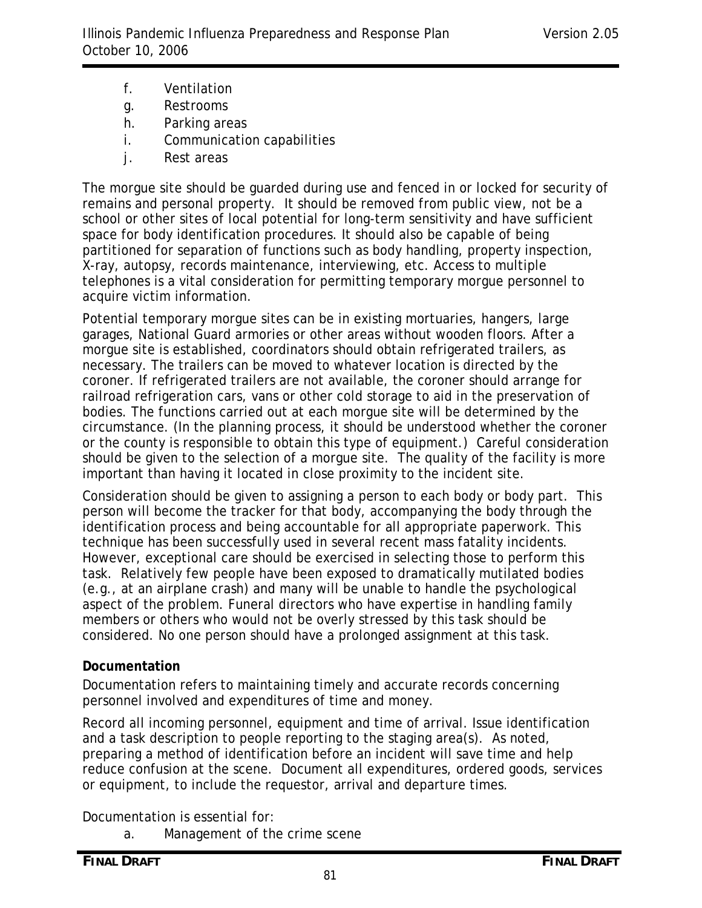f. Ventilation
g. Restrooms
h. Parking areas
i. Communication capabilities
j. Rest areas

The morgue site should be guarded during use and fenced in or locked for security of remains and personal property. It should be removed from public view, not be a school or other sites of local potential for long-term sensitivity and have sufficient space for body identification procedures. It should also be capable of being partitioned for separation of functions such as body handling, property inspection, X-ray, autopsy, records maintenance, interviewing, etc. Access to multiple telephones is a vital consideration for permitting temporary morgue personnel to acquire victim information.

Potential temporary morgue sites can be in existing mortuaries, hangers, large garages, National Guard armories or other areas without wooden floors. After a morgue site is established, coordinators should obtain refrigerated trailers, as necessary. The trailers can be moved to whatever location is directed by the coroner. If refrigerated trailers are not available, the coroner should arrange for railroad refrigeration cars, vans or other cold storage to aid in the preservation of bodies. The functions carried out at each morgue site will be determined by the circumstance. (In the planning process, it should be understood whether the coroner or the county is responsible to obtain this type of equipment.) Careful consideration should be given to the selection of a morgue site. The quality of the facility is more important than having it located in close proximity to the incident site.

Consideration should be given to assigning a person to each body or body part. This person will become the tracker for that body, accompanying the body through the identification process and being accountable for all appropriate paperwork. This technique has been successfully used in several recent mass fatality incidents. However, exceptional care should be exercised in selecting those to perform this task. Relatively few people have been exposed to dramatically mutilated bodies (e.g., at an airplane crash) and many will be unable to handle the psychological aspect of the problem. Funeral directors who have expertise in handling family members or others who would not be overly stressed by this task should be considered. No one person should have a prolonged assignment at this task.

**Documentation**

Documentation refers to maintaining timely and accurate records concerning personnel involved and expenditures of time and money.

Record all incoming personnel, equipment and time of arrival. Issue identification and a task description to people reporting to the staging area(s). As noted, preparing a method of identification before an incident will save time and help reduce confusion at the scene. Document all expenditures, ordered goods, services or equipment, to include the requestor, arrival and departure times.

Documentation is essential for:

a. Management of the crime scene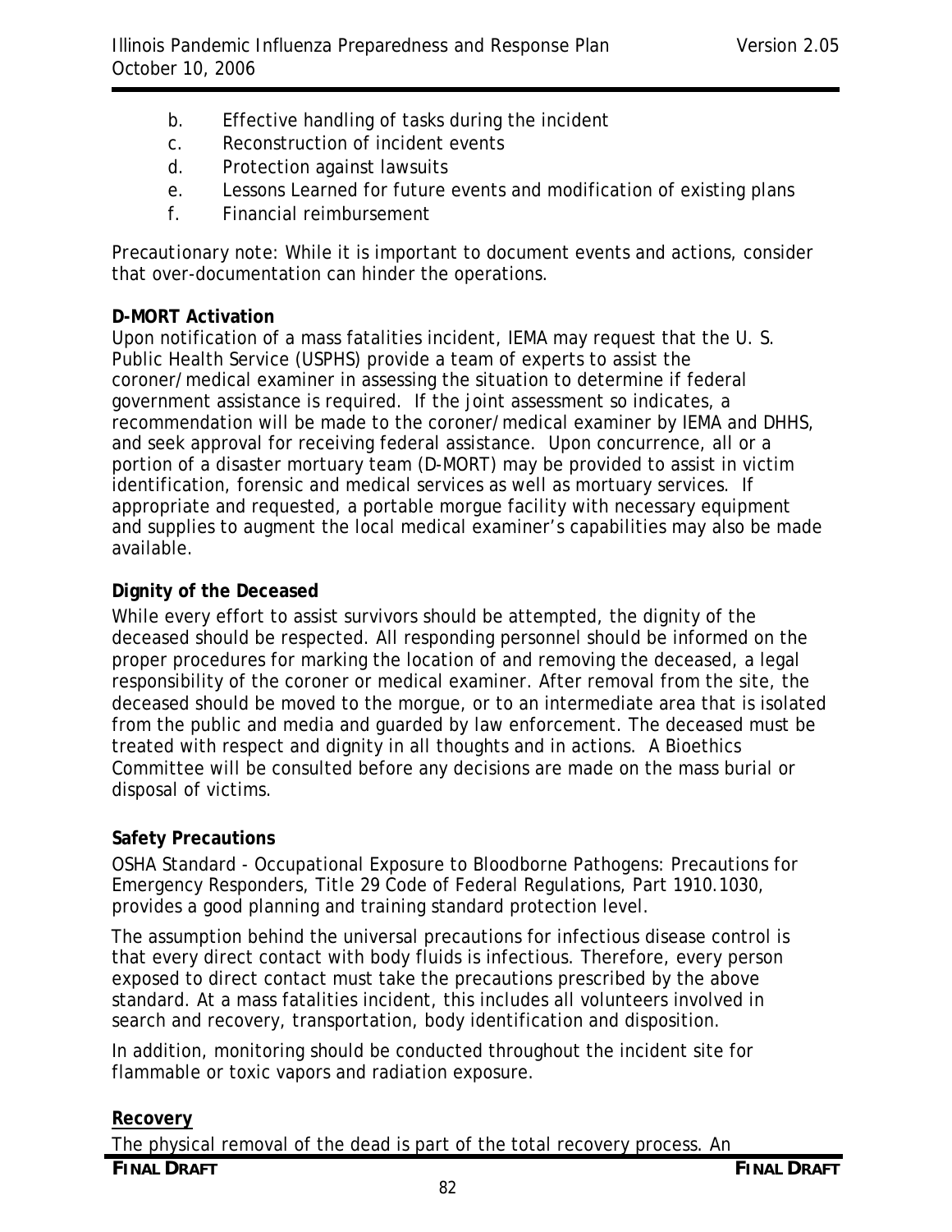b. Effective handling of tasks during the incident
c. Reconstruction of incident events
d. Protection against lawsuits
e. Lessons Learned for future events and modification of existing plans
f. Financial reimbursement

Precautionary note: While it is important to document events and actions, consider that over-documentation can hinder the operations.

**D-MORT Activation**

Upon notification of a mass fatalities incident, IEMA may request that the U. S. Public Health Service (USPHS) provide a team of experts to assist the coroner/medical examiner in assessing the situation to determine if federal government assistance is required. If the joint assessment so indicates, a recommendation will be made to the coroner/medical examiner by IEMA and DHHS, and seek approval for receiving federal assistance. Upon concurrence, all or a portion of a disaster mortuary team (D-MORT) may be provided to assist in victim identification, forensic and medical services as well as mortuary services. If appropriate and requested, a portable morgue facility with necessary equipment and supplies to augment the local medical examiner's capabilities may also be made available.

**Dignity of the Deceased**

While every effort to assist survivors should be attempted, the dignity of the deceased should be respected. All responding personnel should be informed on the proper procedures for marking the location of and removing the deceased, a legal responsibility of the coroner or medical examiner. After removal from the site, the deceased should be moved to the morgue, or to an intermediate area that is isolated from the public and media and guarded by law enforcement. The deceased must be treated with respect and dignity in all thoughts and in actions. A Bioethics Committee will be consulted before any decisions are made on the mass burial or disposal of victims.

**Safety Precautions**

OSHA Standard - Occupational Exposure to Bloodborne Pathogens: Precautions for Emergency Responders, Title 29 Code of Federal Regulations, Part 1910.1030, provides a good planning and training standard protection level.

The assumption behind the universal precautions for infectious disease control is that every direct contact with body fluids is infectious. Therefore, every person exposed to direct contact must take the precautions prescribed by the above standard. At a mass fatalities incident, this includes all volunteers involved in search and recovery, transportation, body identification and disposition.

In addition, monitoring should be conducted throughout the incident site for flammable or toxic vapors and radiation exposure.

**Recovery**

The physical removal of the dead is part of the total recovery process. An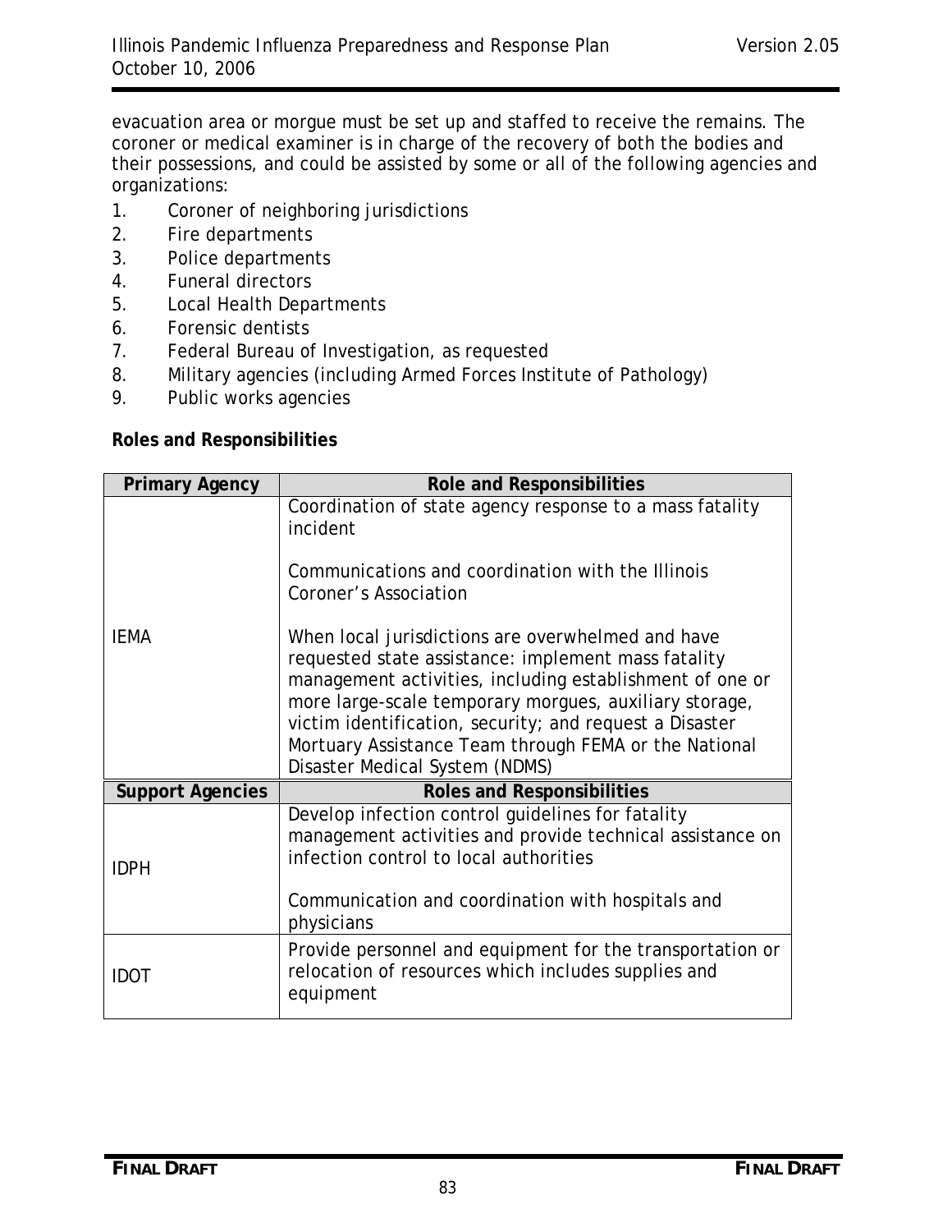evacuation area or morgue must be set up and staffed to receive the remains. The coroner or medical examiner is in charge of the recovery of both the bodies and their possessions, and could be assisted by some or all of the following agencies and organizations:

1. Coroner of neighboring jurisdictions
2. Fire departments
3. Police departments
4. Funeral directors
5. Local Health Departments
6. Forensic dentists
7. Federal Bureau of Investigation, as requested
8. Military agencies (including Armed Forces Institute of Pathology)
9. Public works agencies

**Roles and Responsibilities**

| Primary Agency | Role and Responsibilities |
|---|---|
| IEMA | Coordination of state agency response to a mass fatality incident<br><br>Communications and coordination with the Illinois Coroner's Association<br><br>When local jurisdictions are overwhelmed and have requested state assistance: implement mass fatality management activities, including establishment of one or more large-scale temporary morgues, auxiliary storage, victim identification, security; and request a Disaster Mortuary Assistance Team through FEMA or the National Disaster Medical System (NDMS) |
| **Support Agencies** | **Roles and Responsibilities** |
| IDPH | Develop infection control guidelines for fatality management activities and provide technical assistance on infection control to local authorities<br><br>Communication and coordination with hospitals and physicians |
| IDOT | Provide personnel and equipment for the transportation or relocation of resources which includes supplies and equipment |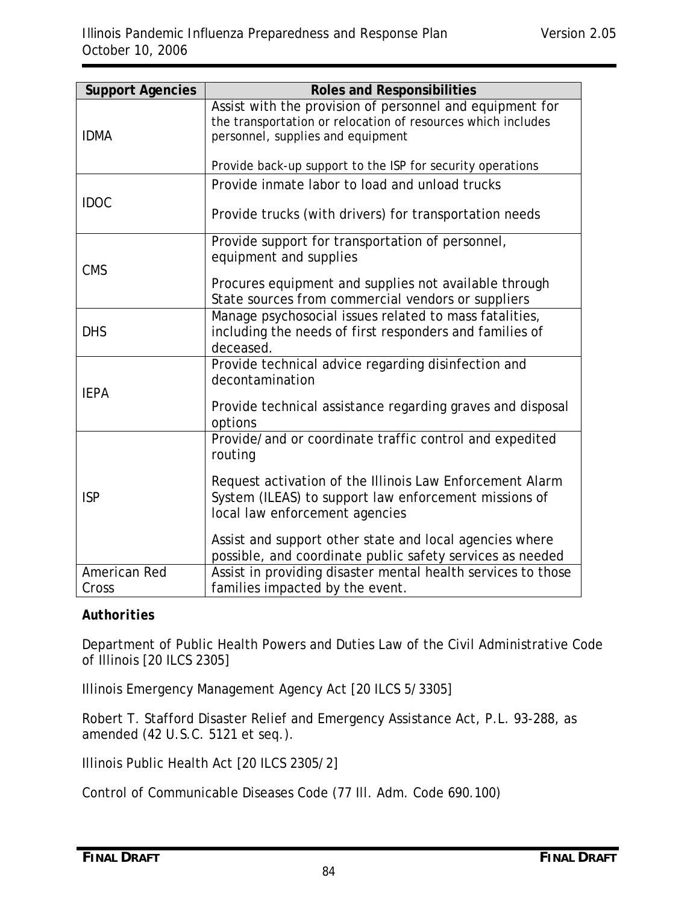| Support Agencies | Roles and Responsibilities |
|---|---|
| IDMA | Assist with the provision of personnel and equipment for the transportation or relocation of resources which includes personnel, supplies and equipment<br><br>Provide back-up support to the ISP for security operations |
| IDOC | Provide inmate labor to load and unload trucks<br><br>Provide trucks (with drivers) for transportation needs |
| CMS | Provide support for transportation of personnel, equipment and supplies<br><br>Procures equipment and supplies not available through State sources from commercial vendors or suppliers |
| DHS | Manage psychosocial issues related to mass fatalities, including the needs of first responders and families of deceased. |
| IEPA | Provide technical advice regarding disinfection and decontamination<br><br>Provide technical assistance regarding graves and disposal options |
| ISP | Provide/and or coordinate traffic control and expedited routing<br><br>Request activation of the Illinois Law Enforcement Alarm System (ILEAS) to support law enforcement missions of local law enforcement agencies<br><br>Assist and support other state and local agencies where possible, and coordinate public safety services as needed |
| American Red Cross | Assist in providing disaster mental health services to those families impacted by the event. |

***Authorities***

Department of Public Health Powers and Duties Law of the Civil Administrative Code of Illinois [20 ILCS 2305]

Illinois Emergency Management Agency Act [20 ILCS 5/3305]

Robert T. Stafford Disaster Relief and Emergency Assistance Act, P.L. 93-288, as amended (42 U.S.C. 5121 et seq.).

Illinois Public Health Act [20 ILCS 2305/2]

Control of Communicable Diseases Code (77 Ill. Adm. Code 690.100)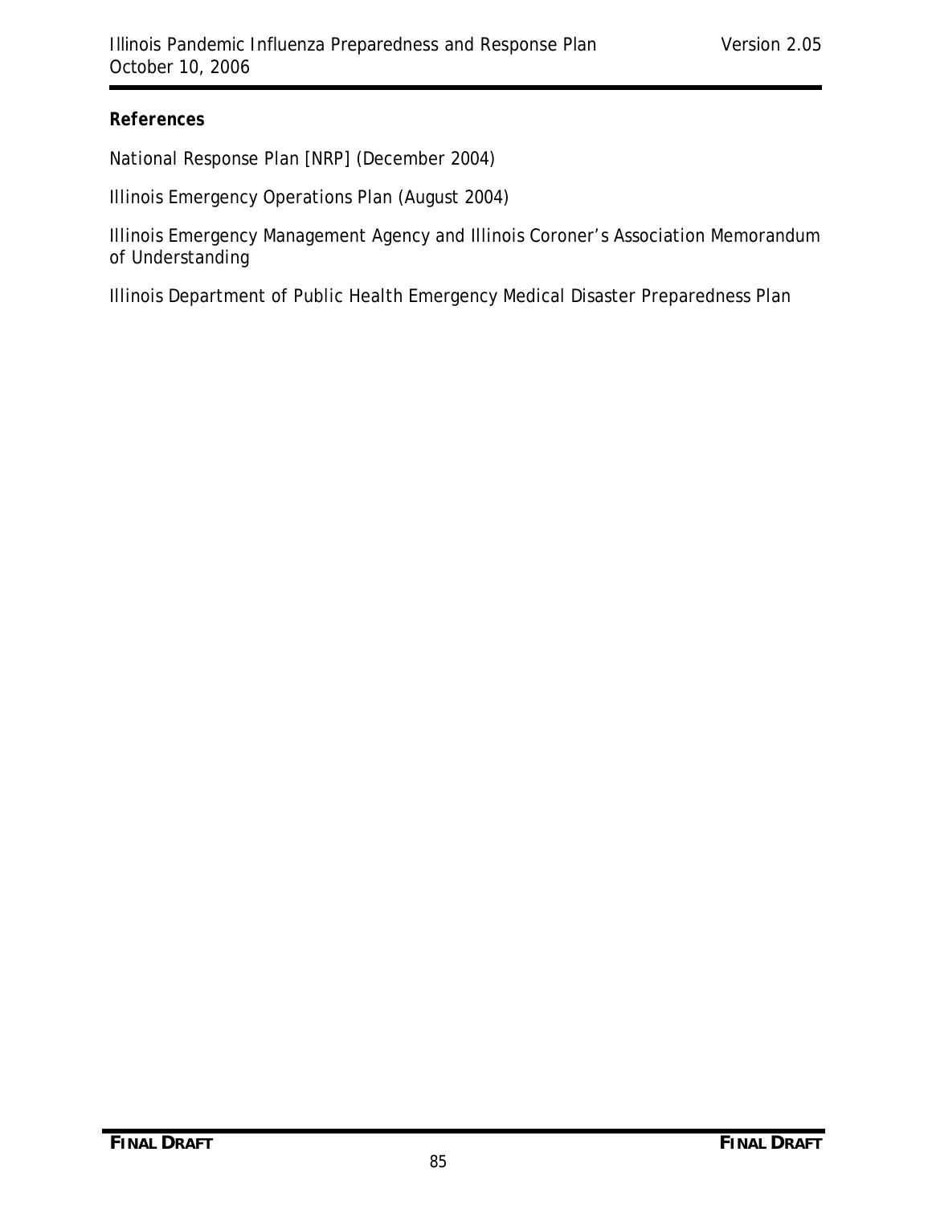**References**

National Response Plan [NRP] (December 2004)

Illinois Emergency Operations Plan (August 2004)

Illinois Emergency Management Agency and Illinois Coroner's Association Memorandum of Understanding

Illinois Department of Public Health Emergency Medical Disaster Preparedness Plan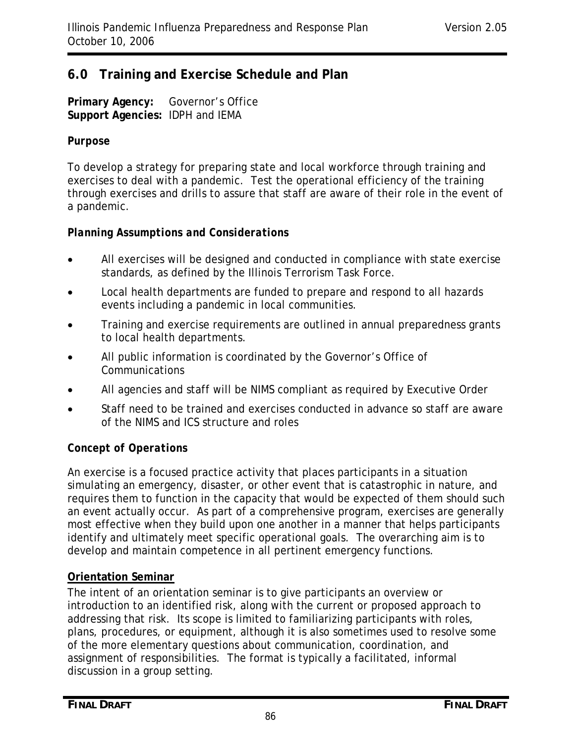## 6.0 Training and Exercise Schedule and Plan

**Primary Agency:** Governor's Office
**Support Agencies:** IDPH and IEMA

**Purpose**

To develop a strategy for preparing state and local workforce through training and exercises to deal with a pandemic. Test the operational efficiency of the training through exercises and drills to assure that staff are aware of their role in the event of a pandemic.

***Planning Assumptions and Considerations***

- All exercises will be designed and conducted in compliance with state exercise standards, as defined by the Illinois Terrorism Task Force.
- Local health departments are funded to prepare and respond to all hazards events including a pandemic in local communities.
- Training and exercise requirements are outlined in annual preparedness grants to local health departments.
- All public information is coordinated by the Governor's Office of Communications
- All agencies and staff will be NIMS compliant as required by Executive Order
- Staff need to be trained and exercises conducted in advance so staff are aware of the NIMS and ICS structure and roles

***Concept of Operations***

An exercise is a focused practice activity that places participants in a situation simulating an emergency, disaster, or other event that is catastrophic in nature, and requires them to function in the capacity that would be expected of them should such an event actually occur. As part of a comprehensive program, exercises are generally most effective when they build upon one another in a manner that helps participants identify and ultimately meet specific operational goals. The overarching aim is to develop and maintain competence in all pertinent emergency functions.

**Orientation Seminar**

The intent of an orientation seminar is to give participants an overview or introduction to an identified risk, along with the current or proposed approach to addressing that risk. Its scope is limited to familiarizing participants with roles, plans, procedures, or equipment, although it is also sometimes used to resolve some of the more elementary questions about communication, coordination, and assignment of responsibilities. The format is typically a facilitated, informal discussion in a group setting.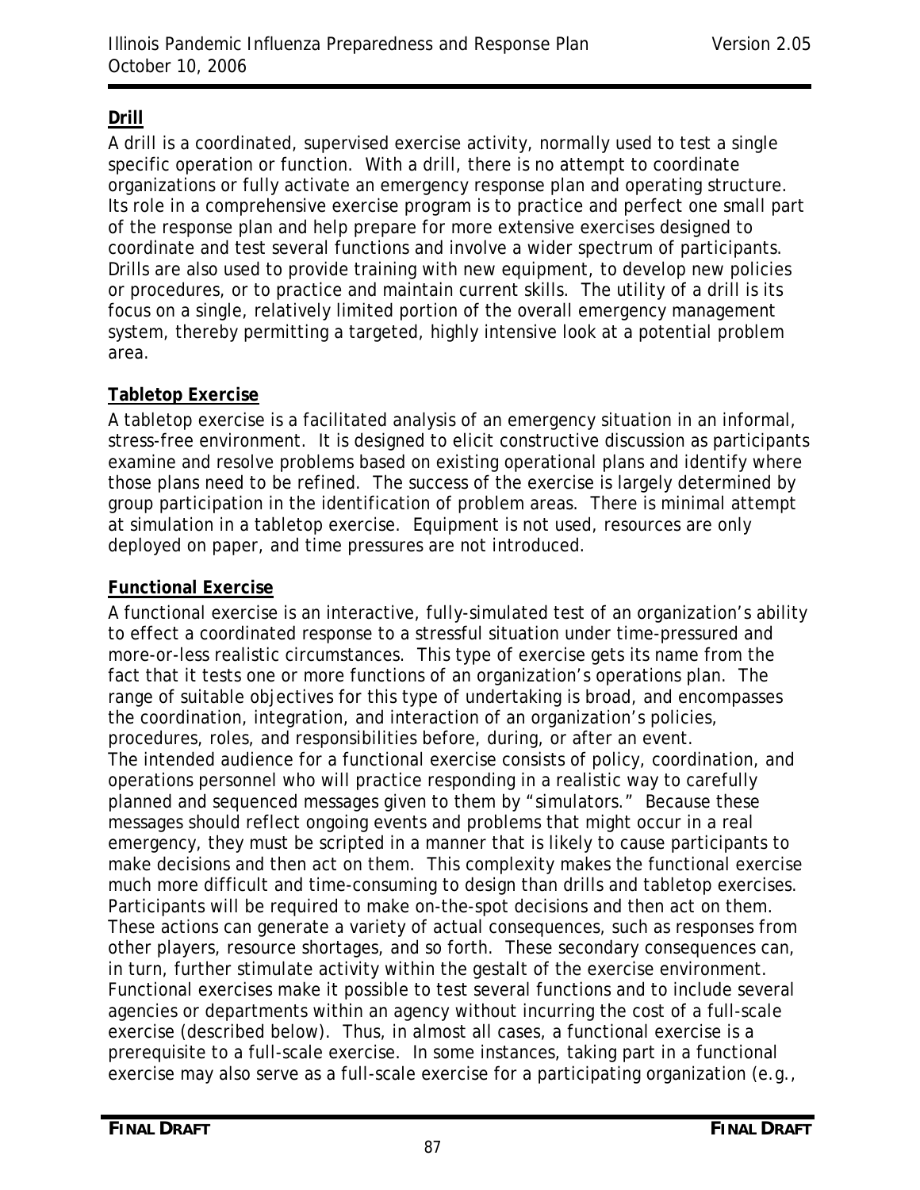**Drill**

A drill is a coordinated, supervised exercise activity, normally used to test a single specific operation or function. With a drill, there is no attempt to coordinate organizations or fully activate an emergency response plan and operating structure. Its role in a comprehensive exercise program is to practice and perfect one small part of the response plan and help prepare for more extensive exercises designed to coordinate and test several functions and involve a wider spectrum of participants. Drills are also used to provide training with new equipment, to develop new policies or procedures, or to practice and maintain current skills. The utility of a drill is its focus on a single, relatively limited portion of the overall emergency management system, thereby permitting a targeted, highly intensive look at a potential problem area.

**Tabletop Exercise**

A tabletop exercise is a facilitated analysis of an emergency situation in an informal, stress-free environment. It is designed to elicit constructive discussion as participants examine and resolve problems based on existing operational plans and identify where those plans need to be refined. The success of the exercise is largely determined by group participation in the identification of problem areas. There is minimal attempt at simulation in a tabletop exercise. Equipment is not used, resources are only deployed on paper, and time pressures are not introduced.

**Functional Exercise**

A functional exercise is an interactive, fully-simulated test of an organization's ability to effect a coordinated response to a stressful situation under time-pressured and more-or-less realistic circumstances. This type of exercise gets its name from the fact that it tests one or more functions of an organization's operations plan. The range of suitable objectives for this type of undertaking is broad, and encompasses the coordination, integration, and interaction of an organization's policies, procedures, roles, and responsibilities before, during, or after an event.
The intended audience for a functional exercise consists of policy, coordination, and operations personnel who will practice responding in a realistic way to carefully planned and sequenced messages given to them by "simulators." Because these messages should reflect ongoing events and problems that might occur in a real emergency, they must be scripted in a manner that is likely to cause participants to make decisions and then act on them. This complexity makes the functional exercise much more difficult and time-consuming to design than drills and tabletop exercises. Participants will be required to make on-the-spot decisions and then act on them. These actions can generate a variety of actual consequences, such as responses from other players, resource shortages, and so forth. These secondary consequences can, in turn, further stimulate activity within the gestalt of the exercise environment. Functional exercises make it possible to test several functions and to include several agencies or departments within an agency without incurring the cost of a full-scale exercise (described below). Thus, in almost all cases, a functional exercise is a prerequisite to a full-scale exercise. In some instances, taking part in a functional exercise may also serve as a full-scale exercise for a participating organization (e.g.,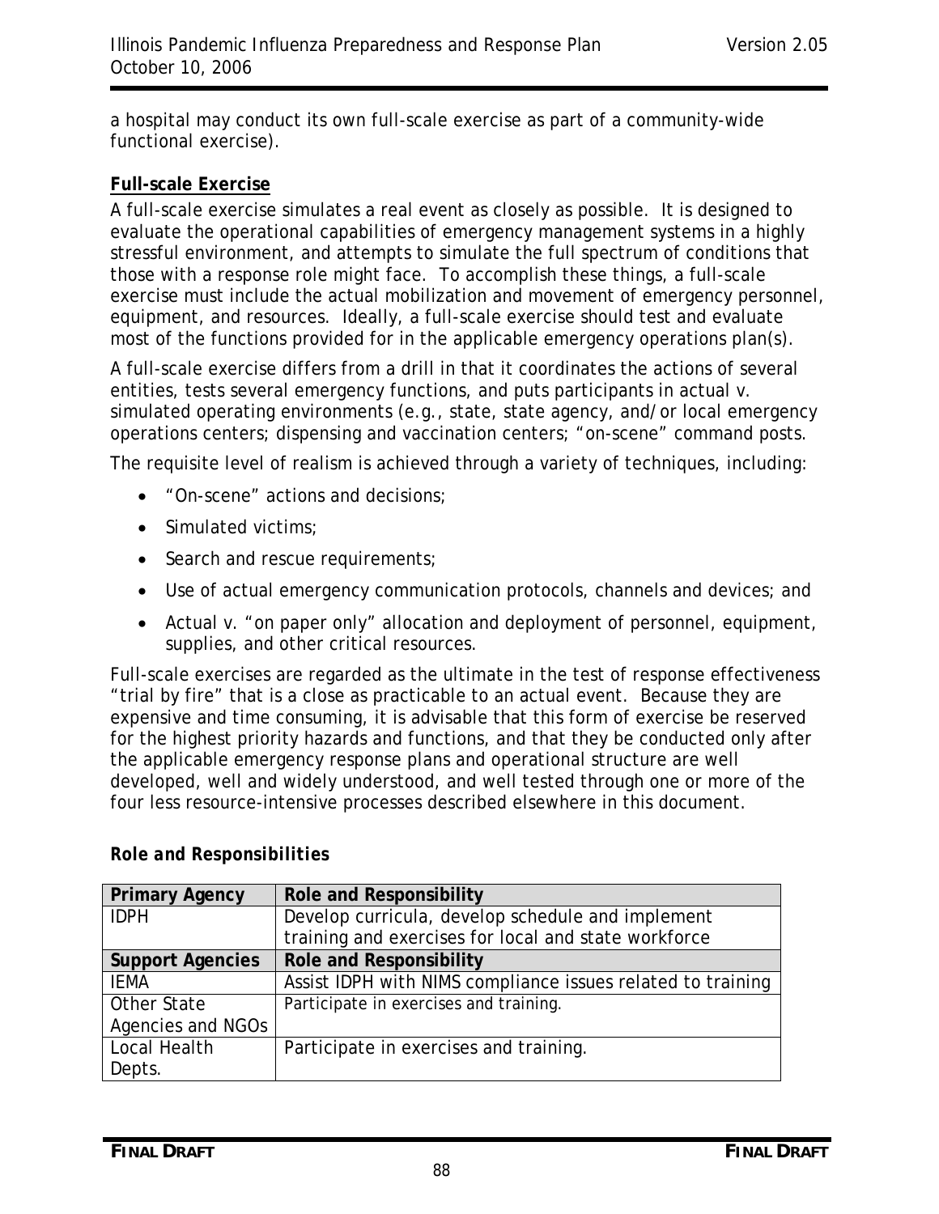a hospital may conduct its own full-scale exercise as part of a community-wide functional exercise).

**Full-scale Exercise**

A full-scale exercise simulates a real event as closely as possible. It is designed to evaluate the operational capabilities of emergency management systems in a highly stressful environment, and attempts to simulate the full spectrum of conditions that those with a response role might face. To accomplish these things, a full-scale exercise must include the actual mobilization and movement of emergency personnel, equipment, and resources. Ideally, a full-scale exercise should test and evaluate most of the functions provided for in the applicable emergency operations plan(s).

A full-scale exercise differs from a drill in that it coordinates the actions of several entities, tests several emergency functions, and puts participants in actual v. simulated operating environments (e.g., state, state agency, and/or local emergency operations centers; dispensing and vaccination centers; "on-scene" command posts.

The requisite level of realism is achieved through a variety of techniques, including:

- "On-scene" actions and decisions;
- Simulated victims;
- Search and rescue requirements;
- Use of actual emergency communication protocols, channels and devices; and
- Actual v. "on paper only" allocation and deployment of personnel, equipment, supplies, and other critical resources.

Full-scale exercises are regarded as the ultimate in the test of response effectiveness "trial by fire" that is a close as practicable to an actual event. Because they are expensive and time consuming, it is advisable that this form of exercise be reserved for the highest priority hazards and functions, and that they be conducted only after the applicable emergency response plans and operational structure are well developed, well and widely understood, and well tested through one or more of the four less resource-intensive processes described elsewhere in this document.

***Role and Responsibilities***

| Primary Agency | Role and Responsibility |
|---|---|
| IDPH | Develop curricula, develop schedule and implement training and exercises for local and state workforce |
| **Support Agencies** | **Role and Responsibility** |
| IEMA | Assist IDPH with NIMS compliance issues related to training |
| Other State Agencies and NGOs | Participate in exercises and training. |
| Local Health Depts. | Participate in exercises and training. |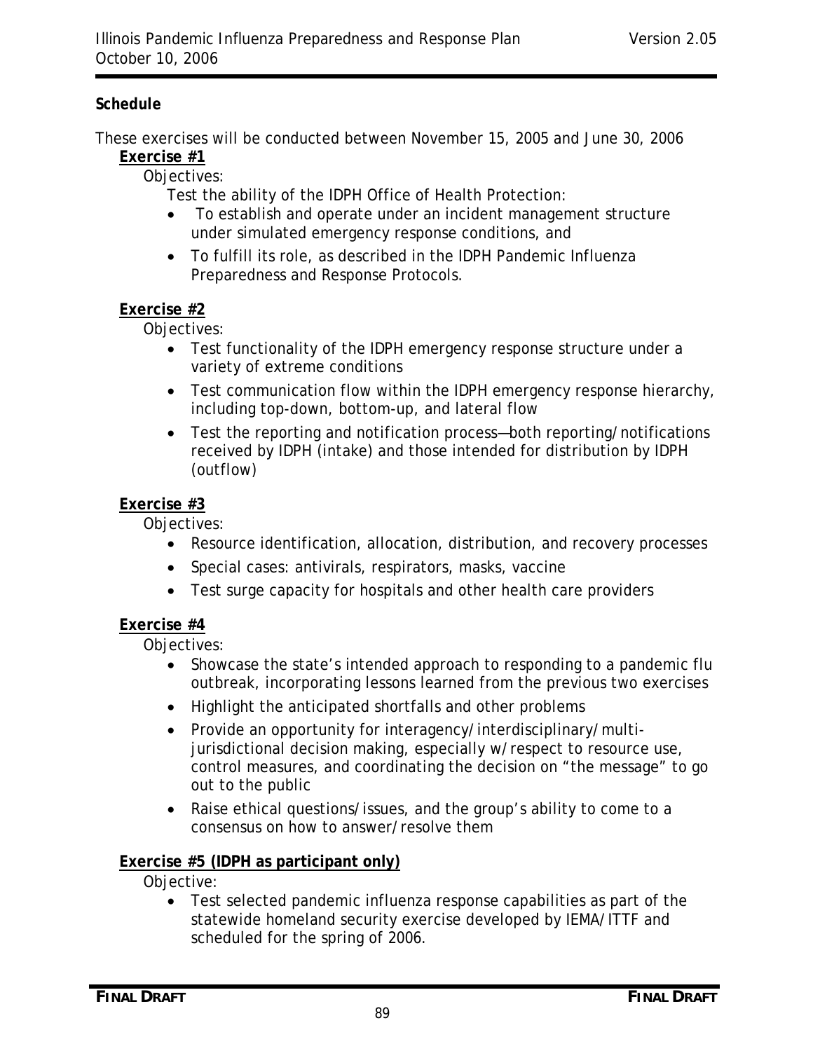**Schedule**

These exercises will be conducted between November 15, 2005 and June 30, 2006

**Exercise #1**

Objectives:

Test the ability of the IDPH Office of Health Protection:

- To establish and operate under an incident management structure under simulated emergency response conditions, and
- To fulfill its role, as described in the IDPH Pandemic Influenza Preparedness and Response Protocols.

**Exercise #2**

Objectives:

- Test functionality of the IDPH emergency response structure under a variety of extreme conditions
- Test communication flow within the IDPH emergency response hierarchy, including top-down, bottom-up, and lateral flow
- Test the reporting and notification process—both reporting/notifications received by IDPH (intake) and those intended for distribution by IDPH (outflow)

**Exercise #3**

Objectives:

- Resource identification, allocation, distribution, and recovery processes
- Special cases: antivirals, respirators, masks, vaccine
- Test surge capacity for hospitals and other health care providers

**Exercise #4**

Objectives:

- Showcase the state's intended approach to responding to a pandemic flu outbreak, incorporating lessons learned from the previous two exercises
- Highlight the anticipated shortfalls and other problems
- Provide an opportunity for interagency/interdisciplinary/multi-jurisdictional decision making, especially w/respect to resource use, control measures, and coordinating the decision on "the message" to go out to the public
- Raise ethical questions/issues, and the group's ability to come to a consensus on how to answer/resolve them

**Exercise #5 (IDPH as participant only)**

Objective:

- Test selected pandemic influenza response capabilities as part of the statewide homeland security exercise developed by IEMA/ITTF and scheduled for the spring of 2006.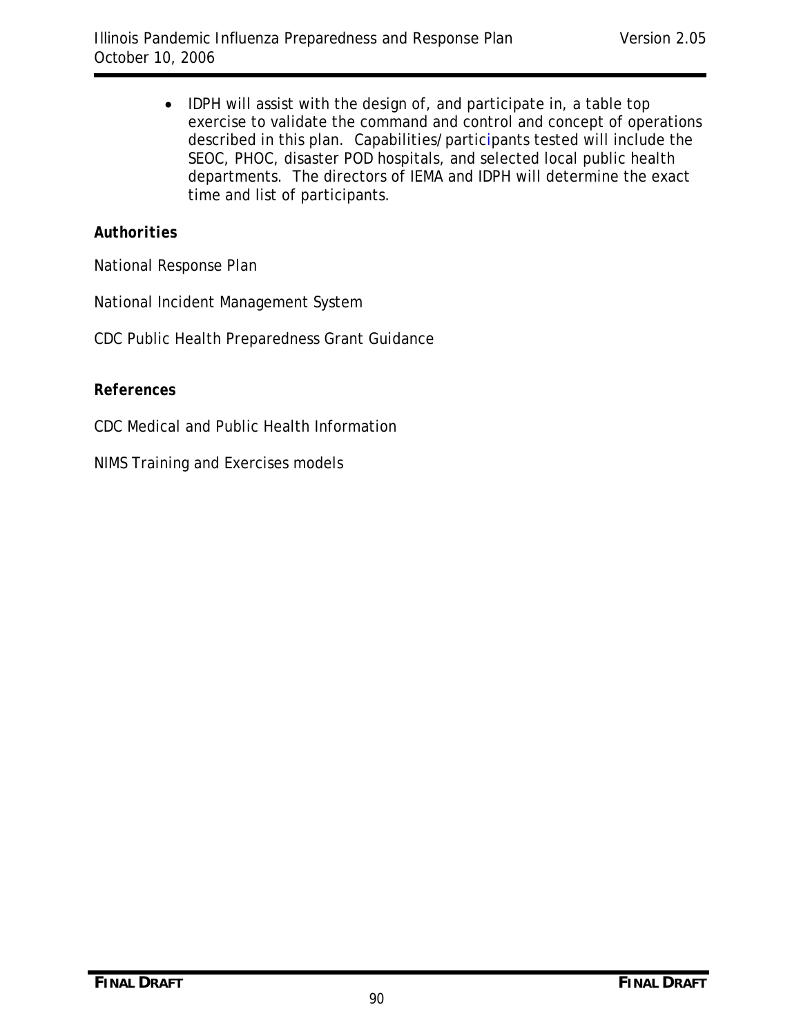- IDPH will assist with the design of, and participate in, a table top exercise to validate the command and control and concept of operations described in this plan. Capabilities/participants tested will include the SEOC, PHOC, disaster POD hospitals, and selected local public health departments. The directors of IEMA and IDPH will determine the exact time and list of participants.

**Authorities**

National Response Plan

National Incident Management System

CDC Public Health Preparedness Grant Guidance

**References**

CDC Medical and Public Health Information

NIMS Training and Exercises models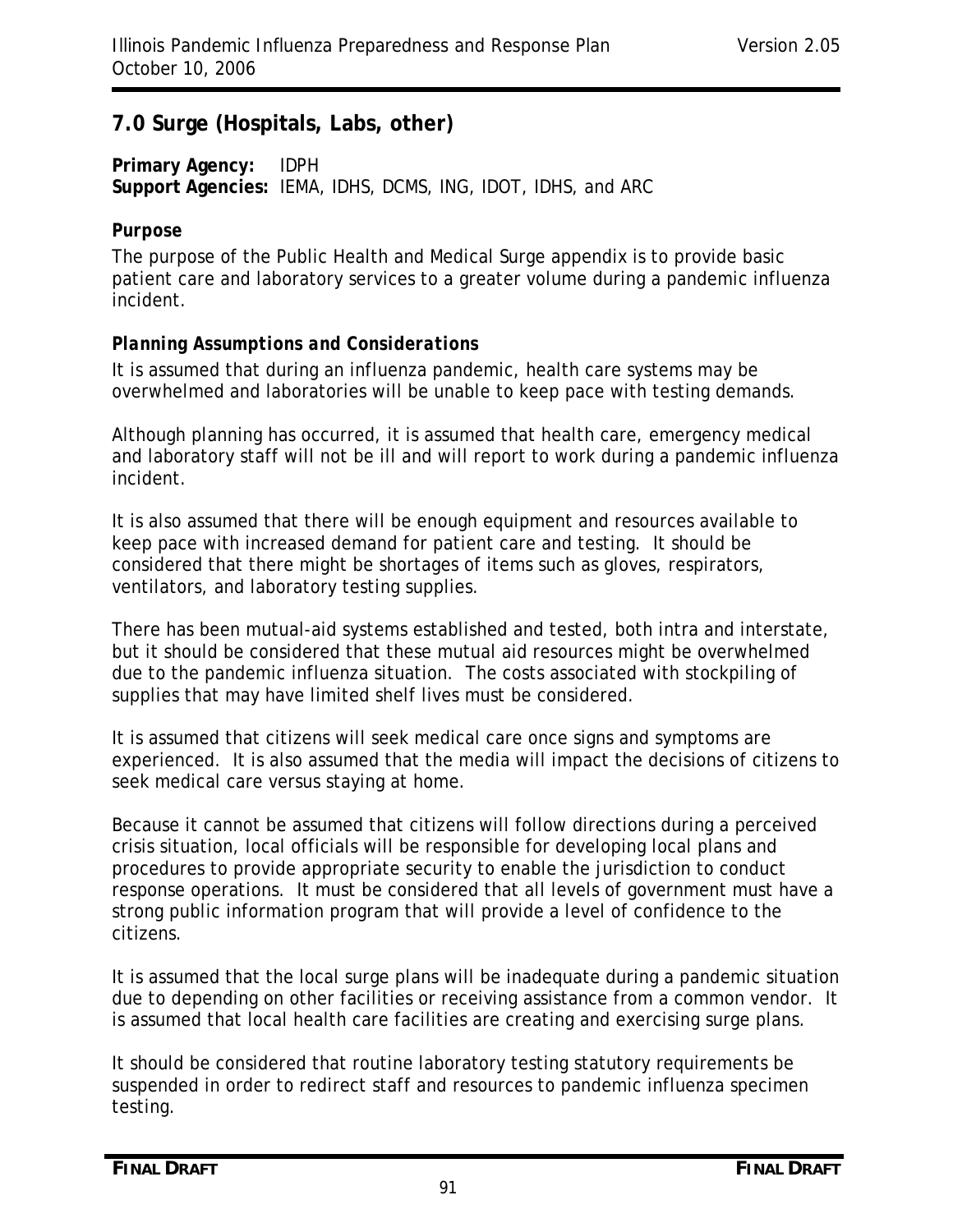## 7.0 Surge (Hospitals, Labs, other)

**Primary Agency:** IDPH
**Support Agencies:** IEMA, IDHS, DCMS, ING, IDOT, IDHS, and ARC

### Purpose

The purpose of the Public Health and Medical Surge appendix is to provide basic patient care and laboratory services to a greater volume during a pandemic influenza incident.

#### *Planning Assumptions and Considerations*

It is assumed that during an influenza pandemic, health care systems may be overwhelmed and laboratories will be unable to keep pace with testing demands.

Although planning has occurred, it is assumed that health care, emergency medical and laboratory staff will not be ill and will report to work during a pandemic influenza incident.

It is also assumed that there will be enough equipment and resources available to keep pace with increased demand for patient care and testing. It should be considered that there might be shortages of items such as gloves, respirators, ventilators, and laboratory testing supplies.

There has been mutual-aid systems established and tested, both intra and interstate, but it should be considered that these mutual aid resources might be overwhelmed due to the pandemic influenza situation. The costs associated with stockpiling of supplies that may have limited shelf lives must be considered.

It is assumed that citizens will seek medical care once signs and symptoms are experienced. It is also assumed that the media will impact the decisions of citizens to seek medical care versus staying at home.

Because it cannot be assumed that citizens will follow directions during a perceived crisis situation, local officials will be responsible for developing local plans and procedures to provide appropriate security to enable the jurisdiction to conduct response operations. It must be considered that all levels of government must have a strong public information program that will provide a level of confidence to the citizens.

It is assumed that the local surge plans will be inadequate during a pandemic situation due to depending on other facilities or receiving assistance from a common vendor. It is assumed that local health care facilities are creating and exercising surge plans.

It should be considered that routine laboratory testing statutory requirements be suspended in order to redirect staff and resources to pandemic influenza specimen testing.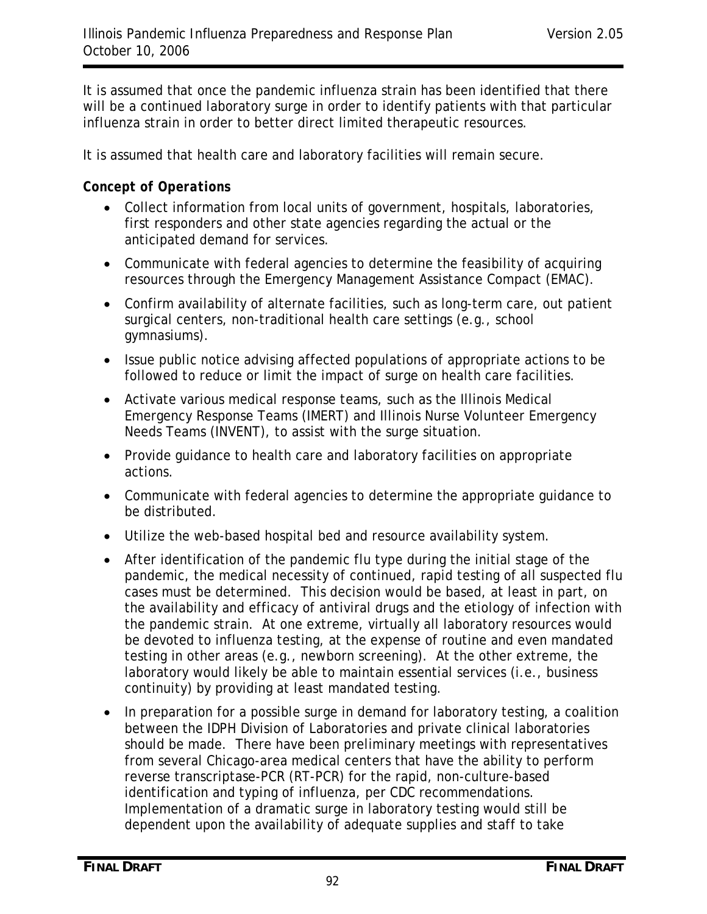It is assumed that once the pandemic influenza strain has been identified that there will be a continued laboratory surge in order to identify patients with that particular influenza strain in order to better direct limited therapeutic resources.

It is assumed that health care and laboratory facilities will remain secure.

***Concept of Operations***

- Collect information from local units of government, hospitals, laboratories, first responders and other state agencies regarding the actual or the anticipated demand for services.
- Communicate with federal agencies to determine the feasibility of acquiring resources through the Emergency Management Assistance Compact (EMAC).
- Confirm availability of alternate facilities, such as long-term care, out patient surgical centers, non-traditional health care settings (e.g., school gymnasiums).
- Issue public notice advising affected populations of appropriate actions to be followed to reduce or limit the impact of surge on health care facilities.
- Activate various medical response teams, such as the Illinois Medical Emergency Response Teams (IMERT) and Illinois Nurse Volunteer Emergency Needs Teams (INVENT), to assist with the surge situation.
- Provide guidance to health care and laboratory facilities on appropriate actions.
- Communicate with federal agencies to determine the appropriate guidance to be distributed.
- Utilize the web-based hospital bed and resource availability system.
- After identification of the pandemic flu type during the initial stage of the pandemic, the medical necessity of continued, rapid testing of all suspected flu cases must be determined. This decision would be based, at least in part, on the availability and efficacy of antiviral drugs and the etiology of infection with the pandemic strain. At one extreme, virtually all laboratory resources would be devoted to influenza testing, at the expense of routine and even mandated testing in other areas (e.g., newborn screening). At the other extreme, the laboratory would likely be able to maintain essential services (i.e., business continuity) by providing at least mandated testing.
- In preparation for a possible surge in demand for laboratory testing, a coalition between the IDPH Division of Laboratories and private clinical laboratories should be made. There have been preliminary meetings with representatives from several Chicago-area medical centers that have the ability to perform reverse transcriptase-PCR (RT-PCR) for the rapid, non-culture-based identification and typing of influenza, per CDC recommendations. Implementation of a dramatic surge in laboratory testing would still be dependent upon the availability of adequate supplies and staff to take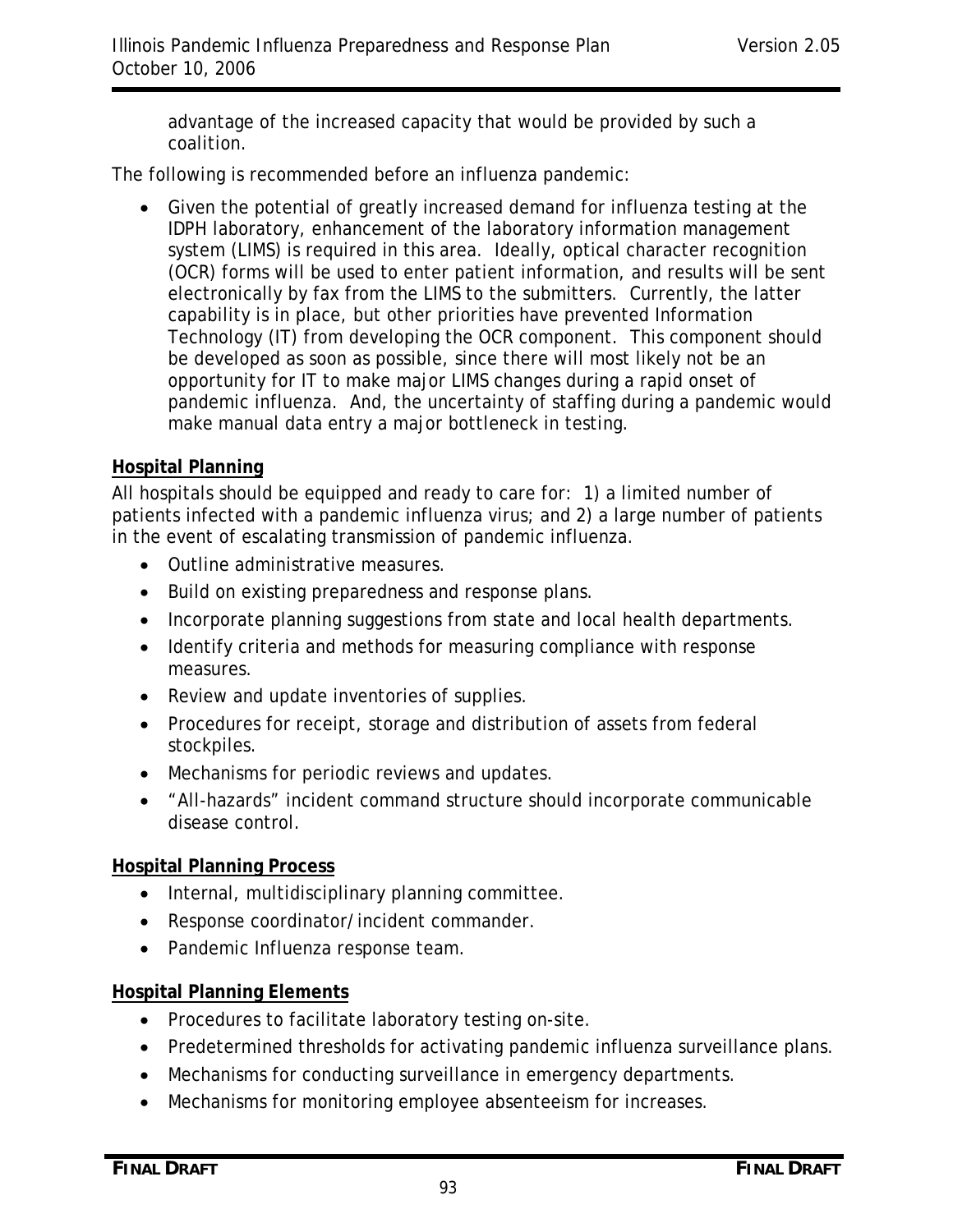advantage of the increased capacity that would be provided by such a coalition.

The following is recommended before an influenza pandemic:

- Given the potential of greatly increased demand for influenza testing at the IDPH laboratory, enhancement of the laboratory information management system (LIMS) is required in this area. Ideally, optical character recognition (OCR) forms will be used to enter patient information, and results will be sent electronically by fax from the LIMS to the submitters. Currently, the latter capability is in place, but other priorities have prevented Information Technology (IT) from developing the OCR component. This component should be developed as soon as possible, since there will most likely not be an opportunity for IT to make major LIMS changes during a rapid onset of pandemic influenza. And, the uncertainty of staffing during a pandemic would make manual data entry a major bottleneck in testing.

**Hospital Planning**

All hospitals should be equipped and ready to care for: 1) a limited number of patients infected with a pandemic influenza virus; and 2) a large number of patients in the event of escalating transmission of pandemic influenza.

- Outline administrative measures.
- Build on existing preparedness and response plans.
- Incorporate planning suggestions from state and local health departments.
- Identify criteria and methods for measuring compliance with response measures.
- Review and update inventories of supplies.
- Procedures for receipt, storage and distribution of assets from federal stockpiles.
- Mechanisms for periodic reviews and updates.
- "All-hazards" incident command structure should incorporate communicable disease control.

**Hospital Planning Process**

- Internal, multidisciplinary planning committee.
- Response coordinator/incident commander.
- Pandemic Influenza response team.

**Hospital Planning Elements**

- Procedures to facilitate laboratory testing on-site.
- Predetermined thresholds for activating pandemic influenza surveillance plans.
- Mechanisms for conducting surveillance in emergency departments.
- Mechanisms for monitoring employee absenteeism for increases.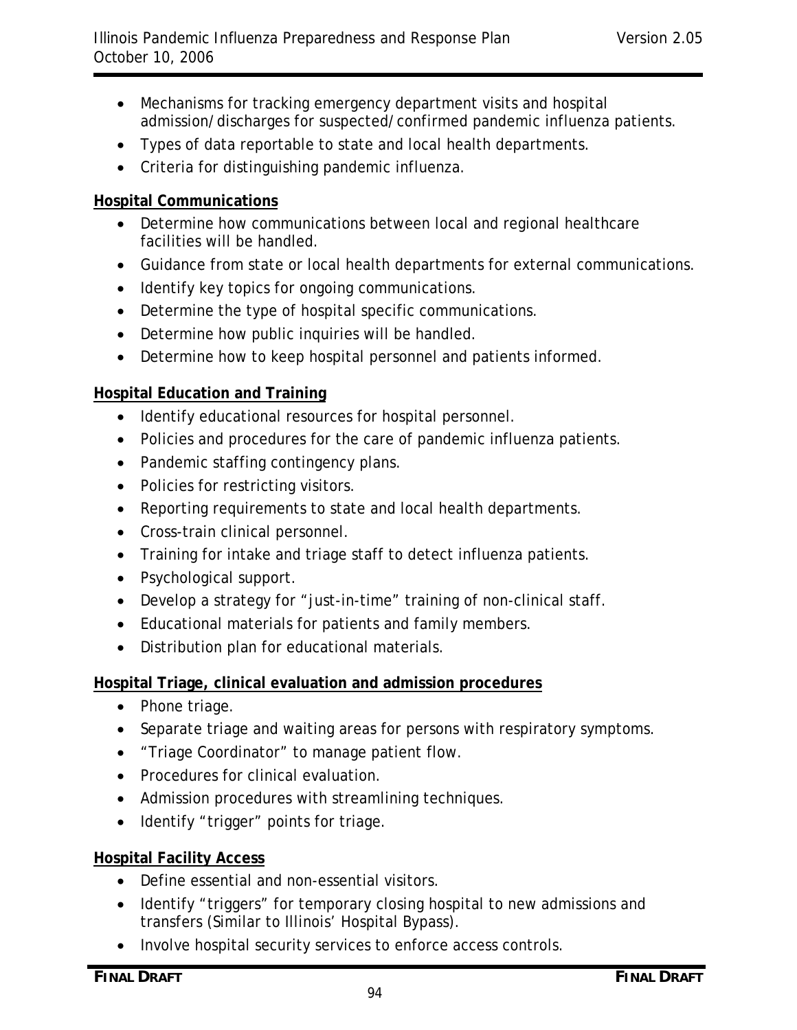- Mechanisms for tracking emergency department visits and hospital admission/discharges for suspected/confirmed pandemic influenza patients.
- Types of data reportable to state and local health departments.
- Criteria for distinguishing pandemic influenza.

**Hospital Communications**

- Determine how communications between local and regional healthcare facilities will be handled.
- Guidance from state or local health departments for external communications.
- Identify key topics for ongoing communications.
- Determine the type of hospital specific communications.
- Determine how public inquiries will be handled.
- Determine how to keep hospital personnel and patients informed.

**Hospital Education and Training**

- Identify educational resources for hospital personnel.
- Policies and procedures for the care of pandemic influenza patients.
- Pandemic staffing contingency plans.
- Policies for restricting visitors.
- Reporting requirements to state and local health departments.
- Cross-train clinical personnel.
- Training for intake and triage staff to detect influenza patients.
- Psychological support.
- Develop a strategy for "just-in-time" training of non-clinical staff.
- Educational materials for patients and family members.
- Distribution plan for educational materials.

**Hospital Triage, clinical evaluation and admission procedures**

- Phone triage.
- Separate triage and waiting areas for persons with respiratory symptoms.
- "Triage Coordinator" to manage patient flow.
- Procedures for clinical evaluation.
- Admission procedures with streamlining techniques.
- Identify "trigger" points for triage.

**Hospital Facility Access**

- Define essential and non-essential visitors.
- Identify "triggers" for temporary closing hospital to new admissions and transfers (Similar to Illinois' Hospital Bypass).
- Involve hospital security services to enforce access controls.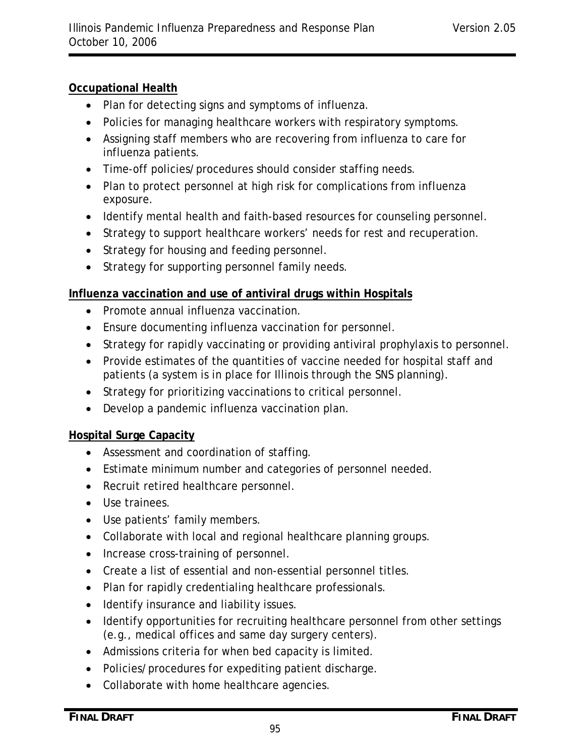**Occupational Health**

- Plan for detecting signs and symptoms of influenza.
- Policies for managing healthcare workers with respiratory symptoms.
- Assigning staff members who are recovering from influenza to care for influenza patients.
- Time-off policies/procedures should consider staffing needs.
- Plan to protect personnel at high risk for complications from influenza exposure.
- Identify mental health and faith-based resources for counseling personnel.
- Strategy to support healthcare workers' needs for rest and recuperation.
- Strategy for housing and feeding personnel.
- Strategy for supporting personnel family needs.

**Influenza vaccination and use of antiviral drugs within Hospitals**

- Promote annual influenza vaccination.
- Ensure documenting influenza vaccination for personnel.
- Strategy for rapidly vaccinating or providing antiviral prophylaxis to personnel.
- Provide estimates of the quantities of vaccine needed for hospital staff and patients (a system is in place for Illinois through the SNS planning).
- Strategy for prioritizing vaccinations to critical personnel.
- Develop a pandemic influenza vaccination plan.

**Hospital Surge Capacity**

- Assessment and coordination of staffing.
- Estimate minimum number and categories of personnel needed.
- Recruit retired healthcare personnel.
- Use trainees.
- Use patients' family members.
- Collaborate with local and regional healthcare planning groups.
- Increase cross-training of personnel.
- Create a list of essential and non-essential personnel titles.
- Plan for rapidly credentialing healthcare professionals.
- Identify insurance and liability issues.
- Identify opportunities for recruiting healthcare personnel from other settings (e.g., medical offices and same day surgery centers).
- Admissions criteria for when bed capacity is limited.
- Policies/procedures for expediting patient discharge.
- Collaborate with home healthcare agencies.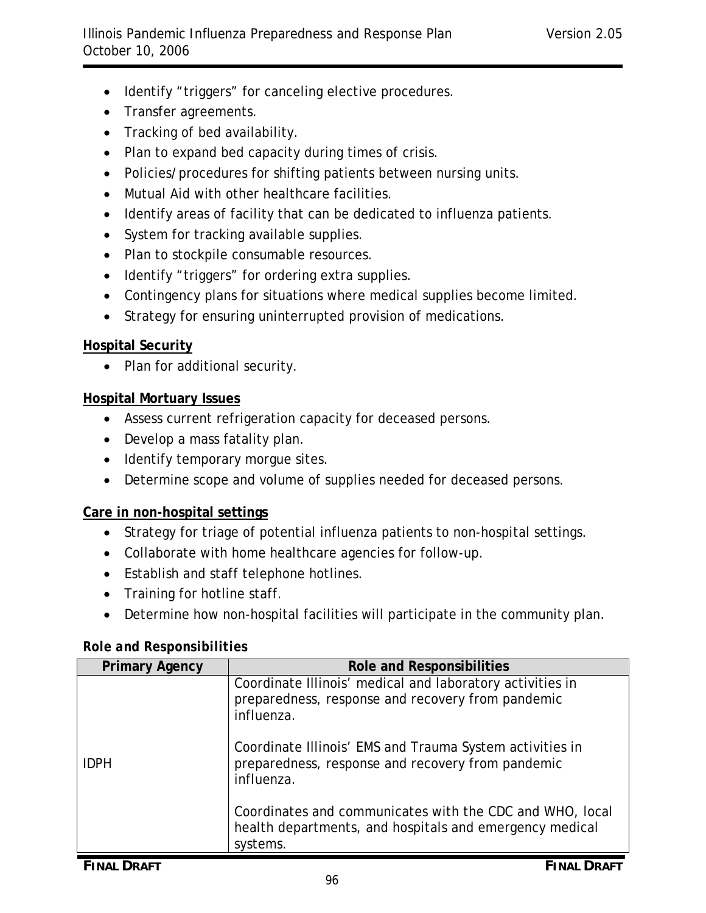- Identify "triggers" for canceling elective procedures.
- Transfer agreements.
- Tracking of bed availability.
- Plan to expand bed capacity during times of crisis.
- Policies/procedures for shifting patients between nursing units.
- Mutual Aid with other healthcare facilities.
- Identify areas of facility that can be dedicated to influenza patients.
- System for tracking available supplies.
- Plan to stockpile consumable resources.
- Identify "triggers" for ordering extra supplies.
- Contingency plans for situations where medical supplies become limited.
- Strategy for ensuring uninterrupted provision of medications.

**Hospital Security**

- Plan for additional security.

**Hospital Mortuary Issues**

- Assess current refrigeration capacity for deceased persons.
- Develop a mass fatality plan.
- Identify temporary morgue sites.
- Determine scope and volume of supplies needed for deceased persons.

**Care in non-hospital settings**

- Strategy for triage of potential influenza patients to non-hospital settings.
- Collaborate with home healthcare agencies for follow-up.
- Establish and staff telephone hotlines.
- Training for hotline staff.
- Determine how non-hospital facilities will participate in the community plan.

***Role and Responsibilities***

| Primary Agency | Role and Responsibilities |
|---|---|
| IDPH | Coordinate Illinois' medical and laboratory activities in preparedness, response and recovery from pandemic influenza.<br><br>Coordinate Illinois' EMS and Trauma System activities in preparedness, response and recovery from pandemic influenza.<br><br>Coordinates and communicates with the CDC and WHO, local health departments, and hospitals and emergency medical systems. |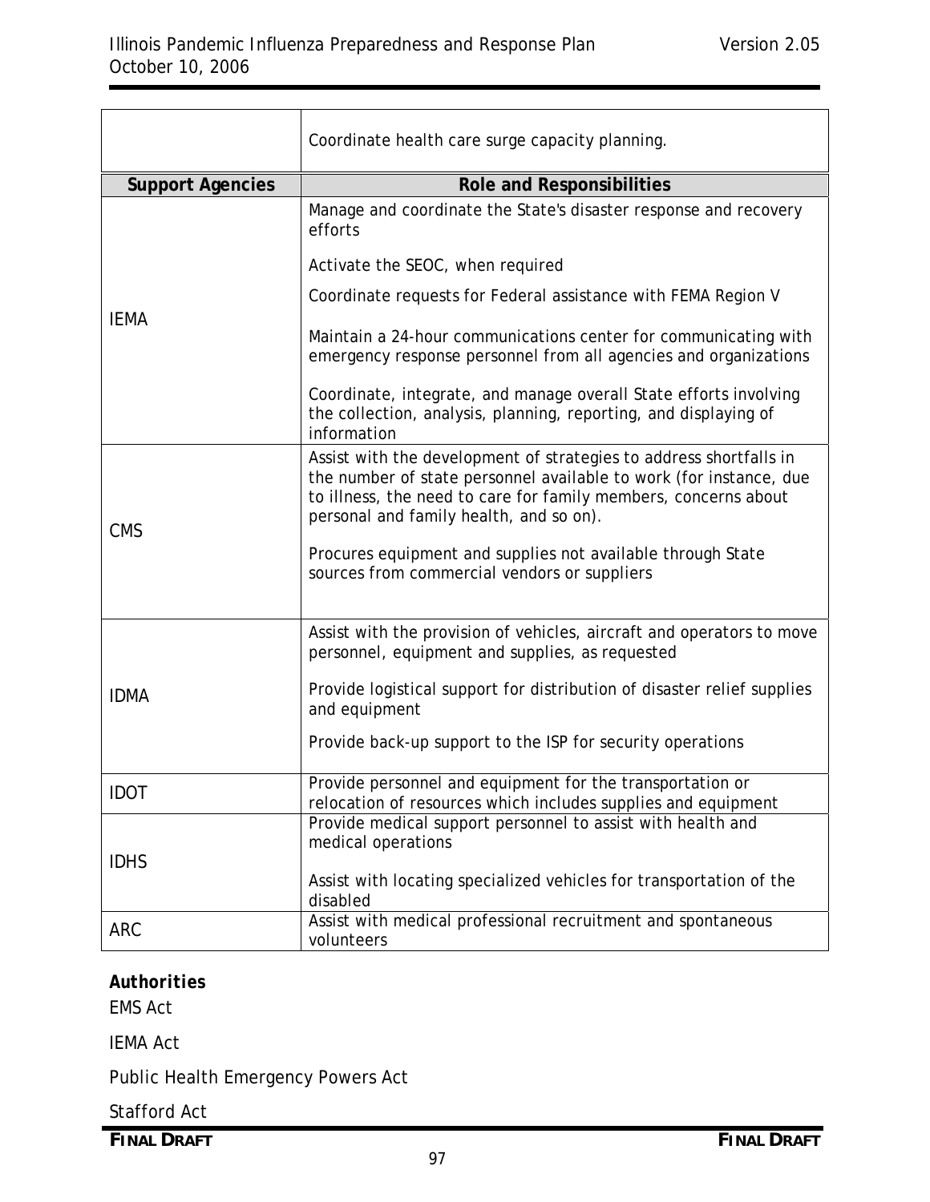| | |
|---|---|
| | Coordinate health care surge capacity planning. |
| **Support Agencies** | **Role and Responsibilities** |
| IEMA | Manage and coordinate the State's disaster response and recovery efforts<br><br>Activate the SEOC, when required<br><br>Coordinate requests for Federal assistance with FEMA Region V<br><br>Maintain a 24-hour communications center for communicating with emergency response personnel from all agencies and organizations<br><br>Coordinate, integrate, and manage overall State efforts involving the collection, analysis, planning, reporting, and displaying of information |
| CMS | Assist with the development of strategies to address shortfalls in the number of state personnel available to work (for instance, due to illness, the need to care for family members, concerns about personal and family health, and so on).<br><br>Procures equipment and supplies not available through State sources from commercial vendors or suppliers |
| IDMA | Assist with the provision of vehicles, aircraft and operators to move personnel, equipment and supplies, as requested<br><br>Provide logistical support for distribution of disaster relief supplies and equipment<br><br>Provide back-up support to the ISP for security operations |
| IDOT | Provide personnel and equipment for the transportation or relocation of resources which includes supplies and equipment |
| IDHS | Provide medical support personnel to assist with health and medical operations<br><br>Assist with locating specialized vehicles for transportation of the disabled |
| ARC | Assist with medical professional recruitment and spontaneous volunteers |

***Authorities***

EMS Act

IEMA Act

Public Health Emergency Powers Act

Stafford Act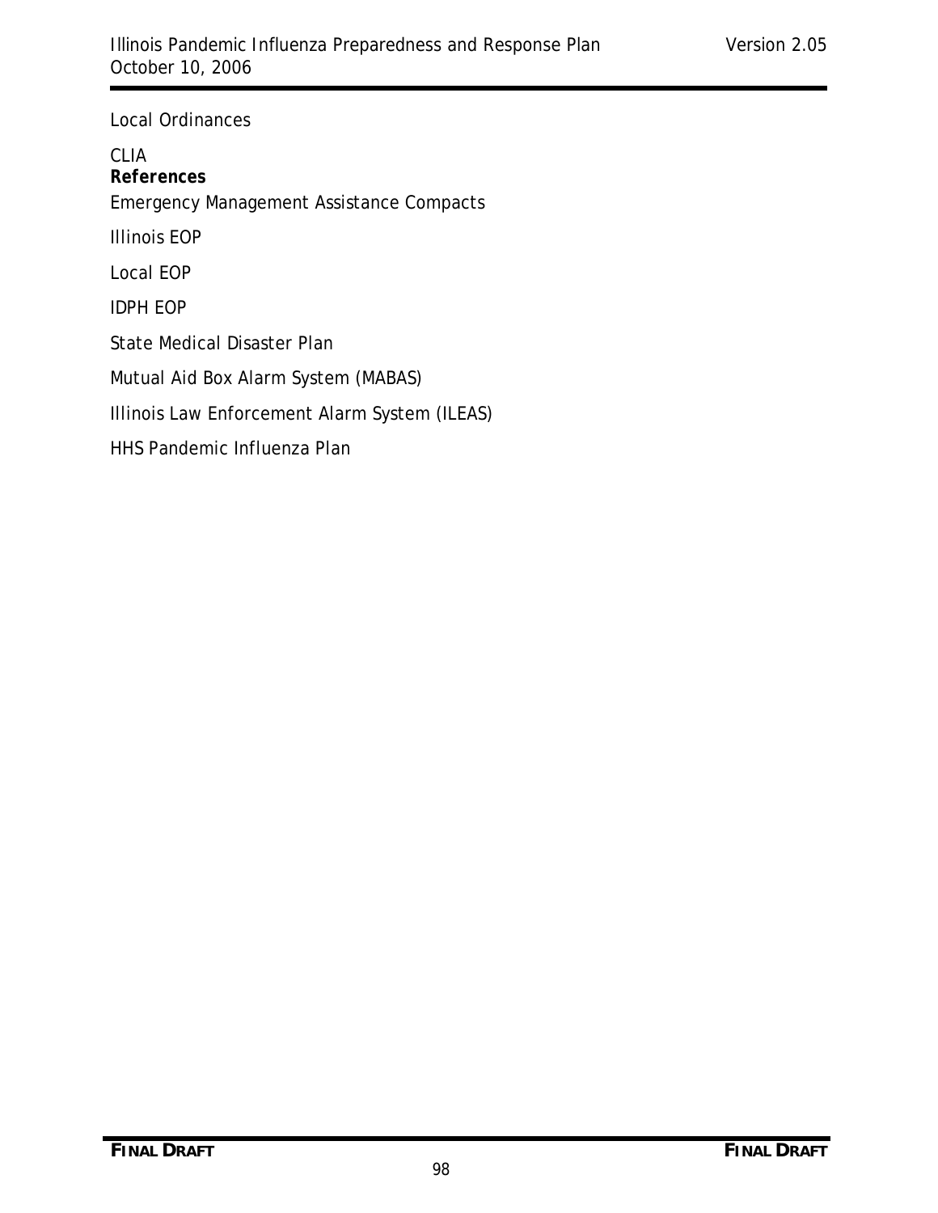Local Ordinances

CLIA

**References**

Emergency Management Assistance Compacts

Illinois EOP

Local EOP

IDPH EOP

State Medical Disaster Plan

Mutual Aid Box Alarm System (MABAS)

Illinois Law Enforcement Alarm System (ILEAS)

HHS Pandemic Influenza Plan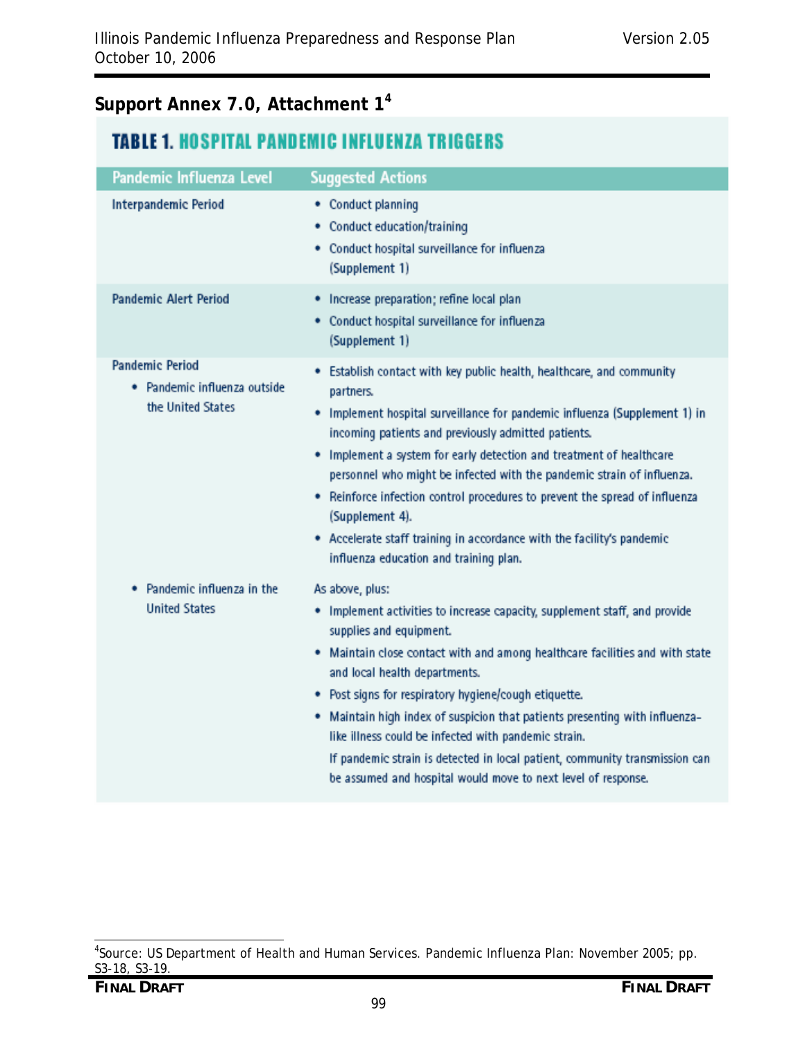## Support Annex 7.0, Attachment 1[4]

### TABLE 1. HOSPITAL PANDEMIC INFLUENZA TRIGGERS

| Pandemic Influenza Level | Suggested Actions |
|---|---|
| Interpandemic Period | • Conduct planning<br>• Conduct education/training<br>• Conduct hospital surveillance for influenza (Supplement 1) |
| Pandemic Alert Period | • Increase preparation; refine local plan<br>• Conduct hospital surveillance for influenza (Supplement 1) |
| Pandemic Period<br>• Pandemic influenza outside the United States | • Establish contact with key public health, healthcare, and community partners.<br>• Implement hospital surveillance for pandemic influenza (Supplement 1) in incoming patients and previously admitted patients.<br>• Implement a system for early detection and treatment of healthcare personnel who might be infected with the pandemic strain of influenza.<br>• Reinforce infection control procedures to prevent the spread of influenza (Supplement 4).<br>• Accelerate staff training in accordance with the facility's pandemic influenza education and training plan. |
| • Pandemic influenza in the United States | As above, plus:<br>• Implement activities to increase capacity, supplement staff, and provide supplies and equipment.<br>• Maintain close contact with and among healthcare facilities and with state and local health departments.<br>• Post signs for respiratory hygiene/cough etiquette.<br>• Maintain high index of suspicion that patients presenting with influenza-like illness could be infected with pandemic strain.<br>If pandemic strain is detected in local patient, community transmission can be assumed and hospital would move to next level of response. |

[4]Source: US Department of Health and Human Services. Pandemic Influenza Plan: November 2005; pp. S3-18, S3-19.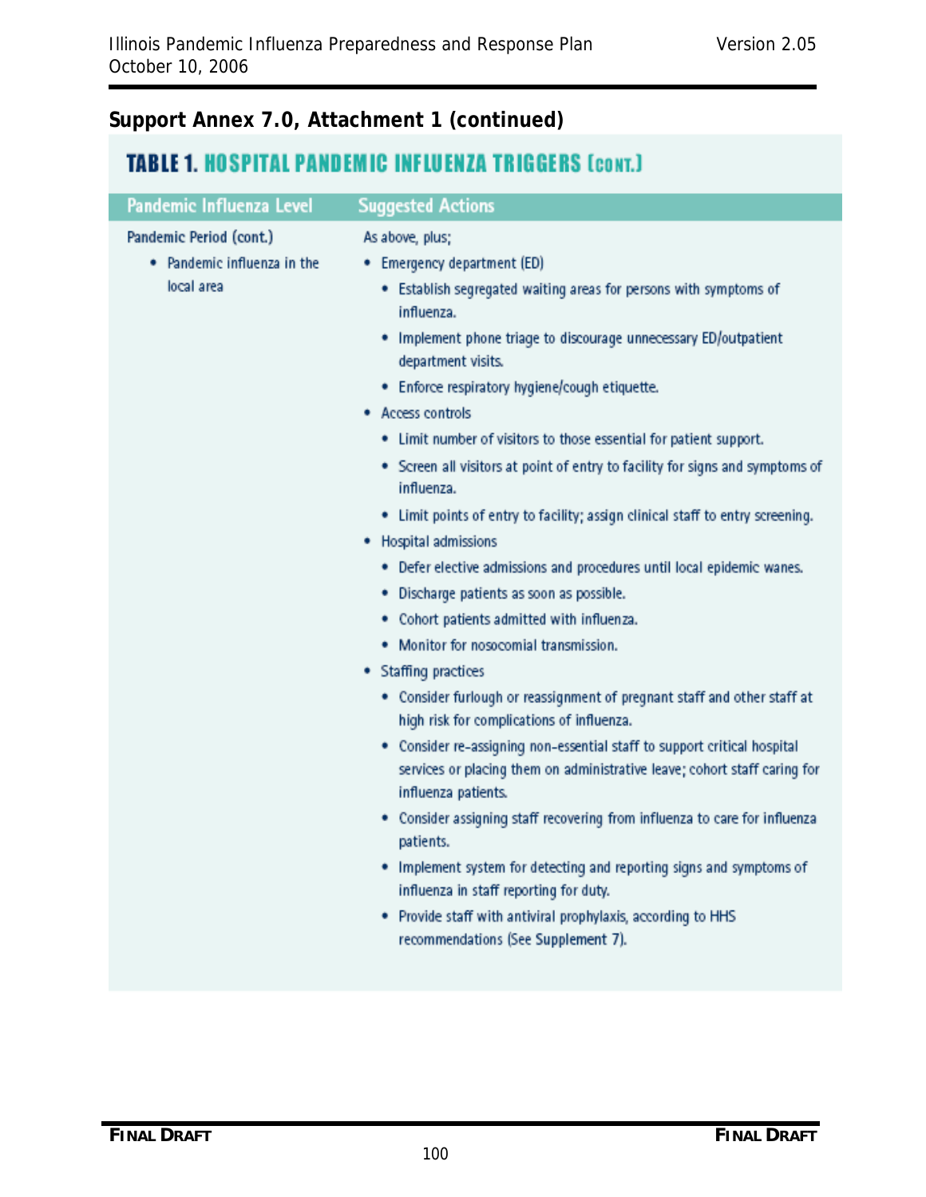## Support Annex 7.0, Attachment 1 (continued)

### TABLE 1. HOSPITAL PANDEMIC INFLUENZA TRIGGERS (CONT.)

| Pandemic Influenza Level | Suggested Actions |
|---|---|
| Pandemic Period (cont.)<br>• Pandemic influenza in the local area | As above, plus;<br>• Emergency department (ED)<br>  • Establish segregated waiting areas for persons with symptoms of influenza.<br>  • Implement phone triage to discourage unnecessary ED/outpatient department visits.<br>  • Enforce respiratory hygiene/cough etiquette.<br>• Access controls<br>  • Limit number of visitors to those essential for patient support.<br>  • Screen all visitors at point of entry to facility for signs and symptoms of influenza.<br>  • Limit points of entry to facility; assign clinical staff to entry screening.<br>• Hospital admissions<br>  • Defer elective admissions and procedures until local epidemic wanes.<br>  • Discharge patients as soon as possible.<br>  • Cohort patients admitted with influenza.<br>  • Monitor for nosocomial transmission.<br>• Staffing practices<br>  • Consider furlough or reassignment of pregnant staff and other staff at high risk for complications of influenza.<br>  • Consider re-assigning non-essential staff to support critical hospital services or placing them on administrative leave; cohort staff caring for influenza patients.<br>  • Consider assigning staff recovering from influenza to care for influenza patients.<br>  • Implement system for detecting and reporting signs and symptoms of influenza in staff reporting for duty.<br>  • Provide staff with antiviral prophylaxis, according to HHS recommendations (See Supplement 7). |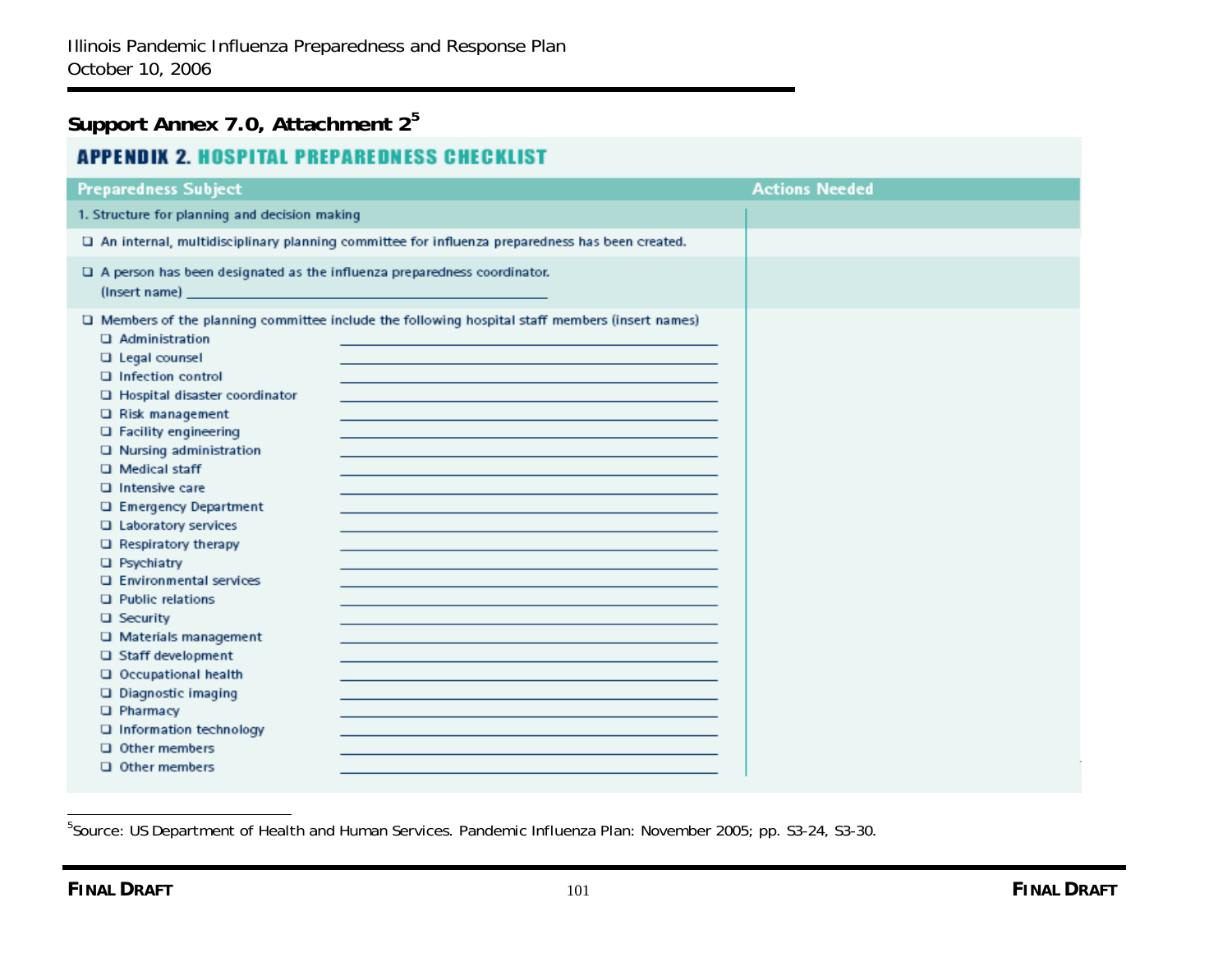## Support Annex 7.0, Attachment 2[5]

### APPENDIX 2. HOSPITAL PREPAREDNESS CHECKLIST

| Preparedness Subject | Actions Needed |
|---|---|
| 1. Structure for planning and decision making | |
| ☐ An internal, multidisciplinary planning committee for influenza preparedness has been created. | |
| ☐ A person has been designated as the influenza preparedness coordinator. (Insert name) \_\_\_\_\_\_\_\_\_\_\_\_\_\_\_\_\_\_\_\_ | |
| ☐ Members of the planning committee include the following hospital staff members (insert names)<br>☐ Administration \_\_\_\_\_\_\_\_\_\_\_\_\_\_\_\_\_\_\_\_<br>☐ Legal counsel \_\_\_\_\_\_\_\_\_\_\_\_\_\_\_\_\_\_\_\_<br>☐ Infection control \_\_\_\_\_\_\_\_\_\_\_\_\_\_\_\_\_\_\_\_<br>☐ Hospital disaster coordinator \_\_\_\_\_\_\_\_\_\_\_\_\_\_\_\_\_\_\_\_<br>☐ Risk management \_\_\_\_\_\_\_\_\_\_\_\_\_\_\_\_\_\_\_\_<br>☐ Facility engineering \_\_\_\_\_\_\_\_\_\_\_\_\_\_\_\_\_\_\_\_<br>☐ Nursing administration \_\_\_\_\_\_\_\_\_\_\_\_\_\_\_\_\_\_\_\_<br>☐ Medical staff \_\_\_\_\_\_\_\_\_\_\_\_\_\_\_\_\_\_\_\_<br>☐ Intensive care \_\_\_\_\_\_\_\_\_\_\_\_\_\_\_\_\_\_\_\_<br>☐ Emergency Department \_\_\_\_\_\_\_\_\_\_\_\_\_\_\_\_\_\_\_\_<br>☐ Laboratory services \_\_\_\_\_\_\_\_\_\_\_\_\_\_\_\_\_\_\_\_<br>☐ Respiratory therapy \_\_\_\_\_\_\_\_\_\_\_\_\_\_\_\_\_\_\_\_<br>☐ Psychiatry \_\_\_\_\_\_\_\_\_\_\_\_\_\_\_\_\_\_\_\_<br>☐ Environmental services \_\_\_\_\_\_\_\_\_\_\_\_\_\_\_\_\_\_\_\_<br>☐ Public relations \_\_\_\_\_\_\_\_\_\_\_\_\_\_\_\_\_\_\_\_<br>☐ Security \_\_\_\_\_\_\_\_\_\_\_\_\_\_\_\_\_\_\_\_<br>☐ Materials management \_\_\_\_\_\_\_\_\_\_\_\_\_\_\_\_\_\_\_\_<br>☐ Staff development \_\_\_\_\_\_\_\_\_\_\_\_\_\_\_\_\_\_\_\_<br>☐ Occupational health \_\_\_\_\_\_\_\_\_\_\_\_\_\_\_\_\_\_\_\_<br>☐ Diagnostic imaging \_\_\_\_\_\_\_\_\_\_\_\_\_\_\_\_\_\_\_\_<br>☐ Pharmacy \_\_\_\_\_\_\_\_\_\_\_\_\_\_\_\_\_\_\_\_<br>☐ Information technology \_\_\_\_\_\_\_\_\_\_\_\_\_\_\_\_\_\_\_\_<br>☐ Other members \_\_\_\_\_\_\_\_\_\_\_\_\_\_\_\_\_\_\_\_<br>☐ Other members \_\_\_\_\_\_\_\_\_\_\_\_\_\_\_\_\_\_\_\_ | |

[5] Source: US Department of Health and Human Services. Pandemic Influenza Plan: November 2005; pp. S3-24, S3-30.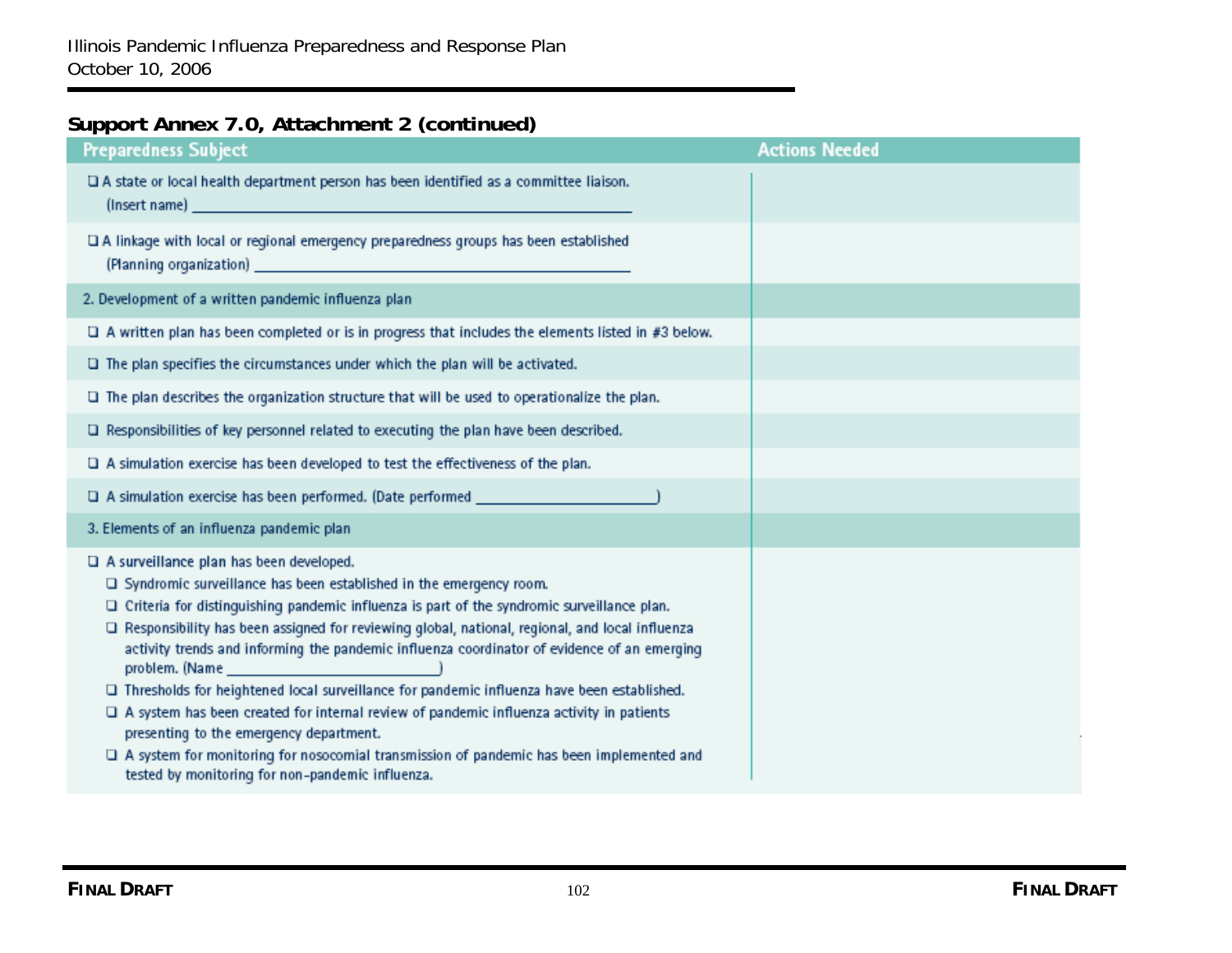**Support Annex 7.0, Attachment 2 (continued)**

| Preparedness Subject | Actions Needed |
|---|---|
| ❑ A state or local health department person has been identified as a committee liaison. (Insert name) ____________________ | |
| ❑ A linkage with local or regional emergency preparedness groups has been established (Planning organization) ____________________ | |
| 2. Development of a written pandemic influenza plan | |
| ❑ A written plan has been completed or is in progress that includes the elements listed in #3 below. | |
| ❑ The plan specifies the circumstances under which the plan will be activated. | |
| ❑ The plan describes the organization structure that will be used to operationalize the plan. | |
| ❑ Responsibilities of key personnel related to executing the plan have been described. | |
| ❑ A simulation exercise has been developed to test the effectiveness of the plan. | |
| ❑ A simulation exercise has been performed. (Date performed ____________________) | |
| 3. Elements of an influenza pandemic plan | |
| ❑ A surveillance plan has been developed.<br>❑ Syndromic surveillance has been established in the emergency room.<br>❑ Criteria for distinguishing pandemic influenza is part of the syndromic surveillance plan.<br>❑ Responsibility has been assigned for reviewing global, national, regional, and local influenza activity trends and informing the pandemic influenza coordinator of evidence of an emerging problem. (Name ____________________)<br>❑ Thresholds for heightened local surveillance for pandemic influenza have been established.<br>❑ A system has been created for internal review of pandemic influenza activity in patients presenting to the emergency department.<br>❑ A system for monitoring for nosocomial transmission of pandemic has been implemented and tested by monitoring for non-pandemic influenza. | |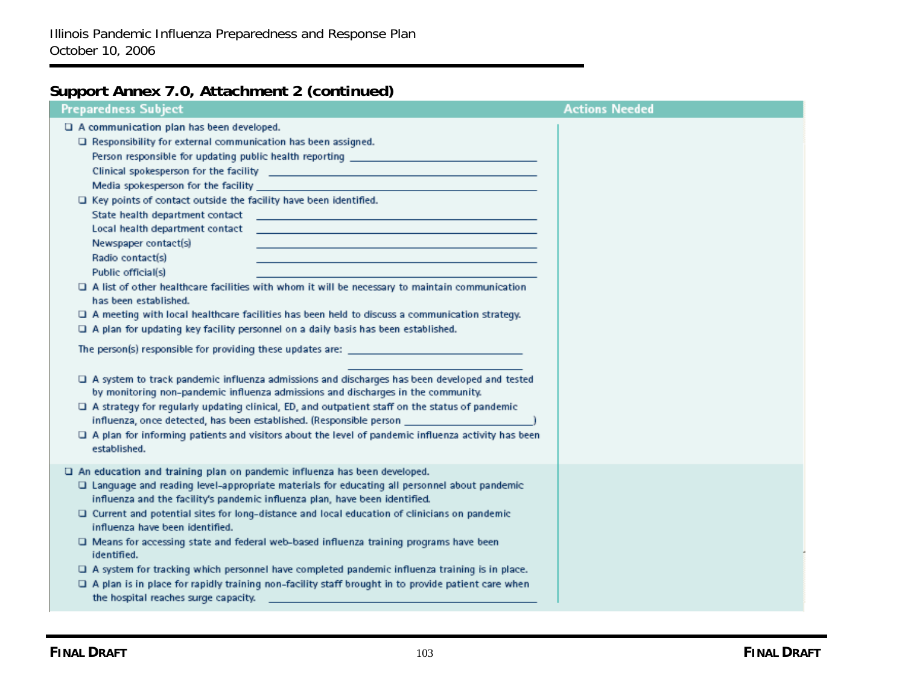**Support Annex 7.0, Attachment 2 (continued)**

| Preparedness Subject | Actions Needed |
|---|---|
| ❑ A communication plan has been developed.<br>❑ Responsibility for external communication has been assigned.<br>Person responsible for updating public health reporting ____________<br>Clinical spokesperson for the facility ____________<br>Media spokesperson for the facility ____________<br>❑ Key points of contact outside the facility have been identified.<br>State health department contact ____________<br>Local health department contact ____________<br>Newspaper contact(s) ____________<br>Radio contact(s) ____________<br>Public official(s) ____________<br>❑ A list of other healthcare facilities with whom it will be necessary to maintain communication has been established.<br>❑ A meeting with local healthcare facilities has been held to discuss a communication strategy.<br>❑ A plan for updating key facility personnel on a daily basis has been established.<br>The person(s) responsible for providing these updates are: ____________ ____________<br>❑ A system to track pandemic influenza admissions and discharges has been developed and tested by monitoring non-pandemic influenza admissions and discharges in the community.<br>❑ A strategy for regularly updating clinical, ED, and outpatient staff on the status of pandemic influenza, once detected, has been established. (Responsible person ____________)<br>❑ A plan for informing patients and visitors about the level of pandemic influenza activity has been established. | |
| ❑ An education and training plan on pandemic influenza has been developed.<br>❑ Language and reading level-appropriate materials for educating all personnel about pandemic influenza and the facility's pandemic influenza plan, have been identified.<br>❑ Current and potential sites for long-distance and local education of clinicians on pandemic influenza have been identified.<br>❑ Means for accessing state and federal web-based influenza training programs have been identified.<br>❑ A system for tracking which personnel have completed pandemic influenza training is in place.<br>❑ A plan is in place for rapidly training non-facility staff brought in to provide patient care when the hospital reaches surge capacity. ____________ | |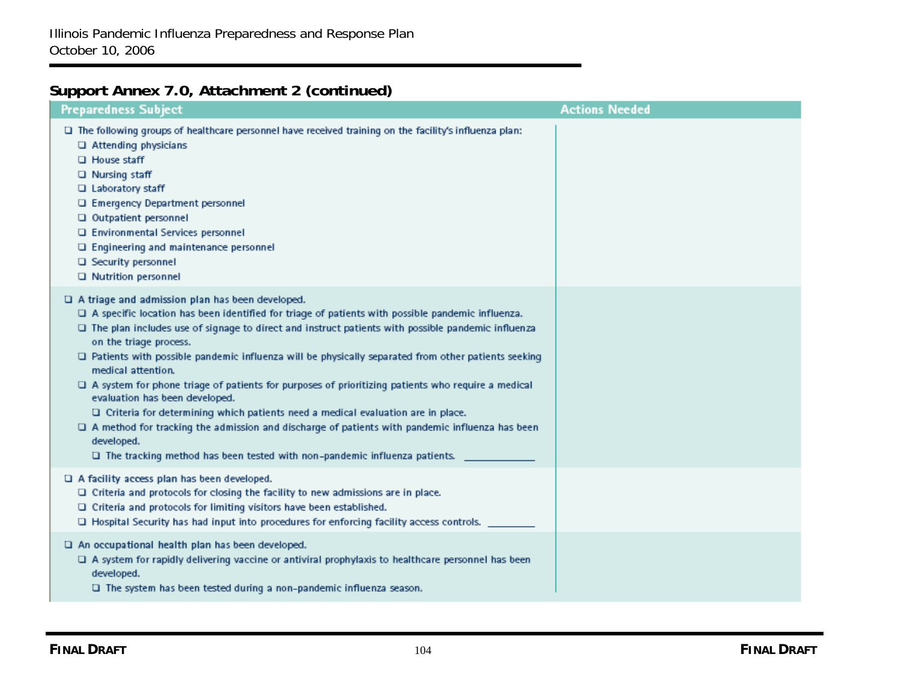**Support Annex 7.0, Attachment 2 (continued)**

| Preparedness Subject | Actions Needed |
|---|---|
| ❑ The following groups of healthcare personnel have received training on the facility's influenza plan:<br>&nbsp;&nbsp;❑ Attending physicians<br>&nbsp;&nbsp;❑ House staff<br>&nbsp;&nbsp;❑ Nursing staff<br>&nbsp;&nbsp;❑ Laboratory staff<br>&nbsp;&nbsp;❑ Emergency Department personnel<br>&nbsp;&nbsp;❑ Outpatient personnel<br>&nbsp;&nbsp;❑ Environmental Services personnel<br>&nbsp;&nbsp;❑ Engineering and maintenance personnel<br>&nbsp;&nbsp;❑ Security personnel<br>&nbsp;&nbsp;❑ Nutrition personnel | |
| ❑ A triage and admission plan has been developed.<br>&nbsp;&nbsp;❑ A specific location has been identified for triage of patients with possible pandemic influenza.<br>&nbsp;&nbsp;❑ The plan includes use of signage to direct and instruct patients with possible pandemic influenza on the triage process.<br>&nbsp;&nbsp;❑ Patients with possible pandemic influenza will be physically separated from other patients seeking medical attention.<br>&nbsp;&nbsp;❑ A system for phone triage of patients for purposes of prioritizing patients who require a medical evaluation has been developed.<br>&nbsp;&nbsp;&nbsp;&nbsp;❑ Criteria for determining which patients need a medical evaluation are in place.<br>&nbsp;&nbsp;❑ A method for tracking the admission and discharge of patients with pandemic influenza has been developed.<br>&nbsp;&nbsp;&nbsp;&nbsp;❑ The tracking method has been tested with non-pandemic influenza patients. ____________ | |
| ❑ A facility access plan has been developed.<br>&nbsp;&nbsp;❑ Criteria and protocols for closing the facility to new admissions are in place.<br>&nbsp;&nbsp;❑ Criteria and protocols for limiting visitors have been established.<br>&nbsp;&nbsp;❑ Hospital Security has had input into procedures for enforcing facility access controls. ________ | |
| ❑ An occupational health plan has been developed.<br>&nbsp;&nbsp;❑ A system for rapidly delivering vaccine or antiviral prophylaxis to healthcare personnel has been developed.<br>&nbsp;&nbsp;&nbsp;&nbsp;❑ The system has been tested during a non-pandemic influenza season. | |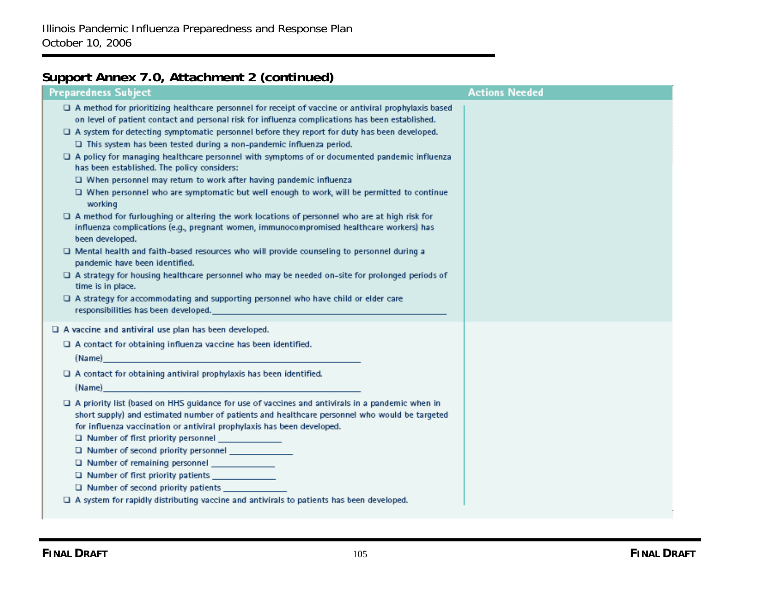**Support Annex 7.0, Attachment 2 (continued)**

| Preparedness Subject | Actions Needed |
|---|---|
| ☐ A method for prioritizing healthcare personnel for receipt of vaccine or antiviral prophylaxis based on level of patient contact and personal risk for influenza complications has been established.<br>☐ A system for detecting symptomatic personnel before they report for duty has been developed.<br>&nbsp;&nbsp;☐ This system has been tested during a non-pandemic influenza period.<br>☐ A policy for managing healthcare personnel with symptoms of or documented pandemic influenza has been established. The policy considers:<br>&nbsp;&nbsp;☐ When personnel may return to work after having pandemic influenza<br>&nbsp;&nbsp;☐ When personnel who are symptomatic but well enough to work, will be permitted to continue working<br>☐ A method for furloughing or altering the work locations of personnel who are at high risk for influenza complications (e.g., pregnant women, immunocompromised healthcare workers) has been developed.<br>☐ Mental health and faith-based resources who will provide counseling to personnel during a pandemic have been identified.<br>☐ A strategy for housing healthcare personnel who may be needed on-site for prolonged periods of time is in place.<br>☐ A strategy for accommodating and supporting personnel who have child or elder care responsibilities has been developed.______________________________ | |
| ☐ A vaccine and antiviral use plan has been developed.<br>&nbsp;&nbsp;☐ A contact for obtaining influenza vaccine has been identified.<br>&nbsp;&nbsp;(Name)______________________________<br>&nbsp;&nbsp;☐ A contact for obtaining antiviral prophylaxis has been identified.<br>&nbsp;&nbsp;(Name)______________________________<br>&nbsp;&nbsp;☐ A priority list (based on HHS guidance for use of vaccines and antivirals in a pandemic when in short supply) and estimated number of patients and healthcare personnel who would be targeted for influenza vaccination or antiviral prophylaxis has been developed.<br>&nbsp;&nbsp;&nbsp;&nbsp;☐ Number of first priority personnel ____________<br>&nbsp;&nbsp;&nbsp;&nbsp;☐ Number of second priority personnel ____________<br>&nbsp;&nbsp;&nbsp;&nbsp;☐ Number of remaining personnel ____________<br>&nbsp;&nbsp;&nbsp;&nbsp;☐ Number of first priority patients ____________<br>&nbsp;&nbsp;&nbsp;&nbsp;☐ Number of second priority patients ____________<br>&nbsp;&nbsp;☐ A system for rapidly distributing vaccine and antivirals to patients has been developed. | |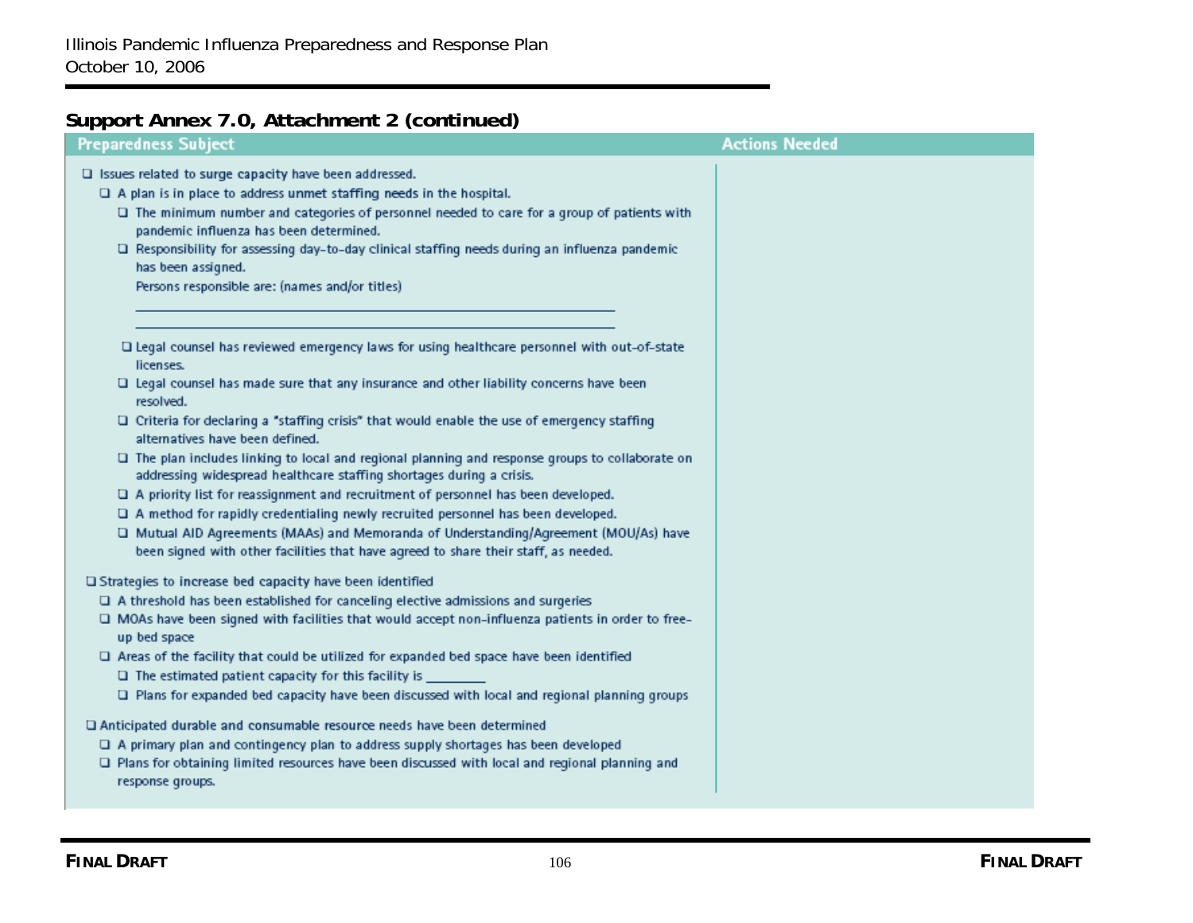## Support Annex 7.0, Attachment 2 (continued)

| Preparedness Subject | Actions Needed |
| --- | --- |
| ❑ Issues related to surge capacity have been addressed.<br>  ❑ A plan is in place to address unmet staffing needs in the hospital.<br>    ❑ The minimum number and categories of personnel needed to care for a group of patients with pandemic influenza has been determined.<br>    ❑ Responsibility for assessing day-to-day clinical staffing needs during an influenza pandemic has been assigned.<br>    Persons responsible are: (names and/or titles)<br>    ______________________________<br>    ______________________________<br>    ❑ Legal counsel has reviewed emergency laws for using healthcare personnel with out-of-state licenses.<br>    ❑ Legal counsel has made sure that any insurance and other liability concerns have been resolved.<br>    ❑ Criteria for declaring a "staffing crisis" that would enable the use of emergency staffing alternatives have been defined.<br>    ❑ The plan includes linking to local and regional planning and response groups to collaborate on addressing widespread healthcare staffing shortages during a crisis.<br>    ❑ A priority list for reassignment and recruitment of personnel has been developed.<br>    ❑ A method for rapidly credentialing newly recruited personnel has been developed.<br>    ❑ Mutual AID Agreements (MAAs) and Memoranda of Understanding/Agreement (MOU/As) have been signed with other facilities that have agreed to share their staff, as needed.<br><br>❑ Strategies to increase bed capacity have been identified<br>  ❑ A threshold has been established for canceling elective admissions and surgeries<br>  ❑ MOAs have been signed with facilities that would accept non-influenza patients in order to free-up bed space<br>  ❑ Areas of the facility that could be utilized for expanded bed space have been identified<br>    ❑ The estimated patient capacity for this facility is ________<br>    ❑ Plans for expanded bed capacity have been discussed with local and regional planning groups<br><br>❑ Anticipated durable and consumable resource needs have been determined<br>  ❑ A primary plan and contingency plan to address supply shortages has been developed<br>  ❑ Plans for obtaining limited resources have been discussed with local and regional planning and response groups. | |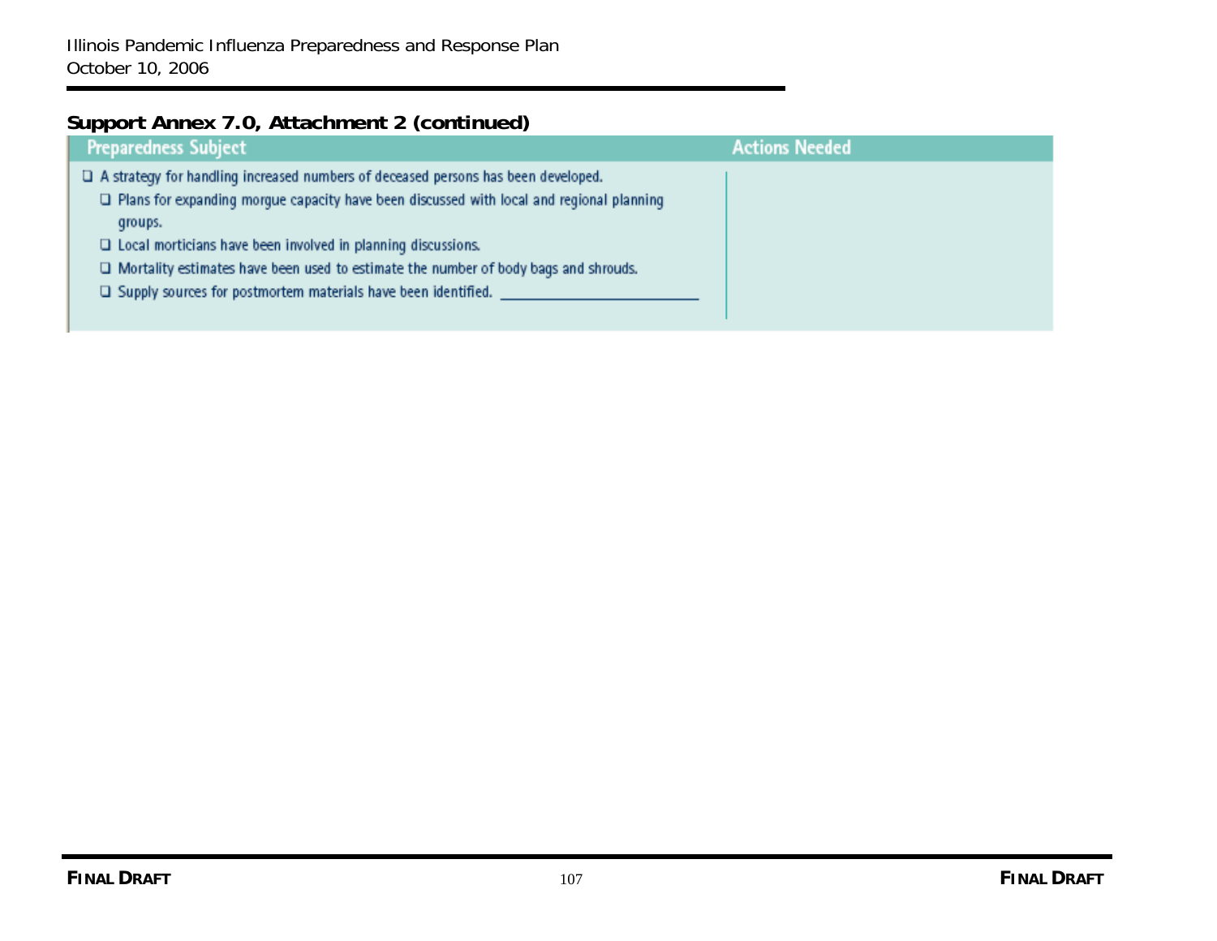**Support Annex 7.0, Attachment 2 (continued)**

| Preparedness Subject | Actions Needed |
|---|---|
| ❑ A strategy for handling increased numbers of deceased persons has been developed.<br>❑ Plans for expanding morgue capacity have been discussed with local and regional planning groups.<br>❑ Local morticians have been involved in planning discussions.<br>❑ Mortality estimates have been used to estimate the number of body bags and shrouds.<br>❑ Supply sources for postmortem materials have been identified. ____________________ | |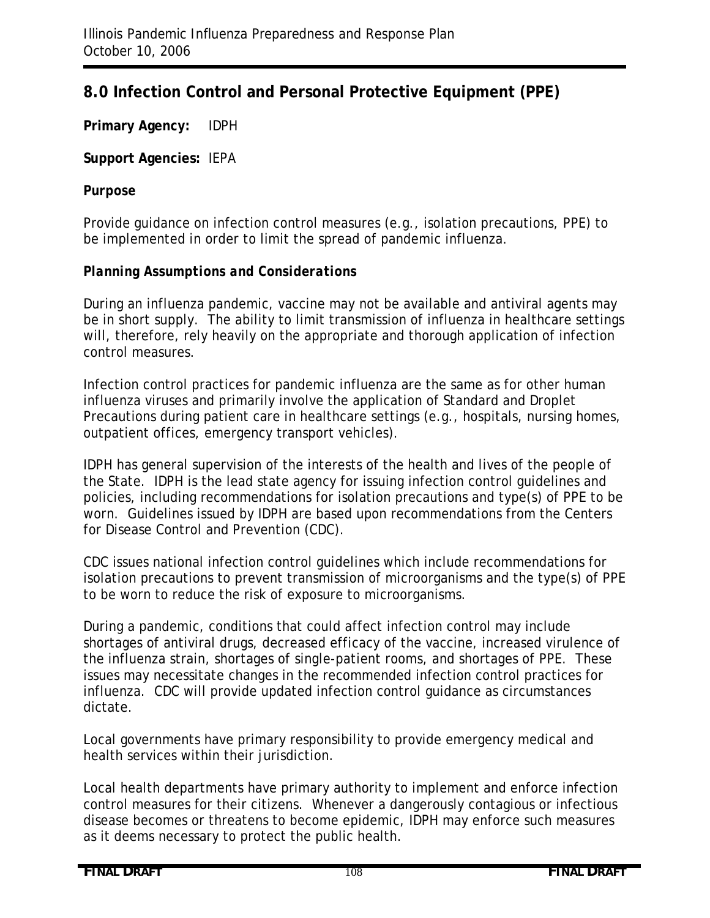## 8.0 Infection Control and Personal Protective Equipment (PPE)

**Primary Agency:** IDPH

**Support Agencies:** IEPA

**Purpose**

Provide guidance on infection control measures (e.g., isolation precautions, PPE) to be implemented in order to limit the spread of pandemic influenza.

***Planning Assumptions and Considerations***

During an influenza pandemic, vaccine may not be available and antiviral agents may be in short supply. The ability to limit transmission of influenza in healthcare settings will, therefore, rely heavily on the appropriate and thorough application of infection control measures.

Infection control practices for pandemic influenza are the same as for other human influenza viruses and primarily involve the application of Standard and Droplet Precautions during patient care in healthcare settings (e.g., hospitals, nursing homes, outpatient offices, emergency transport vehicles).

IDPH has general supervision of the interests of the health and lives of the people of the State. IDPH is the lead state agency for issuing infection control guidelines and policies, including recommendations for isolation precautions and type(s) of PPE to be worn. Guidelines issued by IDPH are based upon recommendations from the Centers for Disease Control and Prevention (CDC).

CDC issues national infection control guidelines which include recommendations for isolation precautions to prevent transmission of microorganisms and the type(s) of PPE to be worn to reduce the risk of exposure to microorganisms.

During a pandemic, conditions that could affect infection control may include shortages of antiviral drugs, decreased efficacy of the vaccine, increased virulence of the influenza strain, shortages of single-patient rooms, and shortages of PPE. These issues may necessitate changes in the recommended infection control practices for influenza. CDC will provide updated infection control guidance as circumstances dictate.

Local governments have primary responsibility to provide emergency medical and health services within their jurisdiction.

Local health departments have primary authority to implement and enforce infection control measures for their citizens. Whenever a dangerously contagious or infectious disease becomes or threatens to become epidemic, IDPH may enforce such measures as it deems necessary to protect the public health.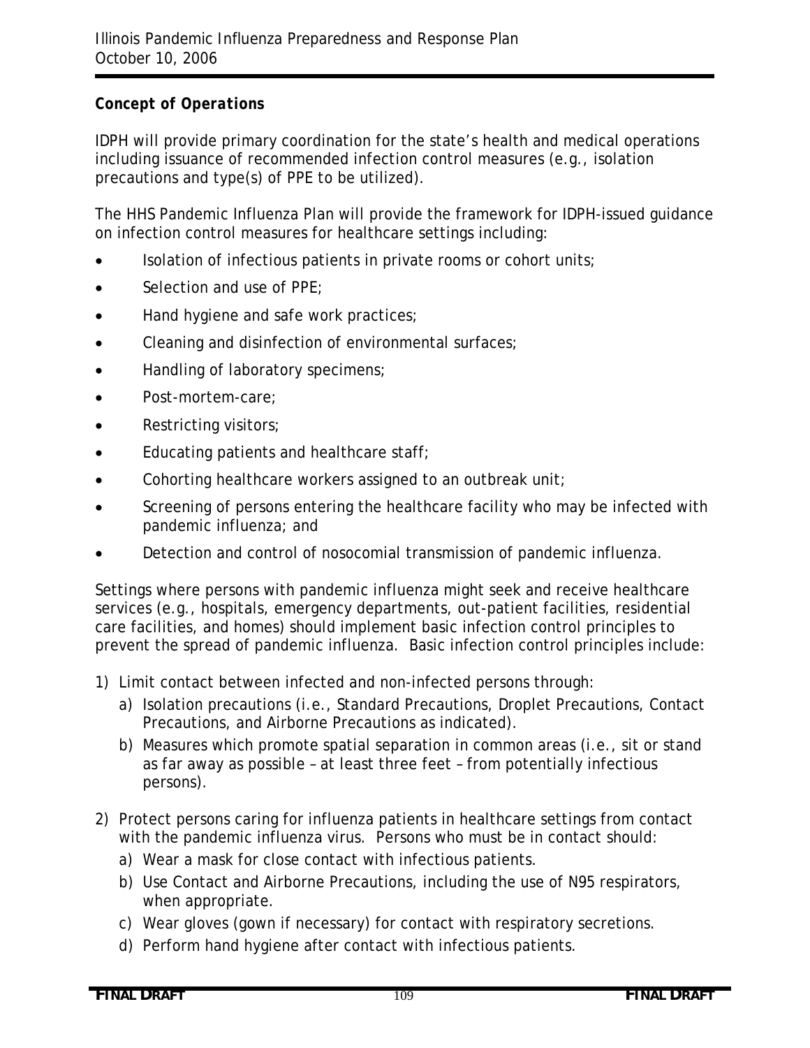***Concept of Operations***

IDPH will provide primary coordination for the state's health and medical operations including issuance of recommended infection control measures (e.g., isolation precautions and type(s) of PPE to be utilized).

The HHS Pandemic Influenza Plan will provide the framework for IDPH-issued guidance on infection control measures for healthcare settings including:

- Isolation of infectious patients in private rooms or cohort units;
- Selection and use of PPE;
- Hand hygiene and safe work practices;
- Cleaning and disinfection of environmental surfaces;
- Handling of laboratory specimens;
- Post-mortem-care;
- Restricting visitors;
- Educating patients and healthcare staff;
- Cohorting healthcare workers assigned to an outbreak unit;
- Screening of persons entering the healthcare facility who may be infected with pandemic influenza; and
- Detection and control of nosocomial transmission of pandemic influenza.

Settings where persons with pandemic influenza might seek and receive healthcare services (e.g., hospitals, emergency departments, out-patient facilities, residential care facilities, and homes) should implement basic infection control principles to prevent the spread of pandemic influenza. Basic infection control principles include:

1) Limit contact between infected and non-infected persons through:
   a) Isolation precautions (i.e., Standard Precautions, Droplet Precautions, Contact Precautions, and Airborne Precautions as indicated).
   b) Measures which promote spatial separation in common areas (i.e., sit or stand as far away as possible – at least three feet – from potentially infectious persons).

2) Protect persons caring for influenza patients in healthcare settings from contact with the pandemic influenza virus. Persons who must be in contact should:
   a) Wear a mask for close contact with infectious patients.
   b) Use Contact and Airborne Precautions, including the use of N95 respirators, when appropriate.
   c) Wear gloves (gown if necessary) for contact with respiratory secretions.
   d) Perform hand hygiene after contact with infectious patients.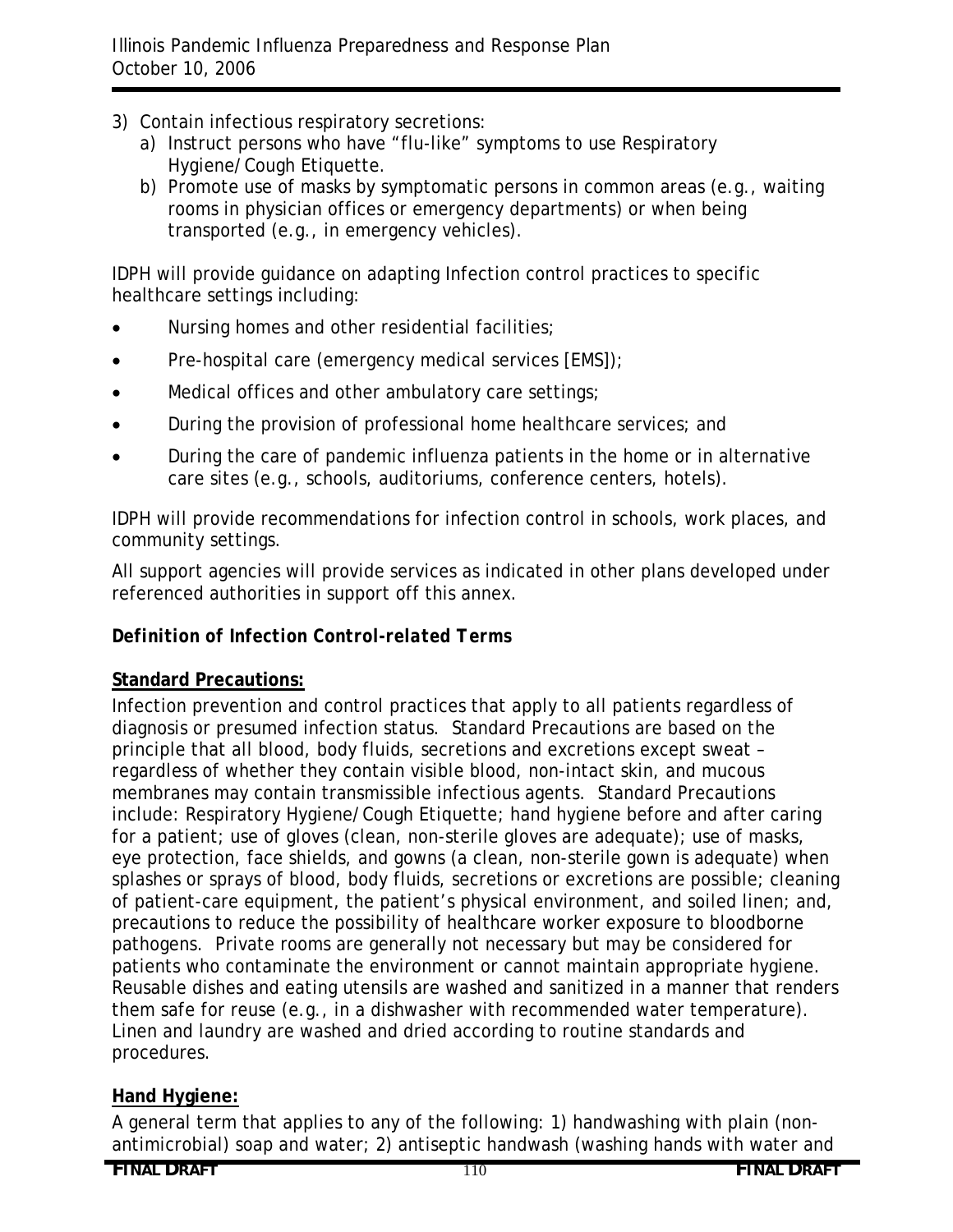3) Contain infectious respiratory secretions:
   a) Instruct persons who have "flu-like" symptoms to use Respiratory Hygiene/Cough Etiquette.
   b) Promote use of masks by symptomatic persons in common areas (e.g., waiting rooms in physician offices or emergency departments) or when being transported (e.g., in emergency vehicles).

IDPH will provide guidance on adapting Infection control practices to specific healthcare settings including:

- Nursing homes and other residential facilities;
- Pre-hospital care (emergency medical services [EMS]);
- Medical offices and other ambulatory care settings;
- During the provision of professional home healthcare services; and
- During the care of pandemic influenza patients in the home or in alternative care sites (e.g., schools, auditoriums, conference centers, hotels).

IDPH will provide recommendations for infection control in schools, work places, and community settings.

All support agencies will provide services as indicated in other plans developed under referenced authorities in support off this annex.

***Definition of Infection Control-related Terms***

**Standard Precautions:**

Infection prevention and control practices that apply to all patients regardless of diagnosis or presumed infection status. Standard Precautions are based on the principle that all blood, body fluids, secretions and excretions except sweat – regardless of whether they contain visible blood, non-intact skin, and mucous membranes may contain transmissible infectious agents. Standard Precautions include: Respiratory Hygiene/Cough Etiquette; hand hygiene before and after caring for a patient; use of gloves (clean, non-sterile gloves are adequate); use of masks, eye protection, face shields, and gowns (a clean, non-sterile gown is adequate) when splashes or sprays of blood, body fluids, secretions or excretions are possible; cleaning of patient-care equipment, the patient's physical environment, and soiled linen; and, precautions to reduce the possibility of healthcare worker exposure to bloodborne pathogens. Private rooms are generally not necessary but may be considered for patients who contaminate the environment or cannot maintain appropriate hygiene. Reusable dishes and eating utensils are washed and sanitized in a manner that renders them safe for reuse (e.g., in a dishwasher with recommended water temperature). Linen and laundry are washed and dried according to routine standards and procedures.

**Hand Hygiene:**

A general term that applies to any of the following: 1) handwashing with plain (non-antimicrobial) soap and water; 2) antiseptic handwash (washing hands with water and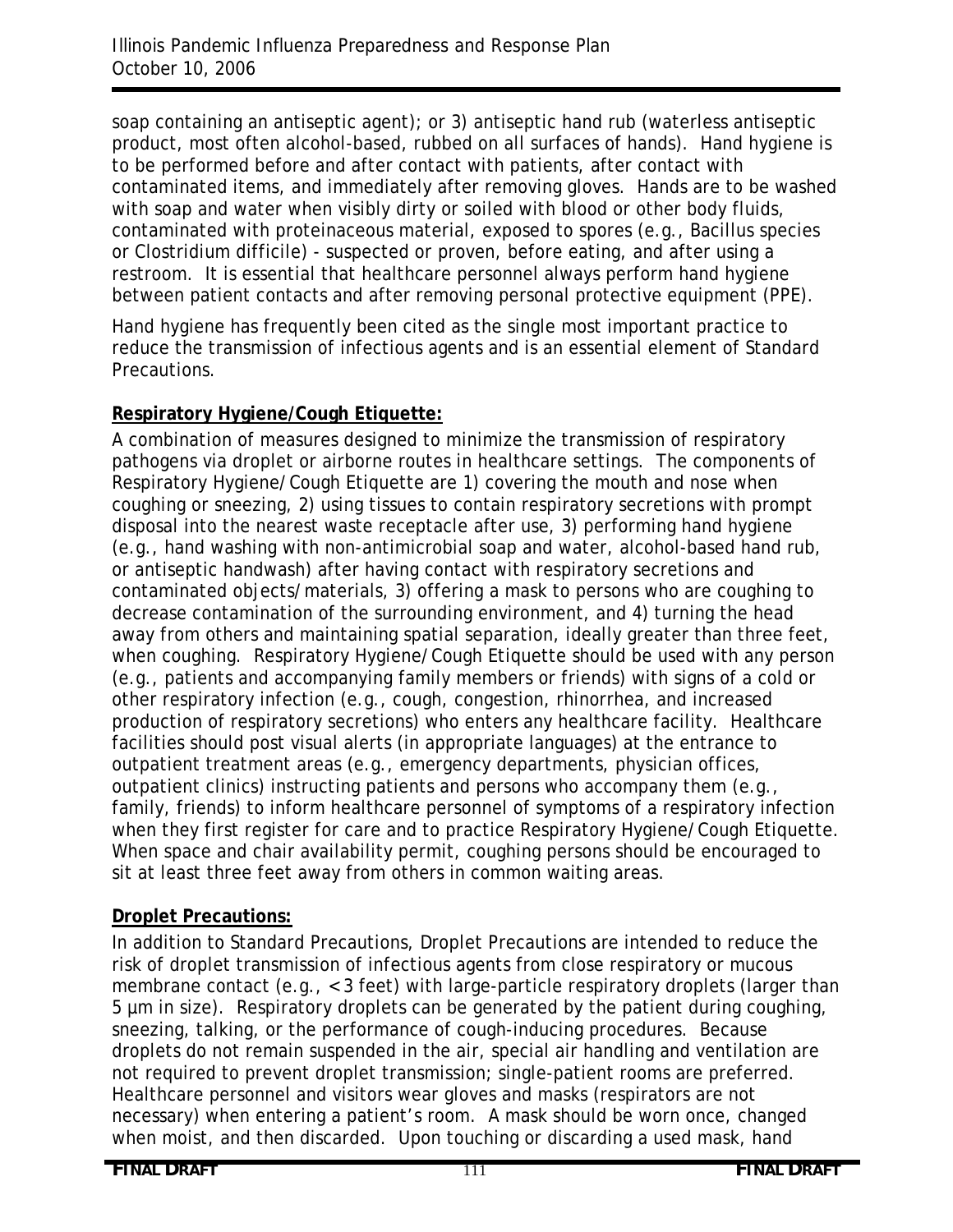soap containing an antiseptic agent); or 3) antiseptic hand rub (waterless antiseptic product, most often alcohol-based, rubbed on all surfaces of hands). Hand hygiene is to be performed before and after contact with patients, after contact with contaminated items, and immediately after removing gloves. Hands are to be washed with soap and water when visibly dirty or soiled with blood or other body fluids, contaminated with proteinaceous material, exposed to spores (e.g., Bacillus species or Clostridium difficile) - suspected or proven, before eating, and after using a restroom. It is essential that healthcare personnel always perform hand hygiene between patient contacts and after removing personal protective equipment (PPE).

Hand hygiene has frequently been cited as the single most important practice to reduce the transmission of infectious agents and is an essential element of Standard Precautions.

**Respiratory Hygiene/Cough Etiquette:**

A combination of measures designed to minimize the transmission of respiratory pathogens via droplet or airborne routes in healthcare settings. The components of Respiratory Hygiene/Cough Etiquette are 1) covering the mouth and nose when coughing or sneezing, 2) using tissues to contain respiratory secretions with prompt disposal into the nearest waste receptacle after use, 3) performing hand hygiene (e.g., hand washing with non-antimicrobial soap and water, alcohol-based hand rub, or antiseptic handwash) after having contact with respiratory secretions and contaminated objects/materials, 3) offering a mask to persons who are coughing to decrease contamination of the surrounding environment, and 4) turning the head away from others and maintaining spatial separation, ideally greater than three feet, when coughing. Respiratory Hygiene/Cough Etiquette should be used with any person (e.g., patients and accompanying family members or friends) with signs of a cold or other respiratory infection (e.g., cough, congestion, rhinorrhea, and increased production of respiratory secretions) who enters any healthcare facility. Healthcare facilities should post visual alerts (in appropriate languages) at the entrance to outpatient treatment areas (e.g., emergency departments, physician offices, outpatient clinics) instructing patients and persons who accompany them (e.g., family, friends) to inform healthcare personnel of symptoms of a respiratory infection when they first register for care and to practice Respiratory Hygiene/Cough Etiquette. When space and chair availability permit, coughing persons should be encouraged to sit at least three feet away from others in common waiting areas.

**Droplet Precautions:**

In addition to Standard Precautions, Droplet Precautions are intended to reduce the risk of droplet transmission of infectious agents from close respiratory or mucous membrane contact (e.g., < 3 feet) with large-particle respiratory droplets (larger than 5 µm in size). Respiratory droplets can be generated by the patient during coughing, sneezing, talking, or the performance of cough-inducing procedures. Because droplets do not remain suspended in the air, special air handling and ventilation are not required to prevent droplet transmission; single-patient rooms are preferred. Healthcare personnel and visitors wear gloves and masks (respirators are not necessary) when entering a patient's room. A mask should be worn once, changed when moist, and then discarded. Upon touching or discarding a used mask, hand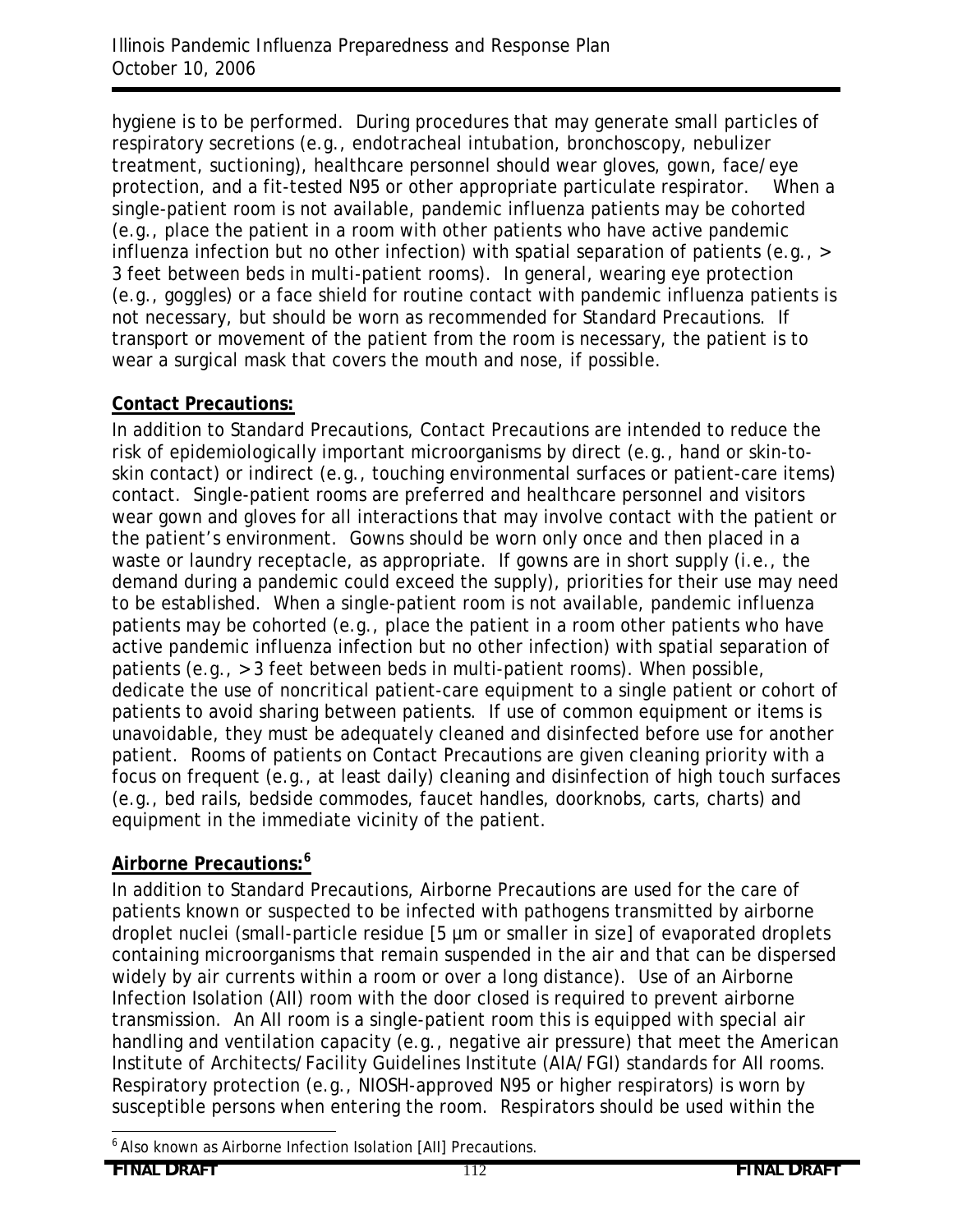hygiene is to be performed. During procedures that may generate small particles of respiratory secretions (e.g., endotracheal intubation, bronchoscopy, nebulizer treatment, suctioning), healthcare personnel should wear gloves, gown, face/eye protection, and a fit-tested N95 or other appropriate particulate respirator. When a single-patient room is not available, pandemic influenza patients may be cohorted (e.g., place the patient in a room with other patients who have active pandemic influenza infection but no other infection) with spatial separation of patients (e.g., > 3 feet between beds in multi-patient rooms). In general, wearing eye protection (e.g., goggles) or a face shield for routine contact with pandemic influenza patients is not necessary, but should be worn as recommended for Standard Precautions. If transport or movement of the patient from the room is necessary, the patient is to wear a surgical mask that covers the mouth and nose, if possible.

**Contact Precautions:**

In addition to Standard Precautions, Contact Precautions are intended to reduce the risk of epidemiologically important microorganisms by direct (e.g., hand or skin-to-skin contact) or indirect (e.g., touching environmental surfaces or patient-care items) contact. Single-patient rooms are preferred and healthcare personnel and visitors wear gown and gloves for all interactions that may involve contact with the patient or the patient's environment. Gowns should be worn only once and then placed in a waste or laundry receptacle, as appropriate. If gowns are in short supply (i.e., the demand during a pandemic could exceed the supply), priorities for their use may need to be established. When a single-patient room is not available, pandemic influenza patients may be cohorted (e.g., place the patient in a room other patients who have active pandemic influenza infection but no other infection) with spatial separation of patients (e.g., > 3 feet between beds in multi-patient rooms). When possible, dedicate the use of noncritical patient-care equipment to a single patient or cohort of patients to avoid sharing between patients. If use of common equipment or items is unavoidable, they must be adequately cleaned and disinfected before use for another patient. Rooms of patients on Contact Precautions are given cleaning priority with a focus on frequent (e.g., at least daily) cleaning and disinfection of high touch surfaces (e.g., bed rails, bedside commodes, faucet handles, doorknobs, carts, charts) and equipment in the immediate vicinity of the patient.

**Airborne Precautions:[6]**

In addition to Standard Precautions, Airborne Precautions are used for the care of patients known or suspected to be infected with pathogens transmitted by airborne droplet nuclei (small-particle residue [5 µm or smaller in size] of evaporated droplets containing microorganisms that remain suspended in the air and that can be dispersed widely by air currents within a room or over a long distance). Use of an Airborne Infection Isolation (AII) room with the door closed is required to prevent airborne transmission. An AII room is a single-patient room this is equipped with special air handling and ventilation capacity (e.g., negative air pressure) that meet the American Institute of Architects/Facility Guidelines Institute (AIA/FGI) standards for AII rooms. Respiratory protection (e.g., NIOSH-approved N95 or higher respirators) is worn by susceptible persons when entering the room. Respirators should be used within the

[6] Also known as Airborne Infection Isolation [AII] Precautions.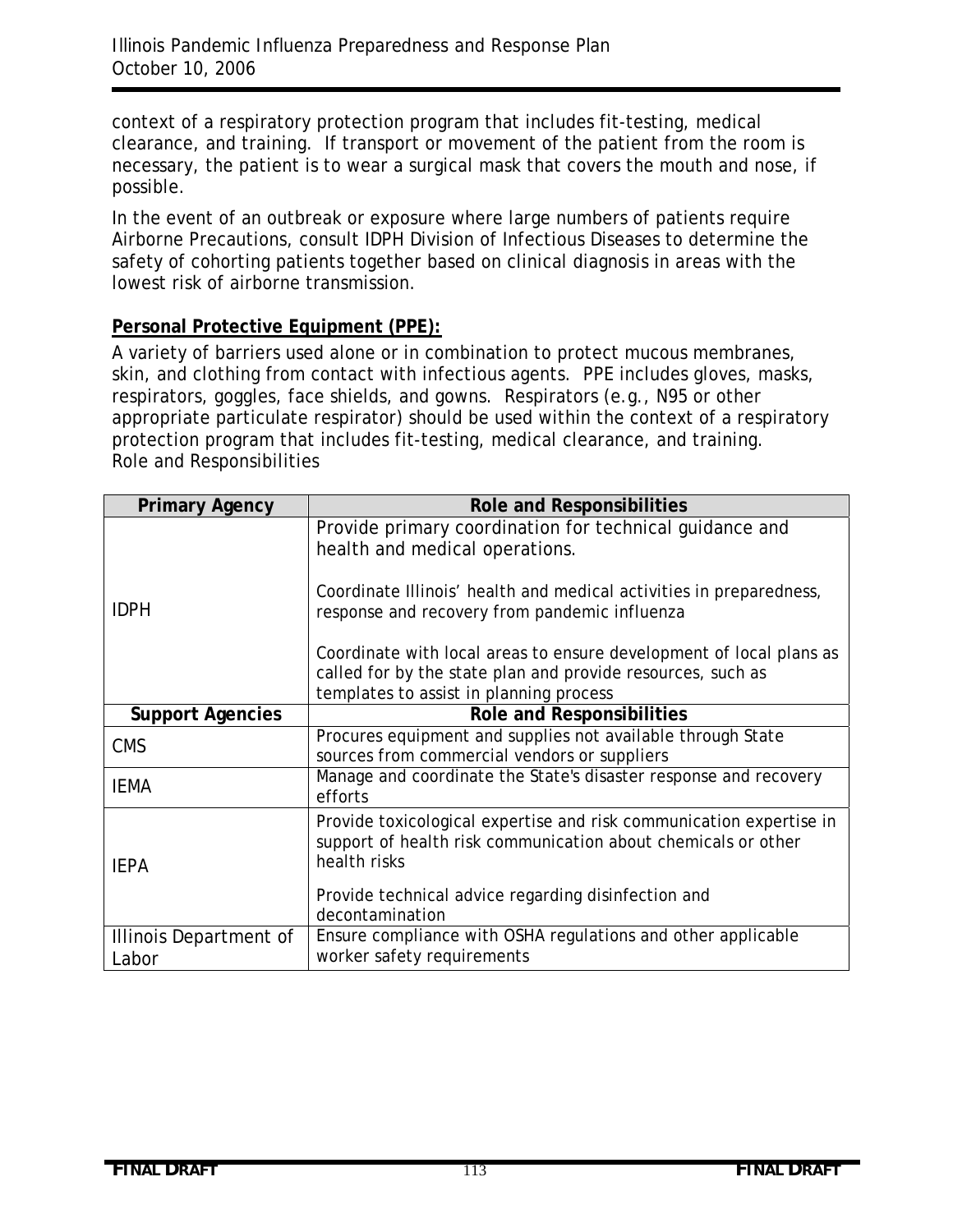context of a respiratory protection program that includes fit-testing, medical clearance, and training. If transport or movement of the patient from the room is necessary, the patient is to wear a surgical mask that covers the mouth and nose, if possible.

In the event of an outbreak or exposure where large numbers of patients require Airborne Precautions, consult IDPH Division of Infectious Diseases to determine the safety of cohorting patients together based on clinical diagnosis in areas with the lowest risk of airborne transmission.

**Personal Protective Equipment (PPE):**

A variety of barriers used alone or in combination to protect mucous membranes, skin, and clothing from contact with infectious agents. PPE includes gloves, masks, respirators, goggles, face shields, and gowns. Respirators (e.g., N95 or other appropriate particulate respirator) should be used within the context of a respiratory protection program that includes fit-testing, medical clearance, and training.
Role and Responsibilities

| Primary Agency | Role and Responsibilities |
|---|---|
| IDPH | Provide primary coordination for technical guidance and health and medical operations.<br><br>Coordinate Illinois' health and medical activities in preparedness, response and recovery from pandemic influenza<br><br>Coordinate with local areas to ensure development of local plans as called for by the state plan and provide resources, such as templates to assist in planning process |
| **Support Agencies** | **Role and Responsibilities** |
| CMS | Procures equipment and supplies not available through State sources from commercial vendors or suppliers |
| IEMA | Manage and coordinate the State's disaster response and recovery efforts |
| IEPA | Provide toxicological expertise and risk communication expertise in support of health risk communication about chemicals or other health risks<br><br>Provide technical advice regarding disinfection and decontamination |
| Illinois Department of Labor | Ensure compliance with OSHA regulations and other applicable worker safety requirements |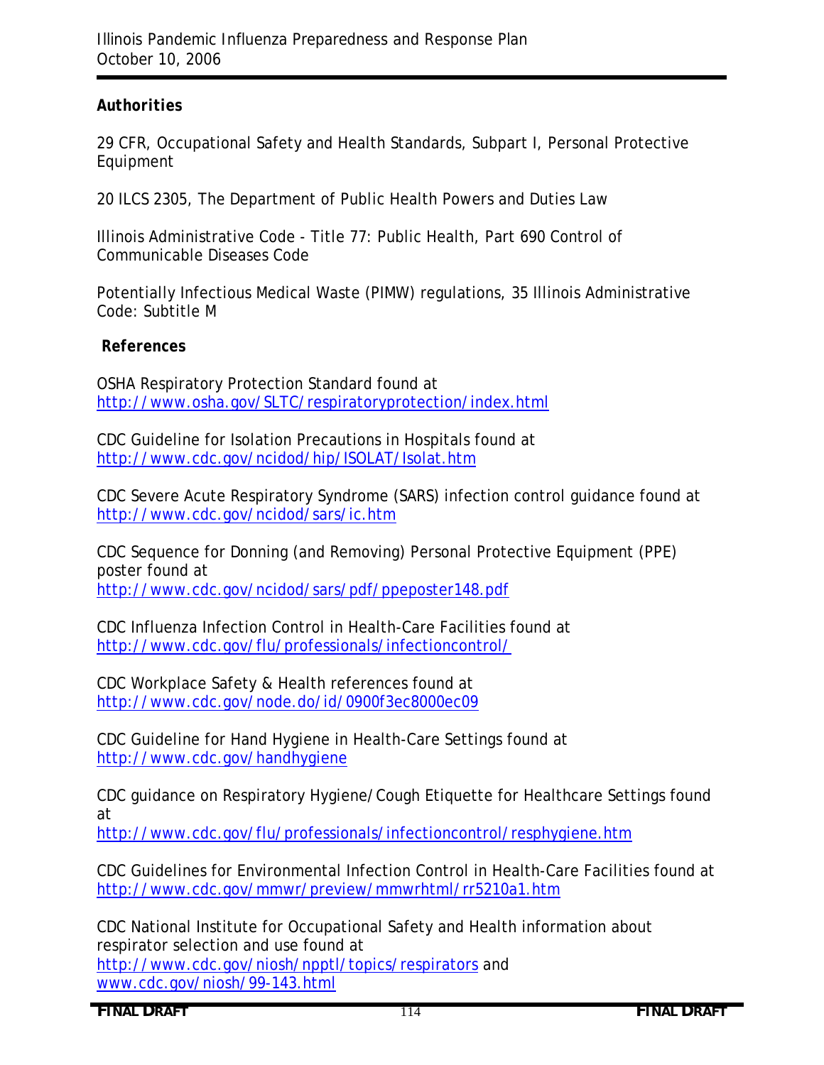**Authorities**

29 CFR, Occupational Safety and Health Standards, Subpart I, Personal Protective Equipment

20 ILCS 2305, The Department of Public Health Powers and Duties Law

Illinois Administrative Code - Title 77: Public Health, Part 690 Control of Communicable Diseases Code

Potentially Infectious Medical Waste (PIMW) regulations, 35 Illinois Administrative Code: Subtitle M

**References**

OSHA Respiratory Protection Standard found at http://www.osha.gov/SLTC/respiratoryprotection/index.html

CDC Guideline for Isolation Precautions in Hospitals found at http://www.cdc.gov/ncidod/hip/ISOLAT/Isolat.htm

CDC Severe Acute Respiratory Syndrome (SARS) infection control guidance found at http://www.cdc.gov/ncidod/sars/ic.htm

CDC Sequence for Donning (and Removing) Personal Protective Equipment (PPE) poster found at http://www.cdc.gov/ncidod/sars/pdf/ppeposter148.pdf

CDC Influenza Infection Control in Health-Care Facilities found at http://www.cdc.gov/flu/professionals/infectioncontrol/

CDC Workplace Safety & Health references found at http://www.cdc.gov/node.do/id/0900f3ec8000ec09

CDC Guideline for Hand Hygiene in Health-Care Settings found at http://www.cdc.gov/handhygiene

CDC guidance on Respiratory Hygiene/Cough Etiquette for Healthcare Settings found at http://www.cdc.gov/flu/professionals/infectioncontrol/resphygiene.htm

CDC Guidelines for Environmental Infection Control in Health-Care Facilities found at http://www.cdc.gov/mmwr/preview/mmwrhtml/rr5210a1.htm

CDC National Institute for Occupational Safety and Health information about respirator selection and use found at http://www.cdc.gov/niosh/npptl/topics/respirators and www.cdc.gov/niosh/99-143.html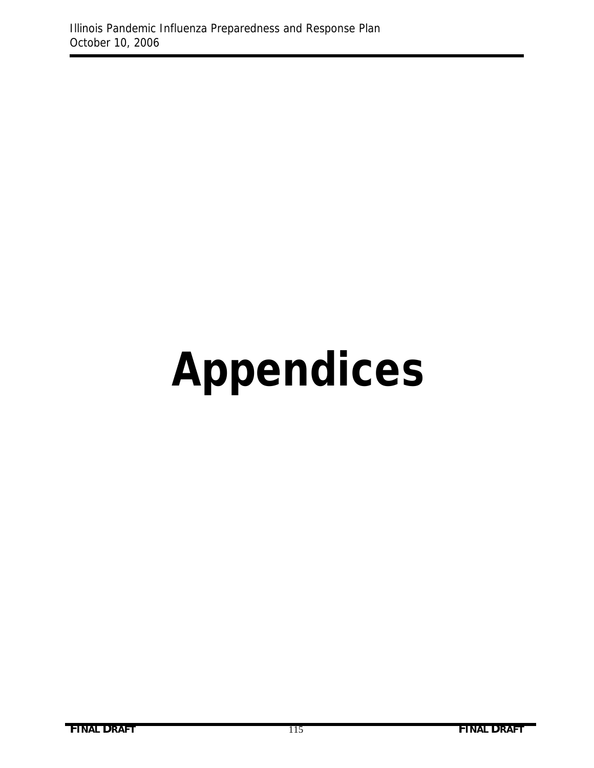# Appendices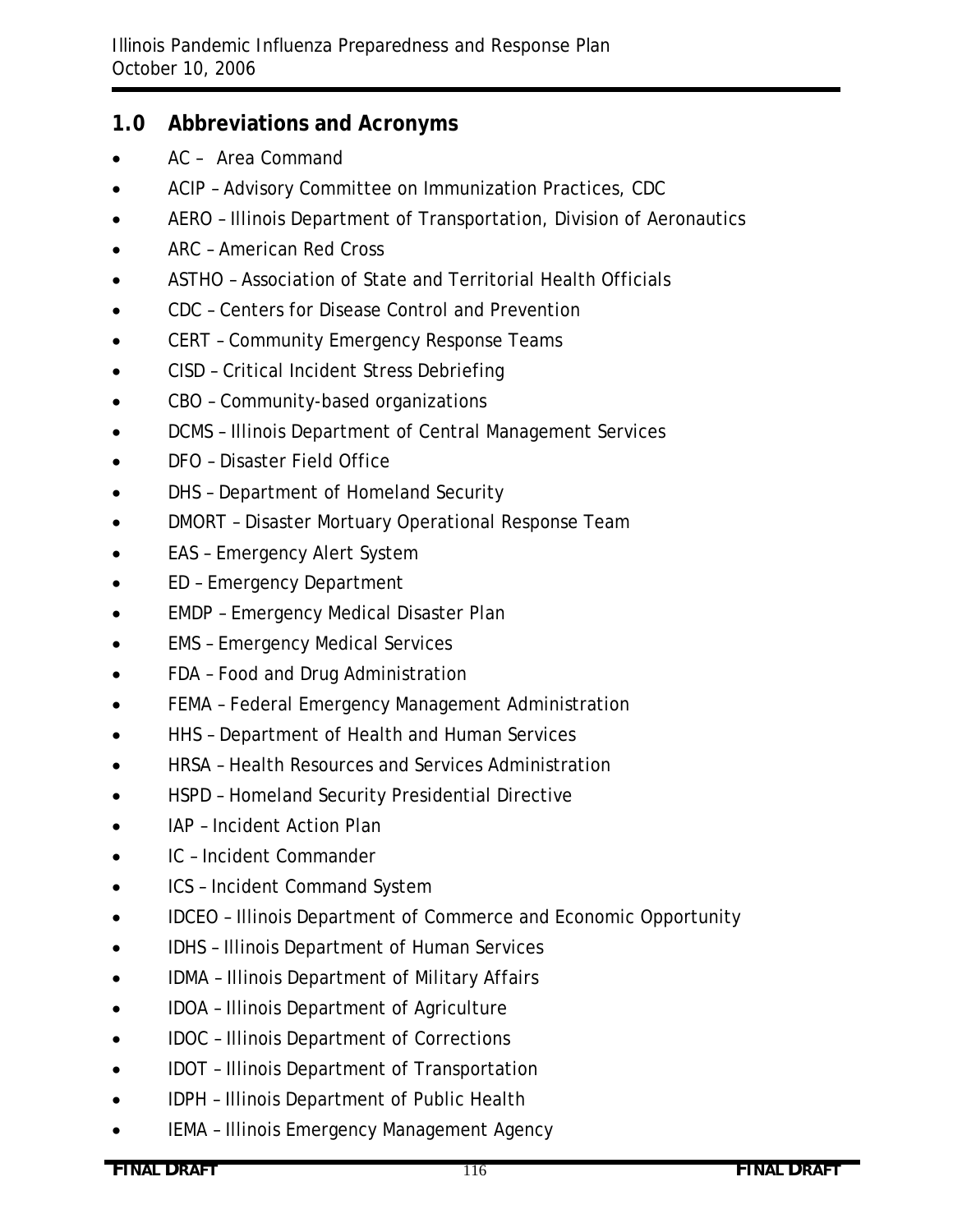## 1.0 Abbreviations and Acronyms

- AC – Area Command
- ACIP – Advisory Committee on Immunization Practices, CDC
- AERO – Illinois Department of Transportation, Division of Aeronautics
- ARC – American Red Cross
- ASTHO – Association of State and Territorial Health Officials
- CDC – Centers for Disease Control and Prevention
- CERT – Community Emergency Response Teams
- CISD – Critical Incident Stress Debriefing
- CBO – Community-based organizations
- DCMS – Illinois Department of Central Management Services
- DFO – Disaster Field Office
- DHS – Department of Homeland Security
- DMORT – Disaster Mortuary Operational Response Team
- EAS – Emergency Alert System
- ED – Emergency Department
- EMDP – Emergency Medical Disaster Plan
- EMS – Emergency Medical Services
- FDA – Food and Drug Administration
- FEMA – Federal Emergency Management Administration
- HHS – Department of Health and Human Services
- HRSA – Health Resources and Services Administration
- HSPD – Homeland Security Presidential Directive
- IAP – Incident Action Plan
- IC – Incident Commander
- ICS – Incident Command System
- IDCEO – Illinois Department of Commerce and Economic Opportunity
- IDHS – Illinois Department of Human Services
- IDMA – Illinois Department of Military Affairs
- IDOA – Illinois Department of Agriculture
- IDOC – Illinois Department of Corrections
- IDOT – Illinois Department of Transportation
- IDPH – Illinois Department of Public Health
- IEMA – Illinois Emergency Management Agency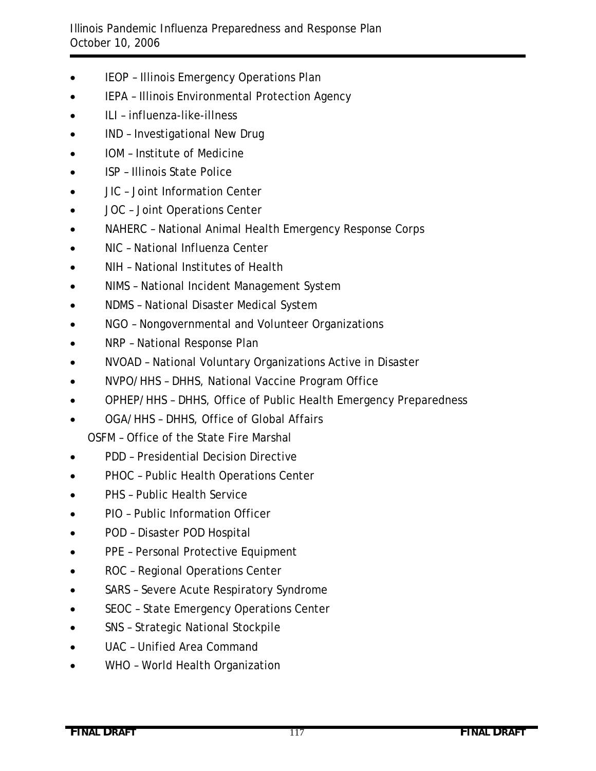- IEOP – Illinois Emergency Operations Plan
- IEPA – Illinois Environmental Protection Agency
- ILI – influenza-like-illness
- IND – Investigational New Drug
- IOM – Institute of Medicine
- ISP – Illinois State Police
- JIC – Joint Information Center
- JOC – Joint Operations Center
- NAHERC – National Animal Health Emergency Response Corps
- NIC – National Influenza Center
- NIH – National Institutes of Health
- NIMS – National Incident Management System
- NDMS – National Disaster Medical System
- NGO – Nongovernmental and Volunteer Organizations
- NRP – National Response Plan
- NVOAD – National Voluntary Organizations Active in Disaster
- NVPO/HHS – DHHS, National Vaccine Program Office
- OPHEP/HHS – DHHS, Office of Public Health Emergency Preparedness
- OGA/HHS – DHHS, Office of Global Affairs

OSFM – Office of the State Fire Marshal

- PDD – Presidential Decision Directive
- PHOC – Public Health Operations Center
- PHS – Public Health Service
- PIO – Public Information Officer
- POD – Disaster POD Hospital
- PPE – Personal Protective Equipment
- ROC – Regional Operations Center
- SARS – Severe Acute Respiratory Syndrome
- SEOC – State Emergency Operations Center
- SNS – Strategic National Stockpile
- UAC – Unified Area Command
- WHO – World Health Organization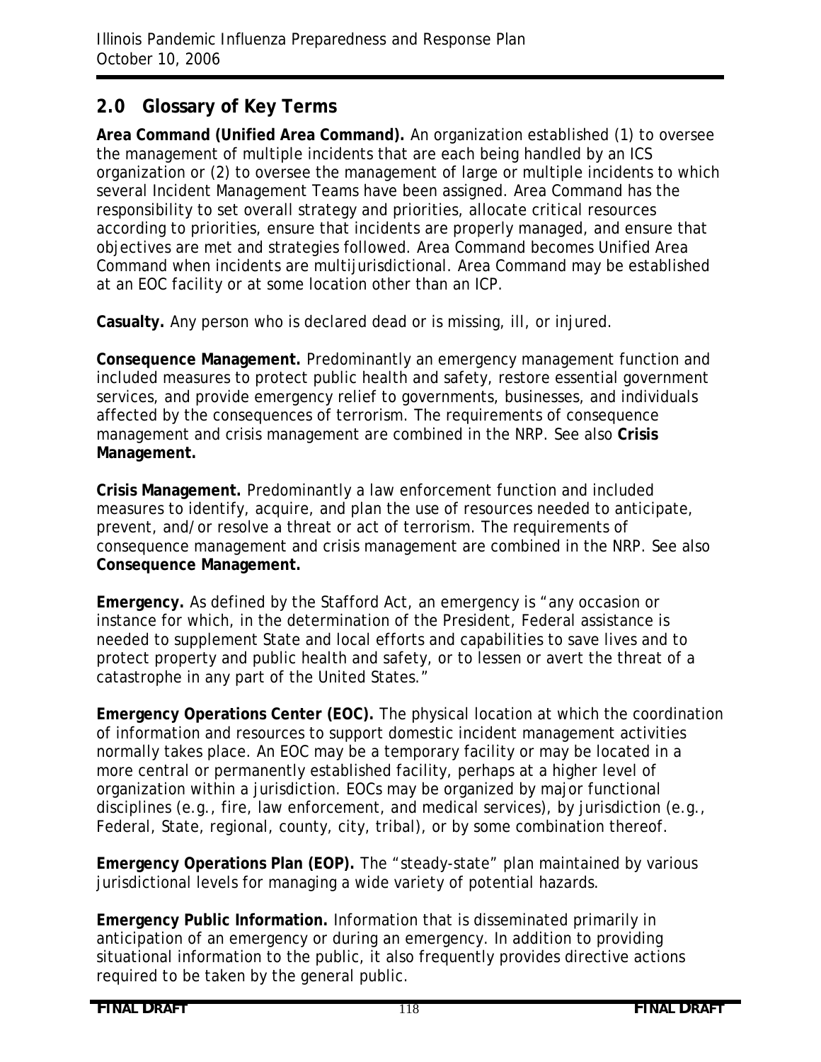## 2.0 Glossary of Key Terms

**Area Command (Unified Area Command).** An organization established (1) to oversee the management of multiple incidents that are each being handled by an ICS organization or (2) to oversee the management of large or multiple incidents to which several Incident Management Teams have been assigned. Area Command has the responsibility to set overall strategy and priorities, allocate critical resources according to priorities, ensure that incidents are properly managed, and ensure that objectives are met and strategies followed. Area Command becomes Unified Area Command when incidents are multijurisdictional. Area Command may be established at an EOC facility or at some location other than an ICP.

**Casualty.** Any person who is declared dead or is missing, ill, or injured.

**Consequence Management.** Predominantly an emergency management function and included measures to protect public health and safety, restore essential government services, and provide emergency relief to governments, businesses, and individuals affected by the consequences of terrorism. The requirements of consequence management and crisis management are combined in the NRP. See also **Crisis Management.**

**Crisis Management.** Predominantly a law enforcement function and included measures to identify, acquire, and plan the use of resources needed to anticipate, prevent, and/or resolve a threat or act of terrorism. The requirements of consequence management and crisis management are combined in the NRP. See also **Consequence Management.**

**Emergency.** As defined by the Stafford Act, an emergency is "any occasion or instance for which, in the determination of the President, Federal assistance is needed to supplement State and local efforts and capabilities to save lives and to protect property and public health and safety, or to lessen or avert the threat of a catastrophe in any part of the United States."

**Emergency Operations Center (EOC).** The physical location at which the coordination of information and resources to support domestic incident management activities normally takes place. An EOC may be a temporary facility or may be located in a more central or permanently established facility, perhaps at a higher level of organization within a jurisdiction. EOCs may be organized by major functional disciplines (e.g., fire, law enforcement, and medical services), by jurisdiction (e.g., Federal, State, regional, county, city, tribal), or by some combination thereof.

**Emergency Operations Plan (EOP).** The "steady-state" plan maintained by various jurisdictional levels for managing a wide variety of potential hazards.

**Emergency Public Information.** Information that is disseminated primarily in anticipation of an emergency or during an emergency. In addition to providing situational information to the public, it also frequently provides directive actions required to be taken by the general public.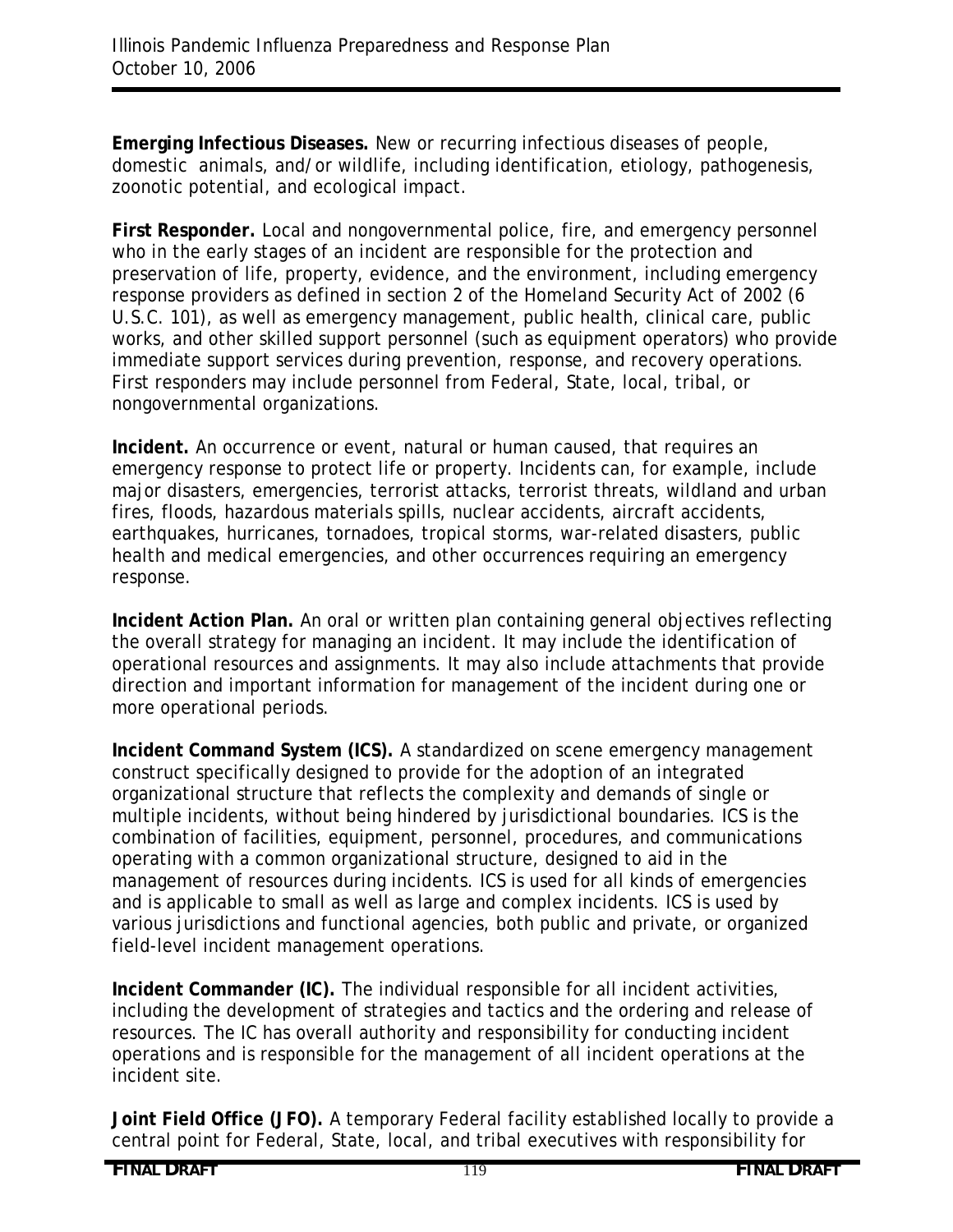**Emerging Infectious Diseases.** New or recurring infectious diseases of people, domestic animals, and/or wildlife, including identification, etiology, pathogenesis, zoonotic potential, and ecological impact.

**First Responder.** Local and nongovernmental police, fire, and emergency personnel who in the early stages of an incident are responsible for the protection and preservation of life, property, evidence, and the environment, including emergency response providers as defined in section 2 of the Homeland Security Act of 2002 (6 U.S.C. 101), as well as emergency management, public health, clinical care, public works, and other skilled support personnel (such as equipment operators) who provide immediate support services during prevention, response, and recovery operations. First responders may include personnel from Federal, State, local, tribal, or nongovernmental organizations.

**Incident.** An occurrence or event, natural or human caused, that requires an emergency response to protect life or property. Incidents can, for example, include major disasters, emergencies, terrorist attacks, terrorist threats, wildland and urban fires, floods, hazardous materials spills, nuclear accidents, aircraft accidents, earthquakes, hurricanes, tornadoes, tropical storms, war-related disasters, public health and medical emergencies, and other occurrences requiring an emergency response.

**Incident Action Plan.** An oral or written plan containing general objectives reflecting the overall strategy for managing an incident. It may include the identification of operational resources and assignments. It may also include attachments that provide direction and important information for management of the incident during one or more operational periods.

**Incident Command System (ICS).** A standardized on scene emergency management construct specifically designed to provide for the adoption of an integrated organizational structure that reflects the complexity and demands of single or multiple incidents, without being hindered by jurisdictional boundaries. ICS is the combination of facilities, equipment, personnel, procedures, and communications operating with a common organizational structure, designed to aid in the management of resources during incidents. ICS is used for all kinds of emergencies and is applicable to small as well as large and complex incidents. ICS is used by various jurisdictions and functional agencies, both public and private, or organized field-level incident management operations.

**Incident Commander (IC).** The individual responsible for all incident activities, including the development of strategies and tactics and the ordering and release of resources. The IC has overall authority and responsibility for conducting incident operations and is responsible for the management of all incident operations at the incident site.

**Joint Field Office (JFO).** A temporary Federal facility established locally to provide a central point for Federal, State, local, and tribal executives with responsibility for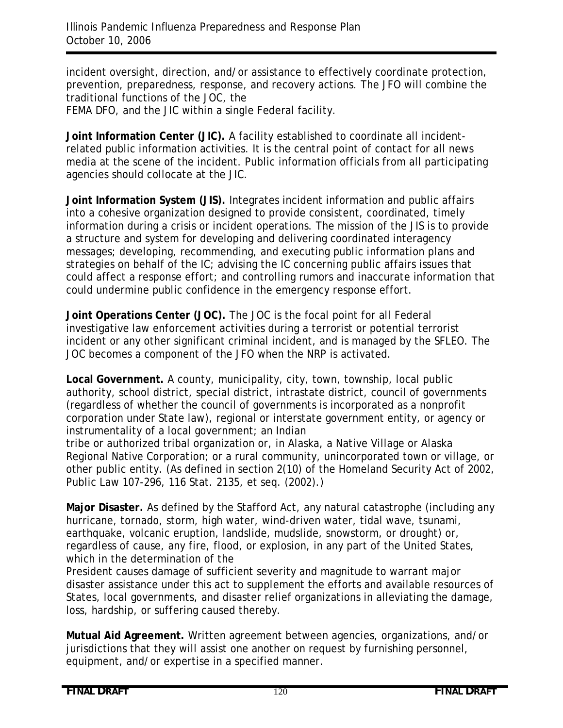incident oversight, direction, and/or assistance to effectively coordinate protection, prevention, preparedness, response, and recovery actions. The JFO will combine the traditional functions of the JOC, the FEMA DFO, and the JIC within a single Federal facility.

**Joint Information Center (JIC).** A facility established to coordinate all incident-related public information activities. It is the central point of contact for all news media at the scene of the incident. Public information officials from all participating agencies should collocate at the JIC.

**Joint Information System (JIS).** Integrates incident information and public affairs into a cohesive organization designed to provide consistent, coordinated, timely information during a crisis or incident operations. The mission of the JIS is to provide a structure and system for developing and delivering coordinated interagency messages; developing, recommending, and executing public information plans and strategies on behalf of the IC; advising the IC concerning public affairs issues that could affect a response effort; and controlling rumors and inaccurate information that could undermine public confidence in the emergency response effort.

**Joint Operations Center (JOC).** The JOC is the focal point for all Federal investigative law enforcement activities during a terrorist or potential terrorist incident or any other significant criminal incident, and is managed by the SFLEO. The JOC becomes a component of the JFO when the NRP is activated.

**Local Government.** A county, municipality, city, town, township, local public authority, school district, special district, intrastate district, council of governments (regardless of whether the council of governments is incorporated as a nonprofit corporation under State law), regional or interstate government entity, or agency or instrumentality of a local government; an Indian tribe or authorized tribal organization or, in Alaska, a Native Village or Alaska Regional Native Corporation; or a rural community, unincorporated town or village, or other public entity. (As defined in section 2(10) of the Homeland Security Act of 2002, Public Law 107-296, 116 Stat. 2135, et seq. (2002).)

**Major Disaster.** As defined by the Stafford Act, any natural catastrophe (including any hurricane, tornado, storm, high water, wind-driven water, tidal wave, tsunami, earthquake, volcanic eruption, landslide, mudslide, snowstorm, or drought) or, regardless of cause, any fire, flood, or explosion, in any part of the United States, which in the determination of the President causes damage of sufficient severity and magnitude to warrant major disaster assistance under this act to supplement the efforts and available resources of States, local governments, and disaster relief organizations in alleviating the damage, loss, hardship, or suffering caused thereby.

**Mutual Aid Agreement.** Written agreement between agencies, organizations, and/or jurisdictions that they will assist one another on request by furnishing personnel, equipment, and/or expertise in a specified manner.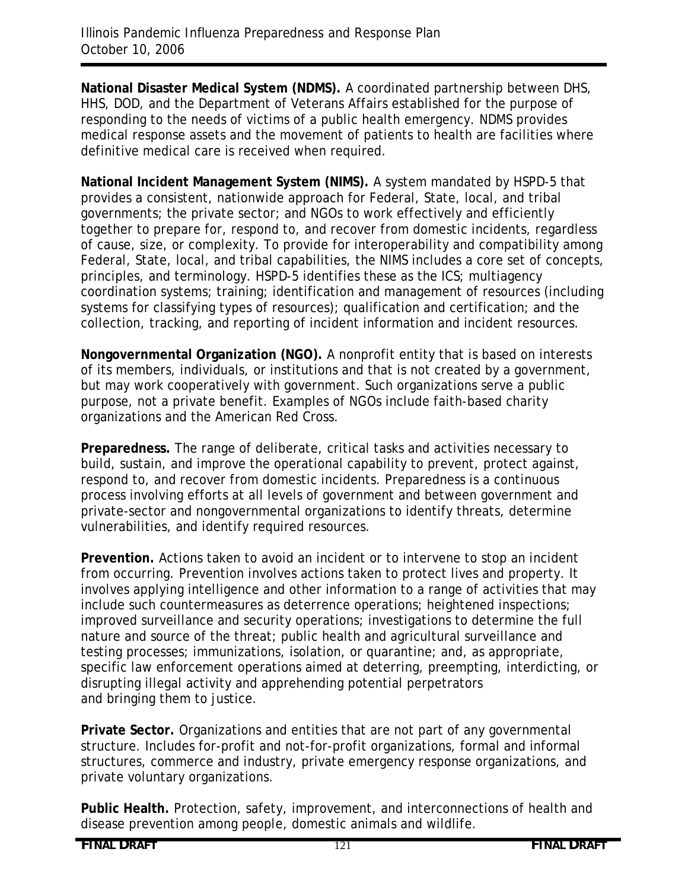**National Disaster Medical System (NDMS).** A coordinated partnership between DHS, HHS, DOD, and the Department of Veterans Affairs established for the purpose of responding to the needs of victims of a public health emergency. NDMS provides medical response assets and the movement of patients to health are facilities where definitive medical care is received when required.

**National Incident Management System (NIMS).** A system mandated by HSPD-5 that provides a consistent, nationwide approach for Federal, State, local, and tribal governments; the private sector; and NGOs to work effectively and efficiently together to prepare for, respond to, and recover from domestic incidents, regardless of cause, size, or complexity. To provide for interoperability and compatibility among Federal, State, local, and tribal capabilities, the NIMS includes a core set of concepts, principles, and terminology. HSPD-5 identifies these as the ICS; multiagency coordination systems; training; identification and management of resources (including systems for classifying types of resources); qualification and certification; and the collection, tracking, and reporting of incident information and incident resources.

**Nongovernmental Organization (NGO).** A nonprofit entity that is based on interests of its members, individuals, or institutions and that is not created by a government, but may work cooperatively with government. Such organizations serve a public purpose, not a private benefit. Examples of NGOs include faith-based charity organizations and the American Red Cross.

**Preparedness.** The range of deliberate, critical tasks and activities necessary to build, sustain, and improve the operational capability to prevent, protect against, respond to, and recover from domestic incidents. Preparedness is a continuous process involving efforts at all levels of government and between government and private-sector and nongovernmental organizations to identify threats, determine vulnerabilities, and identify required resources.

**Prevention.** Actions taken to avoid an incident or to intervene to stop an incident from occurring. Prevention involves actions taken to protect lives and property. It involves applying intelligence and other information to a range of activities that may include such countermeasures as deterrence operations; heightened inspections; improved surveillance and security operations; investigations to determine the full nature and source of the threat; public health and agricultural surveillance and testing processes; immunizations, isolation, or quarantine; and, as appropriate, specific law enforcement operations aimed at deterring, preempting, interdicting, or disrupting illegal activity and apprehending potential perpetrators and bringing them to justice.

**Private Sector.** Organizations and entities that are not part of any governmental structure. Includes for-profit and not-for-profit organizations, formal and informal structures, commerce and industry, private emergency response organizations, and private voluntary organizations.

**Public Health.** Protection, safety, improvement, and interconnections of health and disease prevention among people, domestic animals and wildlife.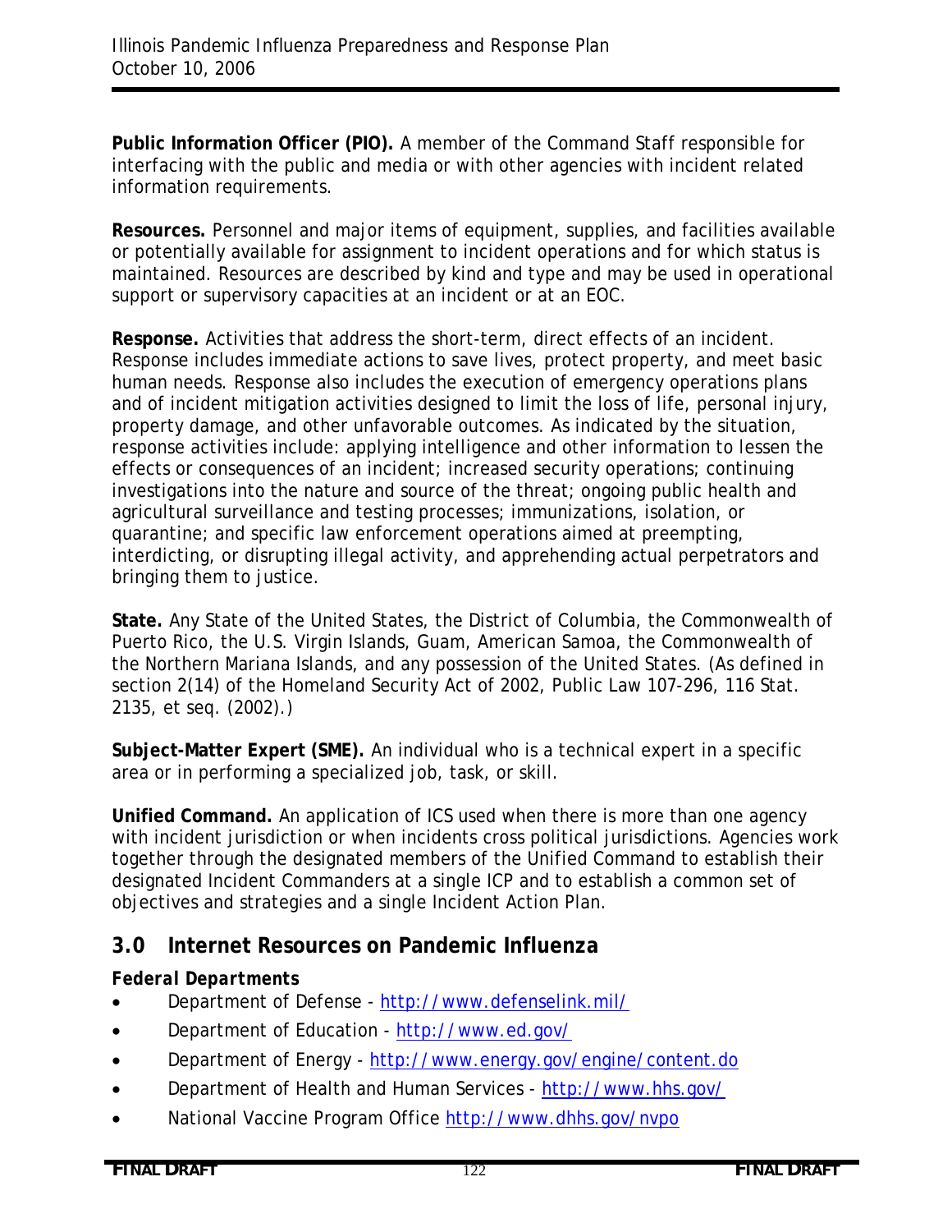**Public Information Officer (PIO).** A member of the Command Staff responsible for interfacing with the public and media or with other agencies with incident related information requirements.

**Resources.** Personnel and major items of equipment, supplies, and facilities available or potentially available for assignment to incident operations and for which status is maintained. Resources are described by kind and type and may be used in operational support or supervisory capacities at an incident or at an EOC.

**Response.** Activities that address the short-term, direct effects of an incident. Response includes immediate actions to save lives, protect property, and meet basic human needs. Response also includes the execution of emergency operations plans and of incident mitigation activities designed to limit the loss of life, personal injury, property damage, and other unfavorable outcomes. As indicated by the situation, response activities include: applying intelligence and other information to lessen the effects or consequences of an incident; increased security operations; continuing investigations into the nature and source of the threat; ongoing public health and agricultural surveillance and testing processes; immunizations, isolation, or quarantine; and specific law enforcement operations aimed at preempting, interdicting, or disrupting illegal activity, and apprehending actual perpetrators and bringing them to justice.

**State.** Any State of the United States, the District of Columbia, the Commonwealth of Puerto Rico, the U.S. Virgin Islands, Guam, American Samoa, the Commonwealth of the Northern Mariana Islands, and any possession of the United States. (As defined in section 2(14) of the Homeland Security Act of 2002, Public Law 107-296, 116 Stat. 2135, et seq. (2002).)

**Subject-Matter Expert (SME).** An individual who is a technical expert in a specific area or in performing a specialized job, task, or skill.

**Unified Command.** An application of ICS used when there is more than one agency with incident jurisdiction or when incidents cross political jurisdictions. Agencies work together through the designated members of the Unified Command to establish their designated Incident Commanders at a single ICP and to establish a common set of objectives and strategies and a single Incident Action Plan.

## 3.0 Internet Resources on Pandemic Influenza

### *Federal Departments*

- Department of Defense - http://www.defenselink.mil/
- Department of Education - http://www.ed.gov/
- Department of Energy - http://www.energy.gov/engine/content.do
- Department of Health and Human Services - http://www.hhs.gov/
- National Vaccine Program Office http://www.dhhs.gov/nvpo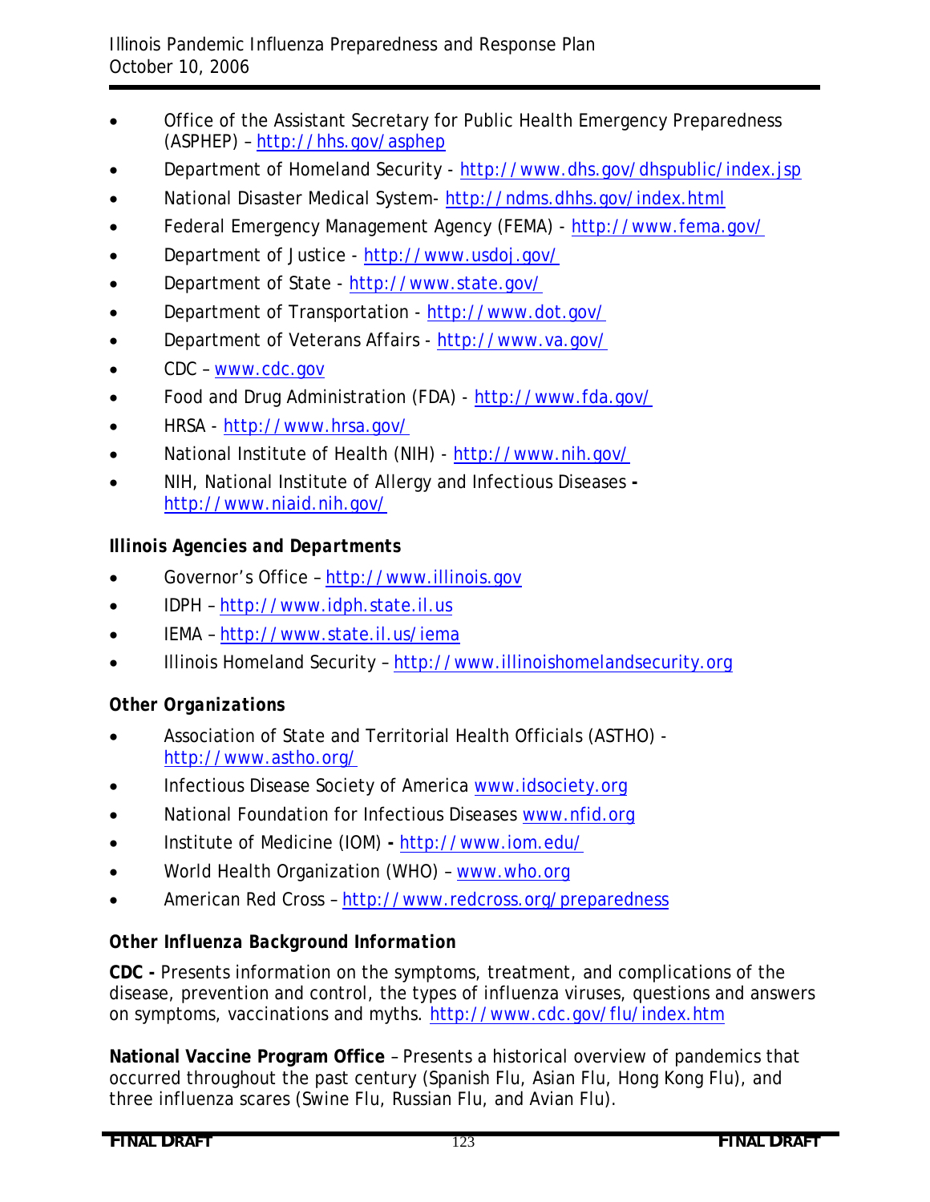- Office of the Assistant Secretary for Public Health Emergency Preparedness (ASPHEP) – http://hhs.gov/asphep
- Department of Homeland Security - http://www.dhs.gov/dhspublic/index.jsp
- National Disaster Medical System- http://ndms.dhhs.gov/index.html
- Federal Emergency Management Agency (FEMA) - http://www.fema.gov/
- Department of Justice - http://www.usdoj.gov/
- Department of State - http://www.state.gov/
- Department of Transportation - http://www.dot.gov/
- Department of Veterans Affairs - http://www.va.gov/
- CDC – www.cdc.gov
- Food and Drug Administration (FDA) - http://www.fda.gov/
- HRSA - http://www.hrsa.gov/
- National Institute of Health (NIH) - http://www.nih.gov/
- NIH, National Institute of Allergy and Infectious Diseases **-** http://www.niaid.nih.gov/

***Illinois Agencies and Departments***

- Governor's Office – http://www.illinois.gov
- IDPH – http://www.idph.state.il.us
- IEMA – http://www.state.il.us/iema
- Illinois Homeland Security – http://www.illinoishomelandsecurity.org

***Other Organizations***

- Association of State and Territorial Health Officials (ASTHO) - http://www.astho.org/
- Infectious Disease Society of America www.idsociety.org
- National Foundation for Infectious Diseases www.nfid.org
- Institute of Medicine (IOM) **-** http://www.iom.edu/
- World Health Organization (WHO) – www.who.org
- American Red Cross – http://www.redcross.org/preparedness

***Other Influenza Background Information***

**CDC -** Presents information on the symptoms, treatment, and complications of the disease, prevention and control, the types of influenza viruses, questions and answers on symptoms, vaccinations and myths. http://www.cdc.gov/flu/index.htm

**National Vaccine Program Office** – Presents a historical overview of pandemics that occurred throughout the past century (Spanish Flu, Asian Flu, Hong Kong Flu), and three influenza scares (Swine Flu, Russian Flu, and Avian Flu).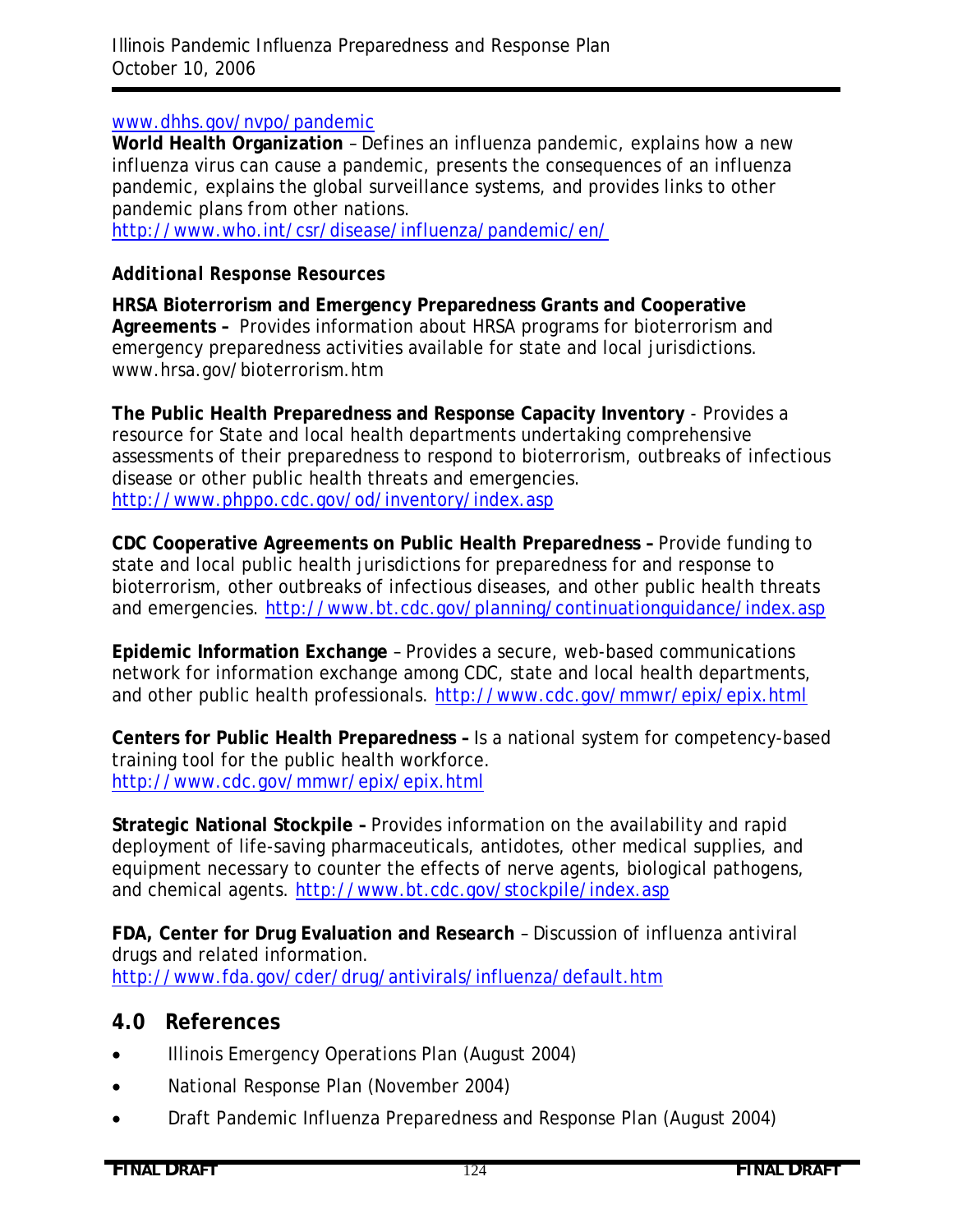www.dhhs.gov/nvpo/pandemic

**World Health Organization** – Defines an influenza pandemic, explains how a new influenza virus can cause a pandemic, presents the consequences of an influenza pandemic, explains the global surveillance systems, and provides links to other pandemic plans from other nations.
http://www.who.int/csr/disease/influenza/pandemic/en/

***Additional Response Resources***

**HRSA Bioterrorism and Emergency Preparedness Grants and Cooperative Agreements –** Provides information about HRSA programs for bioterrorism and emergency preparedness activities available for state and local jurisdictions. www.hrsa.gov/bioterrorism.htm

**The Public Health Preparedness and Response Capacity Inventory** - Provides a resource for State and local health departments undertaking comprehensive assessments of their preparedness to respond to bioterrorism, outbreaks of infectious disease or other public health threats and emergencies.
http://www.phppo.cdc.gov/od/inventory/index.asp

**CDC Cooperative Agreements on Public Health Preparedness –** Provide funding to state and local public health jurisdictions for preparedness for and response to bioterrorism, other outbreaks of infectious diseases, and other public health threats and emergencies. http://www.bt.cdc.gov/planning/continuationguidance/index.asp

**Epidemic Information Exchange** – Provides a secure, web-based communications network for information exchange among CDC, state and local health departments, and other public health professionals. http://www.cdc.gov/mmwr/epix/epix.html

**Centers for Public Health Preparedness –** Is a national system for competency-based training tool for the public health workforce.
http://www.cdc.gov/mmwr/epix/epix.html

**Strategic National Stockpile –** Provides information on the availability and rapid deployment of life-saving pharmaceuticals, antidotes, other medical supplies, and equipment necessary to counter the effects of nerve agents, biological pathogens, and chemical agents. http://www.bt.cdc.gov/stockpile/index.asp

**FDA, Center for Drug Evaluation and Research** – Discussion of influenza antiviral drugs and related information.
http://www.fda.gov/cder/drug/antivirals/influenza/default.htm

## 4.0 References

- Illinois Emergency Operations Plan (August 2004)
- National Response Plan (November 2004)
- Draft Pandemic Influenza Preparedness and Response Plan (August 2004)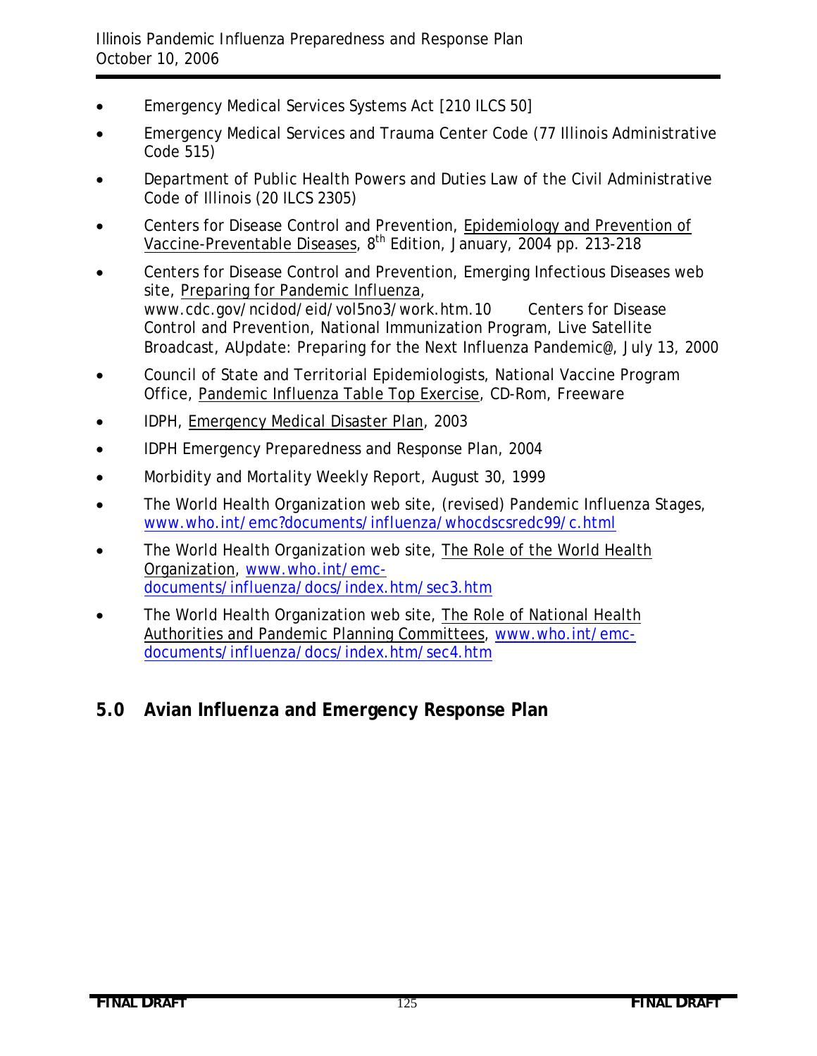- Emergency Medical Services Systems Act [210 ILCS 50]
- Emergency Medical Services and Trauma Center Code (77 Illinois Administrative Code 515)
- Department of Public Health Powers and Duties Law of the Civil Administrative Code of Illinois (20 ILCS 2305)
- Centers for Disease Control and Prevention, Epidemiology and Prevention of Vaccine-Preventable Diseases, 8th Edition, January, 2004 pp. 213-218
- Centers for Disease Control and Prevention, Emerging Infectious Diseases web site, Preparing for Pandemic Influenza, www.cdc.gov/ncidod/eid/vol5no3/work.htm.10 Centers for Disease Control and Prevention, National Immunization Program, Live Satellite Broadcast, AUpdate: Preparing for the Next Influenza Pandemic@, July 13, 2000
- Council of State and Territorial Epidemiologists, National Vaccine Program Office, Pandemic Influenza Table Top Exercise, CD-Rom, Freeware
- IDPH, Emergency Medical Disaster Plan, 2003
- IDPH Emergency Preparedness and Response Plan, 2004
- Morbidity and Mortality Weekly Report, August 30, 1999
- The World Health Organization web site, (revised) Pandemic Influenza Stages, www.who.int/emc?documents/influenza/whocdscsredc99/c.html
- The World Health Organization web site, The Role of the World Health Organization, www.who.int/emc-documents/influenza/docs/index.htm/sec3.htm
- The World Health Organization web site, The Role of National Health Authorities and Pandemic Planning Committees, www.who.int/emc-documents/influenza/docs/index.htm/sec4.htm

## 5.0 Avian Influenza and Emergency Response Plan